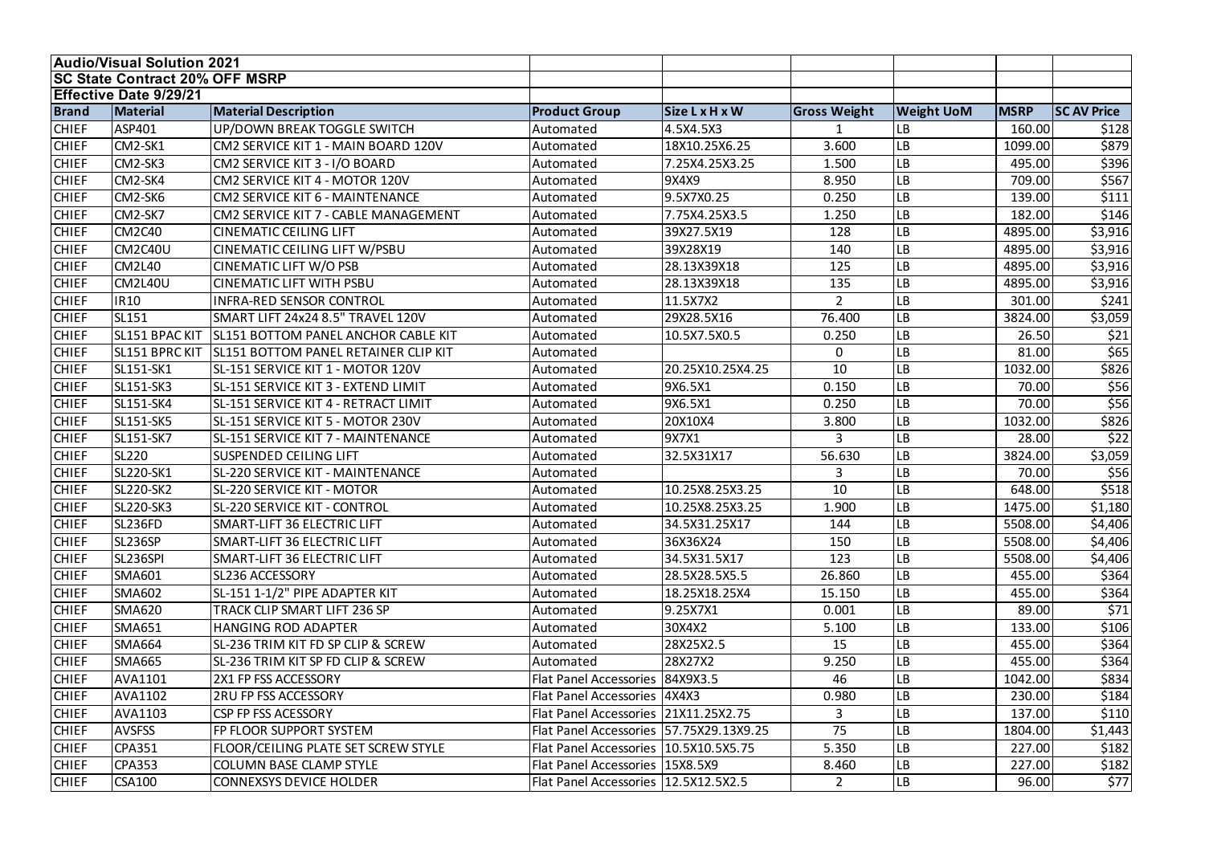**Audio/Visual Solution 2021**

**SC State Contract 20% OFF MSRP**

**Effective Date 9/29/21**

| Brand | Material | Material Description | Product Group | Size L x H x W | Gross Weight | Weight UoM | MSRP | SC AV Price |
|---|---|---|---|---|---|---|---|---|
| CHIEF | ASP401 | UP/DOWN BREAK TOGGLE SWITCH | Automated | 4.5X4.5X3 | 1 | LB | 160.00 | $128 |
| CHIEF | CM2-SK1 | CM2 SERVICE KIT 1 - MAIN BOARD 120V | Automated | 18X10.25X6.25 | 3.600 | LB | 1099.00 | $879 |
| CHIEF | CM2-SK3 | CM2 SERVICE KIT 3 - I/O BOARD | Automated | 7.25X4.25X3.25 | 1.500 | LB | 495.00 | $396 |
| CHIEF | CM2-SK4 | CM2 SERVICE KIT 4 - MOTOR 120V | Automated | 9X4X9 | 8.950 | LB | 709.00 | $567 |
| CHIEF | CM2-SK6 | CM2 SERVICE KIT 6 - MAINTENANCE | Automated | 9.5X7X0.25 | 0.250 | LB | 139.00 | $111 |
| CHIEF | CM2-SK7 | CM2 SERVICE KIT 7 - CABLE MANAGEMENT | Automated | 7.75X4.25X3.5 | 1.250 | LB | 182.00 | $146 |
| CHIEF | CM2C40 | CINEMATIC CEILING LIFT | Automated | 39X27.5X19 | 128 | LB | 4895.00 | $3,916 |
| CHIEF | CM2C40U | CINEMATIC CEILING LIFT W/PSBU | Automated | 39X28X19 | 140 | LB | 4895.00 | $3,916 |
| CHIEF | CM2L40 | CINEMATIC LIFT W/O PSB | Automated | 28.13X39X18 | 125 | LB | 4895.00 | $3,916 |
| CHIEF | CM2L40U | CINEMATIC LIFT WITH PSBU | Automated | 28.13X39X18 | 135 | LB | 4895.00 | $3,916 |
| CHIEF | IR10 | INFRA-RED SENSOR CONTROL | Automated | 11.5X7X2 | 2 | LB | 301.00 | $241 |
| CHIEF | SL151 | SMART LIFT 24x24 8.5" TRAVEL 120V | Automated | 29X28.5X16 | 76.400 | LB | 3824.00 | $3,059 |
| CHIEF | SL151 BPAC KIT | SL151 BOTTOM PANEL ANCHOR CABLE KIT | Automated | 10.5X7.5X0.5 | 0.250 | LB | 26.50 | $21 |
| CHIEF | SL151 BPRC KIT | SL151 BOTTOM PANEL RETAINER CLIP KIT | Automated | | 0 | LB | 81.00 | $65 |
| CHIEF | SL151-SK1 | SL-151 SERVICE KIT 1 - MOTOR 120V | Automated | 20.25X10.25X4.25 | 10 | LB | 1032.00 | $826 |
| CHIEF | SL151-SK3 | SL-151 SERVICE KIT 3 - EXTEND LIMIT | Automated | 9X6.5X1 | 0.150 | LB | 70.00 | $56 |
| CHIEF | SL151-SK4 | SL-151 SERVICE KIT 4 - RETRACT LIMIT | Automated | 9X6.5X1 | 0.250 | LB | 70.00 | $56 |
| CHIEF | SL151-SK5 | SL-151 SERVICE KIT 5 - MOTOR 230V | Automated | 20X10X4 | 3.800 | LB | 1032.00 | $826 |
| CHIEF | SL151-SK7 | SL-151 SERVICE KIT 7 - MAINTENANCE | Automated | 9X7X1 | 3 | LB | 28.00 | $22 |
| CHIEF | SL220 | SUSPENDED CEILING LIFT | Automated | 32.5X31X17 | 56.630 | LB | 3824.00 | $3,059 |
| CHIEF | SL220-SK1 | SL-220 SERVICE KIT - MAINTENANCE | Automated | | 3 | LB | 70.00 | $56 |
| CHIEF | SL220-SK2 | SL-220 SERVICE KIT - MOTOR | Automated | 10.25X8.25X3.25 | 10 | LB | 648.00 | $518 |
| CHIEF | SL220-SK3 | SL-220 SERVICE KIT - CONTROL | Automated | 10.25X8.25X3.25 | 1.900 | LB | 1475.00 | $1,180 |
| CHIEF | SL236FD | SMART-LIFT 36 ELECTRIC LIFT | Automated | 34.5X31.25X17 | 144 | LB | 5508.00 | $4,406 |
| CHIEF | SL236SP | SMART-LIFT 36 ELECTRIC LIFT | Automated | 36X36X24 | 150 | LB | 5508.00 | $4,406 |
| CHIEF | SL236SPI | SMART-LIFT 36 ELECTRIC LIFT | Automated | 34.5X31.5X17 | 123 | LB | 5508.00 | $4,406 |
| CHIEF | SMA601 | SL236 ACCESSORY | Automated | 28.5X28.5X5.5 | 26.860 | LB | 455.00 | $364 |
| CHIEF | SMA602 | SL-151 1-1/2" PIPE ADAPTER KIT | Automated | 18.25X18.25X4 | 15.150 | LB | 455.00 | $364 |
| CHIEF | SMA620 | TRACK CLIP SMART LIFT 236 SP | Automated | 9.25X7X1 | 0.001 | LB | 89.00 | $71 |
| CHIEF | SMA651 | HANGING ROD ADAPTER | Automated | 30X4X2 | 5.100 | LB | 133.00 | $106 |
| CHIEF | SMA664 | SL-236 TRIM KIT FD SP CLIP & SCREW | Automated | 28X25X2.5 | 15 | LB | 455.00 | $364 |
| CHIEF | SMA665 | SL-236 TRIM KIT SP FD CLIP & SCREW | Automated | 28X27X2 | 9.250 | LB | 455.00 | $364 |
| CHIEF | AVA1101 | 2X1 FP FSS ACCESSORY | Flat Panel Accessories | 84X9X3.5 | 46 | LB | 1042.00 | $834 |
| CHIEF | AVA1102 | 2RU FP FSS ACCESSORY | Flat Panel Accessories | 4X4X3 | 0.980 | LB | 230.00 | $184 |
| CHIEF | AVA1103 | CSP FP FSS ACESSORY | Flat Panel Accessories | 21X11.25X2.75 | 3 | LB | 137.00 | $110 |
| CHIEF | AVSFSS | FP FLOOR SUPPORT SYSTEM | Flat Panel Accessories | 57.75X29.13X9.25 | 75 | LB | 1804.00 | $1,443 |
| CHIEF | CPA351 | FLOOR/CEILING PLATE SET SCREW STYLE | Flat Panel Accessories | 10.5X10.5X5.75 | 5.350 | LB | 227.00 | $182 |
| CHIEF | CPA353 | COLUMN BASE CLAMP STYLE | Flat Panel Accessories | 15X8.5X9 | 8.460 | LB | 227.00 | $182 |
| CHIEF | CSA100 | CONNEXSYS DEVICE HOLDER | Flat Panel Accessories | 12.5X12.5X2.5 | 2 | LB | 96.00 | $77 |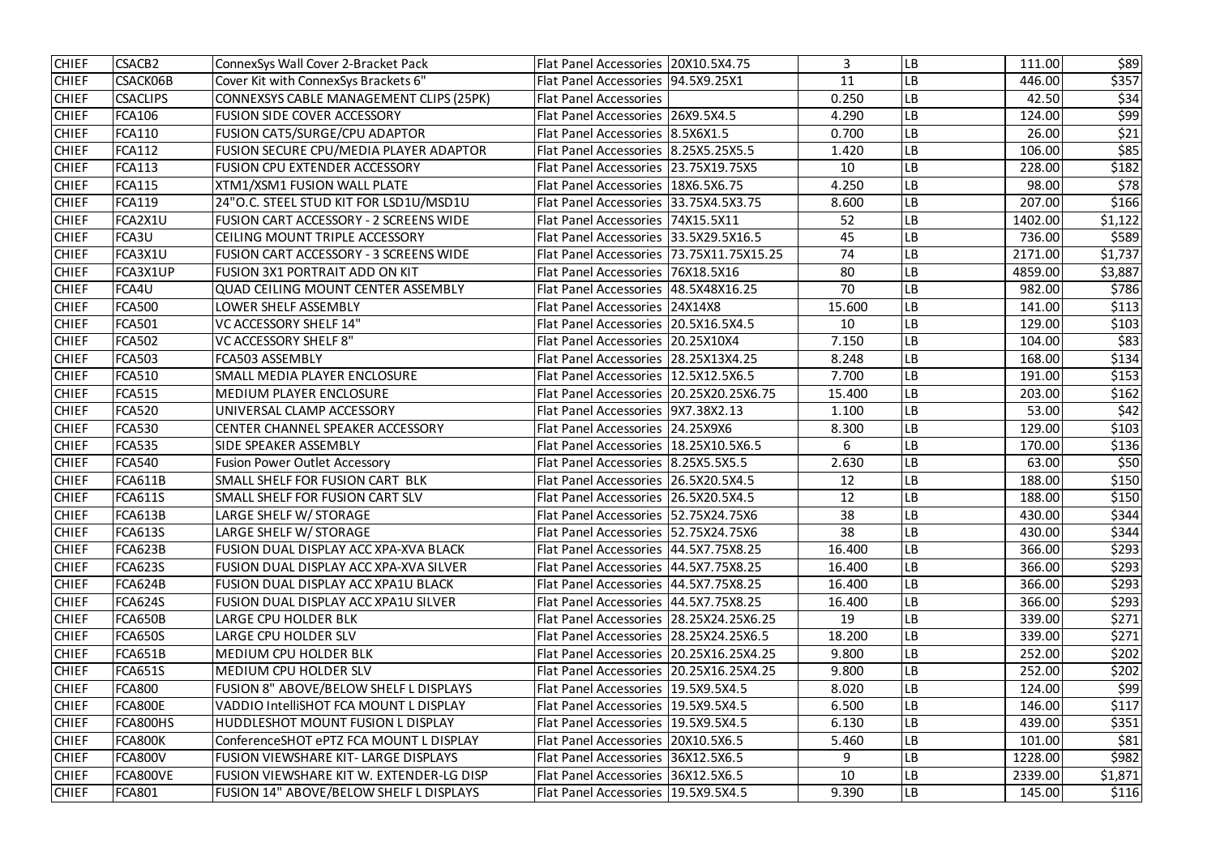| CHIEF | CSACB2 | ConnexSys Wall Cover 2-Bracket Pack | Flat Panel Accessories | 20X10.5X4.75 | 3 | LB | 111.00 | $89 |
|---|---|---|---|---|---|---|---|---|
| CHIEF | CSACK06B | Cover Kit with ConnexSys Brackets 6" | Flat Panel Accessories | 94.5X9.25X1 | 11 | LB | 446.00 | $357 |
| CHIEF | CSACLIPS | CONNEXSYS CABLE MANAGEMENT CLIPS (25PK) | Flat Panel Accessories | | 0.250 | LB | 42.50 | $34 |
| CHIEF | FCA106 | FUSION SIDE COVER ACCESSORY | Flat Panel Accessories | 26X9.5X4.5 | 4.290 | LB | 124.00 | $99 |
| CHIEF | FCA110 | FUSION CAT5/SURGE/CPU ADAPTOR | Flat Panel Accessories | 8.5X6X1.5 | 0.700 | LB | 26.00 | $21 |
| CHIEF | FCA112 | FUSION SECURE CPU/MEDIA PLAYER ADAPTOR | Flat Panel Accessories | 8.25X5.25X5.5 | 1.420 | LB | 106.00 | $85 |
| CHIEF | FCA113 | FUSION CPU EXTENDER ACCESSORY | Flat Panel Accessories | 23.75X19.75X5 | 10 | LB | 228.00 | $182 |
| CHIEF | FCA115 | XTM1/XSM1 FUSION WALL PLATE | Flat Panel Accessories | 18X6.5X6.75 | 4.250 | LB | 98.00 | $78 |
| CHIEF | FCA119 | 24"O.C. STEEL STUD KIT FOR LSD1U/MSD1U | Flat Panel Accessories | 33.75X4.5X3.75 | 8.600 | LB | 207.00 | $166 |
| CHIEF | FCA2X1U | FUSION CART ACCESSORY - 2 SCREENS WIDE | Flat Panel Accessories | 74X15.5X11 | 52 | LB | 1402.00 | $1,122 |
| CHIEF | FCA3U | CEILING MOUNT TRIPLE ACCESSORY | Flat Panel Accessories | 33.5X29.5X16.5 | 45 | LB | 736.00 | $589 |
| CHIEF | FCA3X1U | FUSION CART ACCESSORY - 3 SCREENS WIDE | Flat Panel Accessories | 73.75X11.75X15.25 | 74 | LB | 2171.00 | $1,737 |
| CHIEF | FCA3X1UP | FUSION 3X1 PORTRAIT ADD ON KIT | Flat Panel Accessories | 76X18.5X16 | 80 | LB | 4859.00 | $3,887 |
| CHIEF | FCA4U | QUAD CEILING MOUNT CENTER ASSEMBLY | Flat Panel Accessories | 48.5X48X16.25 | 70 | LB | 982.00 | $786 |
| CHIEF | FCA500 | LOWER SHELF ASSEMBLY | Flat Panel Accessories | 24X14X8 | 15.600 | LB | 141.00 | $113 |
| CHIEF | FCA501 | VC ACCESSORY SHELF 14" | Flat Panel Accessories | 20.5X16.5X4.5 | 10 | LB | 129.00 | $103 |
| CHIEF | FCA502 | VC ACCESSORY SHELF 8" | Flat Panel Accessories | 20.25X10X4 | 7.150 | LB | 104.00 | $83 |
| CHIEF | FCA503 | FCA503 ASSEMBLY | Flat Panel Accessories | 28.25X13X4.25 | 8.248 | LB | 168.00 | $134 |
| CHIEF | FCA510 | SMALL MEDIA PLAYER ENCLOSURE | Flat Panel Accessories | 12.5X12.5X6.5 | 7.700 | LB | 191.00 | $153 |
| CHIEF | FCA515 | MEDIUM PLAYER ENCLOSURE | Flat Panel Accessories | 20.25X20.25X6.75 | 15.400 | LB | 203.00 | $162 |
| CHIEF | FCA520 | UNIVERSAL CLAMP ACCESSORY | Flat Panel Accessories | 9X7.38X2.13 | 1.100 | LB | 53.00 | $42 |
| CHIEF | FCA530 | CENTER CHANNEL SPEAKER ACCESSORY | Flat Panel Accessories | 24.25X9X6 | 8.300 | LB | 129.00 | $103 |
| CHIEF | FCA535 | SIDE SPEAKER ASSEMBLY | Flat Panel Accessories | 18.25X10.5X6.5 | 6 | LB | 170.00 | $136 |
| CHIEF | FCA540 | Fusion Power Outlet Accessory | Flat Panel Accessories | 8.25X5.5X5.5 | 2.630 | LB | 63.00 | $50 |
| CHIEF | FCA611B | SMALL SHELF FOR FUSION CART BLK | Flat Panel Accessories | 26.5X20.5X4.5 | 12 | LB | 188.00 | $150 |
| CHIEF | FCA611S | SMALL SHELF FOR FUSION CART SLV | Flat Panel Accessories | 26.5X20.5X4.5 | 12 | LB | 188.00 | $150 |
| CHIEF | FCA613B | LARGE SHELF W/ STORAGE | Flat Panel Accessories | 52.75X24.75X6 | 38 | LB | 430.00 | $344 |
| CHIEF | FCA613S | LARGE SHELF W/ STORAGE | Flat Panel Accessories | 52.75X24.75X6 | 38 | LB | 430.00 | $344 |
| CHIEF | FCA623B | FUSION DUAL DISPLAY ACC XPA-XVA BLACK | Flat Panel Accessories | 44.5X7.75X8.25 | 16.400 | LB | 366.00 | $293 |
| CHIEF | FCA623S | FUSION DUAL DISPLAY ACC XPA-XVA SILVER | Flat Panel Accessories | 44.5X7.75X8.25 | 16.400 | LB | 366.00 | $293 |
| CHIEF | FCA624B | FUSION DUAL DISPLAY ACC XPA1U BLACK | Flat Panel Accessories | 44.5X7.75X8.25 | 16.400 | LB | 366.00 | $293 |
| CHIEF | FCA624S | FUSION DUAL DISPLAY ACC XPA1U SILVER | Flat Panel Accessories | 44.5X7.75X8.25 | 16.400 | LB | 366.00 | $293 |
| CHIEF | FCA650B | LARGE CPU HOLDER BLK | Flat Panel Accessories | 28.25X24.25X6.25 | 19 | LB | 339.00 | $271 |
| CHIEF | FCA650S | LARGE CPU HOLDER SLV | Flat Panel Accessories | 28.25X24.25X6.5 | 18.200 | LB | 339.00 | $271 |
| CHIEF | FCA651B | MEDIUM CPU HOLDER BLK | Flat Panel Accessories | 20.25X16.25X4.25 | 9.800 | LB | 252.00 | $202 |
| CHIEF | FCA651S | MEDIUM CPU HOLDER SLV | Flat Panel Accessories | 20.25X16.25X4.25 | 9.800 | LB | 252.00 | $202 |
| CHIEF | FCA800 | FUSION 8" ABOVE/BELOW SHELF L DISPLAYS | Flat Panel Accessories | 19.5X9.5X4.5 | 8.020 | LB | 124.00 | $99 |
| CHIEF | FCA800E | VADDIO IntelliSHOT FCA MOUNT L DISPLAY | Flat Panel Accessories | 19.5X9.5X4.5 | 6.500 | LB | 146.00 | $117 |
| CHIEF | FCA800HS | HUDDLESHOT MOUNT FUSION L DISPLAY | Flat Panel Accessories | 19.5X9.5X4.5 | 6.130 | LB | 439.00 | $351 |
| CHIEF | FCA800K | ConferenceSHOT ePTZ FCA MOUNT L DISPLAY | Flat Panel Accessories | 20X10.5X6.5 | 5.460 | LB | 101.00 | $81 |
| CHIEF | FCA800V | FUSION VIEWSHARE KIT- LARGE DISPLAYS | Flat Panel Accessories | 36X12.5X6.5 | 9 | LB | 1228.00 | $982 |
| CHIEF | FCA800VE | FUSION VIEWSHARE KIT W. EXTENDER-LG DISP | Flat Panel Accessories | 36X12.5X6.5 | 10 | LB | 2339.00 | $1,871 |
| CHIEF | FCA801 | FUSION 14" ABOVE/BELOW SHELF L DISPLAYS | Flat Panel Accessories | 19.5X9.5X4.5 | 9.390 | LB | 145.00 | $116 |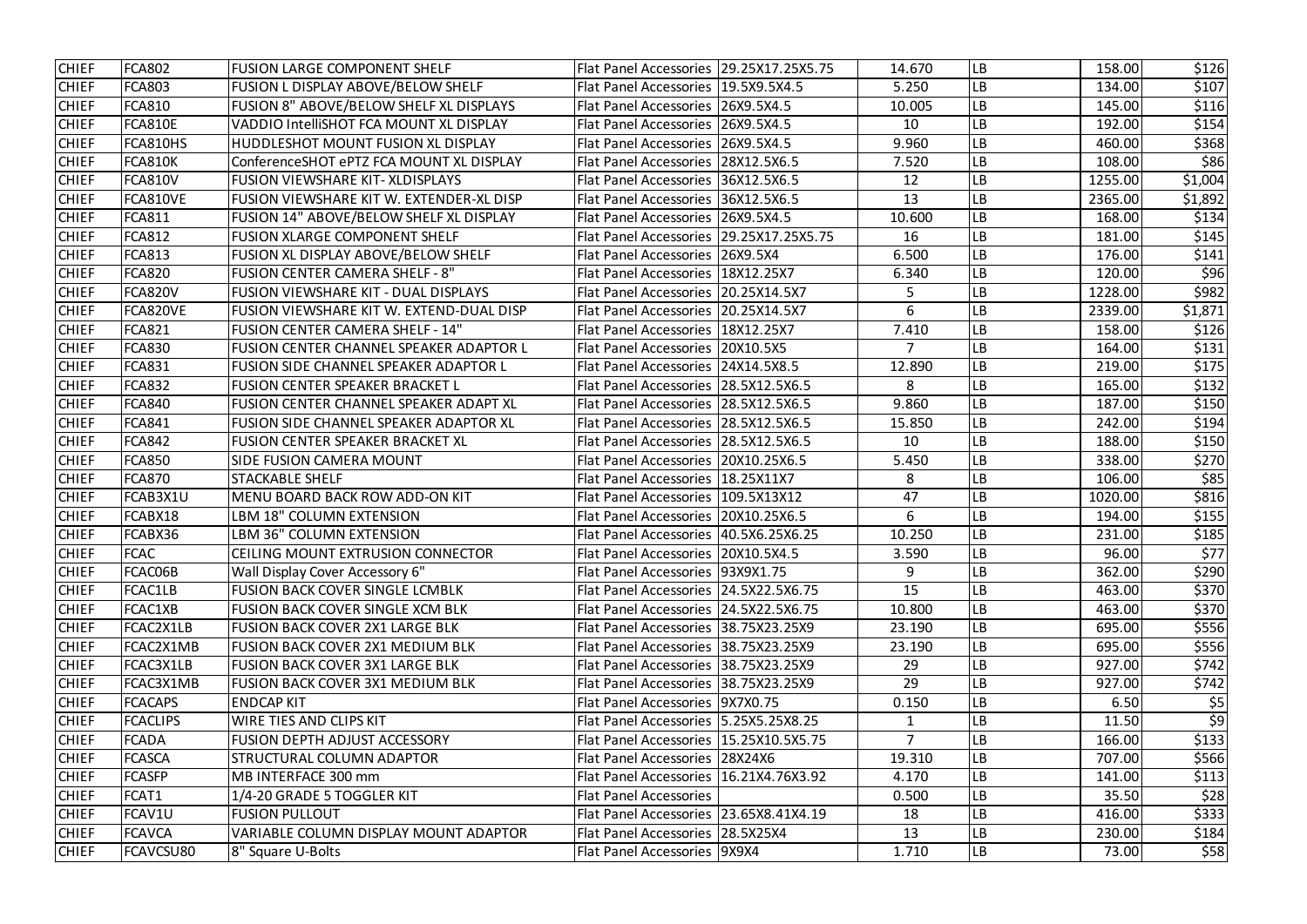| | | | | | | | | |
|---|---|---|---|---|---|---|---|---|
| CHIEF | FCA802 | FUSION LARGE COMPONENT SHELF | Flat Panel Accessories | 29.25X17.25X5.75 | 14.670 | LB | 158.00 | $126 |
| CHIEF | FCA803 | FUSION L DISPLAY ABOVE/BELOW SHELF | Flat Panel Accessories | 19.5X9.5X4.5 | 5.250 | LB | 134.00 | $107 |
| CHIEF | FCA810 | FUSION 8" ABOVE/BELOW SHELF XL DISPLAYS | Flat Panel Accessories | 26X9.5X4.5 | 10.005 | LB | 145.00 | $116 |
| CHIEF | FCA810E | VADDIO IntelliSHOT FCA MOUNT XL DISPLAY | Flat Panel Accessories | 26X9.5X4.5 | 10 | LB | 192.00 | $154 |
| CHIEF | FCA810HS | HUDDLESHOT MOUNT FUSION XL DISPLAY | Flat Panel Accessories | 26X9.5X4.5 | 9.960 | LB | 460.00 | $368 |
| CHIEF | FCA810K | ConferenceSHOT ePTZ FCA MOUNT XL DISPLAY | Flat Panel Accessories | 28X12.5X6.5 | 7.520 | LB | 108.00 | $86 |
| CHIEF | FCA810V | FUSION VIEWSHARE KIT- XLDISPLAYS | Flat Panel Accessories | 36X12.5X6.5 | 12 | LB | 1255.00 | $1,004 |
| CHIEF | FCA810VE | FUSION VIEWSHARE KIT W. EXTENDER-XL DISP | Flat Panel Accessories | 36X12.5X6.5 | 13 | LB | 2365.00 | $1,892 |
| CHIEF | FCA811 | FUSION 14" ABOVE/BELOW SHELF XL DISPLAY | Flat Panel Accessories | 26X9.5X4.5 | 10.600 | LB | 168.00 | $134 |
| CHIEF | FCA812 | FUSION XLARGE COMPONENT SHELF | Flat Panel Accessories | 29.25X17.25X5.75 | 16 | LB | 181.00 | $145 |
| CHIEF | FCA813 | FUSION XL DISPLAY ABOVE/BELOW SHELF | Flat Panel Accessories | 26X9.5X4 | 6.500 | LB | 176.00 | $141 |
| CHIEF | FCA820 | FUSION CENTER CAMERA SHELF - 8" | Flat Panel Accessories | 18X12.25X7 | 6.340 | LB | 120.00 | $96 |
| CHIEF | FCA820V | FUSION VIEWSHARE KIT - DUAL DISPLAYS | Flat Panel Accessories | 20.25X14.5X7 | 5 | LB | 1228.00 | $982 |
| CHIEF | FCA820VE | FUSION VIEWSHARE KIT W. EXTEND-DUAL DISP | Flat Panel Accessories | 20.25X14.5X7 | 6 | LB | 2339.00 | $1,871 |
| CHIEF | FCA821 | FUSION CENTER CAMERA SHELF - 14" | Flat Panel Accessories | 18X12.25X7 | 7.410 | LB | 158.00 | $126 |
| CHIEF | FCA830 | FUSION CENTER CHANNEL SPEAKER ADAPTOR L | Flat Panel Accessories | 20X10.5X5 | 7 | LB | 164.00 | $131 |
| CHIEF | FCA831 | FUSION SIDE CHANNEL SPEAKER ADAPTOR L | Flat Panel Accessories | 24X14.5X8.5 | 12.890 | LB | 219.00 | $175 |
| CHIEF | FCA832 | FUSION CENTER SPEAKER BRACKET L | Flat Panel Accessories | 28.5X12.5X6.5 | 8 | LB | 165.00 | $132 |
| CHIEF | FCA840 | FUSION CENTER CHANNEL SPEAKER ADAPT XL | Flat Panel Accessories | 28.5X12.5X6.5 | 9.860 | LB | 187.00 | $150 |
| CHIEF | FCA841 | FUSION SIDE CHANNEL SPEAKER ADAPTOR XL | Flat Panel Accessories | 28.5X12.5X6.5 | 15.850 | LB | 242.00 | $194 |
| CHIEF | FCA842 | FUSION CENTER SPEAKER BRACKET XL | Flat Panel Accessories | 28.5X12.5X6.5 | 10 | LB | 188.00 | $150 |
| CHIEF | FCA850 | SIDE FUSION CAMERA MOUNT | Flat Panel Accessories | 20X10.25X6.5 | 5.450 | LB | 338.00 | $270 |
| CHIEF | FCA870 | STACKABLE SHELF | Flat Panel Accessories | 18.25X11X7 | 8 | LB | 106.00 | $85 |
| CHIEF | FCAB3X1U | MENU BOARD BACK ROW ADD-ON KIT | Flat Panel Accessories | 109.5X13X12 | 47 | LB | 1020.00 | $816 |
| CHIEF | FCABX18 | LBM 18" COLUMN EXTENSION | Flat Panel Accessories | 20X10.25X6.5 | 6 | LB | 194.00 | $155 |
| CHIEF | FCABX36 | LBM 36" COLUMN EXTENSION | Flat Panel Accessories | 40.5X6.25X6.25 | 10.250 | LB | 231.00 | $185 |
| CHIEF | FCAC | CEILING MOUNT EXTRUSION CONNECTOR | Flat Panel Accessories | 20X10.5X4.5 | 3.590 | LB | 96.00 | $77 |
| CHIEF | FCAC06B | Wall Display Cover Accessory 6" | Flat Panel Accessories | 93X9X1.75 | 9 | LB | 362.00 | $290 |
| CHIEF | FCAC1LB | FUSION BACK COVER SINGLE LCMBLK | Flat Panel Accessories | 24.5X22.5X6.75 | 15 | LB | 463.00 | $370 |
| CHIEF | FCAC1XB | FUSION BACK COVER SINGLE XCM BLK | Flat Panel Accessories | 24.5X22.5X6.75 | 10.800 | LB | 463.00 | $370 |
| CHIEF | FCAC2X1LB | FUSION BACK COVER 2X1 LARGE BLK | Flat Panel Accessories | 38.75X23.25X9 | 23.190 | LB | 695.00 | $556 |
| CHIEF | FCAC2X1MB | FUSION BACK COVER 2X1 MEDIUM BLK | Flat Panel Accessories | 38.75X23.25X9 | 23.190 | LB | 695.00 | $556 |
| CHIEF | FCAC3X1LB | FUSION BACK COVER 3X1 LARGE BLK | Flat Panel Accessories | 38.75X23.25X9 | 29 | LB | 927.00 | $742 |
| CHIEF | FCAC3X1MB | FUSION BACK COVER 3X1 MEDIUM BLK | Flat Panel Accessories | 38.75X23.25X9 | 29 | LB | 927.00 | $742 |
| CHIEF | FCACAPS | ENDCAP KIT | Flat Panel Accessories | 9X7X0.75 | 0.150 | LB | 6.50 | $5 |
| CHIEF | FCACLIPS | WIRE TIES AND CLIPS KIT | Flat Panel Accessories | 5.25X5.25X8.25 | 1 | LB | 11.50 | $9 |
| CHIEF | FCADA | FUSION DEPTH ADJUST ACCESSORY | Flat Panel Accessories | 15.25X10.5X5.75 | 7 | LB | 166.00 | $133 |
| CHIEF | FCASCA | STRUCTURAL COLUMN ADAPTOR | Flat Panel Accessories | 28X24X6 | 19.310 | LB | 707.00 | $566 |
| CHIEF | FCASFP | MB INTERFACE 300 mm | Flat Panel Accessories | 16.21X4.76X3.92 | 4.170 | LB | 141.00 | $113 |
| CHIEF | FCAT1 | 1/4-20 GRADE 5 TOGGLER KIT | Flat Panel Accessories | | 0.500 | LB | 35.50 | $28 |
| CHIEF | FCAV1U | FUSION PULLOUT | Flat Panel Accessories | 23.65X8.41X4.19 | 18 | LB | 416.00 | $333 |
| CHIEF | FCAVCA | VARIABLE COLUMN DISPLAY MOUNT ADAPTOR | Flat Panel Accessories | 28.5X25X4 | 13 | LB | 230.00 | $184 |
| CHIEF | FCAVCSU80 | 8" Square U-Bolts | Flat Panel Accessories | 9X9X4 | 1.710 | LB | 73.00 | $58 |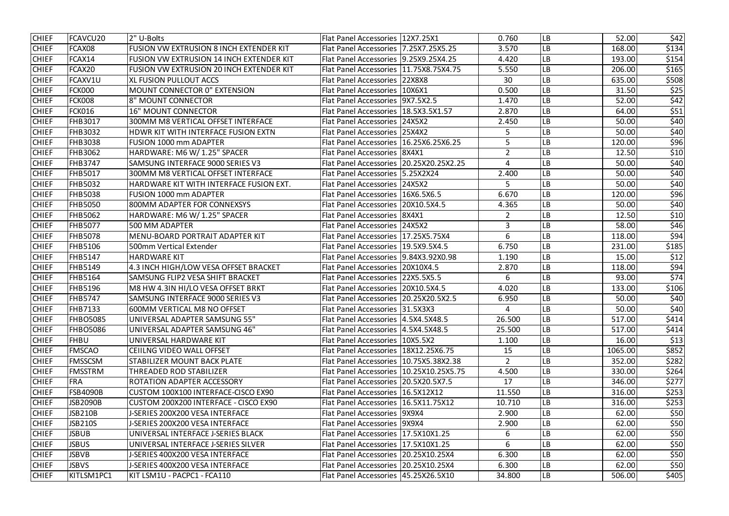| CHIEF | FCAVCU20 | 2" U-Bolts | Flat Panel Accessories | 12X7.25X1 | 0.760 | LB | 52.00 | $42 |
|---|---|---|---|---|---|---|---|---|
| CHIEF | FCAX08 | FUSION VW EXTRUSION 8 INCH EXTENDER KIT | Flat Panel Accessories | 7.25X7.25X5.25 | 3.570 | LB | 168.00 | $134 |
| CHIEF | FCAX14 | FUSION VW EXTRUSION 14 INCH EXTENDER KIT | Flat Panel Accessories | 9.25X9.25X4.25 | 4.420 | LB | 193.00 | $154 |
| CHIEF | FCAX20 | FUSION VW EXTRUSION 20 INCH EXTENDER KIT | Flat Panel Accessories | 11.75X8.75X4.75 | 5.550 | LB | 206.00 | $165 |
| CHIEF | FCAXV1U | XL FUSION PULLOUT ACCS | Flat Panel Accessories | 22X8X8 | 30 | LB | 635.00 | $508 |
| CHIEF | FCK000 | MOUNT CONNECTOR 0" EXTENSION | Flat Panel Accessories | 10X6X1 | 0.500 | LB | 31.50 | $25 |
| CHIEF | FCK008 | 8" MOUNT CONNECTOR | Flat Panel Accessories | 9X7.5X2.5 | 1.470 | LB | 52.00 | $42 |
| CHIEF | FCK016 | 16" MOUNT CONNECTOR | Flat Panel Accessories | 18.5X3.5X1.57 | 2.870 | LB | 64.00 | $51 |
| CHIEF | FHB3017 | 300MM M8 VERTICAL OFFSET INTERFACE | Flat Panel Accessories | 24X5X2 | 2.450 | LB | 50.00 | $40 |
| CHIEF | FHB3032 | HDWR KIT WITH INTERFACE FUSION EXTN | Flat Panel Accessories | 25X4X2 | 5 | LB | 50.00 | $40 |
| CHIEF | FHB3038 | FUSION 1000 mm ADAPTER | Flat Panel Accessories | 16.25X6.25X6.25 | 5 | LB | 120.00 | $96 |
| CHIEF | FHB3062 | HARDWARE: M6 W/ 1.25" SPACER | Flat Panel Accessories | 8X4X1 | 2 | LB | 12.50 | $10 |
| CHIEF | FHB3747 | SAMSUNG INTERFACE 9000 SERIES V3 | Flat Panel Accessories | 20.25X20.25X2.25 | 4 | LB | 50.00 | $40 |
| CHIEF | FHB5017 | 300MM M8 VERTICAL OFFSET INTERFACE | Flat Panel Accessories | 5.25X2X24 | 2.400 | LB | 50.00 | $40 |
| CHIEF | FHB5032 | HARDWARE KIT WITH INTERFACE FUSION EXT. | Flat Panel Accessories | 24X5X2 | 5 | LB | 50.00 | $40 |
| CHIEF | FHB5038 | FUSION 1000 mm ADAPTER | Flat Panel Accessories | 16X6.5X6.5 | 6.670 | LB | 120.00 | $96 |
| CHIEF | FHB5050 | 800MM ADAPTER FOR CONNEXSYS | Flat Panel Accessories | 20X10.5X4.5 | 4.365 | LB | 50.00 | $40 |
| CHIEF | FHB5062 | HARDWARE: M6 W/ 1.25" SPACER | Flat Panel Accessories | 8X4X1 | 2 | LB | 12.50 | $10 |
| CHIEF | FHB5077 | 500 MM ADAPTER | Flat Panel Accessories | 24X5X2 | 3 | LB | 58.00 | $46 |
| CHIEF | FHB5078 | MENU-BOARD PORTRAIT ADAPTER KIT | Flat Panel Accessories | 17.25X5.75X4 | 6 | LB | 118.00 | $94 |
| CHIEF | FHB5106 | 500mm Vertical Extender | Flat Panel Accessories | 19.5X9.5X4.5 | 6.750 | LB | 231.00 | $185 |
| CHIEF | FHB5147 | HARDWARE KIT | Flat Panel Accessories | 9.84X3.92X0.98 | 1.190 | LB | 15.00 | $12 |
| CHIEF | FHB5149 | 4.3 INCH HIGH/LOW VESA OFFSET BRACKET | Flat Panel Accessories | 20X10X4.5 | 2.870 | LB | 118.00 | $94 |
| CHIEF | FHB5164 | SAMSUNG FLIP2 VESA SHIFT BRACKET | Flat Panel Accessories | 22X5.5X5.5 | 6 | LB | 93.00 | $74 |
| CHIEF | FHB5196 | M8 HW 4.3IN HI/LO VESA OFFSET BRKT | Flat Panel Accessories | 20X10.5X4.5 | 4.020 | LB | 133.00 | $106 |
| CHIEF | FHB5747 | SAMSUNG INTERFACE 9000 SERIES V3 | Flat Panel Accessories | 20.25X20.5X2.5 | 6.950 | LB | 50.00 | $40 |
| CHIEF | FHB7133 | 600MM VERTICAL M8 NO OFFSET | Flat Panel Accessories | 31.5X3X3 | 4 | LB | 50.00 | $40 |
| CHIEF | FHBO5085 | UNIVERSAL ADAPTER SAMSUNG 55" | Flat Panel Accessories | 4.5X4.5X48.5 | 26.500 | LB | 517.00 | $414 |
| CHIEF | FHBO5086 | UNIVERSAL ADAPTER SAMSUNG 46" | Flat Panel Accessories | 4.5X4.5X48.5 | 25.500 | LB | 517.00 | $414 |
| CHIEF | FHBU | UNIVERSAL HARDWARE KIT | Flat Panel Accessories | 10X5.5X2 | 1.100 | LB | 16.00 | $13 |
| CHIEF | FMSCAO | CEIILNG VIDEO WALL OFFSET | Flat Panel Accessories | 18X12.25X6.75 | 15 | LB | 1065.00 | $852 |
| CHIEF | FMSSCSM | STABILIZER MOUNT BACK PLATE | Flat Panel Accessories | 10.75X5.38X2.38 | 2 | LB | 352.00 | $282 |
| CHIEF | FMSSTRM | THREADED ROD STABILIZER | Flat Panel Accessories | 10.25X10.25X5.75 | 4.500 | LB | 330.00 | $264 |
| CHIEF | FRA | ROTATION ADAPTER ACCESSORY | Flat Panel Accessories | 20.5X20.5X7.5 | 17 | LB | 346.00 | $277 |
| CHIEF | FSB4090B | CUSTOM 100X100 INTERFACE-CISCO EX90 | Flat Panel Accessories | 16.5X12X12 | 11.550 | LB | 316.00 | $253 |
| CHIEF | JSB2090B | CUSTOM 200X200 INTERFACE - CISCO EX90 | Flat Panel Accessories | 16.5X11.75X12 | 10.710 | LB | 316.00 | $253 |
| CHIEF | JSB210B | J-SERIES 200X200 VESA INTERFACE | Flat Panel Accessories | 9X9X4 | 2.900 | LB | 62.00 | $50 |
| CHIEF | JSB210S | J-SERIES 200X200 VESA INTERFACE | Flat Panel Accessories | 9X9X4 | 2.900 | LB | 62.00 | $50 |
| CHIEF | JSBUB | UNIVERSAL INTERFACE J-SERIES BLACK | Flat Panel Accessories | 17.5X10X1.25 | 6 | LB | 62.00 | $50 |
| CHIEF | JSBUS | UNIVERSAL INTERFACE J-SERIES SILVER | Flat Panel Accessories | 17.5X10X1.25 | 6 | LB | 62.00 | $50 |
| CHIEF | JSBVB | J-SERIES 400X200 VESA INTERFACE | Flat Panel Accessories | 20.25X10.25X4 | 6.300 | LB | 62.00 | $50 |
| CHIEF | JSBVS | J-SERIES 400X200 VESA INTERFACE | Flat Panel Accessories | 20.25X10.25X4 | 6.300 | LB | 62.00 | $50 |
| CHIEF | KITLSM1PC1 | KIT LSM1U - PACPC1 - FCA110 | Flat Panel Accessories | 45.25X26.5X10 | 34.800 | LB | 506.00 | $405 |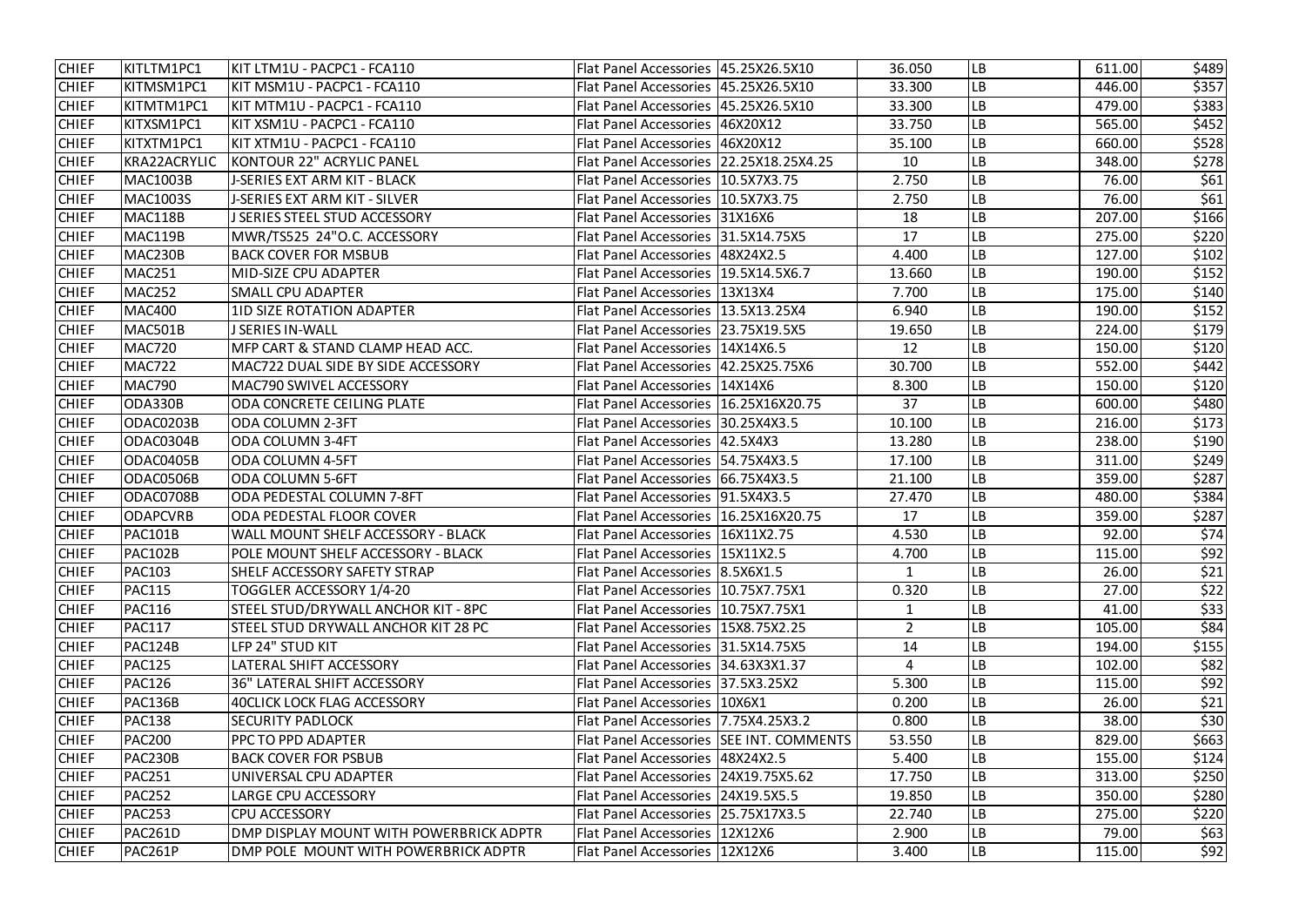| | | | | | | | | |
|---|---|---|---|---|---|---|---|---|
| CHIEF | KITLTM1PC1 | KIT LTM1U - PACPC1 - FCA110 | Flat Panel Accessories | 45.25X26.5X10 | 36.050 | LB | 611.00 | $489 |
| CHIEF | KITMSM1PC1 | KIT MSM1U - PACPC1 - FCA110 | Flat Panel Accessories | 45.25X26.5X10 | 33.300 | LB | 446.00 | $357 |
| CHIEF | KITMTM1PC1 | KIT MTM1U - PACPC1 - FCA110 | Flat Panel Accessories | 45.25X26.5X10 | 33.300 | LB | 479.00 | $383 |
| CHIEF | KITXSM1PC1 | KIT XSM1U - PACPC1 - FCA110 | Flat Panel Accessories | 46X20X12 | 33.750 | LB | 565.00 | $452 |
| CHIEF | KITXTM1PC1 | KIT XTM1U - PACPC1 - FCA110 | Flat Panel Accessories | 46X20X12 | 35.100 | LB | 660.00 | $528 |
| CHIEF | KRA22ACRYLIC | KONTOUR 22" ACRYLIC PANEL | Flat Panel Accessories | 22.25X18.25X4.25 | 10 | LB | 348.00 | $278 |
| CHIEF | MAC1003B | J-SERIES EXT ARM KIT - BLACK | Flat Panel Accessories | 10.5X7X3.75 | 2.750 | LB | 76.00 | $61 |
| CHIEF | MAC1003S | J-SERIES EXT ARM KIT - SILVER | Flat Panel Accessories | 10.5X7X3.75 | 2.750 | LB | 76.00 | $61 |
| CHIEF | MAC118B | J SERIES STEEL STUD ACCESSORY | Flat Panel Accessories | 31X16X6 | 18 | LB | 207.00 | $166 |
| CHIEF | MAC119B | MWR/TS525 24"O.C. ACCESSORY | Flat Panel Accessories | 31.5X14.75X5 | 17 | LB | 275.00 | $220 |
| CHIEF | MAC230B | BACK COVER FOR MSBUB | Flat Panel Accessories | 48X24X2.5 | 4.400 | LB | 127.00 | $102 |
| CHIEF | MAC251 | MID-SIZE CPU ADAPTER | Flat Panel Accessories | 19.5X14.5X6.7 | 13.660 | LB | 190.00 | $152 |
| CHIEF | MAC252 | SMALL CPU ADAPTER | Flat Panel Accessories | 13X13X4 | 7.700 | LB | 175.00 | $140 |
| CHIEF | MAC400 | 1ID SIZE ROTATION ADAPTER | Flat Panel Accessories | 13.5X13.25X4 | 6.940 | LB | 190.00 | $152 |
| CHIEF | MAC501B | J SERIES IN-WALL | Flat Panel Accessories | 23.75X19.5X5 | 19.650 | LB | 224.00 | $179 |
| CHIEF | MAC720 | MFP CART & STAND CLAMP HEAD ACC. | Flat Panel Accessories | 14X14X6.5 | 12 | LB | 150.00 | $120 |
| CHIEF | MAC722 | MAC722 DUAL SIDE BY SIDE ACCESSORY | Flat Panel Accessories | 42.25X25.75X6 | 30.700 | LB | 552.00 | $442 |
| CHIEF | MAC790 | MAC790 SWIVEL ACCESSORY | Flat Panel Accessories | 14X14X6 | 8.300 | LB | 150.00 | $120 |
| CHIEF | ODA330B | ODA CONCRETE CEILING PLATE | Flat Panel Accessories | 16.25X16X20.75 | 37 | LB | 600.00 | $480 |
| CHIEF | ODAC0203B | ODA COLUMN 2-3FT | Flat Panel Accessories | 30.25X4X3.5 | 10.100 | LB | 216.00 | $173 |
| CHIEF | ODAC0304B | ODA COLUMN 3-4FT | Flat Panel Accessories | 42.5X4X3 | 13.280 | LB | 238.00 | $190 |
| CHIEF | ODAC0405B | ODA COLUMN 4-5FT | Flat Panel Accessories | 54.75X4X3.5 | 17.100 | LB | 311.00 | $249 |
| CHIEF | ODAC0506B | ODA COLUMN 5-6FT | Flat Panel Accessories | 66.75X4X3.5 | 21.100 | LB | 359.00 | $287 |
| CHIEF | ODAC0708B | ODA PEDESTAL COLUMN 7-8FT | Flat Panel Accessories | 91.5X4X3.5 | 27.470 | LB | 480.00 | $384 |
| CHIEF | ODAPCVRB | ODA PEDESTAL FLOOR COVER | Flat Panel Accessories | 16.25X16X20.75 | 17 | LB | 359.00 | $287 |
| CHIEF | PAC101B | WALL MOUNT SHELF ACCESSORY - BLACK | Flat Panel Accessories | 16X11X2.75 | 4.530 | LB | 92.00 | $74 |
| CHIEF | PAC102B | POLE MOUNT SHELF ACCESSORY - BLACK | Flat Panel Accessories | 15X11X2.5 | 4.700 | LB | 115.00 | $92 |
| CHIEF | PAC103 | SHELF ACCESSORY SAFETY STRAP | Flat Panel Accessories | 8.5X6X1.5 | 1 | LB | 26.00 | $21 |
| CHIEF | PAC115 | TOGGLER ACCESSORY 1/4-20 | Flat Panel Accessories | 10.75X7.75X1 | 0.320 | LB | 27.00 | $22 |
| CHIEF | PAC116 | STEEL STUD/DRYWALL ANCHOR KIT - 8PC | Flat Panel Accessories | 10.75X7.75X1 | 1 | LB | 41.00 | $33 |
| CHIEF | PAC117 | STEEL STUD DRYWALL ANCHOR KIT 28 PC | Flat Panel Accessories | 15X8.75X2.25 | 2 | LB | 105.00 | $84 |
| CHIEF | PAC124B | LFP 24" STUD KIT | Flat Panel Accessories | 31.5X14.75X5 | 14 | LB | 194.00 | $155 |
| CHIEF | PAC125 | LATERAL SHIFT ACCESSORY | Flat Panel Accessories | 34.63X3X1.37 | 4 | LB | 102.00 | $82 |
| CHIEF | PAC126 | 36" LATERAL SHIFT ACCESSORY | Flat Panel Accessories | 37.5X3.25X2 | 5.300 | LB | 115.00 | $92 |
| CHIEF | PAC136B | 40CLICK LOCK FLAG ACCESSORY | Flat Panel Accessories | 10X6X1 | 0.200 | LB | 26.00 | $21 |
| CHIEF | PAC138 | SECURITY PADLOCK | Flat Panel Accessories | 7.75X4.25X3.2 | 0.800 | LB | 38.00 | $30 |
| CHIEF | PAC200 | PPC TO PPD ADAPTER | Flat Panel Accessories | SEE INT. COMMENTS | 53.550 | LB | 829.00 | $663 |
| CHIEF | PAC230B | BACK COVER FOR PSBUB | Flat Panel Accessories | 48X24X2.5 | 5.400 | LB | 155.00 | $124 |
| CHIEF | PAC251 | UNIVERSAL CPU ADAPTER | Flat Panel Accessories | 24X19.75X5.62 | 17.750 | LB | 313.00 | $250 |
| CHIEF | PAC252 | LARGE CPU ACCESSORY | Flat Panel Accessories | 24X19.5X5.5 | 19.850 | LB | 350.00 | $280 |
| CHIEF | PAC253 | CPU ACCESSORY | Flat Panel Accessories | 25.75X17X3.5 | 22.740 | LB | 275.00 | $220 |
| CHIEF | PAC261D | DMP DISPLAY MOUNT WITH POWERBRICK ADPTR | Flat Panel Accessories | 12X12X6 | 2.900 | LB | 79.00 | $63 |
| CHIEF | PAC261P | DMP POLE MOUNT WITH POWERBRICK ADPTR | Flat Panel Accessories | 12X12X6 | 3.400 | LB | 115.00 | $92 |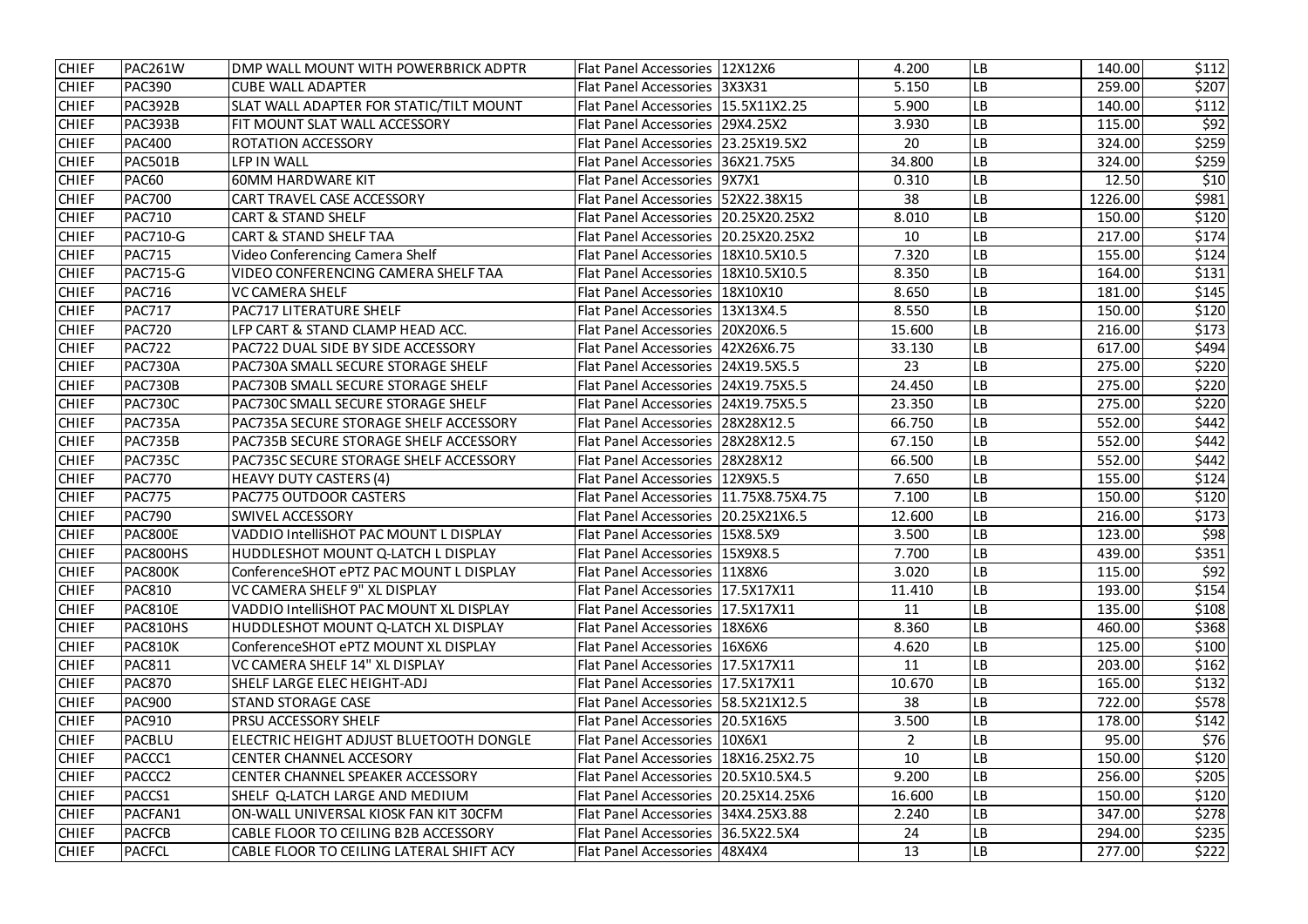| CHIEF | PAC261W | DMP WALL MOUNT WITH POWERBRICK ADPTR | Flat Panel Accessories | 12X12X6 | 4.200 | LB | 140.00 | $112 |
|---|---|---|---|---|---|---|---|---|
| CHIEF | PAC390 | CUBE WALL ADAPTER | Flat Panel Accessories | 3X3X31 | 5.150 | LB | 259.00 | $207 |
| CHIEF | PAC392B | SLAT WALL ADAPTER FOR STATIC/TILT MOUNT | Flat Panel Accessories | 15.5X11X2.25 | 5.900 | LB | 140.00 | $112 |
| CHIEF | PAC393B | FIT MOUNT SLAT WALL ACCESSORY | Flat Panel Accessories | 29X4.25X2 | 3.930 | LB | 115.00 | $92 |
| CHIEF | PAC400 | ROTATION ACCESSORY | Flat Panel Accessories | 23.25X19.5X2 | 20 | LB | 324.00 | $259 |
| CHIEF | PAC501B | LFP IN WALL | Flat Panel Accessories | 36X21.75X5 | 34.800 | LB | 324.00 | $259 |
| CHIEF | PAC60 | 60MM HARDWARE KIT | Flat Panel Accessories | 9X7X1 | 0.310 | LB | 12.50 | $10 |
| CHIEF | PAC700 | CART TRAVEL CASE ACCESSORY | Flat Panel Accessories | 52X22.38X15 | 38 | LB | 1226.00 | $981 |
| CHIEF | PAC710 | CART & STAND SHELF | Flat Panel Accessories | 20.25X20.25X2 | 8.010 | LB | 150.00 | $120 |
| CHIEF | PAC710-G | CART & STAND SHELF TAA | Flat Panel Accessories | 20.25X20.25X2 | 10 | LB | 217.00 | $174 |
| CHIEF | PAC715 | Video Conferencing Camera Shelf | Flat Panel Accessories | 18X10.5X10.5 | 7.320 | LB | 155.00 | $124 |
| CHIEF | PAC715-G | VIDEO CONFERENCING CAMERA SHELF TAA | Flat Panel Accessories | 18X10.5X10.5 | 8.350 | LB | 164.00 | $131 |
| CHIEF | PAC716 | VC CAMERA SHELF | Flat Panel Accessories | 18X10X10 | 8.650 | LB | 181.00 | $145 |
| CHIEF | PAC717 | PAC717 LITERATURE SHELF | Flat Panel Accessories | 13X13X4.5 | 8.550 | LB | 150.00 | $120 |
| CHIEF | PAC720 | LFP CART & STAND CLAMP HEAD ACC. | Flat Panel Accessories | 20X20X6.5 | 15.600 | LB | 216.00 | $173 |
| CHIEF | PAC722 | PAC722 DUAL SIDE BY SIDE ACCESSORY | Flat Panel Accessories | 42X26X6.75 | 33.130 | LB | 617.00 | $494 |
| CHIEF | PAC730A | PAC730A SMALL SECURE STORAGE SHELF | Flat Panel Accessories | 24X19.5X5.5 | 23 | LB | 275.00 | $220 |
| CHIEF | PAC730B | PAC730B SMALL SECURE STORAGE SHELF | Flat Panel Accessories | 24X19.75X5.5 | 24.450 | LB | 275.00 | $220 |
| CHIEF | PAC730C | PAC730C SMALL SECURE STORAGE SHELF | Flat Panel Accessories | 24X19.75X5.5 | 23.350 | LB | 275.00 | $220 |
| CHIEF | PAC735A | PAC735A SECURE STORAGE SHELF ACCESSORY | Flat Panel Accessories | 28X28X12.5 | 66.750 | LB | 552.00 | $442 |
| CHIEF | PAC735B | PAC735B SECURE STORAGE SHELF ACCESSORY | Flat Panel Accessories | 28X28X12.5 | 67.150 | LB | 552.00 | $442 |
| CHIEF | PAC735C | PAC735C SECURE STORAGE SHELF ACCESSORY | Flat Panel Accessories | 28X28X12 | 66.500 | LB | 552.00 | $442 |
| CHIEF | PAC770 | HEAVY DUTY CASTERS (4) | Flat Panel Accessories | 12X9X5.5 | 7.650 | LB | 155.00 | $124 |
| CHIEF | PAC775 | PAC775 OUTDOOR CASTERS | Flat Panel Accessories | 11.75X8.75X4.75 | 7.100 | LB | 150.00 | $120 |
| CHIEF | PAC790 | SWIVEL ACCESSORY | Flat Panel Accessories | 20.25X21X6.5 | 12.600 | LB | 216.00 | $173 |
| CHIEF | PAC800E | VADDIO IntelliSHOT PAC MOUNT L DISPLAY | Flat Panel Accessories | 15X8.5X9 | 3.500 | LB | 123.00 | $98 |
| CHIEF | PAC800HS | HUDDLESHOT MOUNT Q-LATCH L DISPLAY | Flat Panel Accessories | 15X9X8.5 | 7.700 | LB | 439.00 | $351 |
| CHIEF | PAC800K | ConferenceSHOT ePTZ PAC MOUNT L DISPLAY | Flat Panel Accessories | 11X8X6 | 3.020 | LB | 115.00 | $92 |
| CHIEF | PAC810 | VC CAMERA SHELF 9" XL DISPLAY | Flat Panel Accessories | 17.5X17X11 | 11.410 | LB | 193.00 | $154 |
| CHIEF | PAC810E | VADDIO IntelliSHOT PAC MOUNT XL DISPLAY | Flat Panel Accessories | 17.5X17X11 | 11 | LB | 135.00 | $108 |
| CHIEF | PAC810HS | HUDDLESHOT MOUNT Q-LATCH XL DISPLAY | Flat Panel Accessories | 18X6X6 | 8.360 | LB | 460.00 | $368 |
| CHIEF | PAC810K | ConferenceSHOT ePTZ MOUNT XL DISPLAY | Flat Panel Accessories | 16X6X6 | 4.620 | LB | 125.00 | $100 |
| CHIEF | PAC811 | VC CAMERA SHELF 14" XL DISPLAY | Flat Panel Accessories | 17.5X17X11 | 11 | LB | 203.00 | $162 |
| CHIEF | PAC870 | SHELF LARGE ELEC HEIGHT-ADJ | Flat Panel Accessories | 17.5X17X11 | 10.670 | LB | 165.00 | $132 |
| CHIEF | PAC900 | STAND STORAGE CASE | Flat Panel Accessories | 58.5X21X12.5 | 38 | LB | 722.00 | $578 |
| CHIEF | PAC910 | PRSU ACCESSORY SHELF | Flat Panel Accessories | 20.5X16X5 | 3.500 | LB | 178.00 | $142 |
| CHIEF | PACBLU | ELECTRIC HEIGHT ADJUST BLUETOOTH DONGLE | Flat Panel Accessories | 10X6X1 | 2 | LB | 95.00 | $76 |
| CHIEF | PACCC1 | CENTER CHANNEL ACCESORY | Flat Panel Accessories | 18X16.25X2.75 | 10 | LB | 150.00 | $120 |
| CHIEF | PACCC2 | CENTER CHANNEL SPEAKER ACCESSORY | Flat Panel Accessories | 20.5X10.5X4.5 | 9.200 | LB | 256.00 | $205 |
| CHIEF | PACCS1 | SHELF Q-LATCH LARGE AND MEDIUM | Flat Panel Accessories | 20.25X14.25X6 | 16.600 | LB | 150.00 | $120 |
| CHIEF | PACFAN1 | ON-WALL UNIVERSAL KIOSK FAN KIT 30CFM | Flat Panel Accessories | 34X4.25X3.88 | 2.240 | LB | 347.00 | $278 |
| CHIEF | PACFCB | CABLE FLOOR TO CEILING B2B ACCESSORY | Flat Panel Accessories | 36.5X22.5X4 | 24 | LB | 294.00 | $235 |
| CHIEF | PACFCL | CABLE FLOOR TO CEILING LATERAL SHIFT ACY | Flat Panel Accessories | 48X4X4 | 13 | LB | 277.00 | $222 |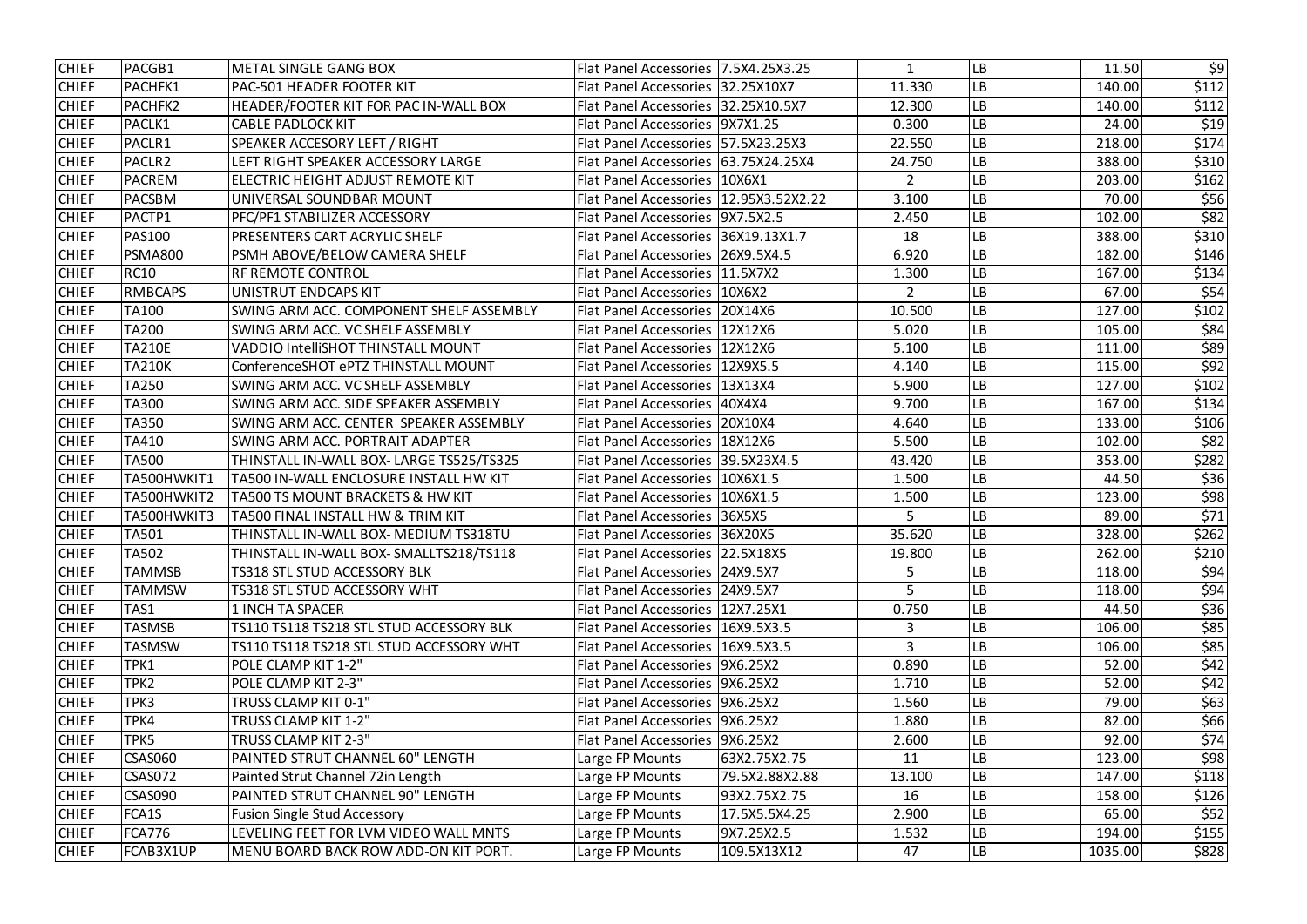| | | | | | | | | |
|---|---|---|---|---|---|---|---|---|
| CHIEF | PACGB1 | METAL SINGLE GANG BOX | Flat Panel Accessories | 7.5X4.25X3.25 | 1 | LB | 11.50 | $9 |
| CHIEF | PACHFK1 | PAC-501 HEADER FOOTER KIT | Flat Panel Accessories | 32.25X10X7 | 11.330 | LB | 140.00 | $112 |
| CHIEF | PACHFK2 | HEADER/FOOTER KIT FOR PAC IN-WALL BOX | Flat Panel Accessories | 32.25X10.5X7 | 12.300 | LB | 140.00 | $112 |
| CHIEF | PACLK1 | CABLE PADLOCK KIT | Flat Panel Accessories | 9X7X1.25 | 0.300 | LB | 24.00 | $19 |
| CHIEF | PACLR1 | SPEAKER ACCESORY LEFT / RIGHT | Flat Panel Accessories | 57.5X23.25X3 | 22.550 | LB | 218.00 | $174 |
| CHIEF | PACLR2 | LEFT RIGHT SPEAKER ACCESSORY LARGE | Flat Panel Accessories | 63.75X24.25X4 | 24.750 | LB | 388.00 | $310 |
| CHIEF | PACREM | ELECTRIC HEIGHT ADJUST REMOTE KIT | Flat Panel Accessories | 10X6X1 | 2 | LB | 203.00 | $162 |
| CHIEF | PACSBM | UNIVERSAL SOUNDBAR MOUNT | Flat Panel Accessories | 12.95X3.52X2.22 | 3.100 | LB | 70.00 | $56 |
| CHIEF | PACTP1 | PFC/PF1 STABILIZER ACCESSORY | Flat Panel Accessories | 9X7.5X2.5 | 2.450 | LB | 102.00 | $82 |
| CHIEF | PAS100 | PRESENTERS CART ACRYLIC SHELF | Flat Panel Accessories | 36X19.13X1.7 | 18 | LB | 388.00 | $310 |
| CHIEF | PSMA800 | PSMH ABOVE/BELOW CAMERA SHELF | Flat Panel Accessories | 26X9.5X4.5 | 6.920 | LB | 182.00 | $146 |
| CHIEF | RC10 | RF REMOTE CONTROL | Flat Panel Accessories | 11.5X7X2 | 1.300 | LB | 167.00 | $134 |
| CHIEF | RMBCAPS | UNISTRUT ENDCAPS KIT | Flat Panel Accessories | 10X6X2 | 2 | LB | 67.00 | $54 |
| CHIEF | TA100 | SWING ARM ACC. COMPONENT SHELF ASSEMBLY | Flat Panel Accessories | 20X14X6 | 10.500 | LB | 127.00 | $102 |
| CHIEF | TA200 | SWING ARM ACC. VC SHELF ASSEMBLY | Flat Panel Accessories | 12X12X6 | 5.020 | LB | 105.00 | $84 |
| CHIEF | TA210E | VADDIO IntelliSHOT THINSTALL MOUNT | Flat Panel Accessories | 12X12X6 | 5.100 | LB | 111.00 | $89 |
| CHIEF | TA210K | ConferenceSHOT ePTZ THINSTALL MOUNT | Flat Panel Accessories | 12X9X5.5 | 4.140 | LB | 115.00 | $92 |
| CHIEF | TA250 | SWING ARM ACC. VC SHELF ASSEMBLY | Flat Panel Accessories | 13X13X4 | 5.900 | LB | 127.00 | $102 |
| CHIEF | TA300 | SWING ARM ACC. SIDE SPEAKER ASSEMBLY | Flat Panel Accessories | 40X4X4 | 9.700 | LB | 167.00 | $134 |
| CHIEF | TA350 | SWING ARM ACC. CENTER SPEAKER ASSEMBLY | Flat Panel Accessories | 20X10X4 | 4.640 | LB | 133.00 | $106 |
| CHIEF | TA410 | SWING ARM ACC. PORTRAIT ADAPTER | Flat Panel Accessories | 18X12X6 | 5.500 | LB | 102.00 | $82 |
| CHIEF | TA500 | THINSTALL IN-WALL BOX- LARGE TS525/TS325 | Flat Panel Accessories | 39.5X23X4.5 | 43.420 | LB | 353.00 | $282 |
| CHIEF | TA500HWKIT1 | TA500 IN-WALL ENCLOSURE INSTALL HW KIT | Flat Panel Accessories | 10X6X1.5 | 1.500 | LB | 44.50 | $36 |
| CHIEF | TA500HWKIT2 | TA500 TS MOUNT BRACKETS & HW KIT | Flat Panel Accessories | 10X6X1.5 | 1.500 | LB | 123.00 | $98 |
| CHIEF | TA500HWKIT3 | TA500 FINAL INSTALL HW & TRIM KIT | Flat Panel Accessories | 36X5X5 | 5 | LB | 89.00 | $71 |
| CHIEF | TA501 | THINSTALL IN-WALL BOX- MEDIUM TS318TU | Flat Panel Accessories | 36X20X5 | 35.620 | LB | 328.00 | $262 |
| CHIEF | TA502 | THINSTALL IN-WALL BOX- SMALLTS218/TS118 | Flat Panel Accessories | 22.5X18X5 | 19.800 | LB | 262.00 | $210 |
| CHIEF | TAMMSB | TS318 STL STUD ACCESSORY BLK | Flat Panel Accessories | 24X9.5X7 | 5 | LB | 118.00 | $94 |
| CHIEF | TAMMSW | TS318 STL STUD ACCESSORY WHT | Flat Panel Accessories | 24X9.5X7 | 5 | LB | 118.00 | $94 |
| CHIEF | TAS1 | 1 INCH TA SPACER | Flat Panel Accessories | 12X7.25X1 | 0.750 | LB | 44.50 | $36 |
| CHIEF | TASMSB | TS110 TS118 TS218 STL STUD ACCESSORY BLK | Flat Panel Accessories | 16X9.5X3.5 | 3 | LB | 106.00 | $85 |
| CHIEF | TASMSW | TS110 TS118 TS218 STL STUD ACCESSORY WHT | Flat Panel Accessories | 16X9.5X3.5 | 3 | LB | 106.00 | $85 |
| CHIEF | TPK1 | POLE CLAMP KIT 1-2" | Flat Panel Accessories | 9X6.25X2 | 0.890 | LB | 52.00 | $42 |
| CHIEF | TPK2 | POLE CLAMP KIT 2-3" | Flat Panel Accessories | 9X6.25X2 | 1.710 | LB | 52.00 | $42 |
| CHIEF | TPK3 | TRUSS CLAMP KIT 0-1" | Flat Panel Accessories | 9X6.25X2 | 1.560 | LB | 79.00 | $63 |
| CHIEF | TPK4 | TRUSS CLAMP KIT 1-2" | Flat Panel Accessories | 9X6.25X2 | 1.880 | LB | 82.00 | $66 |
| CHIEF | TPK5 | TRUSS CLAMP KIT 2-3" | Flat Panel Accessories | 9X6.25X2 | 2.600 | LB | 92.00 | $74 |
| CHIEF | CSAS060 | PAINTED STRUT CHANNEL 60" LENGTH | Large FP Mounts | 63X2.75X2.75 | 11 | LB | 123.00 | $98 |
| CHIEF | CSAS072 | Painted Strut Channel 72in Length | Large FP Mounts | 79.5X2.88X2.88 | 13.100 | LB | 147.00 | $118 |
| CHIEF | CSAS090 | PAINTED STRUT CHANNEL 90" LENGTH | Large FP Mounts | 93X2.75X2.75 | 16 | LB | 158.00 | $126 |
| CHIEF | FCA1S | Fusion Single Stud Accessory | Large FP Mounts | 17.5X5.5X4.25 | 2.900 | LB | 65.00 | $52 |
| CHIEF | FCA776 | LEVELING FEET FOR LVM VIDEO WALL MNTS | Large FP Mounts | 9X7.25X2.5 | 1.532 | LB | 194.00 | $155 |
| CHIEF | FCAB3X1UP | MENU BOARD BACK ROW ADD-ON KIT PORT. | Large FP Mounts | 109.5X13X12 | 47 | LB | 1035.00 | $828 |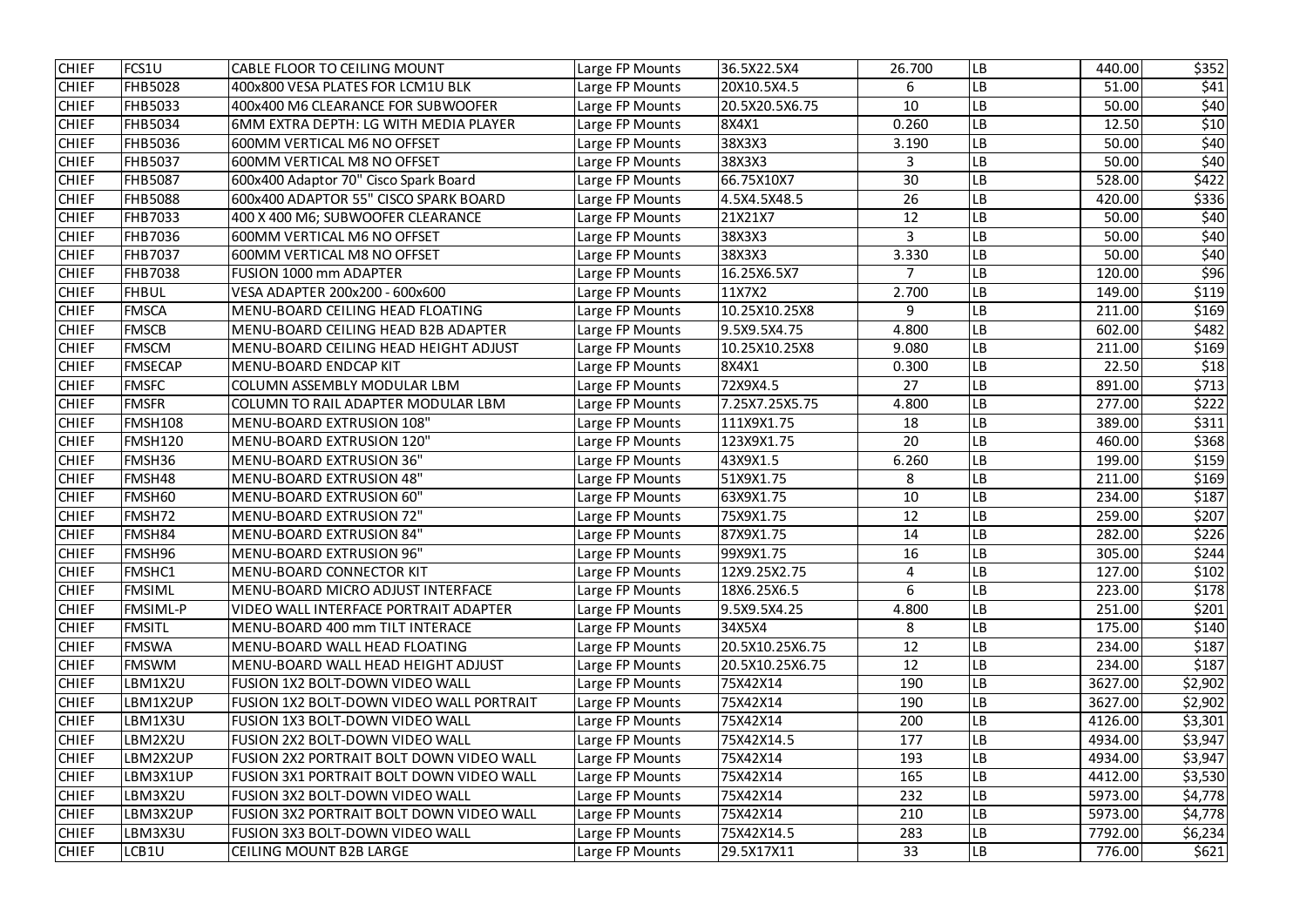| | | | | | | | | |
|---|---|---|---|---|---|---|---|---|
| CHIEF | FCS1U | CABLE FLOOR TO CEILING MOUNT | Large FP Mounts | 36.5X22.5X4 | 26.700 | LB | 440.00 | $352 |
| CHIEF | FHB5028 | 400x800 VESA PLATES FOR LCM1U BLK | Large FP Mounts | 20X10.5X4.5 | 6 | LB | 51.00 | $41 |
| CHIEF | FHB5033 | 400x400 M6 CLEARANCE FOR SUBWOOFER | Large FP Mounts | 20.5X20.5X6.75 | 10 | LB | 50.00 | $40 |
| CHIEF | FHB5034 | 6MM EXTRA DEPTH: LG WITH MEDIA PLAYER | Large FP Mounts | 8X4X1 | 0.260 | LB | 12.50 | $10 |
| CHIEF | FHB5036 | 600MM VERTICAL M6 NO OFFSET | Large FP Mounts | 38X3X3 | 3.190 | LB | 50.00 | $40 |
| CHIEF | FHB5037 | 600MM VERTICAL M8 NO OFFSET | Large FP Mounts | 38X3X3 | 3 | LB | 50.00 | $40 |
| CHIEF | FHB5087 | 600x400 Adaptor 70" Cisco Spark Board | Large FP Mounts | 66.75X10X7 | 30 | LB | 528.00 | $422 |
| CHIEF | FHB5088 | 600x400 ADAPTOR 55" CISCO SPARK BOARD | Large FP Mounts | 4.5X4.5X48.5 | 26 | LB | 420.00 | $336 |
| CHIEF | FHB7033 | 400 X 400 M6; SUBWOOFER CLEARANCE | Large FP Mounts | 21X21X7 | 12 | LB | 50.00 | $40 |
| CHIEF | FHB7036 | 600MM VERTICAL M6 NO OFFSET | Large FP Mounts | 38X3X3 | 3 | LB | 50.00 | $40 |
| CHIEF | FHB7037 | 600MM VERTICAL M8 NO OFFSET | Large FP Mounts | 38X3X3 | 3.330 | LB | 50.00 | $40 |
| CHIEF | FHB7038 | FUSION 1000 mm ADAPTER | Large FP Mounts | 16.25X6.5X7 | 7 | LB | 120.00 | $96 |
| CHIEF | FHBUL | VESA ADAPTER 200x200 - 600x600 | Large FP Mounts | 11X7X2 | 2.700 | LB | 149.00 | $119 |
| CHIEF | FMSCA | MENU-BOARD CEILING HEAD FLOATING | Large FP Mounts | 10.25X10.25X8 | 9 | LB | 211.00 | $169 |
| CHIEF | FMSCB | MENU-BOARD CEILING HEAD B2B ADAPTER | Large FP Mounts | 9.5X9.5X4.75 | 4.800 | LB | 602.00 | $482 |
| CHIEF | FMSCM | MENU-BOARD CEILING HEAD HEIGHT ADJUST | Large FP Mounts | 10.25X10.25X8 | 9.080 | LB | 211.00 | $169 |
| CHIEF | FMSECAP | MENU-BOARD ENDCAP KIT | Large FP Mounts | 8X4X1 | 0.300 | LB | 22.50 | $18 |
| CHIEF | FMSFC | COLUMN ASSEMBLY MODULAR LBM | Large FP Mounts | 72X9X4.5 | 27 | LB | 891.00 | $713 |
| CHIEF | FMSFR | COLUMN TO RAIL ADAPTER MODULAR LBM | Large FP Mounts | 7.25X7.25X5.75 | 4.800 | LB | 277.00 | $222 |
| CHIEF | FMSH108 | MENU-BOARD EXTRUSION 108" | Large FP Mounts | 111X9X1.75 | 18 | LB | 389.00 | $311 |
| CHIEF | FMSH120 | MENU-BOARD EXTRUSION 120" | Large FP Mounts | 123X9X1.75 | 20 | LB | 460.00 | $368 |
| CHIEF | FMSH36 | MENU-BOARD EXTRUSION 36" | Large FP Mounts | 43X9X1.5 | 6.260 | LB | 199.00 | $159 |
| CHIEF | FMSH48 | MENU-BOARD EXTRUSION 48" | Large FP Mounts | 51X9X1.75 | 8 | LB | 211.00 | $169 |
| CHIEF | FMSH60 | MENU-BOARD EXTRUSION 60" | Large FP Mounts | 63X9X1.75 | 10 | LB | 234.00 | $187 |
| CHIEF | FMSH72 | MENU-BOARD EXTRUSION 72" | Large FP Mounts | 75X9X1.75 | 12 | LB | 259.00 | $207 |
| CHIEF | FMSH84 | MENU-BOARD EXTRUSION 84" | Large FP Mounts | 87X9X1.75 | 14 | LB | 282.00 | $226 |
| CHIEF | FMSH96 | MENU-BOARD EXTRUSION 96" | Large FP Mounts | 99X9X1.75 | 16 | LB | 305.00 | $244 |
| CHIEF | FMSHC1 | MENU-BOARD CONNECTOR KIT | Large FP Mounts | 12X9.25X2.75 | 4 | LB | 127.00 | $102 |
| CHIEF | FMSIML | MENU-BOARD MICRO ADJUST INTERFACE | Large FP Mounts | 18X6.25X6.5 | 6 | LB | 223.00 | $178 |
| CHIEF | FMSIML-P | VIDEO WALL INTERFACE PORTRAIT ADAPTER | Large FP Mounts | 9.5X9.5X4.25 | 4.800 | LB | 251.00 | $201 |
| CHIEF | FMSITL | MENU-BOARD 400 mm TILT INTERACE | Large FP Mounts | 34X5X4 | 8 | LB | 175.00 | $140 |
| CHIEF | FMSWA | MENU-BOARD WALL HEAD FLOATING | Large FP Mounts | 20.5X10.25X6.75 | 12 | LB | 234.00 | $187 |
| CHIEF | FMSWM | MENU-BOARD WALL HEAD HEIGHT ADJUST | Large FP Mounts | 20.5X10.25X6.75 | 12 | LB | 234.00 | $187 |
| CHIEF | LBM1X2U | FUSION 1X2 BOLT-DOWN VIDEO WALL | Large FP Mounts | 75X42X14 | 190 | LB | 3627.00 | $2,902 |
| CHIEF | LBM1X2UP | FUSION 1X2 BOLT-DOWN VIDEO WALL PORTRAIT | Large FP Mounts | 75X42X14 | 190 | LB | 3627.00 | $2,902 |
| CHIEF | LBM1X3U | FUSION 1X3 BOLT-DOWN VIDEO WALL | Large FP Mounts | 75X42X14 | 200 | LB | 4126.00 | $3,301 |
| CHIEF | LBM2X2U | FUSION 2X2 BOLT-DOWN VIDEO WALL | Large FP Mounts | 75X42X14.5 | 177 | LB | 4934.00 | $3,947 |
| CHIEF | LBM2X2UP | FUSION 2X2 PORTRAIT BOLT DOWN VIDEO WALL | Large FP Mounts | 75X42X14 | 193 | LB | 4934.00 | $3,947 |
| CHIEF | LBM3X1UP | FUSION 3X1 PORTRAIT BOLT DOWN VIDEO WALL | Large FP Mounts | 75X42X14 | 165 | LB | 4412.00 | $3,530 |
| CHIEF | LBM3X2U | FUSION 3X2 BOLT-DOWN VIDEO WALL | Large FP Mounts | 75X42X14 | 232 | LB | 5973.00 | $4,778 |
| CHIEF | LBM3X2UP | FUSION 3X2 PORTRAIT BOLT DOWN VIDEO WALL | Large FP Mounts | 75X42X14 | 210 | LB | 5973.00 | $4,778 |
| CHIEF | LBM3X3U | FUSION 3X3 BOLT-DOWN VIDEO WALL | Large FP Mounts | 75X42X14.5 | 283 | LB | 7792.00 | $6,234 |
| CHIEF | LCB1U | CEILING MOUNT B2B LARGE | Large FP Mounts | 29.5X17X11 | 33 | LB | 776.00 | $621 |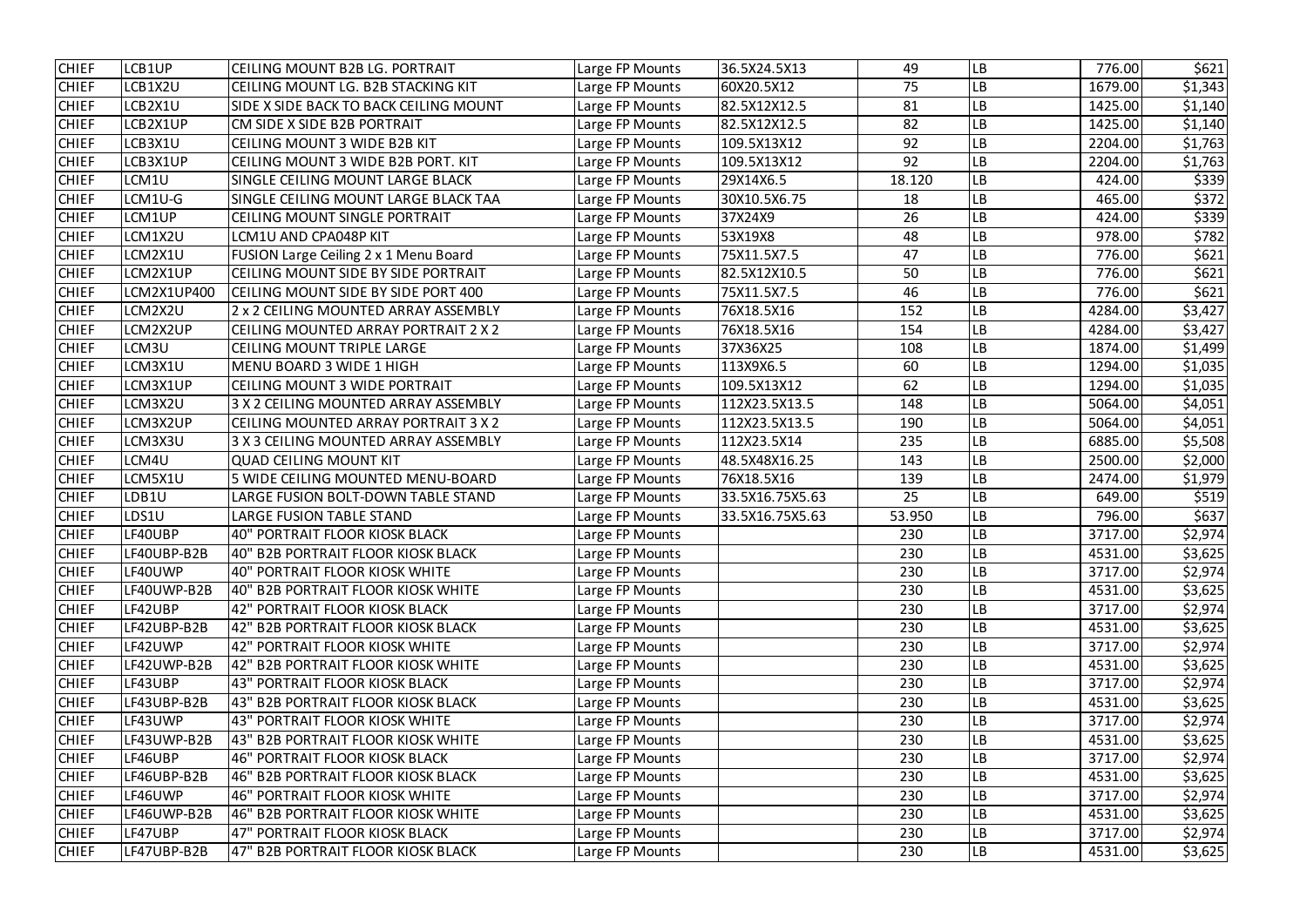| CHIEF | LCB1UP | CEILING MOUNT B2B LG. PORTRAIT | Large FP Mounts | 36.5X24.5X13 | 49 | LB | 776.00 | $621 |
|---|---|---|---|---|---|---|---|---|
| CHIEF | LCB1X2U | CEILING MOUNT LG. B2B STACKING KIT | Large FP Mounts | 60X20.5X12 | 75 | LB | 1679.00 | $1,343 |
| CHIEF | LCB2X1U | SIDE X SIDE BACK TO BACK CEILING MOUNT | Large FP Mounts | 82.5X12X12.5 | 81 | LB | 1425.00 | $1,140 |
| CHIEF | LCB2X1UP | CM SIDE X SIDE B2B PORTRAIT | Large FP Mounts | 82.5X12X12.5 | 82 | LB | 1425.00 | $1,140 |
| CHIEF | LCB3X1U | CEILING MOUNT 3 WIDE B2B KIT | Large FP Mounts | 109.5X13X12 | 92 | LB | 2204.00 | $1,763 |
| CHIEF | LCB3X1UP | CEILING MOUNT 3 WIDE B2B PORT. KIT | Large FP Mounts | 109.5X13X12 | 92 | LB | 2204.00 | $1,763 |
| CHIEF | LCM1U | SINGLE CEILING MOUNT LARGE BLACK | Large FP Mounts | 29X14X6.5 | 18.120 | LB | 424.00 | $339 |
| CHIEF | LCM1U-G | SINGLE CEILING MOUNT LARGE BLACK TAA | Large FP Mounts | 30X10.5X6.75 | 18 | LB | 465.00 | $372 |
| CHIEF | LCM1UP | CEILING MOUNT SINGLE PORTRAIT | Large FP Mounts | 37X24X9 | 26 | LB | 424.00 | $339 |
| CHIEF | LCM1X2U | LCM1U AND CPA048P KIT | Large FP Mounts | 53X19X8 | 48 | LB | 978.00 | $782 |
| CHIEF | LCM2X1U | FUSION Large Ceiling 2 x 1 Menu Board | Large FP Mounts | 75X11.5X7.5 | 47 | LB | 776.00 | $621 |
| CHIEF | LCM2X1UP | CEILING MOUNT SIDE BY SIDE PORTRAIT | Large FP Mounts | 82.5X12X10.5 | 50 | LB | 776.00 | $621 |
| CHIEF | LCM2X1UP400 | CEILING MOUNT SIDE BY SIDE PORT 400 | Large FP Mounts | 75X11.5X7.5 | 46 | LB | 776.00 | $621 |
| CHIEF | LCM2X2U | 2 x 2 CEILING MOUNTED ARRAY ASSEMBLY | Large FP Mounts | 76X18.5X16 | 152 | LB | 4284.00 | $3,427 |
| CHIEF | LCM2X2UP | CEILING MOUNTED ARRAY PORTRAIT 2 X 2 | Large FP Mounts | 76X18.5X16 | 154 | LB | 4284.00 | $3,427 |
| CHIEF | LCM3U | CEILING MOUNT TRIPLE LARGE | Large FP Mounts | 37X36X25 | 108 | LB | 1874.00 | $1,499 |
| CHIEF | LCM3X1U | MENU BOARD 3 WIDE 1 HIGH | Large FP Mounts | 113X9X6.5 | 60 | LB | 1294.00 | $1,035 |
| CHIEF | LCM3X1UP | CEILING MOUNT 3 WIDE PORTRAIT | Large FP Mounts | 109.5X13X12 | 62 | LB | 1294.00 | $1,035 |
| CHIEF | LCM3X2U | 3 X 2 CEILING MOUNTED ARRAY ASSEMBLY | Large FP Mounts | 112X23.5X13.5 | 148 | LB | 5064.00 | $4,051 |
| CHIEF | LCM3X2UP | CEILING MOUNTED ARRAY PORTRAIT 3 X 2 | Large FP Mounts | 112X23.5X13.5 | 190 | LB | 5064.00 | $4,051 |
| CHIEF | LCM3X3U | 3 X 3 CEILING MOUNTED ARRAY ASSEMBLY | Large FP Mounts | 112X23.5X14 | 235 | LB | 6885.00 | $5,508 |
| CHIEF | LCM4U | QUAD CEILING MOUNT KIT | Large FP Mounts | 48.5X48X16.25 | 143 | LB | 2500.00 | $2,000 |
| CHIEF | LCM5X1U | 5 WIDE CEILING MOUNTED MENU-BOARD | Large FP Mounts | 76X18.5X16 | 139 | LB | 2474.00 | $1,979 |
| CHIEF | LDB1U | LARGE FUSION BOLT-DOWN TABLE STAND | Large FP Mounts | 33.5X16.75X5.63 | 25 | LB | 649.00 | $519 |
| CHIEF | LDS1U | LARGE FUSION TABLE STAND | Large FP Mounts | 33.5X16.75X5.63 | 53.950 | LB | 796.00 | $637 |
| CHIEF | LF40UBP | 40" PORTRAIT FLOOR KIOSK BLACK | Large FP Mounts | | 230 | LB | 3717.00 | $2,974 |
| CHIEF | LF40UBP-B2B | 40" B2B PORTRAIT FLOOR KIOSK BLACK | Large FP Mounts | | 230 | LB | 4531.00 | $3,625 |
| CHIEF | LF40UWP | 40" PORTRAIT FLOOR KIOSK WHITE | Large FP Mounts | | 230 | LB | 3717.00 | $2,974 |
| CHIEF | LF40UWP-B2B | 40" B2B PORTRAIT FLOOR KIOSK WHITE | Large FP Mounts | | 230 | LB | 4531.00 | $3,625 |
| CHIEF | LF42UBP | 42" PORTRAIT FLOOR KIOSK BLACK | Large FP Mounts | | 230 | LB | 3717.00 | $2,974 |
| CHIEF | LF42UBP-B2B | 42" B2B PORTRAIT FLOOR KIOSK BLACK | Large FP Mounts | | 230 | LB | 4531.00 | $3,625 |
| CHIEF | LF42UWP | 42" PORTRAIT FLOOR KIOSK WHITE | Large FP Mounts | | 230 | LB | 3717.00 | $2,974 |
| CHIEF | LF42UWP-B2B | 42" B2B PORTRAIT FLOOR KIOSK WHITE | Large FP Mounts | | 230 | LB | 4531.00 | $3,625 |
| CHIEF | LF43UBP | 43" PORTRAIT FLOOR KIOSK BLACK | Large FP Mounts | | 230 | LB | 3717.00 | $2,974 |
| CHIEF | LF43UBP-B2B | 43" B2B PORTRAIT FLOOR KIOSK BLACK | Large FP Mounts | | 230 | LB | 4531.00 | $3,625 |
| CHIEF | LF43UWP | 43" PORTRAIT FLOOR KIOSK WHITE | Large FP Mounts | | 230 | LB | 3717.00 | $2,974 |
| CHIEF | LF43UWP-B2B | 43" B2B PORTRAIT FLOOR KIOSK WHITE | Large FP Mounts | | 230 | LB | 4531.00 | $3,625 |
| CHIEF | LF46UBP | 46" PORTRAIT FLOOR KIOSK BLACK | Large FP Mounts | | 230 | LB | 3717.00 | $2,974 |
| CHIEF | LF46UBP-B2B | 46" B2B PORTRAIT FLOOR KIOSK BLACK | Large FP Mounts | | 230 | LB | 4531.00 | $3,625 |
| CHIEF | LF46UWP | 46" PORTRAIT FLOOR KIOSK WHITE | Large FP Mounts | | 230 | LB | 3717.00 | $2,974 |
| CHIEF | LF46UWP-B2B | 46" B2B PORTRAIT FLOOR KIOSK WHITE | Large FP Mounts | | 230 | LB | 4531.00 | $3,625 |
| CHIEF | LF47UBP | 47" PORTRAIT FLOOR KIOSK BLACK | Large FP Mounts | | 230 | LB | 3717.00 | $2,974 |
| CHIEF | LF47UBP-B2B | 47" B2B PORTRAIT FLOOR KIOSK BLACK | Large FP Mounts | | 230 | LB | 4531.00 | $3,625 |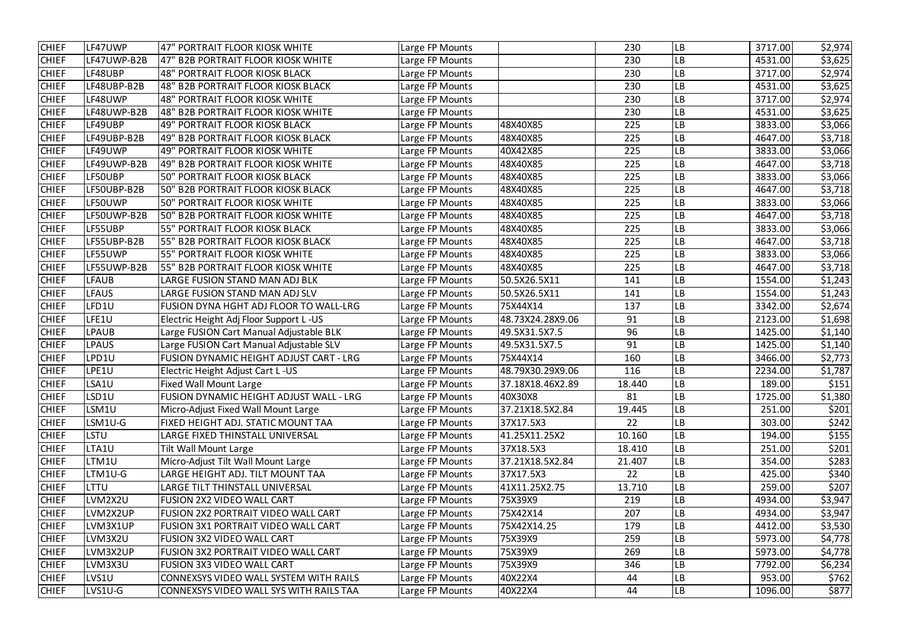| CHIEF | LF47UWP | 47" PORTRAIT FLOOR KIOSK WHITE | Large FP Mounts | | 230 | LB | 3717.00 | $2,974 |
|---|---|---|---|---|---|---|---|---|
| CHIEF | LF47UWP-B2B | 47" B2B PORTRAIT FLOOR KIOSK WHITE | Large FP Mounts | | 230 | LB | 4531.00 | $3,625 |
| CHIEF | LF48UBP | 48" PORTRAIT FLOOR KIOSK BLACK | Large FP Mounts | | 230 | LB | 3717.00 | $2,974 |
| CHIEF | LF48UBP-B2B | 48" B2B PORTRAIT FLOOR KIOSK BLACK | Large FP Mounts | | 230 | LB | 4531.00 | $3,625 |
| CHIEF | LF48UWP | 48" PORTRAIT FLOOR KIOSK WHITE | Large FP Mounts | | 230 | LB | 3717.00 | $2,974 |
| CHIEF | LF48UWP-B2B | 48" B2B PORTRAIT FLOOR KIOSK WHITE | Large FP Mounts | | 230 | LB | 4531.00 | $3,625 |
| CHIEF | LF49UBP | 49" PORTRAIT FLOOR KIOSK BLACK | Large FP Mounts | 48X40X85 | 225 | LB | 3833.00 | $3,066 |
| CHIEF | LF49UBP-B2B | 49" B2B PORTRAIT FLOOR KIOSK BLACK | Large FP Mounts | 48X40X85 | 225 | LB | 4647.00 | $3,718 |
| CHIEF | LF49UWP | 49" PORTRAIT FLOOR KIOSK WHITE | Large FP Mounts | 40X42X85 | 225 | LB | 3833.00 | $3,066 |
| CHIEF | LF49UWP-B2B | 49" B2B PORTRAIT FLOOR KIOSK WHITE | Large FP Mounts | 48X40X85 | 225 | LB | 4647.00 | $3,718 |
| CHIEF | LF50UBP | 50" PORTRAIT FLOOR KIOSK BLACK | Large FP Mounts | 48X40X85 | 225 | LB | 3833.00 | $3,066 |
| CHIEF | LF50UBP-B2B | 50" B2B PORTRAIT FLOOR KIOSK BLACK | Large FP Mounts | 48X40X85 | 225 | LB | 4647.00 | $3,718 |
| CHIEF | LF50UWP | 50" PORTRAIT FLOOR KIOSK WHITE | Large FP Mounts | 48X40X85 | 225 | LB | 3833.00 | $3,066 |
| CHIEF | LF50UWP-B2B | 50" B2B PORTRAIT FLOOR KIOSK WHITE | Large FP Mounts | 48X40X85 | 225 | LB | 4647.00 | $3,718 |
| CHIEF | LF55UBP | 55" PORTRAIT FLOOR KIOSK BLACK | Large FP Mounts | 48X40X85 | 225 | LB | 3833.00 | $3,066 |
| CHIEF | LF55UBP-B2B | 55" B2B PORTRAIT FLOOR KIOSK BLACK | Large FP Mounts | 48X40X85 | 225 | LB | 4647.00 | $3,718 |
| CHIEF | LF55UWP | 55" PORTRAIT FLOOR KIOSK WHITE | Large FP Mounts | 48X40X85 | 225 | LB | 3833.00 | $3,066 |
| CHIEF | LF55UWP-B2B | 55" B2B PORTRAIT FLOOR KIOSK WHITE | Large FP Mounts | 48X40X85 | 225 | LB | 4647.00 | $3,718 |
| CHIEF | LFAUB | LARGE FUSION STAND MAN ADJ BLK | Large FP Mounts | 50.5X26.5X11 | 141 | LB | 1554.00 | $1,243 |
| CHIEF | LFAUS | LARGE FUSION STAND MAN ADJ SLV | Large FP Mounts | 50.5X26.5X11 | 141 | LB | 1554.00 | $1,243 |
| CHIEF | LFD1U | FUSION DYNA HGHT ADJ FLOOR TO WALL-LRG | Large FP Mounts | 75X44X14 | 137 | LB | 3342.00 | $2,674 |
| CHIEF | LFE1U | Electric Height Adj Floor Support L -US | Large FP Mounts | 48.73X24.28X9.06 | 91 | LB | 2123.00 | $1,698 |
| CHIEF | LPAUB | Large FUSION Cart Manual Adjustable BLK | Large FP Mounts | 49.5X31.5X7.5 | 96 | LB | 1425.00 | $1,140 |
| CHIEF | LPAUS | Large FUSION Cart Manual Adjustable SLV | Large FP Mounts | 49.5X31.5X7.5 | 91 | LB | 1425.00 | $1,140 |
| CHIEF | LPD1U | FUSION DYNAMIC HEIGHT ADJUST CART - LRG | Large FP Mounts | 75X44X14 | 160 | LB | 3466.00 | $2,773 |
| CHIEF | LPE1U | Electric Height Adjust Cart L -US | Large FP Mounts | 48.79X30.29X9.06 | 116 | LB | 2234.00 | $1,787 |
| CHIEF | LSA1U | Fixed Wall Mount Large | Large FP Mounts | 37.18X18.46X2.89 | 18.440 | LB | 189.00 | $151 |
| CHIEF | LSD1U | FUSION DYNAMIC HEIGHT ADJUST WALL - LRG | Large FP Mounts | 40X30X8 | 81 | LB | 1725.00 | $1,380 |
| CHIEF | LSM1U | Micro-Adjust Fixed Wall Mount Large | Large FP Mounts | 37.21X18.5X2.84 | 19.445 | LB | 251.00 | $201 |
| CHIEF | LSM1U-G | FIXED HEIGHT ADJ. STATIC MOUNT TAA | Large FP Mounts | 37X17.5X3 | 22 | LB | 303.00 | $242 |
| CHIEF | LSTU | LARGE FIXED THINSTALL UNIVERSAL | Large FP Mounts | 41.25X11.25X2 | 10.160 | LB | 194.00 | $155 |
| CHIEF | LTA1U | Tilt Wall Mount Large | Large FP Mounts | 37X18.5X3 | 18.410 | LB | 251.00 | $201 |
| CHIEF | LTM1U | Micro-Adjust Tilt Wall Mount Large | Large FP Mounts | 37.21X18.5X2.84 | 21.407 | LB | 354.00 | $283 |
| CHIEF | LTM1U-G | LARGE HEIGHT ADJ. TILT MOUNT TAA | Large FP Mounts | 37X17.5X3 | 22 | LB | 425.00 | $340 |
| CHIEF | LTTU | LARGE TILT THINSTALL UNIVERSAL | Large FP Mounts | 41X11.25X2.75 | 13.710 | LB | 259.00 | $207 |
| CHIEF | LVM2X2U | FUSION 2X2 VIDEO WALL CART | Large FP Mounts | 75X39X9 | 219 | LB | 4934.00 | $3,947 |
| CHIEF | LVM2X2UP | FUSION 2X2 PORTRAIT VIDEO WALL CART | Large FP Mounts | 75X42X14 | 207 | LB | 4934.00 | $3,947 |
| CHIEF | LVM3X1UP | FUSION 3X1 PORTRAIT VIDEO WALL CART | Large FP Mounts | 75X42X14.25 | 179 | LB | 4412.00 | $3,530 |
| CHIEF | LVM3X2U | FUSION 3X2 VIDEO WALL CART | Large FP Mounts | 75X39X9 | 259 | LB | 5973.00 | $4,778 |
| CHIEF | LVM3X2UP | FUSION 3X2 PORTRAIT VIDEO WALL CART | Large FP Mounts | 75X39X9 | 269 | LB | 5973.00 | $4,778 |
| CHIEF | LVM3X3U | FUSION 3X3 VIDEO WALL CART | Large FP Mounts | 75X39X9 | 346 | LB | 7792.00 | $6,234 |
| CHIEF | LVS1U | CONNEXSYS VIDEO WALL SYSTEM WITH RAILS | Large FP Mounts | 40X22X4 | 44 | LB | 953.00 | $762 |
| CHIEF | LVS1U-G | CONNEXSYS VIDEO WALL SYS WITH RAILS TAA | Large FP Mounts | 40X22X4 | 44 | LB | 1096.00 | $877 |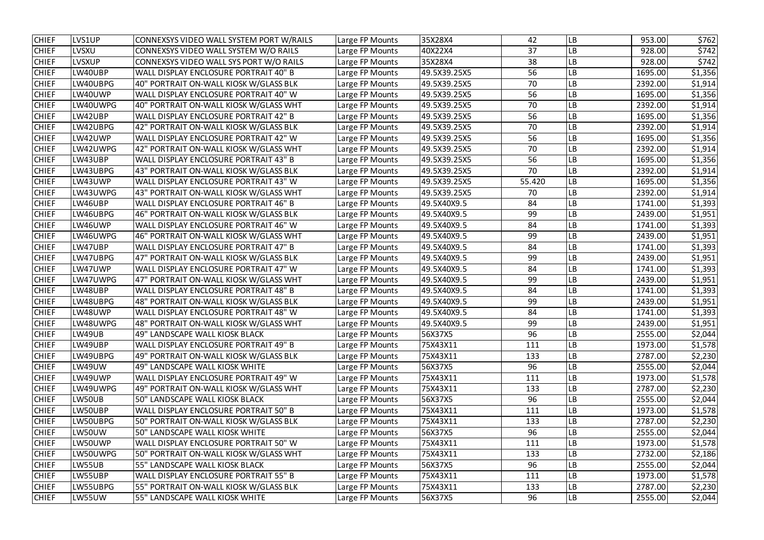| CHIEF | LVS1UP | CONNEXSYS VIDEO WALL SYSTEM PORT W/RAILS | Large FP Mounts | 35X28X4 | 42 | LB | 953.00 | $762 |
|---|---|---|---|---|---|---|---|---|
| CHIEF | LVSXU | CONNEXSYS VIDEO WALL SYSTEM W/O RAILS | Large FP Mounts | 40X22X4 | 37 | LB | 928.00 | $742 |
| CHIEF | LVSXUP | CONNEXSYS VIDEO WALL SYS PORT W/O RAILS | Large FP Mounts | 35X28X4 | 38 | LB | 928.00 | $742 |
| CHIEF | LW40UBP | WALL DISPLAY ENCLOSURE PORTRAIT 40" B | Large FP Mounts | 49.5X39.25X5 | 56 | LB | 1695.00 | $1,356 |
| CHIEF | LW40UBPG | 40" PORTRAIT ON-WALL KIOSK W/GLASS BLK | Large FP Mounts | 49.5X39.25X5 | 70 | LB | 2392.00 | $1,914 |
| CHIEF | LW40UWP | WALL DISPLAY ENCLOSURE PORTRAIT 40" W | Large FP Mounts | 49.5X39.25X5 | 56 | LB | 1695.00 | $1,356 |
| CHIEF | LW40UWPG | 40" PORTRAIT ON-WALL KIOSK W/GLASS WHT | Large FP Mounts | 49.5X39.25X5 | 70 | LB | 2392.00 | $1,914 |
| CHIEF | LW42UBP | WALL DISPLAY ENCLOSURE PORTRAIT 42" B | Large FP Mounts | 49.5X39.25X5 | 56 | LB | 1695.00 | $1,356 |
| CHIEF | LW42UBPG | 42" PORTRAIT ON-WALL KIOSK W/GLASS BLK | Large FP Mounts | 49.5X39.25X5 | 70 | LB | 2392.00 | $1,914 |
| CHIEF | LW42UWP | WALL DISPLAY ENCLOSURE PORTRAIT 42" W | Large FP Mounts | 49.5X39.25X5 | 56 | LB | 1695.00 | $1,356 |
| CHIEF | LW42UWPG | 42" PORTRAIT ON-WALL KIOSK W/GLASS WHT | Large FP Mounts | 49.5X39.25X5 | 70 | LB | 2392.00 | $1,914 |
| CHIEF | LW43UBP | WALL DISPLAY ENCLOSURE PORTRAIT 43" B | Large FP Mounts | 49.5X39.25X5 | 56 | LB | 1695.00 | $1,356 |
| CHIEF | LW43UBPG | 43" PORTRAIT ON-WALL KIOSK W/GLASS BLK | Large FP Mounts | 49.5X39.25X5 | 70 | LB | 2392.00 | $1,914 |
| CHIEF | LW43UWP | WALL DISPLAY ENCLOSURE PORTRAIT 43" W | Large FP Mounts | 49.5X39.25X5 | 55.420 | LB | 1695.00 | $1,356 |
| CHIEF | LW43UWPG | 43" PORTRAIT ON-WALL KIOSK W/GLASS WHT | Large FP Mounts | 49.5X39.25X5 | 70 | LB | 2392.00 | $1,914 |
| CHIEF | LW46UBP | WALL DISPLAY ENCLOSURE PORTRAIT 46" B | Large FP Mounts | 49.5X40X9.5 | 84 | LB | 1741.00 | $1,393 |
| CHIEF | LW46UBPG | 46" PORTRAIT ON-WALL KIOSK W/GLASS BLK | Large FP Mounts | 49.5X40X9.5 | 99 | LB | 2439.00 | $1,951 |
| CHIEF | LW46UWP | WALL DISPLAY ENCLOSURE PORTRAIT 46" W | Large FP Mounts | 49.5X40X9.5 | 84 | LB | 1741.00 | $1,393 |
| CHIEF | LW46UWPG | 46" PORTRAIT ON-WALL KIOSK W/GLASS WHT | Large FP Mounts | 49.5X40X9.5 | 99 | LB | 2439.00 | $1,951 |
| CHIEF | LW47UBP | WALL DISPLAY ENCLOSURE PORTRAIT 47" B | Large FP Mounts | 49.5X40X9.5 | 84 | LB | 1741.00 | $1,393 |
| CHIEF | LW47UBPG | 47" PORTRAIT ON-WALL KIOSK W/GLASS BLK | Large FP Mounts | 49.5X40X9.5 | 99 | LB | 2439.00 | $1,951 |
| CHIEF | LW47UWP | WALL DISPLAY ENCLOSURE PORTRAIT 47" W | Large FP Mounts | 49.5X40X9.5 | 84 | LB | 1741.00 | $1,393 |
| CHIEF | LW47UWPG | 47" PORTRAIT ON-WALL KIOSK W/GLASS WHT | Large FP Mounts | 49.5X40X9.5 | 99 | LB | 2439.00 | $1,951 |
| CHIEF | LW48UBP | WALL DISPLAY ENCLOSURE PORTRAIT 48" B | Large FP Mounts | 49.5X40X9.5 | 84 | LB | 1741.00 | $1,393 |
| CHIEF | LW48UBPG | 48" PORTRAIT ON-WALL KIOSK W/GLASS BLK | Large FP Mounts | 49.5X40X9.5 | 99 | LB | 2439.00 | $1,951 |
| CHIEF | LW48UWP | WALL DISPLAY ENCLOSURE PORTRAIT 48" W | Large FP Mounts | 49.5X40X9.5 | 84 | LB | 1741.00 | $1,393 |
| CHIEF | LW48UWPG | 48" PORTRAIT ON-WALL KIOSK W/GLASS WHT | Large FP Mounts | 49.5X40X9.5 | 99 | LB | 2439.00 | $1,951 |
| CHIEF | LW49UB | 49" LANDSCAPE WALL KIOSK BLACK | Large FP Mounts | 56X37X5 | 96 | LB | 2555.00 | $2,044 |
| CHIEF | LW49UBP | WALL DISPLAY ENCLOSURE PORTRAIT 49" B | Large FP Mounts | 75X43X11 | 111 | LB | 1973.00 | $1,578 |
| CHIEF | LW49UBPG | 49" PORTRAIT ON-WALL KIOSK W/GLASS BLK | Large FP Mounts | 75X43X11 | 133 | LB | 2787.00 | $2,230 |
| CHIEF | LW49UW | 49" LANDSCAPE WALL KIOSK WHITE | Large FP Mounts | 56X37X5 | 96 | LB | 2555.00 | $2,044 |
| CHIEF | LW49UWP | WALL DISPLAY ENCLOSURE PORTRAIT 49" W | Large FP Mounts | 75X43X11 | 111 | LB | 1973.00 | $1,578 |
| CHIEF | LW49UWPG | 49" PORTRAIT ON-WALL KIOSK W/GLASS WHT | Large FP Mounts | 75X43X11 | 133 | LB | 2787.00 | $2,230 |
| CHIEF | LW50UB | 50" LANDSCAPE WALL KIOSK BLACK | Large FP Mounts | 56X37X5 | 96 | LB | 2555.00 | $2,044 |
| CHIEF | LW50UBP | WALL DISPLAY ENCLOSURE PORTRAIT 50" B | Large FP Mounts | 75X43X11 | 111 | LB | 1973.00 | $1,578 |
| CHIEF | LW50UBPG | 50" PORTRAIT ON-WALL KIOSK W/GLASS BLK | Large FP Mounts | 75X43X11 | 133 | LB | 2787.00 | $2,230 |
| CHIEF | LW50UW | 50" LANDSCAPE WALL KIOSK WHITE | Large FP Mounts | 56X37X5 | 96 | LB | 2555.00 | $2,044 |
| CHIEF | LW50UWP | WALL DISPLAY ENCLOSURE PORTRAIT 50" W | Large FP Mounts | 75X43X11 | 111 | LB | 1973.00 | $1,578 |
| CHIEF | LW50UWPG | 50" PORTRAIT ON-WALL KIOSK W/GLASS WHT | Large FP Mounts | 75X43X11 | 133 | LB | 2732.00 | $2,186 |
| CHIEF | LW55UB | 55" LANDSCAPE WALL KIOSK BLACK | Large FP Mounts | 56X37X5 | 96 | LB | 2555.00 | $2,044 |
| CHIEF | LW55UBP | WALL DISPLAY ENCLOSURE PORTRAIT 55" B | Large FP Mounts | 75X43X11 | 111 | LB | 1973.00 | $1,578 |
| CHIEF | LW55UBPG | 55" PORTRAIT ON-WALL KIOSK W/GLASS BLK | Large FP Mounts | 75X43X11 | 133 | LB | 2787.00 | $2,230 |
| CHIEF | LW55UW | 55" LANDSCAPE WALL KIOSK WHITE | Large FP Mounts | 56X37X5 | 96 | LB | 2555.00 | $2,044 |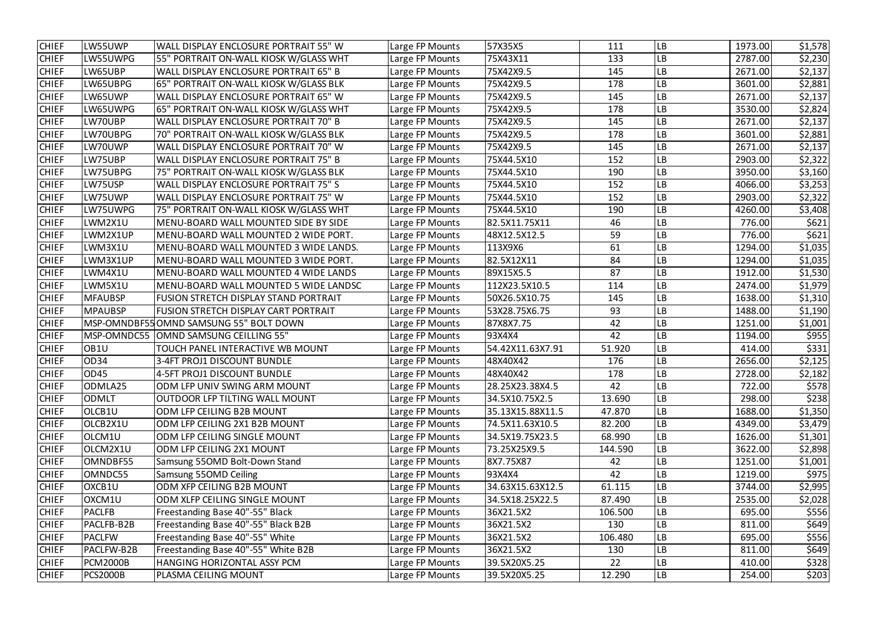| CHIEF | LW55UWP | WALL DISPLAY ENCLOSURE PORTRAIT 55" W | Large FP Mounts | 57X35X5 | 111 | LB | 1973.00 | $1,578 |
|---|---|---|---|---|---|---|---|---|
| CHIEF | LW55UWPG | 55" PORTRAIT ON-WALL KIOSK W/GLASS WHT | Large FP Mounts | 75X43X11 | 133 | LB | 2787.00 | $2,230 |
| CHIEF | LW65UBP | WALL DISPLAY ENCLOSURE PORTRAIT 65" B | Large FP Mounts | 75X42X9.5 | 145 | LB | 2671.00 | $2,137 |
| CHIEF | LW65UBPG | 65" PORTRAIT ON-WALL KIOSK W/GLASS BLK | Large FP Mounts | 75X42X9.5 | 178 | LB | 3601.00 | $2,881 |
| CHIEF | LW65UWP | WALL DISPLAY ENCLOSURE PORTRAIT 65" W | Large FP Mounts | 75X42X9.5 | 145 | LB | 2671.00 | $2,137 |
| CHIEF | LW65UWPG | 65" PORTRAIT ON-WALL KIOSK W/GLASS WHT | Large FP Mounts | 75X42X9.5 | 178 | LB | 3530.00 | $2,824 |
| CHIEF | LW70UBP | WALL DISPLAY ENCLOSURE PORTRAIT 70" B | Large FP Mounts | 75X42X9.5 | 145 | LB | 2671.00 | $2,137 |
| CHIEF | LW70UBPG | 70" PORTRAIT ON-WALL KIOSK W/GLASS BLK | Large FP Mounts | 75X42X9.5 | 178 | LB | 3601.00 | $2,881 |
| CHIEF | LW70UWP | WALL DISPLAY ENCLOSURE PORTRAIT 70" W | Large FP Mounts | 75X42X9.5 | 145 | LB | 2671.00 | $2,137 |
| CHIEF | LW75UBP | WALL DISPLAY ENCLOSURE PORTRAIT 75" B | Large FP Mounts | 75X44.5X10 | 152 | LB | 2903.00 | $2,322 |
| CHIEF | LW75UBPG | 75" PORTRAIT ON-WALL KIOSK W/GLASS BLK | Large FP Mounts | 75X44.5X10 | 190 | LB | 3950.00 | $3,160 |
| CHIEF | LW75USP | WALL DISPLAY ENCLOSURE PORTRAIT 75" S | Large FP Mounts | 75X44.5X10 | 152 | LB | 4066.00 | $3,253 |
| CHIEF | LW75UWP | WALL DISPLAY ENCLOSURE PORTRAIT 75" W | Large FP Mounts | 75X44.5X10 | 152 | LB | 2903.00 | $2,322 |
| CHIEF | LW75UWPG | 75" PORTRAIT ON-WALL KIOSK W/GLASS WHT | Large FP Mounts | 75X44.5X10 | 190 | LB | 4260.00 | $3,408 |
| CHIEF | LWM2X1U | MENU-BOARD WALL MOUNTED SIDE BY SIDE | Large FP Mounts | 82.5X11.75X11 | 46 | LB | 776.00 | $621 |
| CHIEF | LWM2X1UP | MENU-BOARD WALL MOUNTED 2 WIDE PORT. | Large FP Mounts | 48X12.5X12.5 | 59 | LB | 776.00 | $621 |
| CHIEF | LWM3X1U | MENU-BOARD WALL MOUNTED 3 WIDE LANDS. | Large FP Mounts | 113X9X6 | 61 | LB | 1294.00 | $1,035 |
| CHIEF | LWM3X1UP | MENU-BOARD WALL MOUNTED 3 WIDE PORT. | Large FP Mounts | 82.5X12X11 | 84 | LB | 1294.00 | $1,035 |
| CHIEF | LWM4X1U | MENU-BOARD WALL MOUNTED 4 WIDE LANDS | Large FP Mounts | 89X15X5.5 | 87 | LB | 1912.00 | $1,530 |
| CHIEF | LWM5X1U | MENU-BOARD WALL MOUNTED 5 WIDE LANDSC | Large FP Mounts | 112X23.5X10.5 | 114 | LB | 2474.00 | $1,979 |
| CHIEF | MFAUBSP | FUSION STRETCH DISPLAY STAND PORTRAIT | Large FP Mounts | 50X26.5X10.75 | 145 | LB | 1638.00 | $1,310 |
| CHIEF | MPAUBSP | FUSION STRETCH DISPLAY CART PORTRAIT | Large FP Mounts | 53X28.75X6.75 | 93 | LB | 1488.00 | $1,190 |
| CHIEF | MSP-OMNDBF55 | OMND SAMSUNG 55" BOLT DOWN | Large FP Mounts | 87X8X7.75 | 42 | LB | 1251.00 | $1,001 |
| CHIEF | MSP-OMNDC55 | OMND SAMSUNG CEILLING 55" | Large FP Mounts | 93X4X4 | 42 | LB | 1194.00 | $955 |
| CHIEF | OB1U | TOUCH PANEL INTERACTIVE WB MOUNT | Large FP Mounts | 54.42X11.63X7.91 | 51.920 | LB | 414.00 | $331 |
| CHIEF | OD34 | 3-4FT PROJ1 DISCOUNT BUNDLE | Large FP Mounts | 48X40X42 | 176 | LB | 2656.00 | $2,125 |
| CHIEF | OD45 | 4-5FT PROJ1 DISCOUNT BUNDLE | Large FP Mounts | 48X40X42 | 178 | LB | 2728.00 | $2,182 |
| CHIEF | ODMLA25 | ODM LFP UNIV SWING ARM MOUNT | Large FP Mounts | 28.25X23.38X4.5 | 42 | LB | 722.00 | $578 |
| CHIEF | ODMLT | OUTDOOR LFP TILTING WALL MOUNT | Large FP Mounts | 34.5X10.75X2.5 | 13.690 | LB | 298.00 | $238 |
| CHIEF | OLCB1U | ODM LFP CEILING B2B MOUNT | Large FP Mounts | 35.13X15.88X11.5 | 47.870 | LB | 1688.00 | $1,350 |
| CHIEF | OLCB2X1U | ODM LFP CEILING 2X1 B2B MOUNT | Large FP Mounts | 74.5X11.63X10.5 | 82.200 | LB | 4349.00 | $3,479 |
| CHIEF | OLCM1U | ODM LFP CEILING SINGLE MOUNT | Large FP Mounts | 34.5X19.75X23.5 | 68.990 | LB | 1626.00 | $1,301 |
| CHIEF | OLCM2X1U | ODM LFP CEILING 2X1 MOUNT | Large FP Mounts | 73.25X25X9.5 | 144.590 | LB | 3622.00 | $2,898 |
| CHIEF | OMNDBF55 | Samsung 55OMD Bolt-Down Stand | Large FP Mounts | 8X7.75X87 | 42 | LB | 1251.00 | $1,001 |
| CHIEF | OMNDC55 | Samsung 55OMD Ceiling | Large FP Mounts | 93X4X4 | 42 | LB | 1219.00 | $975 |
| CHIEF | OXCB1U | ODM XFP CEILING B2B MOUNT | Large FP Mounts | 34.63X15.63X12.5 | 61.115 | LB | 3744.00 | $2,995 |
| CHIEF | OXCM1U | ODM XLFP CEILING SINGLE MOUNT | Large FP Mounts | 34.5X18.25X22.5 | 87.490 | LB | 2535.00 | $2,028 |
| CHIEF | PACLFB | Freestanding Base 40"-55" Black | Large FP Mounts | 36X21.5X2 | 106.500 | LB | 695.00 | $556 |
| CHIEF | PACLFB-B2B | Freestanding Base 40"-55" Black B2B | Large FP Mounts | 36X21.5X2 | 130 | LB | 811.00 | $649 |
| CHIEF | PACLFW | Freestanding Base 40"-55" White | Large FP Mounts | 36X21.5X2 | 106.480 | LB | 695.00 | $556 |
| CHIEF | PACLFW-B2B | Freestanding Base 40"-55" White B2B | Large FP Mounts | 36X21.5X2 | 130 | LB | 811.00 | $649 |
| CHIEF | PCM2000B | HANGING HORIZONTAL ASSY PCM | Large FP Mounts | 39.5X20X5.25 | 22 | LB | 410.00 | $328 |
| CHIEF | PCS2000B | PLASMA CEILING MOUNT | Large FP Mounts | 39.5X20X5.25 | 12.290 | LB | 254.00 | $203 |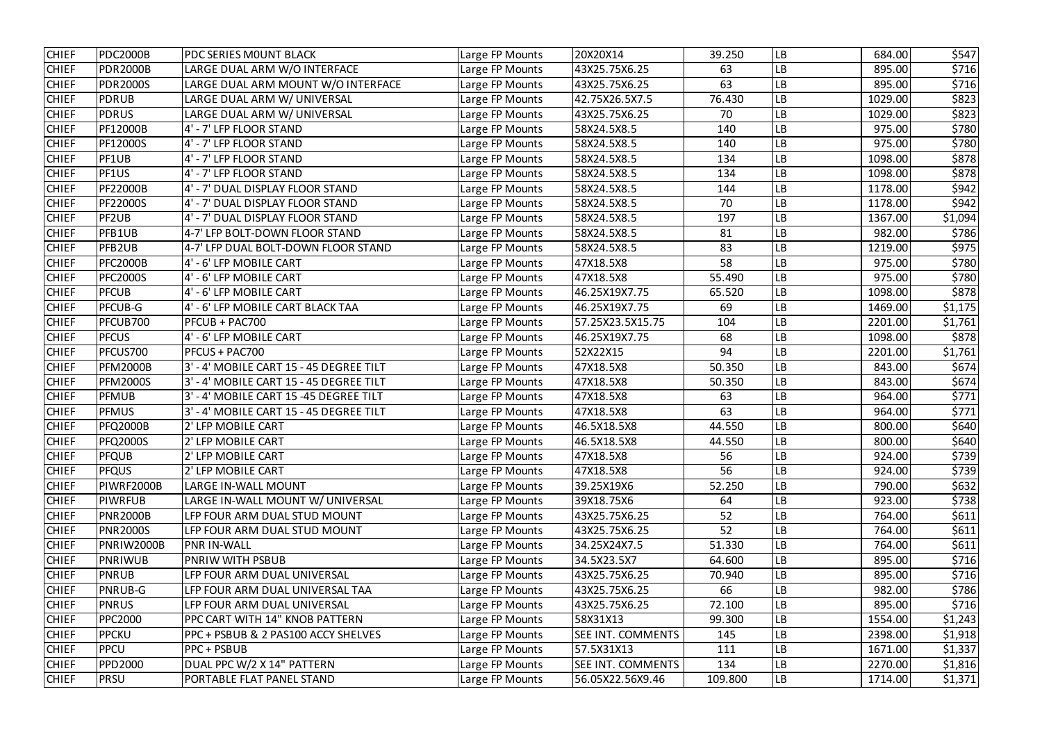| | | | | | | | | |
|---|---|---|---|---|---|---|---|---|
| CHIEF | PDC2000B | PDC SERIES MOUNT BLACK | Large FP Mounts | 20X20X14 | 39.250 | LB | 684.00 | $547 |
| CHIEF | PDR2000B | LARGE DUAL ARM W/O INTERFACE | Large FP Mounts | 43X25.75X6.25 | 63 | LB | 895.00 | $716 |
| CHIEF | PDR2000S | LARGE DUAL ARM MOUNT W/O INTERFACE | Large FP Mounts | 43X25.75X6.25 | 63 | LB | 895.00 | $716 |
| CHIEF | PDRUB | LARGE DUAL ARM W/ UNIVERSAL | Large FP Mounts | 42.75X26.5X7.5 | 76.430 | LB | 1029.00 | $823 |
| CHIEF | PDRUS | LARGE DUAL ARM W/ UNIVERSAL | Large FP Mounts | 43X25.75X6.25 | 70 | LB | 1029.00 | $823 |
| CHIEF | PF12000B | 4' - 7' LFP FLOOR STAND | Large FP Mounts | 58X24.5X8.5 | 140 | LB | 975.00 | $780 |
| CHIEF | PF12000S | 4' - 7' LFP FLOOR STAND | Large FP Mounts | 58X24.5X8.5 | 140 | LB | 975.00 | $780 |
| CHIEF | PF1UB | 4' - 7' LFP FLOOR STAND | Large FP Mounts | 58X24.5X8.5 | 134 | LB | 1098.00 | $878 |
| CHIEF | PF1US | 4' - 7' LFP FLOOR STAND | Large FP Mounts | 58X24.5X8.5 | 134 | LB | 1098.00 | $878 |
| CHIEF | PF22000B | 4' - 7' DUAL DISPLAY FLOOR STAND | Large FP Mounts | 58X24.5X8.5 | 144 | LB | 1178.00 | $942 |
| CHIEF | PF22000S | 4' - 7' DUAL DISPLAY FLOOR STAND | Large FP Mounts | 58X24.5X8.5 | 70 | LB | 1178.00 | $942 |
| CHIEF | PF2UB | 4' - 7' DUAL DISPLAY FLOOR STAND | Large FP Mounts | 58X24.5X8.5 | 197 | LB | 1367.00 | $1,094 |
| CHIEF | PFB1UB | 4-7' LFP BOLT-DOWN FLOOR STAND | Large FP Mounts | 58X24.5X8.5 | 81 | LB | 982.00 | $786 |
| CHIEF | PFB2UB | 4-7' LFP DUAL BOLT-DOWN FLOOR STAND | Large FP Mounts | 58X24.5X8.5 | 83 | LB | 1219.00 | $975 |
| CHIEF | PFC2000B | 4' - 6' LFP MOBILE CART | Large FP Mounts | 47X18.5X8 | 58 | LB | 975.00 | $780 |
| CHIEF | PFC2000S | 4' - 6' LFP MOBILE CART | Large FP Mounts | 47X18.5X8 | 55.490 | LB | 975.00 | $780 |
| CHIEF | PFCUB | 4' - 6' LFP MOBILE CART | Large FP Mounts | 46.25X19X7.75 | 65.520 | LB | 1098.00 | $878 |
| CHIEF | PFCUB-G | 4' - 6' LFP MOBILE CART BLACK TAA | Large FP Mounts | 46.25X19X7.75 | 69 | LB | 1469.00 | $1,175 |
| CHIEF | PFCUB700 | PFCUB + PAC700 | Large FP Mounts | 57.25X23.5X15.75 | 104 | LB | 2201.00 | $1,761 |
| CHIEF | PFCUS | 4' - 6' LFP MOBILE CART | Large FP Mounts | 46.25X19X7.75 | 68 | LB | 1098.00 | $878 |
| CHIEF | PFCUS700 | PFCUS + PAC700 | Large FP Mounts | 52X22X15 | 94 | LB | 2201.00 | $1,761 |
| CHIEF | PFM2000B | 3' - 4' MOBILE CART 15 - 45 DEGREE TILT | Large FP Mounts | 47X18.5X8 | 50.350 | LB | 843.00 | $674 |
| CHIEF | PFM2000S | 3' - 4' MOBILE CART 15 - 45 DEGREE TILT | Large FP Mounts | 47X18.5X8 | 50.350 | LB | 843.00 | $674 |
| CHIEF | PFMUB | 3' - 4' MOBILE CART 15 -45 DEGREE TILT | Large FP Mounts | 47X18.5X8 | 63 | LB | 964.00 | $771 |
| CHIEF | PFMUS | 3' - 4' MOBILE CART 15 - 45 DEGREE TILT | Large FP Mounts | 47X18.5X8 | 63 | LB | 964.00 | $771 |
| CHIEF | PFQ2000B | 2' LFP MOBILE CART | Large FP Mounts | 46.5X18.5X8 | 44.550 | LB | 800.00 | $640 |
| CHIEF | PFQ2000S | 2' LFP MOBILE CART | Large FP Mounts | 46.5X18.5X8 | 44.550 | LB | 800.00 | $640 |
| CHIEF | PFQUB | 2' LFP MOBILE CART | Large FP Mounts | 47X18.5X8 | 56 | LB | 924.00 | $739 |
| CHIEF | PFQUS | 2' LFP MOBILE CART | Large FP Mounts | 47X18.5X8 | 56 | LB | 924.00 | $739 |
| CHIEF | PIWRF2000B | LARGE IN-WALL MOUNT | Large FP Mounts | 39.25X19X6 | 52.250 | LB | 790.00 | $632 |
| CHIEF | PIWRFUB | LARGE IN-WALL MOUNT W/ UNIVERSAL | Large FP Mounts | 39X18.75X6 | 64 | LB | 923.00 | $738 |
| CHIEF | PNR2000B | LFP FOUR ARM DUAL STUD MOUNT | Large FP Mounts | 43X25.75X6.25 | 52 | LB | 764.00 | $611 |
| CHIEF | PNR2000S | LFP FOUR ARM DUAL STUD MOUNT | Large FP Mounts | 43X25.75X6.25 | 52 | LB | 764.00 | $611 |
| CHIEF | PNRIW2000B | PNR IN-WALL | Large FP Mounts | 34.25X24X7.5 | 51.330 | LB | 764.00 | $611 |
| CHIEF | PNRIWUB | PNRIW WITH PSBUB | Large FP Mounts | 34.5X23.5X7 | 64.600 | LB | 895.00 | $716 |
| CHIEF | PNRUB | LFP FOUR ARM DUAL UNIVERSAL | Large FP Mounts | 43X25.75X6.25 | 70.940 | LB | 895.00 | $716 |
| CHIEF | PNRUB-G | LFP FOUR ARM DUAL UNIVERSAL TAA | Large FP Mounts | 43X25.75X6.25 | 66 | LB | 982.00 | $786 |
| CHIEF | PNRUS | LFP FOUR ARM DUAL UNIVERSAL | Large FP Mounts | 43X25.75X6.25 | 72.100 | LB | 895.00 | $716 |
| CHIEF | PPC2000 | PPC CART WITH 14" KNOB PATTERN | Large FP Mounts | 58X31X13 | 99.300 | LB | 1554.00 | $1,243 |
| CHIEF | PPCKU | PPC + PSBUB & 2 PAS100 ACCY SHELVES | Large FP Mounts | SEE INT. COMMENTS | 145 | LB | 2398.00 | $1,918 |
| CHIEF | PPCU | PPC + PSBUB | Large FP Mounts | 57.5X31X13 | 111 | LB | 1671.00 | $1,337 |
| CHIEF | PPD2000 | DUAL PPC W/2 X 14" PATTERN | Large FP Mounts | SEE INT. COMMENTS | 134 | LB | 2270.00 | $1,816 |
| CHIEF | PRSU | PORTABLE FLAT PANEL STAND | Large FP Mounts | 56.05X22.56X9.46 | 109.800 | LB | 1714.00 | $1,371 |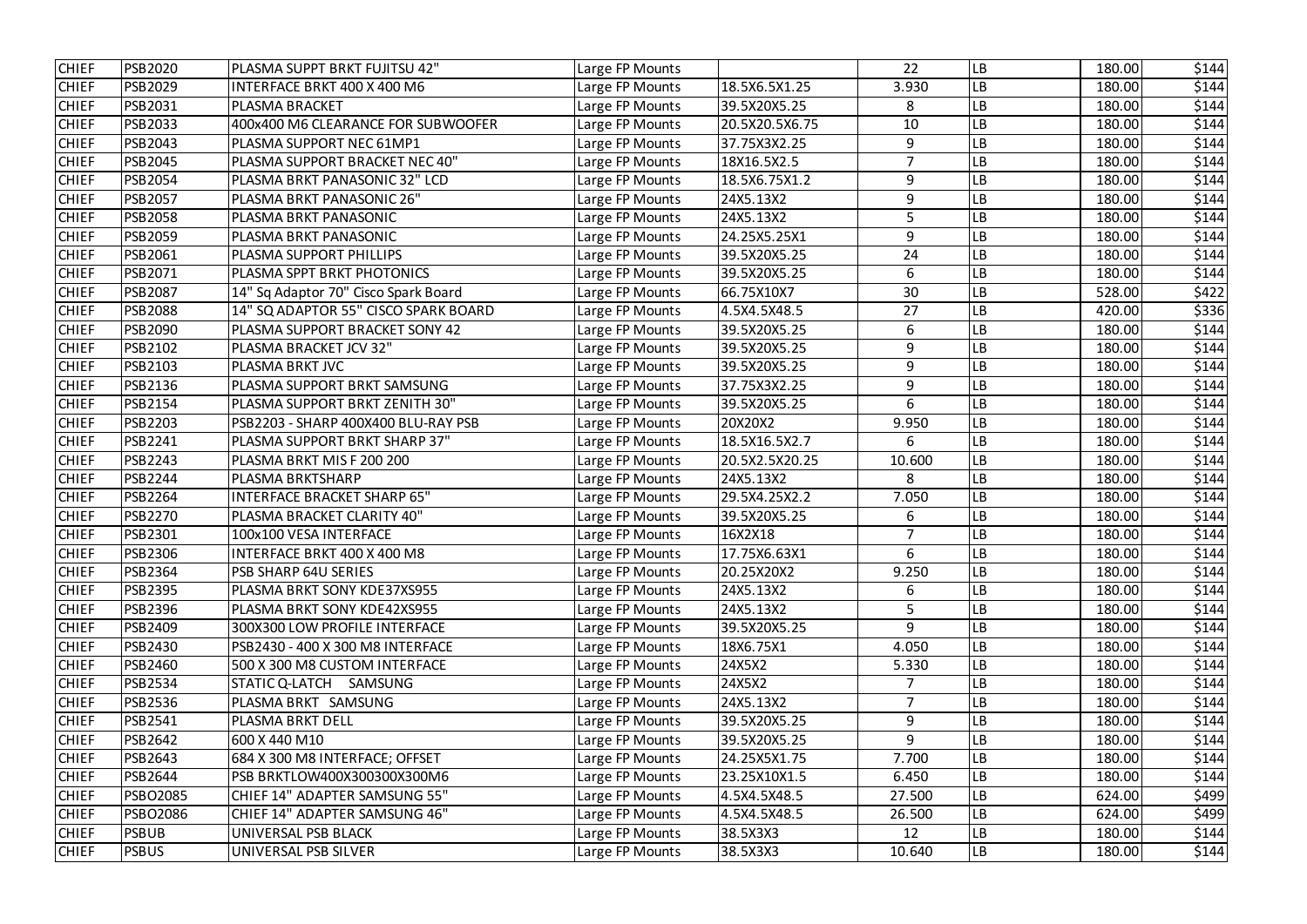| CHIEF | PSB2020 | PLASMA SUPPT BRKT FUJITSU 42" | Large FP Mounts | | 22 | LB | 180.00 | $144 |
|---|---|---|---|---|---|---|---|---|
| CHIEF | PSB2029 | INTERFACE BRKT 400 X 400 M6 | Large FP Mounts | 18.5X6.5X1.25 | 3.930 | LB | 180.00 | $144 |
| CHIEF | PSB2031 | PLASMA BRACKET | Large FP Mounts | 39.5X20X5.25 | 8 | LB | 180.00 | $144 |
| CHIEF | PSB2033 | 400x400 M6 CLEARANCE FOR SUBWOOFER | Large FP Mounts | 20.5X20.5X6.75 | 10 | LB | 180.00 | $144 |
| CHIEF | PSB2043 | PLASMA SUPPORT NEC 61MP1 | Large FP Mounts | 37.75X3X2.25 | 9 | LB | 180.00 | $144 |
| CHIEF | PSB2045 | PLASMA SUPPORT BRACKET NEC 40" | Large FP Mounts | 18X16.5X2.5 | 7 | LB | 180.00 | $144 |
| CHIEF | PSB2054 | PLASMA BRKT PANASONIC 32" LCD | Large FP Mounts | 18.5X6.75X1.2 | 9 | LB | 180.00 | $144 |
| CHIEF | PSB2057 | PLASMA BRKT PANASONIC 26" | Large FP Mounts | 24X5.13X2 | 9 | LB | 180.00 | $144 |
| CHIEF | PSB2058 | PLASMA BRKT PANASONIC | Large FP Mounts | 24X5.13X2 | 5 | LB | 180.00 | $144 |
| CHIEF | PSB2059 | PLASMA BRKT PANASONIC | Large FP Mounts | 24.25X5.25X1 | 9 | LB | 180.00 | $144 |
| CHIEF | PSB2061 | PLASMA SUPPORT PHILLIPS | Large FP Mounts | 39.5X20X5.25 | 24 | LB | 180.00 | $144 |
| CHIEF | PSB2071 | PLASMA SPPT BRKT PHOTONICS | Large FP Mounts | 39.5X20X5.25 | 6 | LB | 180.00 | $144 |
| CHIEF | PSB2087 | 14" Sq Adaptor 70" Cisco Spark Board | Large FP Mounts | 66.75X10X7 | 30 | LB | 528.00 | $422 |
| CHIEF | PSB2088 | 14" SQ ADAPTOR 55" CISCO SPARK BOARD | Large FP Mounts | 4.5X4.5X48.5 | 27 | LB | 420.00 | $336 |
| CHIEF | PSB2090 | PLASMA SUPPORT BRACKET SONY 42 | Large FP Mounts | 39.5X20X5.25 | 6 | LB | 180.00 | $144 |
| CHIEF | PSB2102 | PLASMA BRACKET JCV 32" | Large FP Mounts | 39.5X20X5.25 | 9 | LB | 180.00 | $144 |
| CHIEF | PSB2103 | PLASMA BRKT JVC | Large FP Mounts | 39.5X20X5.25 | 9 | LB | 180.00 | $144 |
| CHIEF | PSB2136 | PLASMA SUPPORT BRKT SAMSUNG | Large FP Mounts | 37.75X3X2.25 | 9 | LB | 180.00 | $144 |
| CHIEF | PSB2154 | PLASMA SUPPORT BRKT ZENITH 30" | Large FP Mounts | 39.5X20X5.25 | 6 | LB | 180.00 | $144 |
| CHIEF | PSB2203 | PSB2203 - SHARP 400X400 BLU-RAY PSB | Large FP Mounts | 20X20X2 | 9.950 | LB | 180.00 | $144 |
| CHIEF | PSB2241 | PLASMA SUPPORT BRKT SHARP 37" | Large FP Mounts | 18.5X16.5X2.7 | 6 | LB | 180.00 | $144 |
| CHIEF | PSB2243 | PLASMA BRKT MIS F 200 200 | Large FP Mounts | 20.5X2.5X20.25 | 10.600 | LB | 180.00 | $144 |
| CHIEF | PSB2244 | PLASMA BRKTSHARP | Large FP Mounts | 24X5.13X2 | 8 | LB | 180.00 | $144 |
| CHIEF | PSB2264 | INTERFACE BRACKET SHARP 65" | Large FP Mounts | 29.5X4.25X2.2 | 7.050 | LB | 180.00 | $144 |
| CHIEF | PSB2270 | PLASMA BRACKET CLARITY 40" | Large FP Mounts | 39.5X20X5.25 | 6 | LB | 180.00 | $144 |
| CHIEF | PSB2301 | 100x100 VESA INTERFACE | Large FP Mounts | 16X2X18 | 7 | LB | 180.00 | $144 |
| CHIEF | PSB2306 | INTERFACE BRKT 400 X 400 M8 | Large FP Mounts | 17.75X6.63X1 | 6 | LB | 180.00 | $144 |
| CHIEF | PSB2364 | PSB SHARP 64U SERIES | Large FP Mounts | 20.25X20X2 | 9.250 | LB | 180.00 | $144 |
| CHIEF | PSB2395 | PLASMA BRKT SONY KDE37XS955 | Large FP Mounts | 24X5.13X2 | 6 | LB | 180.00 | $144 |
| CHIEF | PSB2396 | PLASMA BRKT SONY KDE42XS955 | Large FP Mounts | 24X5.13X2 | 5 | LB | 180.00 | $144 |
| CHIEF | PSB2409 | 300X300 LOW PROFILE INTERFACE | Large FP Mounts | 39.5X20X5.25 | 9 | LB | 180.00 | $144 |
| CHIEF | PSB2430 | PSB2430 - 400 X 300 M8 INTERFACE | Large FP Mounts | 18X6.75X1 | 4.050 | LB | 180.00 | $144 |
| CHIEF | PSB2460 | 500 X 300 M8 CUSTOM INTERFACE | Large FP Mounts | 24X5X2 | 5.330 | LB | 180.00 | $144 |
| CHIEF | PSB2534 | STATIC Q-LATCH SAMSUNG | Large FP Mounts | 24X5X2 | 7 | LB | 180.00 | $144 |
| CHIEF | PSB2536 | PLASMA BRKT SAMSUNG | Large FP Mounts | 24X5.13X2 | 7 | LB | 180.00 | $144 |
| CHIEF | PSB2541 | PLASMA BRKT DELL | Large FP Mounts | 39.5X20X5.25 | 9 | LB | 180.00 | $144 |
| CHIEF | PSB2642 | 600 X 440 M10 | Large FP Mounts | 39.5X20X5.25 | 9 | LB | 180.00 | $144 |
| CHIEF | PSB2643 | 684 X 300 M8 INTERFACE; OFFSET | Large FP Mounts | 24.25X5X1.75 | 7.700 | LB | 180.00 | $144 |
| CHIEF | PSB2644 | PSB BRKTLOW400X300300X300M6 | Large FP Mounts | 23.25X10X1.5 | 6.450 | LB | 180.00 | $144 |
| CHIEF | PSBO2085 | CHIEF 14" ADAPTER SAMSUNG 55" | Large FP Mounts | 4.5X4.5X48.5 | 27.500 | LB | 624.00 | $499 |
| CHIEF | PSBO2086 | CHIEF 14" ADAPTER SAMSUNG 46" | Large FP Mounts | 4.5X4.5X48.5 | 26.500 | LB | 624.00 | $499 |
| CHIEF | PSBUB | UNIVERSAL PSB BLACK | Large FP Mounts | 38.5X3X3 | 12 | LB | 180.00 | $144 |
| CHIEF | PSBUS | UNIVERSAL PSB SILVER | Large FP Mounts | 38.5X3X3 | 10.640 | LB | 180.00 | $144 |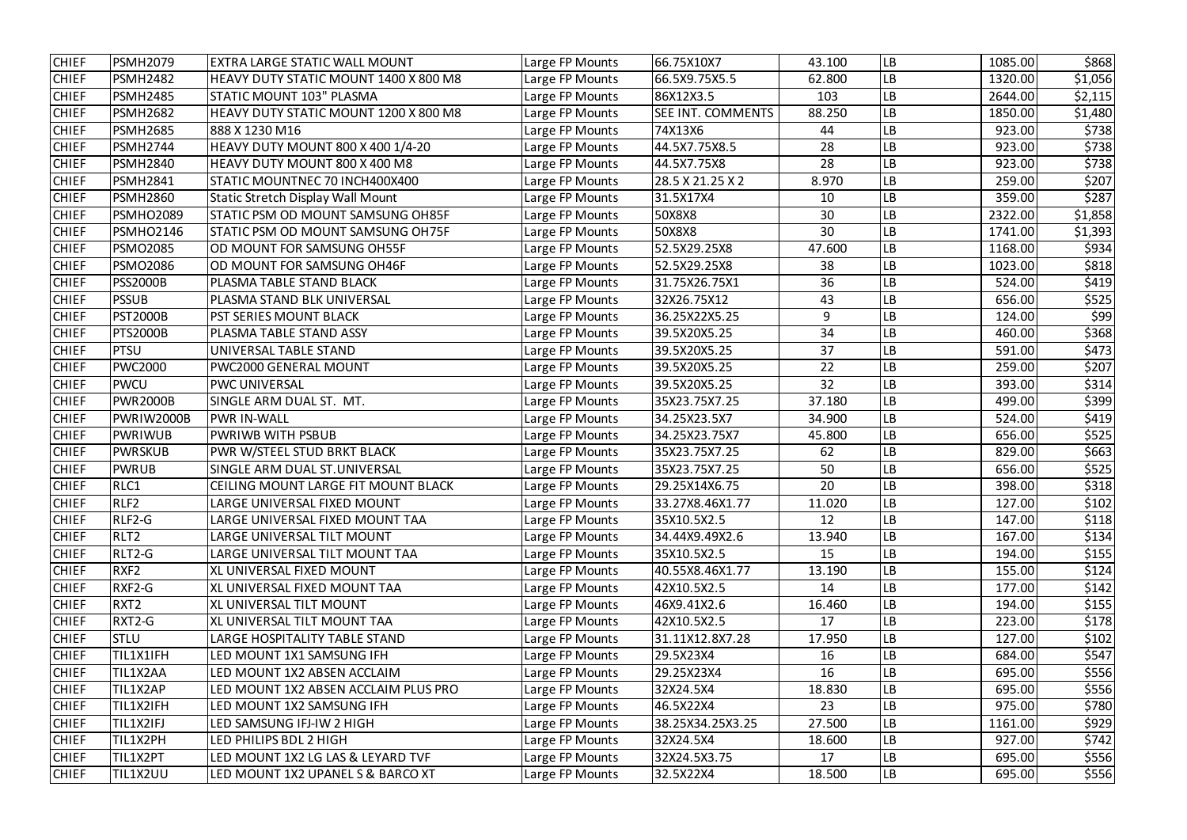| | | | | | | | | |
|---|---|---|---|---|---|---|---|---|
| CHIEF | PSMH2079 | EXTRA LARGE STATIC WALL MOUNT | Large FP Mounts | 66.75X10X7 | 43.100 | LB | 1085.00 | $868 |
| CHIEF | PSMH2482 | HEAVY DUTY STATIC MOUNT 1400 X 800 M8 | Large FP Mounts | 66.5X9.75X5.5 | 62.800 | LB | 1320.00 | $1,056 |
| CHIEF | PSMH2485 | STATIC MOUNT 103" PLASMA | Large FP Mounts | 86X12X3.5 | 103 | LB | 2644.00 | $2,115 |
| CHIEF | PSMH2682 | HEAVY DUTY STATIC MOUNT 1200 X 800 M8 | Large FP Mounts | SEE INT. COMMENTS | 88.250 | LB | 1850.00 | $1,480 |
| CHIEF | PSMH2685 | 888 X 1230 M16 | Large FP Mounts | 74X13X6 | 44 | LB | 923.00 | $738 |
| CHIEF | PSMH2744 | HEAVY DUTY MOUNT 800 X 400 1/4-20 | Large FP Mounts | 44.5X7.75X8.5 | 28 | LB | 923.00 | $738 |
| CHIEF | PSMH2840 | HEAVY DUTY MOUNT 800 X 400 M8 | Large FP Mounts | 44.5X7.75X8 | 28 | LB | 923.00 | $738 |
| CHIEF | PSMH2841 | STATIC MOUNTNEC 70 INCH400X400 | Large FP Mounts | 28.5 X 21.25 X 2 | 8.970 | LB | 259.00 | $207 |
| CHIEF | PSMH2860 | Static Stretch Display Wall Mount | Large FP Mounts | 31.5X17X4 | 10 | LB | 359.00 | $287 |
| CHIEF | PSMHO2089 | STATIC PSM OD MOUNT SAMSUNG OH85F | Large FP Mounts | 50X8X8 | 30 | LB | 2322.00 | $1,858 |
| CHIEF | PSMHO2146 | STATIC PSM OD MOUNT SAMSUNG OH75F | Large FP Mounts | 50X8X8 | 30 | LB | 1741.00 | $1,393 |
| CHIEF | PSMO2085 | OD MOUNT FOR SAMSUNG OH55F | Large FP Mounts | 52.5X29.25X8 | 47.600 | LB | 1168.00 | $934 |
| CHIEF | PSMO2086 | OD MOUNT FOR SAMSUNG OH46F | Large FP Mounts | 52.5X29.25X8 | 38 | LB | 1023.00 | $818 |
| CHIEF | PSS2000B | PLASMA TABLE STAND BLACK | Large FP Mounts | 31.75X26.75X1 | 36 | LB | 524.00 | $419 |
| CHIEF | PSSUB | PLASMA STAND BLK UNIVERSAL | Large FP Mounts | 32X26.75X12 | 43 | LB | 656.00 | $525 |
| CHIEF | PST2000B | PST SERIES MOUNT BLACK | Large FP Mounts | 36.25X22X5.25 | 9 | LB | 124.00 | $99 |
| CHIEF | PTS2000B | PLASMA TABLE STAND ASSY | Large FP Mounts | 39.5X20X5.25 | 34 | LB | 460.00 | $368 |
| CHIEF | PTSU | UNIVERSAL TABLE STAND | Large FP Mounts | 39.5X20X5.25 | 37 | LB | 591.00 | $473 |
| CHIEF | PWC2000 | PWC2000 GENERAL MOUNT | Large FP Mounts | 39.5X20X5.25 | 22 | LB | 259.00 | $207 |
| CHIEF | PWCU | PWC UNIVERSAL | Large FP Mounts | 39.5X20X5.25 | 32 | LB | 393.00 | $314 |
| CHIEF | PWR2000B | SINGLE ARM DUAL ST. MT. | Large FP Mounts | 35X23.75X7.25 | 37.180 | LB | 499.00 | $399 |
| CHIEF | PWRIW2000B | PWR IN-WALL | Large FP Mounts | 34.25X23.5X7 | 34.900 | LB | 524.00 | $419 |
| CHIEF | PWRIWUB | PWRIWB WITH PSBUB | Large FP Mounts | 34.25X23.75X7 | 45.800 | LB | 656.00 | $525 |
| CHIEF | PWRSKUB | PWR W/STEEL STUD BRKT BLACK | Large FP Mounts | 35X23.75X7.25 | 62 | LB | 829.00 | $663 |
| CHIEF | PWRUB | SINGLE ARM DUAL ST.UNIVERSAL | Large FP Mounts | 35X23.75X7.25 | 50 | LB | 656.00 | $525 |
| CHIEF | RLC1 | CEILING MOUNT LARGE FIT MOUNT BLACK | Large FP Mounts | 29.25X14X6.75 | 20 | LB | 398.00 | $318 |
| CHIEF | RLF2 | LARGE UNIVERSAL FIXED MOUNT | Large FP Mounts | 33.27X8.46X1.77 | 11.020 | LB | 127.00 | $102 |
| CHIEF | RLF2-G | LARGE UNIVERSAL FIXED MOUNT TAA | Large FP Mounts | 35X10.5X2.5 | 12 | LB | 147.00 | $118 |
| CHIEF | RLT2 | LARGE UNIVERSAL TILT MOUNT | Large FP Mounts | 34.44X9.49X2.6 | 13.940 | LB | 167.00 | $134 |
| CHIEF | RLT2-G | LARGE UNIVERSAL TILT MOUNT TAA | Large FP Mounts | 35X10.5X2.5 | 15 | LB | 194.00 | $155 |
| CHIEF | RXF2 | XL UNIVERSAL FIXED MOUNT | Large FP Mounts | 40.55X8.46X1.77 | 13.190 | LB | 155.00 | $124 |
| CHIEF | RXF2-G | XL UNIVERSAL FIXED MOUNT TAA | Large FP Mounts | 42X10.5X2.5 | 14 | LB | 177.00 | $142 |
| CHIEF | RXT2 | XL UNIVERSAL TILT MOUNT | Large FP Mounts | 46X9.41X2.6 | 16.460 | LB | 194.00 | $155 |
| CHIEF | RXT2-G | XL UNIVERSAL TILT MOUNT TAA | Large FP Mounts | 42X10.5X2.5 | 17 | LB | 223.00 | $178 |
| CHIEF | STLU | LARGE HOSPITALITY TABLE STAND | Large FP Mounts | 31.11X12.8X7.28 | 17.950 | LB | 127.00 | $102 |
| CHIEF | TIL1X1IFH | LED MOUNT 1X1 SAMSUNG IFH | Large FP Mounts | 29.5X23X4 | 16 | LB | 684.00 | $547 |
| CHIEF | TIL1X2AA | LED MOUNT 1X2 ABSEN ACCLAIM | Large FP Mounts | 29.25X23X4 | 16 | LB | 695.00 | $556 |
| CHIEF | TIL1X2AP | LED MOUNT 1X2 ABSEN ACCLAIM PLUS PRO | Large FP Mounts | 32X24.5X4 | 18.830 | LB | 695.00 | $556 |
| CHIEF | TIL1X2IFH | LED MOUNT 1X2 SAMSUNG IFH | Large FP Mounts | 46.5X22X4 | 23 | LB | 975.00 | $780 |
| CHIEF | TIL1X2IFJ | LED SAMSUNG IFJ-IW 2 HIGH | Large FP Mounts | 38.25X34.25X3.25 | 27.500 | LB | 1161.00 | $929 |
| CHIEF | TIL1X2PH | LED PHILIPS BDL 2 HIGH | Large FP Mounts | 32X24.5X4 | 18.600 | LB | 927.00 | $742 |
| CHIEF | TIL1X2PT | LED MOUNT 1X2 LG LAS & LEYARD TVF | Large FP Mounts | 32X24.5X3.75 | 17 | LB | 695.00 | $556 |
| CHIEF | TIL1X2UU | LED MOUNT 1X2 UPANEL S & BARCO XT | Large FP Mounts | 32.5X22X4 | 18.500 | LB | 695.00 | $556 |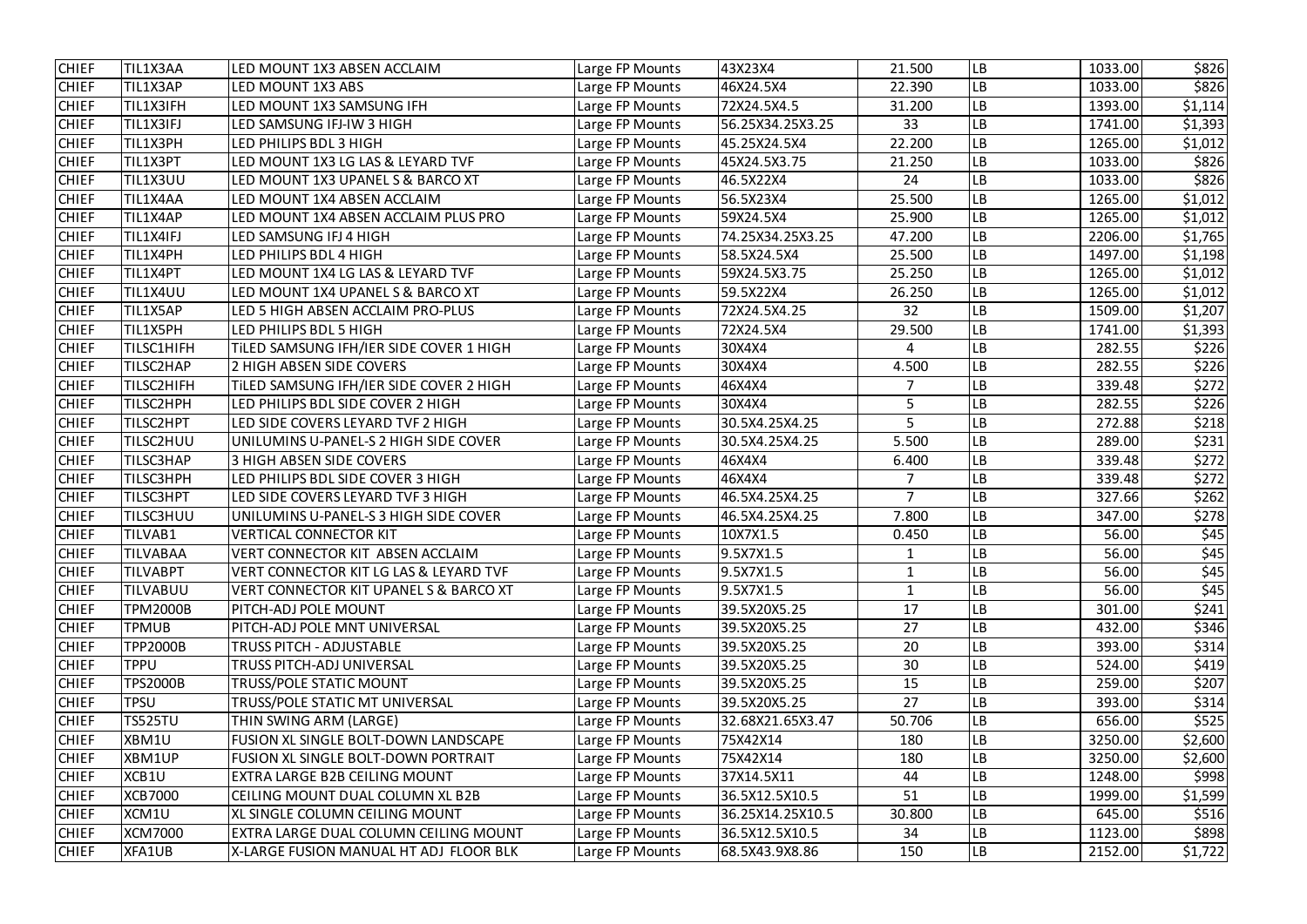| CHIEF | TIL1X3AA | LED MOUNT 1X3 ABSEN ACCLAIM | Large FP Mounts | 43X23X4 | 21.500 | LB | 1033.00 | $826 |
|---|---|---|---|---|---|---|---|---|
| CHIEF | TIL1X3AP | LED MOUNT 1X3 ABS | Large FP Mounts | 46X24.5X4 | 22.390 | LB | 1033.00 | $826 |
| CHIEF | TIL1X3IFH | LED MOUNT 1X3 SAMSUNG IFH | Large FP Mounts | 72X24.5X4.5 | 31.200 | LB | 1393.00 | $1,114 |
| CHIEF | TIL1X3IFJ | LED SAMSUNG IFJ-IW 3 HIGH | Large FP Mounts | 56.25X34.25X3.25 | 33 | LB | 1741.00 | $1,393 |
| CHIEF | TIL1X3PH | LED PHILIPS BDL 3 HIGH | Large FP Mounts | 45.25X24.5X4 | 22.200 | LB | 1265.00 | $1,012 |
| CHIEF | TIL1X3PT | LED MOUNT 1X3 LG LAS & LEYARD TVF | Large FP Mounts | 45X24.5X3.75 | 21.250 | LB | 1033.00 | $826 |
| CHIEF | TIL1X3UU | LED MOUNT 1X3 UPANEL S & BARCO XT | Large FP Mounts | 46.5X22X4 | 24 | LB | 1033.00 | $826 |
| CHIEF | TIL1X4AA | LED MOUNT 1X4 ABSEN ACCLAIM | Large FP Mounts | 56.5X23X4 | 25.500 | LB | 1265.00 | $1,012 |
| CHIEF | TIL1X4AP | LED MOUNT 1X4 ABSEN ACCLAIM PLUS PRO | Large FP Mounts | 59X24.5X4 | 25.900 | LB | 1265.00 | $1,012 |
| CHIEF | TIL1X4IFJ | LED SAMSUNG IFJ 4 HIGH | Large FP Mounts | 74.25X34.25X3.25 | 47.200 | LB | 2206.00 | $1,765 |
| CHIEF | TIL1X4PH | LED PHILIPS BDL 4 HIGH | Large FP Mounts | 58.5X24.5X4 | 25.500 | LB | 1497.00 | $1,198 |
| CHIEF | TIL1X4PT | LED MOUNT 1X4 LG LAS & LEYARD TVF | Large FP Mounts | 59X24.5X3.75 | 25.250 | LB | 1265.00 | $1,012 |
| CHIEF | TIL1X4UU | LED MOUNT 1X4 UPANEL S & BARCO XT | Large FP Mounts | 59.5X22X4 | 26.250 | LB | 1265.00 | $1,012 |
| CHIEF | TIL1X5AP | LED 5 HIGH ABSEN ACCLAIM PRO-PLUS | Large FP Mounts | 72X24.5X4.25 | 32 | LB | 1509.00 | $1,207 |
| CHIEF | TIL1X5PH | LED PHILIPS BDL 5 HIGH | Large FP Mounts | 72X24.5X4 | 29.500 | LB | 1741.00 | $1,393 |
| CHIEF | TILSC1HIFH | TiLED SAMSUNG IFH/IER SIDE COVER 1 HIGH | Large FP Mounts | 30X4X4 | 4 | LB | 282.55 | $226 |
| CHIEF | TILSC2HAP | 2 HIGH ABSEN SIDE COVERS | Large FP Mounts | 30X4X4 | 4.500 | LB | 282.55 | $226 |
| CHIEF | TILSC2HIFH | TiLED SAMSUNG IFH/IER SIDE COVER 2 HIGH | Large FP Mounts | 46X4X4 | 7 | LB | 339.48 | $272 |
| CHIEF | TILSC2HPH | LED PHILIPS BDL SIDE COVER 2 HIGH | Large FP Mounts | 30X4X4 | 5 | LB | 282.55 | $226 |
| CHIEF | TILSC2HPT | LED SIDE COVERS LEYARD TVF 2 HIGH | Large FP Mounts | 30.5X4.25X4.25 | 5 | LB | 272.88 | $218 |
| CHIEF | TILSC2HUU | UNILUMINS U-PANEL-S 2 HIGH SIDE COVER | Large FP Mounts | 30.5X4.25X4.25 | 5.500 | LB | 289.00 | $231 |
| CHIEF | TILSC3HAP | 3 HIGH ABSEN SIDE COVERS | Large FP Mounts | 46X4X4 | 6.400 | LB | 339.48 | $272 |
| CHIEF | TILSC3HPH | LED PHILIPS BDL SIDE COVER 3 HIGH | Large FP Mounts | 46X4X4 | 7 | LB | 339.48 | $272 |
| CHIEF | TILSC3HPT | LED SIDE COVERS LEYARD TVF 3 HIGH | Large FP Mounts | 46.5X4.25X4.25 | 7 | LB | 327.66 | $262 |
| CHIEF | TILSC3HUU | UNILUMINS U-PANEL-S 3 HIGH SIDE COVER | Large FP Mounts | 46.5X4.25X4.25 | 7.800 | LB | 347.00 | $278 |
| CHIEF | TILVAB1 | VERTICAL CONNECTOR KIT | Large FP Mounts | 10X7X1.5 | 0.450 | LB | 56.00 | $45 |
| CHIEF | TILVABAA | VERT CONNECTOR KIT ABSEN ACCLAIM | Large FP Mounts | 9.5X7X1.5 | 1 | LB | 56.00 | $45 |
| CHIEF | TILVABPT | VERT CONNECTOR KIT LG LAS & LEYARD TVF | Large FP Mounts | 9.5X7X1.5 | 1 | LB | 56.00 | $45 |
| CHIEF | TILVABUU | VERT CONNECTOR KIT UPANEL S & BARCO XT | Large FP Mounts | 9.5X7X1.5 | 1 | LB | 56.00 | $45 |
| CHIEF | TPM2000B | PITCH-ADJ POLE MOUNT | Large FP Mounts | 39.5X20X5.25 | 17 | LB | 301.00 | $241 |
| CHIEF | TPMUB | PITCH-ADJ POLE MNT UNIVERSAL | Large FP Mounts | 39.5X20X5.25 | 27 | LB | 432.00 | $346 |
| CHIEF | TPP2000B | TRUSS PITCH - ADJUSTABLE | Large FP Mounts | 39.5X20X5.25 | 20 | LB | 393.00 | $314 |
| CHIEF | TPPU | TRUSS PITCH-ADJ UNIVERSAL | Large FP Mounts | 39.5X20X5.25 | 30 | LB | 524.00 | $419 |
| CHIEF | TPS2000B | TRUSS/POLE STATIC MOUNT | Large FP Mounts | 39.5X20X5.25 | 15 | LB | 259.00 | $207 |
| CHIEF | TPSU | TRUSS/POLE STATIC MT UNIVERSAL | Large FP Mounts | 39.5X20X5.25 | 27 | LB | 393.00 | $314 |
| CHIEF | TS525TU | THIN SWING ARM (LARGE) | Large FP Mounts | 32.68X21.65X3.47 | 50.706 | LB | 656.00 | $525 |
| CHIEF | XBM1U | FUSION XL SINGLE BOLT-DOWN LANDSCAPE | Large FP Mounts | 75X42X14 | 180 | LB | 3250.00 | $2,600 |
| CHIEF | XBM1UP | FUSION XL SINGLE BOLT-DOWN PORTRAIT | Large FP Mounts | 75X42X14 | 180 | LB | 3250.00 | $2,600 |
| CHIEF | XCB1U | EXTRA LARGE B2B CEILING MOUNT | Large FP Mounts | 37X14.5X11 | 44 | LB | 1248.00 | $998 |
| CHIEF | XCB7000 | CEILING MOUNT DUAL COLUMN XL B2B | Large FP Mounts | 36.5X12.5X10.5 | 51 | LB | 1999.00 | $1,599 |
| CHIEF | XCM1U | XL SINGLE COLUMN CEILING MOUNT | Large FP Mounts | 36.25X14.25X10.5 | 30.800 | LB | 645.00 | $516 |
| CHIEF | XCM7000 | EXTRA LARGE DUAL COLUMN CEILING MOUNT | Large FP Mounts | 36.5X12.5X10.5 | 34 | LB | 1123.00 | $898 |
| CHIEF | XFA1UB | X-LARGE FUSION MANUAL HT ADJ FLOOR BLK | Large FP Mounts | 68.5X43.9X8.86 | 150 | LB | 2152.00 | $1,722 |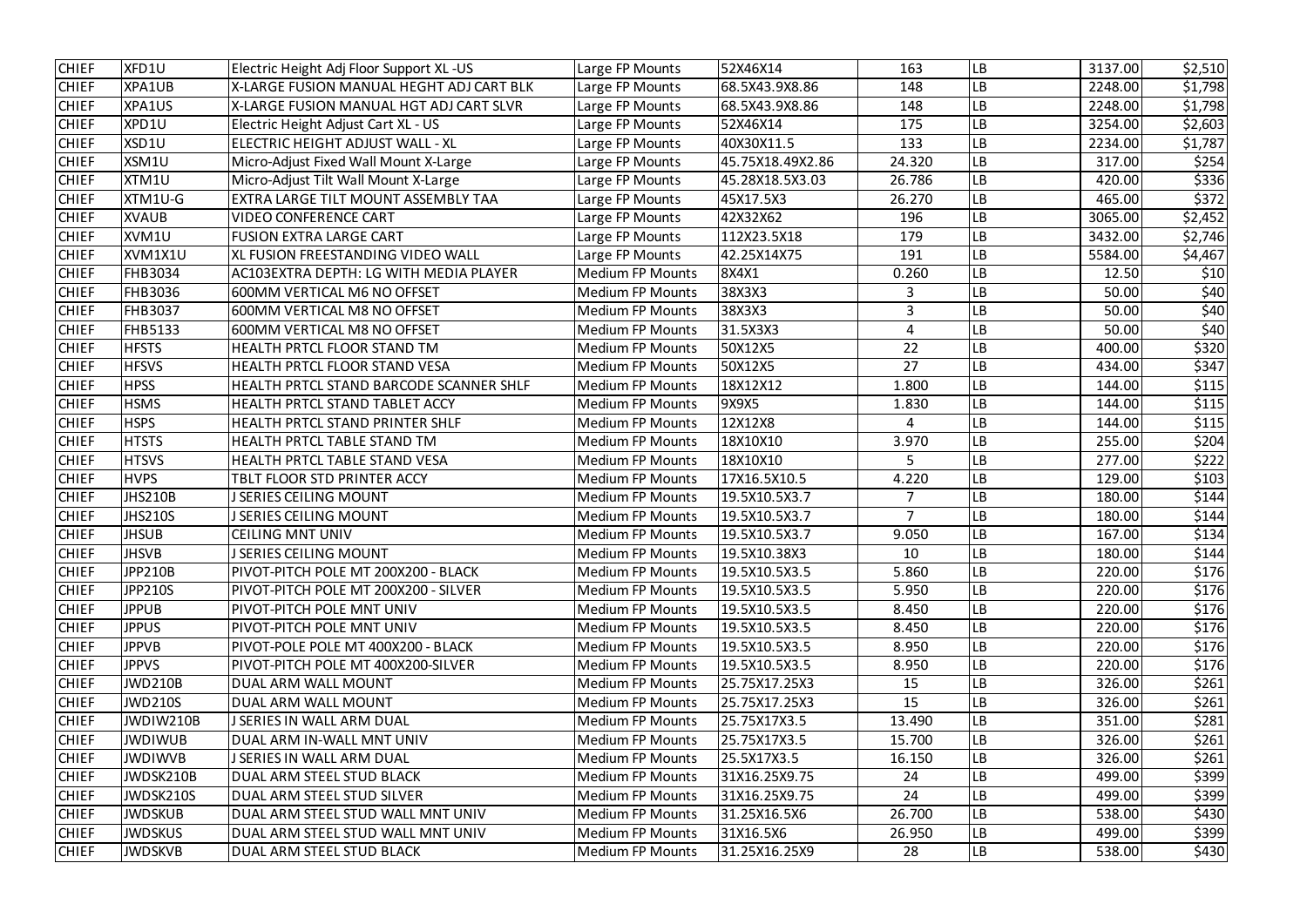| CHIEF | XFD1U | Electric Height Adj Floor Support XL -US | Large FP Mounts | 52X46X14 | 163 | LB | 3137.00 | $2,510 |
|---|---|---|---|---|---|---|---|---|
| CHIEF | XPA1UB | X-LARGE FUSION MANUAL HEGHT ADJ CART BLK | Large FP Mounts | 68.5X43.9X8.86 | 148 | LB | 2248.00 | $1,798 |
| CHIEF | XPA1US | X-LARGE FUSION MANUAL HGT ADJ CART SLVR | Large FP Mounts | 68.5X43.9X8.86 | 148 | LB | 2248.00 | $1,798 |
| CHIEF | XPD1U | Electric Height Adjust Cart XL - US | Large FP Mounts | 52X46X14 | 175 | LB | 3254.00 | $2,603 |
| CHIEF | XSD1U | ELECTRIC HEIGHT ADJUST WALL - XL | Large FP Mounts | 40X30X11.5 | 133 | LB | 2234.00 | $1,787 |
| CHIEF | XSM1U | Micro-Adjust Fixed Wall Mount X-Large | Large FP Mounts | 45.75X18.49X2.86 | 24.320 | LB | 317.00 | $254 |
| CHIEF | XTM1U | Micro-Adjust Tilt Wall Mount X-Large | Large FP Mounts | 45.28X18.5X3.03 | 26.786 | LB | 420.00 | $336 |
| CHIEF | XTM1U-G | EXTRA LARGE TILT MOUNT ASSEMBLY TAA | Large FP Mounts | 45X17.5X3 | 26.270 | LB | 465.00 | $372 |
| CHIEF | XVAUB | VIDEO CONFERENCE CART | Large FP Mounts | 42X32X62 | 196 | LB | 3065.00 | $2,452 |
| CHIEF | XVM1U | FUSION EXTRA LARGE CART | Large FP Mounts | 112X23.5X18 | 179 | LB | 3432.00 | $2,746 |
| CHIEF | XVM1X1U | XL FUSION FREESTANDING VIDEO WALL | Large FP Mounts | 42.25X14X75 | 191 | LB | 5584.00 | $4,467 |
| CHIEF | FHB3034 | AC103EXTRA DEPTH: LG WITH MEDIA PLAYER | Medium FP Mounts | 8X4X1 | 0.260 | LB | 12.50 | $10 |
| CHIEF | FHB3036 | 600MM VERTICAL M6 NO OFFSET | Medium FP Mounts | 38X3X3 | 3 | LB | 50.00 | $40 |
| CHIEF | FHB3037 | 600MM VERTICAL M8 NO OFFSET | Medium FP Mounts | 38X3X3 | 3 | LB | 50.00 | $40 |
| CHIEF | FHB5133 | 600MM VERTICAL M8 NO OFFSET | Medium FP Mounts | 31.5X3X3 | 4 | LB | 50.00 | $40 |
| CHIEF | HFSTS | HEALTH PRTCL FLOOR STAND TM | Medium FP Mounts | 50X12X5 | 22 | LB | 400.00 | $320 |
| CHIEF | HFSVS | HEALTH PRTCL FLOOR STAND VESA | Medium FP Mounts | 50X12X5 | 27 | LB | 434.00 | $347 |
| CHIEF | HPSS | HEALTH PRTCL STAND BARCODE SCANNER SHLF | Medium FP Mounts | 18X12X12 | 1.800 | LB | 144.00 | $115 |
| CHIEF | HSMS | HEALTH PRTCL STAND TABLET ACCY | Medium FP Mounts | 9X9X5 | 1.830 | LB | 144.00 | $115 |
| CHIEF | HSPS | HEALTH PRTCL STAND PRINTER SHLF | Medium FP Mounts | 12X12X8 | 4 | LB | 144.00 | $115 |
| CHIEF | HTSTS | HEALTH PRTCL TABLE STAND TM | Medium FP Mounts | 18X10X10 | 3.970 | LB | 255.00 | $204 |
| CHIEF | HTSVS | HEALTH PRTCL TABLE STAND VESA | Medium FP Mounts | 18X10X10 | 5 | LB | 277.00 | $222 |
| CHIEF | HVPS | TBLT FLOOR STD PRINTER ACCY | Medium FP Mounts | 17X16.5X10.5 | 4.220 | LB | 129.00 | $103 |
| CHIEF | JHS210B | J SERIES CEILING MOUNT | Medium FP Mounts | 19.5X10.5X3.7 | 7 | LB | 180.00 | $144 |
| CHIEF | JHS210S | J SERIES CEILING MOUNT | Medium FP Mounts | 19.5X10.5X3.7 | 7 | LB | 180.00 | $144 |
| CHIEF | JHSUB | CEILING MNT UNIV | Medium FP Mounts | 19.5X10.5X3.7 | 9.050 | LB | 167.00 | $134 |
| CHIEF | JHSVB | J SERIES CEILING MOUNT | Medium FP Mounts | 19.5X10.38X3 | 10 | LB | 180.00 | $144 |
| CHIEF | JPP210B | PIVOT-PITCH POLE MT 200X200 - BLACK | Medium FP Mounts | 19.5X10.5X3.5 | 5.860 | LB | 220.00 | $176 |
| CHIEF | JPP210S | PIVOT-PITCH POLE MT 200X200 - SILVER | Medium FP Mounts | 19.5X10.5X3.5 | 5.950 | LB | 220.00 | $176 |
| CHIEF | JPPUB | PIVOT-PITCH POLE MNT UNIV | Medium FP Mounts | 19.5X10.5X3.5 | 8.450 | LB | 220.00 | $176 |
| CHIEF | JPPUS | PIVOT-PITCH POLE MNT UNIV | Medium FP Mounts | 19.5X10.5X3.5 | 8.450 | LB | 220.00 | $176 |
| CHIEF | JPPVB | PIVOT-POLE POLE MT 400X200 - BLACK | Medium FP Mounts | 19.5X10.5X3.5 | 8.950 | LB | 220.00 | $176 |
| CHIEF | JPPVS | PIVOT-PITCH POLE MT 400X200-SILVER | Medium FP Mounts | 19.5X10.5X3.5 | 8.950 | LB | 220.00 | $176 |
| CHIEF | JWD210B | DUAL ARM WALL MOUNT | Medium FP Mounts | 25.75X17.25X3 | 15 | LB | 326.00 | $261 |
| CHIEF | JWD210S | DUAL ARM WALL MOUNT | Medium FP Mounts | 25.75X17.25X3 | 15 | LB | 326.00 | $261 |
| CHIEF | JWDIW210B | J SERIES IN WALL ARM DUAL | Medium FP Mounts | 25.75X17X3.5 | 13.490 | LB | 351.00 | $281 |
| CHIEF | JWDIWUB | DUAL ARM IN-WALL MNT UNIV | Medium FP Mounts | 25.75X17X3.5 | 15.700 | LB | 326.00 | $261 |
| CHIEF | JWDIWVB | J SERIES IN WALL ARM DUAL | Medium FP Mounts | 25.5X17X3.5 | 16.150 | LB | 326.00 | $261 |
| CHIEF | JWDSK210B | DUAL ARM STEEL STUD BLACK | Medium FP Mounts | 31X16.25X9.75 | 24 | LB | 499.00 | $399 |
| CHIEF | JWDSK210S | DUAL ARM STEEL STUD SILVER | Medium FP Mounts | 31X16.25X9.75 | 24 | LB | 499.00 | $399 |
| CHIEF | JWDSKUB | DUAL ARM STEEL STUD WALL MNT UNIV | Medium FP Mounts | 31.25X16.5X6 | 26.700 | LB | 538.00 | $430 |
| CHIEF | JWDSKUS | DUAL ARM STEEL STUD WALL MNT UNIV | Medium FP Mounts | 31X16.5X6 | 26.950 | LB | 499.00 | $399 |
| CHIEF | JWDSKVB | DUAL ARM STEEL STUD BLACK | Medium FP Mounts | 31.25X16.25X9 | 28 | LB | 538.00 | $430 |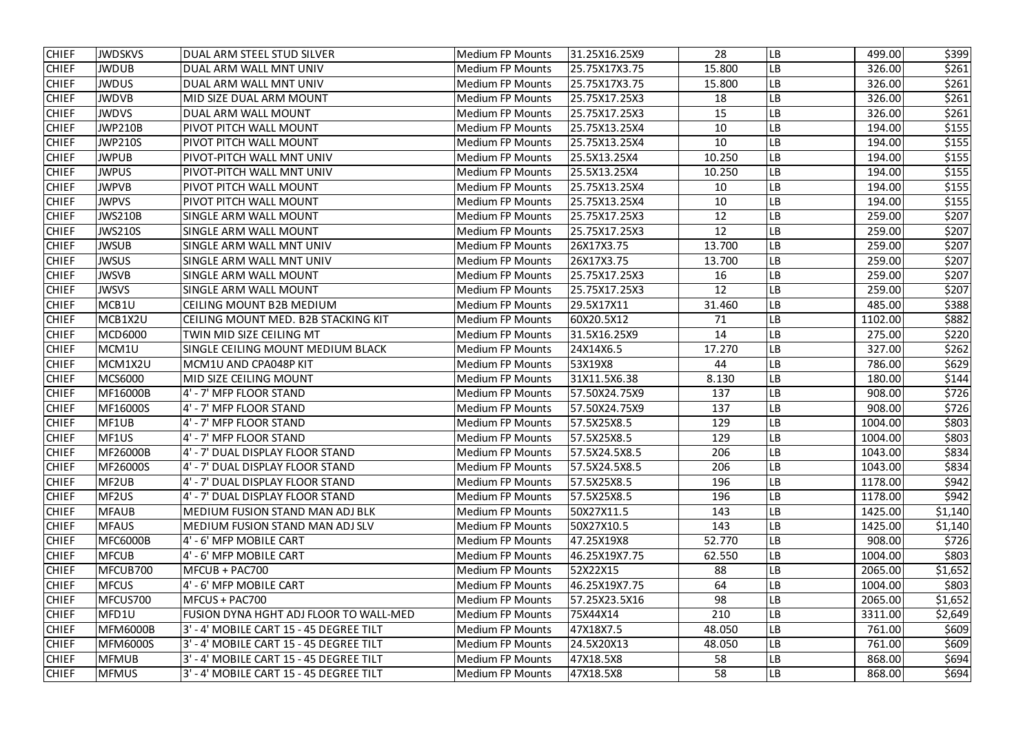| | | | | | | | | |
|---|---|---|---|---|---|---|---|---|
| CHIEF | JWDSKVS | DUAL ARM STEEL STUD SILVER | Medium FP Mounts | 31.25X16.25X9 | 28 | LB | 499.00 | $399 |
| CHIEF | JWDUB | DUAL ARM WALL MNT UNIV | Medium FP Mounts | 25.75X17X3.75 | 15.800 | LB | 326.00 | $261 |
| CHIEF | JWDUS | DUAL ARM WALL MNT UNIV | Medium FP Mounts | 25.75X17X3.75 | 15.800 | LB | 326.00 | $261 |
| CHIEF | JWDVB | MID SIZE DUAL ARM MOUNT | Medium FP Mounts | 25.75X17.25X3 | 18 | LB | 326.00 | $261 |
| CHIEF | JWDVS | DUAL ARM WALL MOUNT | Medium FP Mounts | 25.75X17.25X3 | 15 | LB | 326.00 | $261 |
| CHIEF | JWP210B | PIVOT PITCH WALL MOUNT | Medium FP Mounts | 25.75X13.25X4 | 10 | LB | 194.00 | $155 |
| CHIEF | JWP210S | PIVOT PITCH WALL MOUNT | Medium FP Mounts | 25.75X13.25X4 | 10 | LB | 194.00 | $155 |
| CHIEF | JWPUB | PIVOT-PITCH WALL MNT UNIV | Medium FP Mounts | 25.5X13.25X4 | 10.250 | LB | 194.00 | $155 |
| CHIEF | JWPUS | PIVOT-PITCH WALL MNT UNIV | Medium FP Mounts | 25.5X13.25X4 | 10.250 | LB | 194.00 | $155 |
| CHIEF | JWPVB | PIVOT PITCH WALL MOUNT | Medium FP Mounts | 25.75X13.25X4 | 10 | LB | 194.00 | $155 |
| CHIEF | JWPVS | PIVOT PITCH WALL MOUNT | Medium FP Mounts | 25.75X13.25X4 | 10 | LB | 194.00 | $155 |
| CHIEF | JWS210B | SINGLE ARM WALL MOUNT | Medium FP Mounts | 25.75X17.25X3 | 12 | LB | 259.00 | $207 |
| CHIEF | JWS210S | SINGLE ARM WALL MOUNT | Medium FP Mounts | 25.75X17.25X3 | 12 | LB | 259.00 | $207 |
| CHIEF | JWSUB | SINGLE ARM WALL MNT UNIV | Medium FP Mounts | 26X17X3.75 | 13.700 | LB | 259.00 | $207 |
| CHIEF | JWSUS | SINGLE ARM WALL MNT UNIV | Medium FP Mounts | 26X17X3.75 | 13.700 | LB | 259.00 | $207 |
| CHIEF | JWSVB | SINGLE ARM WALL MOUNT | Medium FP Mounts | 25.75X17.25X3 | 16 | LB | 259.00 | $207 |
| CHIEF | JWSVS | SINGLE ARM WALL MOUNT | Medium FP Mounts | 25.75X17.25X3 | 12 | LB | 259.00 | $207 |
| CHIEF | MCB1U | CEILING MOUNT B2B MEDIUM | Medium FP Mounts | 29.5X17X11 | 31.460 | LB | 485.00 | $388 |
| CHIEF | MCB1X2U | CEILING MOUNT MED. B2B STACKING KIT | Medium FP Mounts | 60X20.5X12 | 71 | LB | 1102.00 | $882 |
| CHIEF | MCD6000 | TWIN MID SIZE CEILING MT | Medium FP Mounts | 31.5X16.25X9 | 14 | LB | 275.00 | $220 |
| CHIEF | MCM1U | SINGLE CEILING MOUNT MEDIUM BLACK | Medium FP Mounts | 24X14X6.5 | 17.270 | LB | 327.00 | $262 |
| CHIEF | MCM1X2U | MCM1U AND CPA048P KIT | Medium FP Mounts | 53X19X8 | 44 | LB | 786.00 | $629 |
| CHIEF | MCS6000 | MID SIZE CEILING MOUNT | Medium FP Mounts | 31X11.5X6.38 | 8.130 | LB | 180.00 | $144 |
| CHIEF | MF16000B | 4' - 7' MFP FLOOR STAND | Medium FP Mounts | 57.50X24.75X9 | 137 | LB | 908.00 | $726 |
| CHIEF | MF16000S | 4' - 7' MFP FLOOR STAND | Medium FP Mounts | 57.50X24.75X9 | 137 | LB | 908.00 | $726 |
| CHIEF | MF1UB | 4' - 7' MFP FLOOR STAND | Medium FP Mounts | 57.5X25X8.5 | 129 | LB | 1004.00 | $803 |
| CHIEF | MF1US | 4' - 7' MFP FLOOR STAND | Medium FP Mounts | 57.5X25X8.5 | 129 | LB | 1004.00 | $803 |
| CHIEF | MF26000B | 4' - 7' DUAL DISPLAY FLOOR STAND | Medium FP Mounts | 57.5X24.5X8.5 | 206 | LB | 1043.00 | $834 |
| CHIEF | MF26000S | 4' - 7' DUAL DISPLAY FLOOR STAND | Medium FP Mounts | 57.5X24.5X8.5 | 206 | LB | 1043.00 | $834 |
| CHIEF | MF2UB | 4' - 7' DUAL DISPLAY FLOOR STAND | Medium FP Mounts | 57.5X25X8.5 | 196 | LB | 1178.00 | $942 |
| CHIEF | MF2US | 4' - 7' DUAL DISPLAY FLOOR STAND | Medium FP Mounts | 57.5X25X8.5 | 196 | LB | 1178.00 | $942 |
| CHIEF | MFAUB | MEDIUM FUSION STAND MAN ADJ BLK | Medium FP Mounts | 50X27X11.5 | 143 | LB | 1425.00 | $1,140 |
| CHIEF | MFAUS | MEDIUM FUSION STAND MAN ADJ SLV | Medium FP Mounts | 50X27X10.5 | 143 | LB | 1425.00 | $1,140 |
| CHIEF | MFC6000B | 4' - 6' MFP MOBILE CART | Medium FP Mounts | 47.25X19X8 | 52.770 | LB | 908.00 | $726 |
| CHIEF | MFCUB | 4' - 6' MFP MOBILE CART | Medium FP Mounts | 46.25X19X7.75 | 62.550 | LB | 1004.00 | $803 |
| CHIEF | MFCUB700 | MFCUB + PAC700 | Medium FP Mounts | 52X22X15 | 88 | LB | 2065.00 | $1,652 |
| CHIEF | MFCUS | 4' - 6' MFP MOBILE CART | Medium FP Mounts | 46.25X19X7.75 | 64 | LB | 1004.00 | $803 |
| CHIEF | MFCUS700 | MFCUS + PAC700 | Medium FP Mounts | 57.25X23.5X16 | 98 | LB | 2065.00 | $1,652 |
| CHIEF | MFD1U | FUSION DYNA HGHT ADJ FLOOR TO WALL-MED | Medium FP Mounts | 75X44X14 | 210 | LB | 3311.00 | $2,649 |
| CHIEF | MFM6000B | 3' - 4' MOBILE CART 15 - 45 DEGREE TILT | Medium FP Mounts | 47X18X7.5 | 48.050 | LB | 761.00 | $609 |
| CHIEF | MFM6000S | 3' - 4' MOBILE CART 15 - 45 DEGREE TILT | Medium FP Mounts | 24.5X20X13 | 48.050 | LB | 761.00 | $609 |
| CHIEF | MFMUB | 3' - 4' MOBILE CART 15 - 45 DEGREE TILT | Medium FP Mounts | 47X18.5X8 | 58 | LB | 868.00 | $694 |
| CHIEF | MFMUS | 3' - 4' MOBILE CART 15 - 45 DEGREE TILT | Medium FP Mounts | 47X18.5X8 | 58 | LB | 868.00 | $694 |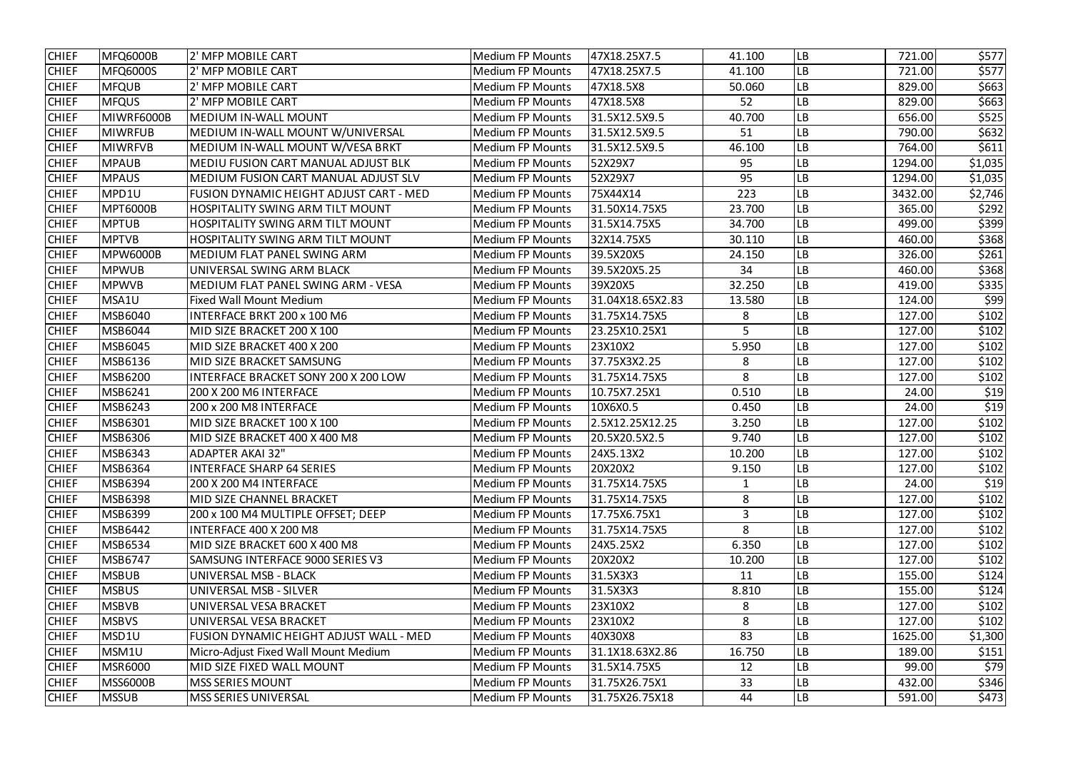| CHIEF | MFQ6000B | 2' MFP MOBILE CART | Medium FP Mounts | 47X18.25X7.5 | 41.100 | LB | 721.00 | $577 |
|---|---|---|---|---|---|---|---|---|
| CHIEF | MFQ6000S | 2' MFP MOBILE CART | Medium FP Mounts | 47X18.25X7.5 | 41.100 | LB | 721.00 | $577 |
| CHIEF | MFQUB | 2' MFP MOBILE CART | Medium FP Mounts | 47X18.5X8 | 50.060 | LB | 829.00 | $663 |
| CHIEF | MFQUS | 2' MFP MOBILE CART | Medium FP Mounts | 47X18.5X8 | 52 | LB | 829.00 | $663 |
| CHIEF | MIWRF6000B | MEDIUM IN-WALL MOUNT | Medium FP Mounts | 31.5X12.5X9.5 | 40.700 | LB | 656.00 | $525 |
| CHIEF | MIWRFUB | MEDIUM IN-WALL MOUNT W/UNIVERSAL | Medium FP Mounts | 31.5X12.5X9.5 | 51 | LB | 790.00 | $632 |
| CHIEF | MIWRFVB | MEDIUM IN-WALL MOUNT W/VESA BRKT | Medium FP Mounts | 31.5X12.5X9.5 | 46.100 | LB | 764.00 | $611 |
| CHIEF | MPAUB | MEDIU FUSION CART MANUAL ADJUST BLK | Medium FP Mounts | 52X29X7 | 95 | LB | 1294.00 | $1,035 |
| CHIEF | MPAUS | MEDIUM FUSION CART MANUAL ADJUST SLV | Medium FP Mounts | 52X29X7 | 95 | LB | 1294.00 | $1,035 |
| CHIEF | MPD1U | FUSION DYNAMIC HEIGHT ADJUST CART - MED | Medium FP Mounts | 75X44X14 | 223 | LB | 3432.00 | $2,746 |
| CHIEF | MPT6000B | HOSPITALITY SWING ARM TILT MOUNT | Medium FP Mounts | 31.50X14.75X5 | 23.700 | LB | 365.00 | $292 |
| CHIEF | MPTUB | HOSPITALITY SWING ARM TILT MOUNT | Medium FP Mounts | 31.5X14.75X5 | 34.700 | LB | 499.00 | $399 |
| CHIEF | MPTVB | HOSPITALITY SWING ARM TILT MOUNT | Medium FP Mounts | 32X14.75X5 | 30.110 | LB | 460.00 | $368 |
| CHIEF | MPW6000B | MEDIUM FLAT PANEL SWING ARM | Medium FP Mounts | 39.5X20X5 | 24.150 | LB | 326.00 | $261 |
| CHIEF | MPWUB | UNIVERSAL SWING ARM BLACK | Medium FP Mounts | 39.5X20X5.25 | 34 | LB | 460.00 | $368 |
| CHIEF | MPWVB | MEDIUM FLAT PANEL SWING ARM - VESA | Medium FP Mounts | 39X20X5 | 32.250 | LB | 419.00 | $335 |
| CHIEF | MSA1U | Fixed Wall Mount Medium | Medium FP Mounts | 31.04X18.65X2.83 | 13.580 | LB | 124.00 | $99 |
| CHIEF | MSB6040 | INTERFACE BRKT 200 x 100 M6 | Medium FP Mounts | 31.75X14.75X5 | 8 | LB | 127.00 | $102 |
| CHIEF | MSB6044 | MID SIZE BRACKET 200 X 100 | Medium FP Mounts | 23.25X10.25X1 | 5 | LB | 127.00 | $102 |
| CHIEF | MSB6045 | MID SIZE BRACKET 400 X 200 | Medium FP Mounts | 23X10X2 | 5.950 | LB | 127.00 | $102 |
| CHIEF | MSB6136 | MID SIZE BRACKET SAMSUNG | Medium FP Mounts | 37.75X3X2.25 | 8 | LB | 127.00 | $102 |
| CHIEF | MSB6200 | INTERFACE BRACKET SONY 200 X 200 LOW | Medium FP Mounts | 31.75X14.75X5 | 8 | LB | 127.00 | $102 |
| CHIEF | MSB6241 | 200 X 200 M6 INTERFACE | Medium FP Mounts | 10.75X7.25X1 | 0.510 | LB | 24.00 | $19 |
| CHIEF | MSB6243 | 200 x 200 M8 INTERFACE | Medium FP Mounts | 10X6X0.5 | 0.450 | LB | 24.00 | $19 |
| CHIEF | MSB6301 | MID SIZE BRACKET 100 X 100 | Medium FP Mounts | 2.5X12.25X12.25 | 3.250 | LB | 127.00 | $102 |
| CHIEF | MSB6306 | MID SIZE BRACKET 400 X 400 M8 | Medium FP Mounts | 20.5X20.5X2.5 | 9.740 | LB | 127.00 | $102 |
| CHIEF | MSB6343 | ADAPTER AKAI 32" | Medium FP Mounts | 24X5.13X2 | 10.200 | LB | 127.00 | $102 |
| CHIEF | MSB6364 | INTERFACE SHARP 64 SERIES | Medium FP Mounts | 20X20X2 | 9.150 | LB | 127.00 | $102 |
| CHIEF | MSB6394 | 200 X 200 M4 INTERFACE | Medium FP Mounts | 31.75X14.75X5 | 1 | LB | 24.00 | $19 |
| CHIEF | MSB6398 | MID SIZE CHANNEL BRACKET | Medium FP Mounts | 31.75X14.75X5 | 8 | LB | 127.00 | $102 |
| CHIEF | MSB6399 | 200 x 100 M4 MULTIPLE OFFSET; DEEP | Medium FP Mounts | 17.75X6.75X1 | 3 | LB | 127.00 | $102 |
| CHIEF | MSB6442 | INTERFACE 400 X 200 M8 | Medium FP Mounts | 31.75X14.75X5 | 8 | LB | 127.00 | $102 |
| CHIEF | MSB6534 | MID SIZE BRACKET 600 X 400 M8 | Medium FP Mounts | 24X5.25X2 | 6.350 | LB | 127.00 | $102 |
| CHIEF | MSB6747 | SAMSUNG INTERFACE 9000 SERIES V3 | Medium FP Mounts | 20X20X2 | 10.200 | LB | 127.00 | $102 |
| CHIEF | MSBUB | UNIVERSAL MSB - BLACK | Medium FP Mounts | 31.5X3X3 | 11 | LB | 155.00 | $124 |
| CHIEF | MSBUS | UNIVERSAL MSB - SILVER | Medium FP Mounts | 31.5X3X3 | 8.810 | LB | 155.00 | $124 |
| CHIEF | MSBVB | UNIVERSAL VESA BRACKET | Medium FP Mounts | 23X10X2 | 8 | LB | 127.00 | $102 |
| CHIEF | MSBVS | UNIVERSAL VESA BRACKET | Medium FP Mounts | 23X10X2 | 8 | LB | 127.00 | $102 |
| CHIEF | MSD1U | FUSION DYNAMIC HEIGHT ADJUST WALL - MED | Medium FP Mounts | 40X30X8 | 83 | LB | 1625.00 | $1,300 |
| CHIEF | MSM1U | Micro-Adjust Fixed Wall Mount Medium | Medium FP Mounts | 31.1X18.63X2.86 | 16.750 | LB | 189.00 | $151 |
| CHIEF | MSR6000 | MID SIZE FIXED WALL MOUNT | Medium FP Mounts | 31.5X14.75X5 | 12 | LB | 99.00 | $79 |
| CHIEF | MSS6000B | MSS SERIES MOUNT | Medium FP Mounts | 31.75X26.75X1 | 33 | LB | 432.00 | $346 |
| CHIEF | MSSUB | MSS SERIES UNIVERSAL | Medium FP Mounts | 31.75X26.75X18 | 44 | LB | 591.00 | $473 |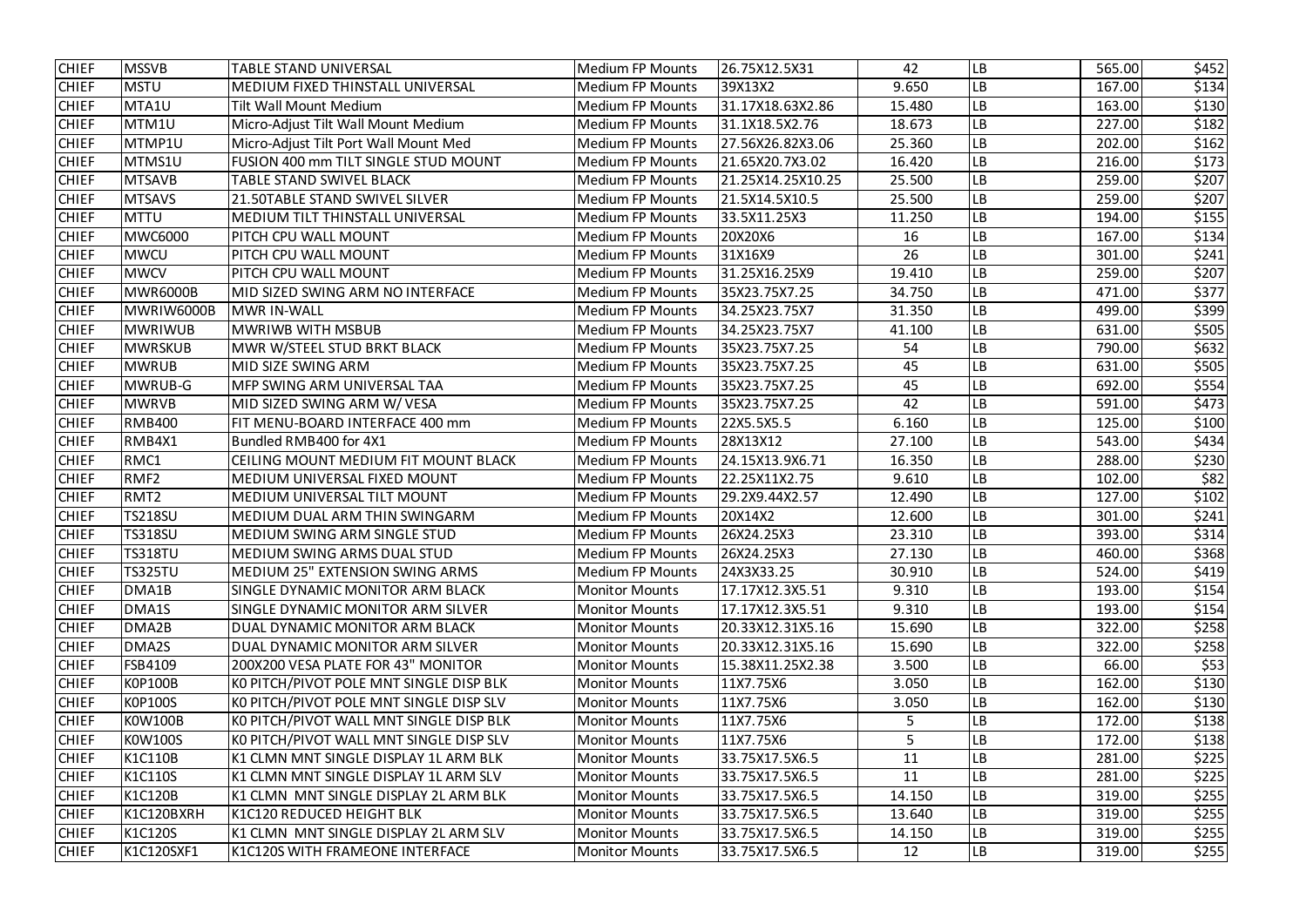| CHIEF | MSSVB | TABLE STAND UNIVERSAL | Medium FP Mounts | 26.75X12.5X31 | 42 | LB | 565.00 | $452 |
|---|---|---|---|---|---|---|---|---|
| CHIEF | MSTU | MEDIUM FIXED THINSTALL UNIVERSAL | Medium FP Mounts | 39X13X2 | 9.650 | LB | 167.00 | $134 |
| CHIEF | MTA1U | Tilt Wall Mount Medium | Medium FP Mounts | 31.17X18.63X2.86 | 15.480 | LB | 163.00 | $130 |
| CHIEF | MTM1U | Micro-Adjust Tilt Wall Mount Medium | Medium FP Mounts | 31.1X18.5X2.76 | 18.673 | LB | 227.00 | $182 |
| CHIEF | MTMP1U | Micro-Adjust Tilt Port Wall Mount Med | Medium FP Mounts | 27.56X26.82X3.06 | 25.360 | LB | 202.00 | $162 |
| CHIEF | MTMS1U | FUSION 400 mm TILT SINGLE STUD MOUNT | Medium FP Mounts | 21.65X20.7X3.02 | 16.420 | LB | 216.00 | $173 |
| CHIEF | MTSAVB | TABLE STAND SWIVEL BLACK | Medium FP Mounts | 21.25X14.25X10.25 | 25.500 | LB | 259.00 | $207 |
| CHIEF | MTSAVS | 21.50TABLE STAND SWIVEL SILVER | Medium FP Mounts | 21.5X14.5X10.5 | 25.500 | LB | 259.00 | $207 |
| CHIEF | MTTU | MEDIUM TILT THINSTALL UNIVERSAL | Medium FP Mounts | 33.5X11.25X3 | 11.250 | LB | 194.00 | $155 |
| CHIEF | MWC6000 | PITCH CPU WALL MOUNT | Medium FP Mounts | 20X20X6 | 16 | LB | 167.00 | $134 |
| CHIEF | MWCU | PITCH CPU WALL MOUNT | Medium FP Mounts | 31X16X9 | 26 | LB | 301.00 | $241 |
| CHIEF | MWCV | PITCH CPU WALL MOUNT | Medium FP Mounts | 31.25X16.25X9 | 19.410 | LB | 259.00 | $207 |
| CHIEF | MWR6000B | MID SIZED SWING ARM NO INTERFACE | Medium FP Mounts | 35X23.75X7.25 | 34.750 | LB | 471.00 | $377 |
| CHIEF | MWRIW6000B | MWR IN-WALL | Medium FP Mounts | 34.25X23.75X7 | 31.350 | LB | 499.00 | $399 |
| CHIEF | MWRIWUB | MWRIWB WITH MSBUB | Medium FP Mounts | 34.25X23.75X7 | 41.100 | LB | 631.00 | $505 |
| CHIEF | MWRSKUB | MWR W/STEEL STUD BRKT BLACK | Medium FP Mounts | 35X23.75X7.25 | 54 | LB | 790.00 | $632 |
| CHIEF | MWRUB | MID SIZE SWING ARM | Medium FP Mounts | 35X23.75X7.25 | 45 | LB | 631.00 | $505 |
| CHIEF | MWRUB-G | MFP SWING ARM UNIVERSAL TAA | Medium FP Mounts | 35X23.75X7.25 | 45 | LB | 692.00 | $554 |
| CHIEF | MWRVB | MID SIZED SWING ARM W/ VESA | Medium FP Mounts | 35X23.75X7.25 | 42 | LB | 591.00 | $473 |
| CHIEF | RMB400 | FIT MENU-BOARD INTERFACE 400 mm | Medium FP Mounts | 22X5.5X5.5 | 6.160 | LB | 125.00 | $100 |
| CHIEF | RMB4X1 | Bundled RMB400 for 4X1 | Medium FP Mounts | 28X13X12 | 27.100 | LB | 543.00 | $434 |
| CHIEF | RMC1 | CEILING MOUNT MEDIUM FIT MOUNT BLACK | Medium FP Mounts | 24.15X13.9X6.71 | 16.350 | LB | 288.00 | $230 |
| CHIEF | RMF2 | MEDIUM UNIVERSAL FIXED MOUNT | Medium FP Mounts | 22.25X11X2.75 | 9.610 | LB | 102.00 | $82 |
| CHIEF | RMT2 | MEDIUM UNIVERSAL TILT MOUNT | Medium FP Mounts | 29.2X9.44X2.57 | 12.490 | LB | 127.00 | $102 |
| CHIEF | TS218SU | MEDIUM DUAL ARM THIN SWINGARM | Medium FP Mounts | 20X14X2 | 12.600 | LB | 301.00 | $241 |
| CHIEF | TS318SU | MEDIUM SWING ARM SINGLE STUD | Medium FP Mounts | 26X24.25X3 | 23.310 | LB | 393.00 | $314 |
| CHIEF | TS318TU | MEDIUM SWING ARMS DUAL STUD | Medium FP Mounts | 26X24.25X3 | 27.130 | LB | 460.00 | $368 |
| CHIEF | TS325TU | MEDIUM 25" EXTENSION SWING ARMS | Medium FP Mounts | 24X3X33.25 | 30.910 | LB | 524.00 | $419 |
| CHIEF | DMA1B | SINGLE DYNAMIC MONITOR ARM BLACK | Monitor Mounts | 17.17X12.3X5.51 | 9.310 | LB | 193.00 | $154 |
| CHIEF | DMA1S | SINGLE DYNAMIC MONITOR ARM SILVER | Monitor Mounts | 17.17X12.3X5.51 | 9.310 | LB | 193.00 | $154 |
| CHIEF | DMA2B | DUAL DYNAMIC MONITOR ARM BLACK | Monitor Mounts | 20.33X12.31X5.16 | 15.690 | LB | 322.00 | $258 |
| CHIEF | DMA2S | DUAL DYNAMIC MONITOR ARM SILVER | Monitor Mounts | 20.33X12.31X5.16 | 15.690 | LB | 322.00 | $258 |
| CHIEF | FSB4109 | 200X200 VESA PLATE FOR 43" MONITOR | Monitor Mounts | 15.38X11.25X2.38 | 3.500 | LB | 66.00 | $53 |
| CHIEF | K0P100B | K0 PITCH/PIVOT POLE MNT SINGLE DISP BLK | Monitor Mounts | 11X7.75X6 | 3.050 | LB | 162.00 | $130 |
| CHIEF | K0P100S | K0 PITCH/PIVOT POLE MNT SINGLE DISP SLV | Monitor Mounts | 11X7.75X6 | 3.050 | LB | 162.00 | $130 |
| CHIEF | K0W100B | K0 PITCH/PIVOT WALL MNT SINGLE DISP BLK | Monitor Mounts | 11X7.75X6 | 5 | LB | 172.00 | $138 |
| CHIEF | K0W100S | K0 PITCH/PIVOT WALL MNT SINGLE DISP SLV | Monitor Mounts | 11X7.75X6 | 5 | LB | 172.00 | $138 |
| CHIEF | K1C110B | K1 CLMN MNT SINGLE DISPLAY 1L ARM BLK | Monitor Mounts | 33.75X17.5X6.5 | 11 | LB | 281.00 | $225 |
| CHIEF | K1C110S | K1 CLMN MNT SINGLE DISPLAY 1L ARM SLV | Monitor Mounts | 33.75X17.5X6.5 | 11 | LB | 281.00 | $225 |
| CHIEF | K1C120B | K1 CLMN MNT SINGLE DISPLAY 2L ARM BLK | Monitor Mounts | 33.75X17.5X6.5 | 14.150 | LB | 319.00 | $255 |
| CHIEF | K1C120BXRH | K1C120 REDUCED HEIGHT BLK | Monitor Mounts | 33.75X17.5X6.5 | 13.640 | LB | 319.00 | $255 |
| CHIEF | K1C120S | K1 CLMN MNT SINGLE DISPLAY 2L ARM SLV | Monitor Mounts | 33.75X17.5X6.5 | 14.150 | LB | 319.00 | $255 |
| CHIEF | K1C120SXF1 | K1C120S WITH FRAMEONE INTERFACE | Monitor Mounts | 33.75X17.5X6.5 | 12 | LB | 319.00 | $255 |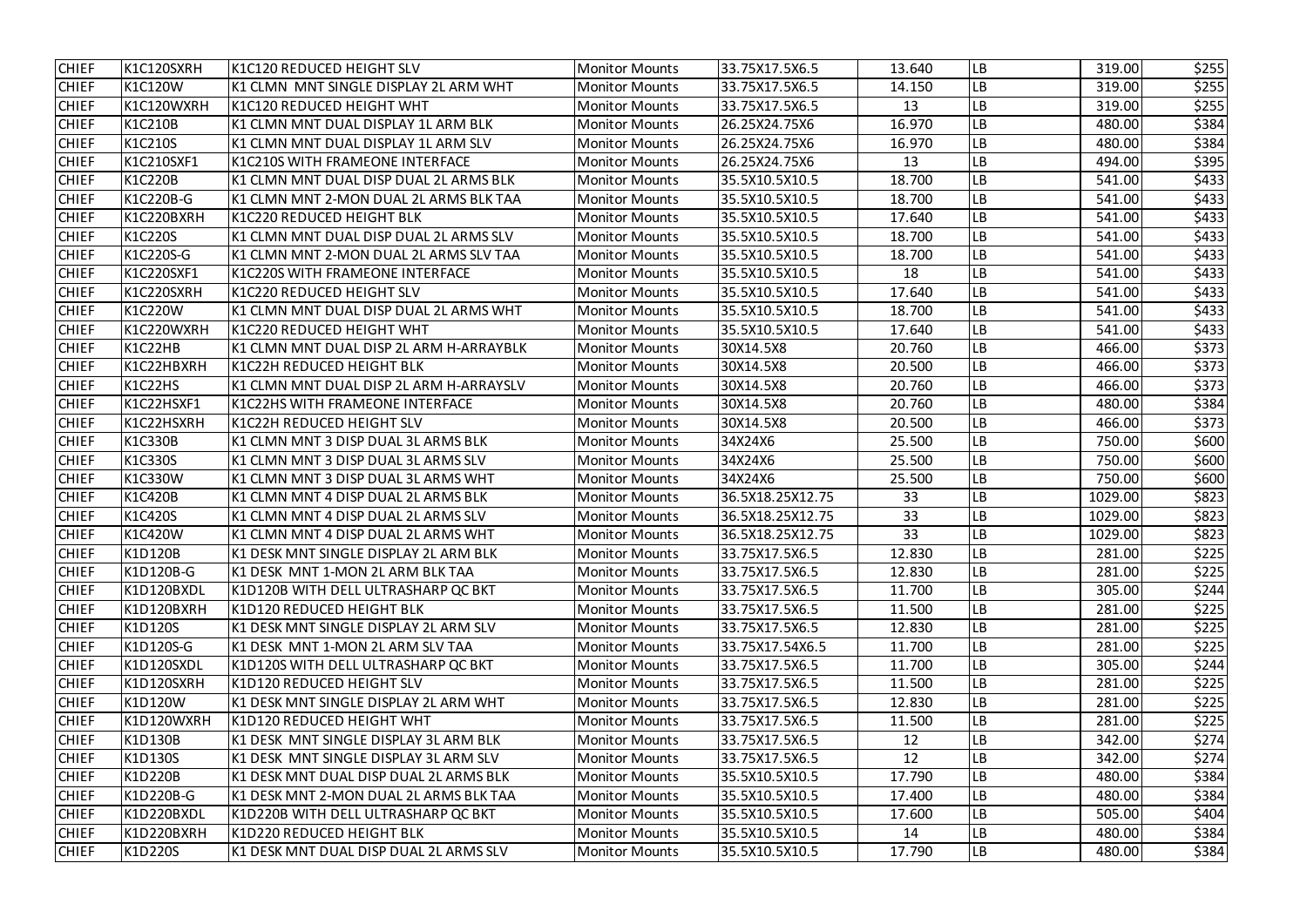| CHIEF | K1C120SXRH | K1C120 REDUCED HEIGHT SLV | Monitor Mounts | 33.75X17.5X6.5 | 13.640 | LB | 319.00 | $255 |
|---|---|---|---|---|---|---|---|---|
| CHIEF | K1C120W | K1 CLMN MNT SINGLE DISPLAY 2L ARM WHT | Monitor Mounts | 33.75X17.5X6.5 | 14.150 | LB | 319.00 | $255 |
| CHIEF | K1C120WXRH | K1C120 REDUCED HEIGHT WHT | Monitor Mounts | 33.75X17.5X6.5 | 13 | LB | 319.00 | $255 |
| CHIEF | K1C210B | K1 CLMN MNT DUAL DISPLAY 1L ARM BLK | Monitor Mounts | 26.25X24.75X6 | 16.970 | LB | 480.00 | $384 |
| CHIEF | K1C210S | K1 CLMN MNT DUAL DISPLAY 1L ARM SLV | Monitor Mounts | 26.25X24.75X6 | 16.970 | LB | 480.00 | $384 |
| CHIEF | K1C210SXF1 | K1C210S WITH FRAMEONE INTERFACE | Monitor Mounts | 26.25X24.75X6 | 13 | LB | 494.00 | $395 |
| CHIEF | K1C220B | K1 CLMN MNT DUAL DISP DUAL 2L ARMS BLK | Monitor Mounts | 35.5X10.5X10.5 | 18.700 | LB | 541.00 | $433 |
| CHIEF | K1C220B-G | K1 CLMN MNT 2-MON DUAL 2L ARMS BLK TAA | Monitor Mounts | 35.5X10.5X10.5 | 18.700 | LB | 541.00 | $433 |
| CHIEF | K1C220BXRH | K1C220 REDUCED HEIGHT BLK | Monitor Mounts | 35.5X10.5X10.5 | 17.640 | LB | 541.00 | $433 |
| CHIEF | K1C220S | K1 CLMN MNT DUAL DISP DUAL 2L ARMS SLV | Monitor Mounts | 35.5X10.5X10.5 | 18.700 | LB | 541.00 | $433 |
| CHIEF | K1C220S-G | K1 CLMN MNT 2-MON DUAL 2L ARMS SLV TAA | Monitor Mounts | 35.5X10.5X10.5 | 18.700 | LB | 541.00 | $433 |
| CHIEF | K1C220SXF1 | K1C220S WITH FRAMEONE INTERFACE | Monitor Mounts | 35.5X10.5X10.5 | 18 | LB | 541.00 | $433 |
| CHIEF | K1C220SXRH | K1C220 REDUCED HEIGHT SLV | Monitor Mounts | 35.5X10.5X10.5 | 17.640 | LB | 541.00 | $433 |
| CHIEF | K1C220W | K1 CLMN MNT DUAL DISP DUAL 2L ARMS WHT | Monitor Mounts | 35.5X10.5X10.5 | 18.700 | LB | 541.00 | $433 |
| CHIEF | K1C220WXRH | K1C220 REDUCED HEIGHT WHT | Monitor Mounts | 35.5X10.5X10.5 | 17.640 | LB | 541.00 | $433 |
| CHIEF | K1C22HB | K1 CLMN MNT DUAL DISP 2L ARM H-ARRAYBLK | Monitor Mounts | 30X14.5X8 | 20.760 | LB | 466.00 | $373 |
| CHIEF | K1C22HBXRH | K1C22H REDUCED HEIGHT BLK | Monitor Mounts | 30X14.5X8 | 20.500 | LB | 466.00 | $373 |
| CHIEF | K1C22HS | K1 CLMN MNT DUAL DISP 2L ARM H-ARRAYSLV | Monitor Mounts | 30X14.5X8 | 20.760 | LB | 466.00 | $373 |
| CHIEF | K1C22HSXF1 | K1C22HS WITH FRAMEONE INTERFACE | Monitor Mounts | 30X14.5X8 | 20.760 | LB | 480.00 | $384 |
| CHIEF | K1C22HSXRH | K1C22H REDUCED HEIGHT SLV | Monitor Mounts | 30X14.5X8 | 20.500 | LB | 466.00 | $373 |
| CHIEF | K1C330B | K1 CLMN MNT 3 DISP DUAL 3L ARMS BLK | Monitor Mounts | 34X24X6 | 25.500 | LB | 750.00 | $600 |
| CHIEF | K1C330S | K1 CLMN MNT 3 DISP DUAL 3L ARMS SLV | Monitor Mounts | 34X24X6 | 25.500 | LB | 750.00 | $600 |
| CHIEF | K1C330W | K1 CLMN MNT 3 DISP DUAL 3L ARMS WHT | Monitor Mounts | 34X24X6 | 25.500 | LB | 750.00 | $600 |
| CHIEF | K1C420B | K1 CLMN MNT 4 DISP DUAL 2L ARMS BLK | Monitor Mounts | 36.5X18.25X12.75 | 33 | LB | 1029.00 | $823 |
| CHIEF | K1C420S | K1 CLMN MNT 4 DISP DUAL 2L ARMS SLV | Monitor Mounts | 36.5X18.25X12.75 | 33 | LB | 1029.00 | $823 |
| CHIEF | K1C420W | K1 CLMN MNT 4 DISP DUAL 2L ARMS WHT | Monitor Mounts | 36.5X18.25X12.75 | 33 | LB | 1029.00 | $823 |
| CHIEF | K1D120B | K1 DESK MNT SINGLE DISPLAY 2L ARM BLK | Monitor Mounts | 33.75X17.5X6.5 | 12.830 | LB | 281.00 | $225 |
| CHIEF | K1D120B-G | K1 DESK MNT 1-MON 2L ARM BLK TAA | Monitor Mounts | 33.75X17.5X6.5 | 12.830 | LB | 281.00 | $225 |
| CHIEF | K1D120BXDL | K1D120B WITH DELL ULTRASHARP QC BKT | Monitor Mounts | 33.75X17.5X6.5 | 11.700 | LB | 305.00 | $244 |
| CHIEF | K1D120BXRH | K1D120 REDUCED HEIGHT BLK | Monitor Mounts | 33.75X17.5X6.5 | 11.500 | LB | 281.00 | $225 |
| CHIEF | K1D120S | K1 DESK MNT SINGLE DISPLAY 2L ARM SLV | Monitor Mounts | 33.75X17.5X6.5 | 12.830 | LB | 281.00 | $225 |
| CHIEF | K1D120S-G | K1 DESK MNT 1-MON 2L ARM SLV TAA | Monitor Mounts | 33.75X17.54X6.5 | 11.700 | LB | 281.00 | $225 |
| CHIEF | K1D120SXDL | K1D120S WITH DELL ULTRASHARP QC BKT | Monitor Mounts | 33.75X17.5X6.5 | 11.700 | LB | 305.00 | $244 |
| CHIEF | K1D120SXRH | K1D120 REDUCED HEIGHT SLV | Monitor Mounts | 33.75X17.5X6.5 | 11.500 | LB | 281.00 | $225 |
| CHIEF | K1D120W | K1 DESK MNT SINGLE DISPLAY 2L ARM WHT | Monitor Mounts | 33.75X17.5X6.5 | 12.830 | LB | 281.00 | $225 |
| CHIEF | K1D120WXRH | K1D120 REDUCED HEIGHT WHT | Monitor Mounts | 33.75X17.5X6.5 | 11.500 | LB | 281.00 | $225 |
| CHIEF | K1D130B | K1 DESK MNT SINGLE DISPLAY 3L ARM BLK | Monitor Mounts | 33.75X17.5X6.5 | 12 | LB | 342.00 | $274 |
| CHIEF | K1D130S | K1 DESK MNT SINGLE DISPLAY 3L ARM SLV | Monitor Mounts | 33.75X17.5X6.5 | 12 | LB | 342.00 | $274 |
| CHIEF | K1D220B | K1 DESK MNT DUAL DISP DUAL 2L ARMS BLK | Monitor Mounts | 35.5X10.5X10.5 | 17.790 | LB | 480.00 | $384 |
| CHIEF | K1D220B-G | K1 DESK MNT 2-MON DUAL 2L ARMS BLK TAA | Monitor Mounts | 35.5X10.5X10.5 | 17.400 | LB | 480.00 | $384 |
| CHIEF | K1D220BXDL | K1D220B WITH DELL ULTRASHARP QC BKT | Monitor Mounts | 35.5X10.5X10.5 | 17.600 | LB | 505.00 | $404 |
| CHIEF | K1D220BXRH | K1D220 REDUCED HEIGHT BLK | Monitor Mounts | 35.5X10.5X10.5 | 14 | LB | 480.00 | $384 |
| CHIEF | K1D220S | K1 DESK MNT DUAL DISP DUAL 2L ARMS SLV | Monitor Mounts | 35.5X10.5X10.5 | 17.790 | LB | 480.00 | $384 |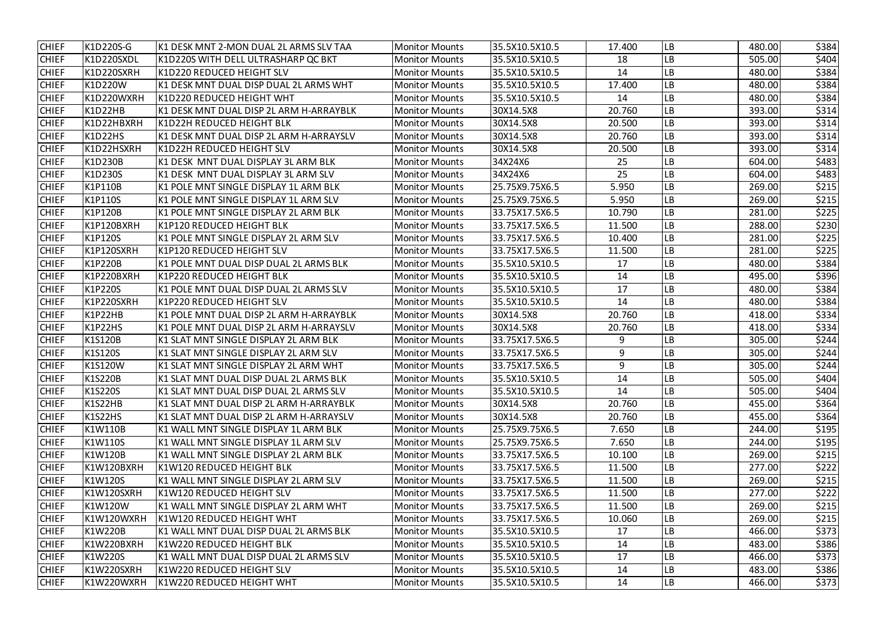| | | | | | | | | |
|---|---|---|---|---|---|---|---|---|
| CHIEF | K1D220S-G | K1 DESK MNT 2-MON DUAL 2L ARMS SLV TAA | Monitor Mounts | 35.5X10.5X10.5 | 17.400 | LB | 480.00 | $384 |
| CHIEF | K1D220SXDL | K1D220S WITH DELL ULTRASHARP QC BKT | Monitor Mounts | 35.5X10.5X10.5 | 18 | LB | 505.00 | $404 |
| CHIEF | K1D220SXRH | K1D220 REDUCED HEIGHT SLV | Monitor Mounts | 35.5X10.5X10.5 | 14 | LB | 480.00 | $384 |
| CHIEF | K1D220W | K1 DESK MNT DUAL DISP DUAL 2L ARMS WHT | Monitor Mounts | 35.5X10.5X10.5 | 17.400 | LB | 480.00 | $384 |
| CHIEF | K1D220WXRH | K1D220 REDUCED HEIGHT WHT | Monitor Mounts | 35.5X10.5X10.5 | 14 | LB | 480.00 | $384 |
| CHIEF | K1D22HB | K1 DESK MNT DUAL DISP 2L ARM H-ARRAYBLK | Monitor Mounts | 30X14.5X8 | 20.760 | LB | 393.00 | $314 |
| CHIEF | K1D22HBXRH | K1D22H REDUCED HEIGHT BLK | Monitor Mounts | 30X14.5X8 | 20.500 | LB | 393.00 | $314 |
| CHIEF | K1D22HS | K1 DESK MNT DUAL DISP 2L ARM H-ARRAYSLV | Monitor Mounts | 30X14.5X8 | 20.760 | LB | 393.00 | $314 |
| CHIEF | K1D22HSXRH | K1D22H REDUCED HEIGHT SLV | Monitor Mounts | 30X14.5X8 | 20.500 | LB | 393.00 | $314 |
| CHIEF | K1D230B | K1 DESK MNT DUAL DISPLAY 3L ARM BLK | Monitor Mounts | 34X24X6 | 25 | LB | 604.00 | $483 |
| CHIEF | K1D230S | K1 DESK MNT DUAL DISPLAY 3L ARM SLV | Monitor Mounts | 34X24X6 | 25 | LB | 604.00 | $483 |
| CHIEF | K1P110B | K1 POLE MNT SINGLE DISPLAY 1L ARM BLK | Monitor Mounts | 25.75X9.75X6.5 | 5.950 | LB | 269.00 | $215 |
| CHIEF | K1P110S | K1 POLE MNT SINGLE DISPLAY 1L ARM SLV | Monitor Mounts | 25.75X9.75X6.5 | 5.950 | LB | 269.00 | $215 |
| CHIEF | K1P120B | K1 POLE MNT SINGLE DISPLAY 2L ARM BLK | Monitor Mounts | 33.75X17.5X6.5 | 10.790 | LB | 281.00 | $225 |
| CHIEF | K1P120BXRH | K1P120 REDUCED HEIGHT BLK | Monitor Mounts | 33.75X17.5X6.5 | 11.500 | LB | 288.00 | $230 |
| CHIEF | K1P120S | K1 POLE MNT SINGLE DISPLAY 2L ARM SLV | Monitor Mounts | 33.75X17.5X6.5 | 10.400 | LB | 281.00 | $225 |
| CHIEF | K1P120SXRH | K1P120 REDUCED HEIGHT SLV | Monitor Mounts | 33.75X17.5X6.5 | 11.500 | LB | 281.00 | $225 |
| CHIEF | K1P220B | K1 POLE MNT DUAL DISP DUAL 2L ARMS BLK | Monitor Mounts | 35.5X10.5X10.5 | 17 | LB | 480.00 | $384 |
| CHIEF | K1P220BXRH | K1P220 REDUCED HEIGHT BLK | Monitor Mounts | 35.5X10.5X10.5 | 14 | LB | 495.00 | $396 |
| CHIEF | K1P220S | K1 POLE MNT DUAL DISP DUAL 2L ARMS SLV | Monitor Mounts | 35.5X10.5X10.5 | 17 | LB | 480.00 | $384 |
| CHIEF | K1P220SXRH | K1P220 REDUCED HEIGHT SLV | Monitor Mounts | 35.5X10.5X10.5 | 14 | LB | 480.00 | $384 |
| CHIEF | K1P22HB | K1 POLE MNT DUAL DISP 2L ARM H-ARRAYBLK | Monitor Mounts | 30X14.5X8 | 20.760 | LB | 418.00 | $334 |
| CHIEF | K1P22HS | K1 POLE MNT DUAL DISP 2L ARM H-ARRAYSLV | Monitor Mounts | 30X14.5X8 | 20.760 | LB | 418.00 | $334 |
| CHIEF | K1S120B | K1 SLAT MNT SINGLE DISPLAY 2L ARM BLK | Monitor Mounts | 33.75X17.5X6.5 | 9 | LB | 305.00 | $244 |
| CHIEF | K1S120S | K1 SLAT MNT SINGLE DISPLAY 2L ARM SLV | Monitor Mounts | 33.75X17.5X6.5 | 9 | LB | 305.00 | $244 |
| CHIEF | K1S120W | K1 SLAT MNT SINGLE DISPLAY 2L ARM WHT | Monitor Mounts | 33.75X17.5X6.5 | 9 | LB | 305.00 | $244 |
| CHIEF | K1S220B | K1 SLAT MNT DUAL DISP DUAL 2L ARMS BLK | Monitor Mounts | 35.5X10.5X10.5 | 14 | LB | 505.00 | $404 |
| CHIEF | K1S220S | K1 SLAT MNT DUAL DISP DUAL 2L ARMS SLV | Monitor Mounts | 35.5X10.5X10.5 | 14 | LB | 505.00 | $404 |
| CHIEF | K1S22HB | K1 SLAT MNT DUAL DISP 2L ARM H-ARRAYBLK | Monitor Mounts | 30X14.5X8 | 20.760 | LB | 455.00 | $364 |
| CHIEF | K1S22HS | K1 SLAT MNT DUAL DISP 2L ARM H-ARRAYSLV | Monitor Mounts | 30X14.5X8 | 20.760 | LB | 455.00 | $364 |
| CHIEF | K1W110B | K1 WALL MNT SINGLE DISPLAY 1L ARM BLK | Monitor Mounts | 25.75X9.75X6.5 | 7.650 | LB | 244.00 | $195 |
| CHIEF | K1W110S | K1 WALL MNT SINGLE DISPLAY 1L ARM SLV | Monitor Mounts | 25.75X9.75X6.5 | 7.650 | LB | 244.00 | $195 |
| CHIEF | K1W120B | K1 WALL MNT SINGLE DISPLAY 2L ARM BLK | Monitor Mounts | 33.75X17.5X6.5 | 10.100 | LB | 269.00 | $215 |
| CHIEF | K1W120BXRH | K1W120 REDUCED HEIGHT BLK | Monitor Mounts | 33.75X17.5X6.5 | 11.500 | LB | 277.00 | $222 |
| CHIEF | K1W120S | K1 WALL MNT SINGLE DISPLAY 2L ARM SLV | Monitor Mounts | 33.75X17.5X6.5 | 11.500 | LB | 269.00 | $215 |
| CHIEF | K1W120SXRH | K1W120 REDUCED HEIGHT SLV | Monitor Mounts | 33.75X17.5X6.5 | 11.500 | LB | 277.00 | $222 |
| CHIEF | K1W120W | K1 WALL MNT SINGLE DISPLAY 2L ARM WHT | Monitor Mounts | 33.75X17.5X6.5 | 11.500 | LB | 269.00 | $215 |
| CHIEF | K1W120WXRH | K1W120 REDUCED HEIGHT WHT | Monitor Mounts | 33.75X17.5X6.5 | 10.060 | LB | 269.00 | $215 |
| CHIEF | K1W220B | K1 WALL MNT DUAL DISP DUAL 2L ARMS BLK | Monitor Mounts | 35.5X10.5X10.5 | 17 | LB | 466.00 | $373 |
| CHIEF | K1W220BXRH | K1W220 REDUCED HEIGHT BLK | Monitor Mounts | 35.5X10.5X10.5 | 14 | LB | 483.00 | $386 |
| CHIEF | K1W220S | K1 WALL MNT DUAL DISP DUAL 2L ARMS SLV | Monitor Mounts | 35.5X10.5X10.5 | 17 | LB | 466.00 | $373 |
| CHIEF | K1W220SXRH | K1W220 REDUCED HEIGHT SLV | Monitor Mounts | 35.5X10.5X10.5 | 14 | LB | 483.00 | $386 |
| CHIEF | K1W220WXRH | K1W220 REDUCED HEIGHT WHT | Monitor Mounts | 35.5X10.5X10.5 | 14 | LB | 466.00 | $373 |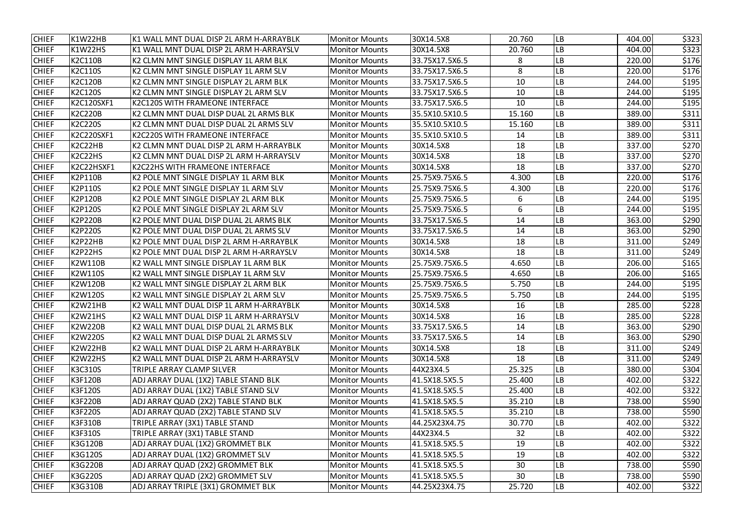| | | | | | | | | |
|---|---|---|---|---|---|---|---|---|
| CHIEF | K1W22HB | K1 WALL MNT DUAL DISP 2L ARM H-ARRAYBLK | Monitor Mounts | 30X14.5X8 | 20.760 | LB | 404.00 | $323 |
| CHIEF | K1W22HS | K1 WALL MNT DUAL DISP 2L ARM H-ARRAYSLV | Monitor Mounts | 30X14.5X8 | 20.760 | LB | 404.00 | $323 |
| CHIEF | K2C110B | K2 CLMN MNT SINGLE DISPLAY 1L ARM BLK | Monitor Mounts | 33.75X17.5X6.5 | 8 | LB | 220.00 | $176 |
| CHIEF | K2C110S | K2 CLMN MNT SINGLE DISPLAY 1L ARM SLV | Monitor Mounts | 33.75X17.5X6.5 | 8 | LB | 220.00 | $176 |
| CHIEF | K2C120B | K2 CLMN MNT SINGLE DISPLAY 2L ARM BLK | Monitor Mounts | 33.75X17.5X6.5 | 10 | LB | 244.00 | $195 |
| CHIEF | K2C120S | K2 CLMN MNT SINGLE DISPLAY 2L ARM SLV | Monitor Mounts | 33.75X17.5X6.5 | 10 | LB | 244.00 | $195 |
| CHIEF | K2C120SXF1 | K2C120S WITH FRAMEONE INTERFACE | Monitor Mounts | 33.75X17.5X6.5 | 10 | LB | 244.00 | $195 |
| CHIEF | K2C220B | K2 CLMN MNT DUAL DISP DUAL 2L ARMS BLK | Monitor Mounts | 35.5X10.5X10.5 | 15.160 | LB | 389.00 | $311 |
| CHIEF | K2C220S | K2 CLMN MNT DUAL DISP DUAL 2L ARMS SLV | Monitor Mounts | 35.5X10.5X10.5 | 15.160 | LB | 389.00 | $311 |
| CHIEF | K2C220SXF1 | K2C220S WITH FRAMEONE INTERFACE | Monitor Mounts | 35.5X10.5X10.5 | 14 | LB | 389.00 | $311 |
| CHIEF | K2C22HB | K2 CLMN MNT DUAL DISP 2L ARM H-ARRAYBLK | Monitor Mounts | 30X14.5X8 | 18 | LB | 337.00 | $270 |
| CHIEF | K2C22HS | K2 CLMN MNT DUAL DISP 2L ARM H-ARRAYSLV | Monitor Mounts | 30X14.5X8 | 18 | LB | 337.00 | $270 |
| CHIEF | K2C22HSXF1 | K2C22HS WITH FRAMEONE INTERFACE | Monitor Mounts | 30X14.5X8 | 18 | LB | 337.00 | $270 |
| CHIEF | K2P110B | K2 POLE MNT SINGLE DISPLAY 1L ARM BLK | Monitor Mounts | 25.75X9.75X6.5 | 4.300 | LB | 220.00 | $176 |
| CHIEF | K2P110S | K2 POLE MNT SINGLE DISPLAY 1L ARM SLV | Monitor Mounts | 25.75X9.75X6.5 | 4.300 | LB | 220.00 | $176 |
| CHIEF | K2P120B | K2 POLE MNT SINGLE DISPLAY 2L ARM BLK | Monitor Mounts | 25.75X9.75X6.5 | 6 | LB | 244.00 | $195 |
| CHIEF | K2P120S | K2 POLE MNT SINGLE DISPLAY 2L ARM SLV | Monitor Mounts | 25.75X9.75X6.5 | 6 | LB | 244.00 | $195 |
| CHIEF | K2P220B | K2 POLE MNT DUAL DISP DUAL 2L ARMS BLK | Monitor Mounts | 33.75X17.5X6.5 | 14 | LB | 363.00 | $290 |
| CHIEF | K2P220S | K2 POLE MNT DUAL DISP DUAL 2L ARMS SLV | Monitor Mounts | 33.75X17.5X6.5 | 14 | LB | 363.00 | $290 |
| CHIEF | K2P22HB | K2 POLE MNT DUAL DISP 2L ARM H-ARRAYBLK | Monitor Mounts | 30X14.5X8 | 18 | LB | 311.00 | $249 |
| CHIEF | K2P22HS | K2 POLE MNT DUAL DISP 2L ARM H-ARRAYSLV | Monitor Mounts | 30X14.5X8 | 18 | LB | 311.00 | $249 |
| CHIEF | K2W110B | K2 WALL MNT SINGLE DISPLAY 1L ARM BLK | Monitor Mounts | 25.75X9.75X6.5 | 4.650 | LB | 206.00 | $165 |
| CHIEF | K2W110S | K2 WALL MNT SINGLE DISPLAY 1L ARM SLV | Monitor Mounts | 25.75X9.75X6.5 | 4.650 | LB | 206.00 | $165 |
| CHIEF | K2W120B | K2 WALL MNT SINGLE DISPLAY 2L ARM BLK | Monitor Mounts | 25.75X9.75X6.5 | 5.750 | LB | 244.00 | $195 |
| CHIEF | K2W120S | K2 WALL MNT SINGLE DISPLAY 2L ARM SLV | Monitor Mounts | 25.75X9.75X6.5 | 5.750 | LB | 244.00 | $195 |
| CHIEF | K2W21HB | K2 WALL MNT DUAL DISP 1L ARM H-ARRAYBLK | Monitor Mounts | 30X14.5X8 | 16 | LB | 285.00 | $228 |
| CHIEF | K2W21HS | K2 WALL MNT DUAL DISP 1L ARM H-ARRAYSLV | Monitor Mounts | 30X14.5X8 | 16 | LB | 285.00 | $228 |
| CHIEF | K2W220B | K2 WALL MNT DUAL DISP DUAL 2L ARMS BLK | Monitor Mounts | 33.75X17.5X6.5 | 14 | LB | 363.00 | $290 |
| CHIEF | K2W220S | K2 WALL MNT DUAL DISP DUAL 2L ARMS SLV | Monitor Mounts | 33.75X17.5X6.5 | 14 | LB | 363.00 | $290 |
| CHIEF | K2W22HB | K2 WALL MNT DUAL DISP 2L ARM H-ARRAYBLK | Monitor Mounts | 30X14.5X8 | 18 | LB | 311.00 | $249 |
| CHIEF | K2W22HS | K2 WALL MNT DUAL DISP 2L ARM H-ARRAYSLV | Monitor Mounts | 30X14.5X8 | 18 | LB | 311.00 | $249 |
| CHIEF | K3C310S | TRIPLE ARRAY CLAMP SILVER | Monitor Mounts | 44X23X4.5 | 25.325 | LB | 380.00 | $304 |
| CHIEF | K3F120B | ADJ ARRAY DUAL (1X2) TABLE STAND BLK | Monitor Mounts | 41.5X18.5X5.5 | 25.400 | LB | 402.00 | $322 |
| CHIEF | K3F120S | ADJ ARRAY DUAL (1X2) TABLE STAND SLV | Monitor Mounts | 41.5X18.5X5.5 | 25.400 | LB | 402.00 | $322 |
| CHIEF | K3F220B | ADJ ARRAY QUAD (2X2) TABLE STAND BLK | Monitor Mounts | 41.5X18.5X5.5 | 35.210 | LB | 738.00 | $590 |
| CHIEF | K3F220S | ADJ ARRAY QUAD (2X2) TABLE STAND SLV | Monitor Mounts | 41.5X18.5X5.5 | 35.210 | LB | 738.00 | $590 |
| CHIEF | K3F310B | TRIPLE ARRAY (3X1) TABLE STAND | Monitor Mounts | 44.25X23X4.75 | 30.770 | LB | 402.00 | $322 |
| CHIEF | K3F310S | TRIPLE ARRAY (3X1) TABLE STAND | Monitor Mounts | 44X23X4.5 | 32 | LB | 402.00 | $322 |
| CHIEF | K3G120B | ADJ ARRAY DUAL (1X2) GROMMET BLK | Monitor Mounts | 41.5X18.5X5.5 | 19 | LB | 402.00 | $322 |
| CHIEF | K3G120S | ADJ ARRAY DUAL (1X2) GROMMET SLV | Monitor Mounts | 41.5X18.5X5.5 | 19 | LB | 402.00 | $322 |
| CHIEF | K3G220B | ADJ ARRAY QUAD (2X2) GROMMET BLK | Monitor Mounts | 41.5X18.5X5.5 | 30 | LB | 738.00 | $590 |
| CHIEF | K3G220S | ADJ ARRAY QUAD (2X2) GROMMET SLV | Monitor Mounts | 41.5X18.5X5.5 | 30 | LB | 738.00 | $590 |
| CHIEF | K3G310B | ADJ ARRAY TRIPLE (3X1) GROMMET BLK | Monitor Mounts | 44.25X23X4.75 | 25.720 | LB | 402.00 | $322 |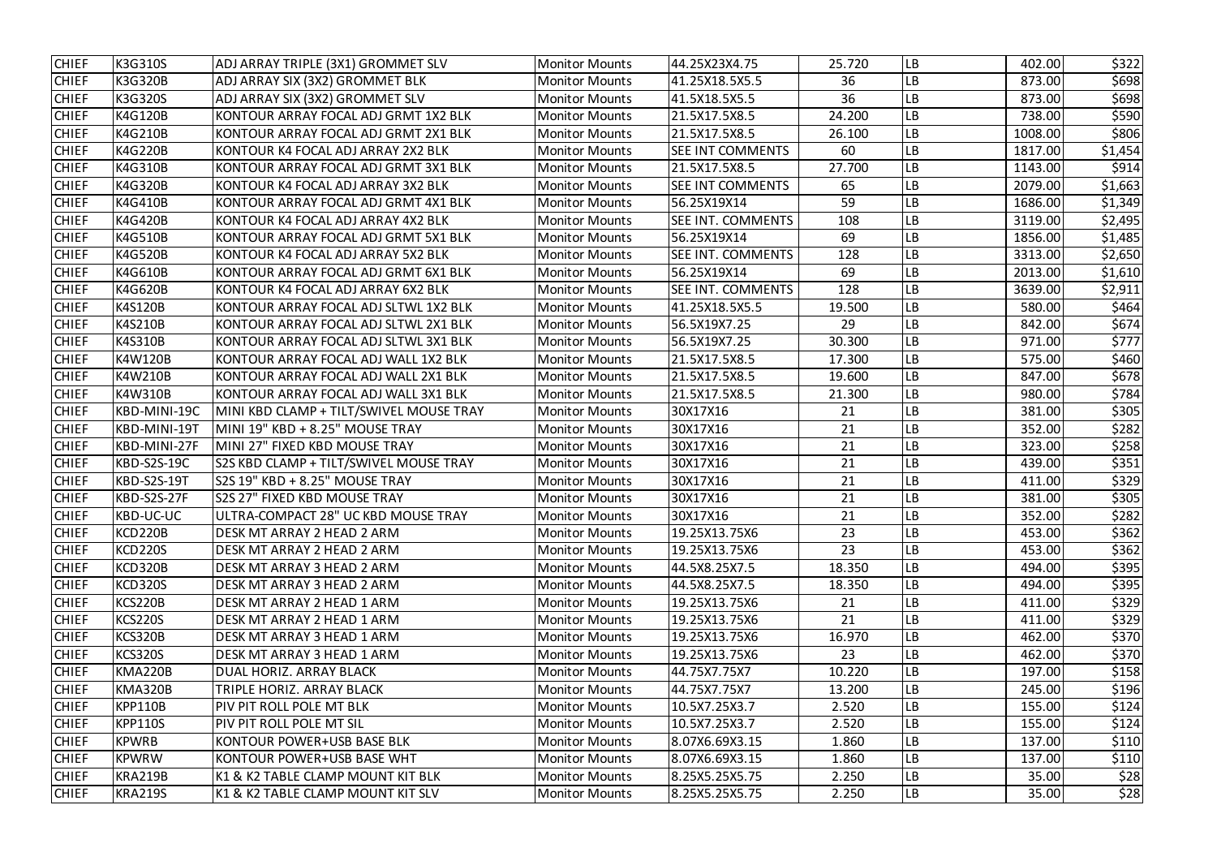| | | | | | | | | |
|---|---|---|---|---|---|---|---|---|
| CHIEF | K3G310S | ADJ ARRAY TRIPLE (3X1) GROMMET SLV | Monitor Mounts | 44.25X23X4.75 | 25.720 | LB | 402.00 | $322 |
| CHIEF | K3G320B | ADJ ARRAY SIX (3X2) GROMMET BLK | Monitor Mounts | 41.25X18.5X5.5 | 36 | LB | 873.00 | $698 |
| CHIEF | K3G320S | ADJ ARRAY SIX (3X2) GROMMET SLV | Monitor Mounts | 41.5X18.5X5.5 | 36 | LB | 873.00 | $698 |
| CHIEF | K4G120B | KONTOUR ARRAY FOCAL ADJ GRMT 1X2 BLK | Monitor Mounts | 21.5X17.5X8.5 | 24.200 | LB | 738.00 | $590 |
| CHIEF | K4G210B | KONTOUR ARRAY FOCAL ADJ GRMT 2X1 BLK | Monitor Mounts | 21.5X17.5X8.5 | 26.100 | LB | 1008.00 | $806 |
| CHIEF | K4G220B | KONTOUR K4 FOCAL ADJ ARRAY 2X2 BLK | Monitor Mounts | SEE INT COMMENTS | 60 | LB | 1817.00 | $1,454 |
| CHIEF | K4G310B | KONTOUR ARRAY FOCAL ADJ GRMT 3X1 BLK | Monitor Mounts | 21.5X17.5X8.5 | 27.700 | LB | 1143.00 | $914 |
| CHIEF | K4G320B | KONTOUR K4 FOCAL ADJ ARRAY 3X2 BLK | Monitor Mounts | SEE INT COMMENTS | 65 | LB | 2079.00 | $1,663 |
| CHIEF | K4G410B | KONTOUR ARRAY FOCAL ADJ GRMT 4X1 BLK | Monitor Mounts | 56.25X19X14 | 59 | LB | 1686.00 | $1,349 |
| CHIEF | K4G420B | KONTOUR K4 FOCAL ADJ ARRAY 4X2 BLK | Monitor Mounts | SEE INT. COMMENTS | 108 | LB | 3119.00 | $2,495 |
| CHIEF | K4G510B | KONTOUR ARRAY FOCAL ADJ GRMT 5X1 BLK | Monitor Mounts | 56.25X19X14 | 69 | LB | 1856.00 | $1,485 |
| CHIEF | K4G520B | KONTOUR K4 FOCAL ADJ ARRAY 5X2 BLK | Monitor Mounts | SEE INT. COMMENTS | 128 | LB | 3313.00 | $2,650 |
| CHIEF | K4G610B | KONTOUR ARRAY FOCAL ADJ GRMT 6X1 BLK | Monitor Mounts | 56.25X19X14 | 69 | LB | 2013.00 | $1,610 |
| CHIEF | K4G620B | KONTOUR K4 FOCAL ADJ ARRAY 6X2 BLK | Monitor Mounts | SEE INT. COMMENTS | 128 | LB | 3639.00 | $2,911 |
| CHIEF | K4S120B | KONTOUR ARRAY FOCAL ADJ SLTWL 1X2 BLK | Monitor Mounts | 41.25X18.5X5.5 | 19.500 | LB | 580.00 | $464 |
| CHIEF | K4S210B | KONTOUR ARRAY FOCAL ADJ SLTWL 2X1 BLK | Monitor Mounts | 56.5X19X7.25 | 29 | LB | 842.00 | $674 |
| CHIEF | K4S310B | KONTOUR ARRAY FOCAL ADJ SLTWL 3X1 BLK | Monitor Mounts | 56.5X19X7.25 | 30.300 | LB | 971.00 | $777 |
| CHIEF | K4W120B | KONTOUR ARRAY FOCAL ADJ WALL 1X2 BLK | Monitor Mounts | 21.5X17.5X8.5 | 17.300 | LB | 575.00 | $460 |
| CHIEF | K4W210B | KONTOUR ARRAY FOCAL ADJ WALL 2X1 BLK | Monitor Mounts | 21.5X17.5X8.5 | 19.600 | LB | 847.00 | $678 |
| CHIEF | K4W310B | KONTOUR ARRAY FOCAL ADJ WALL 3X1 BLK | Monitor Mounts | 21.5X17.5X8.5 | 21.300 | LB | 980.00 | $784 |
| CHIEF | KBD-MINI-19C | MINI KBD CLAMP + TILT/SWIVEL MOUSE TRAY | Monitor Mounts | 30X17X16 | 21 | LB | 381.00 | $305 |
| CHIEF | KBD-MINI-19T | MINI 19" KBD + 8.25" MOUSE TRAY | Monitor Mounts | 30X17X16 | 21 | LB | 352.00 | $282 |
| CHIEF | KBD-MINI-27F | MINI 27" FIXED KBD MOUSE TRAY | Monitor Mounts | 30X17X16 | 21 | LB | 323.00 | $258 |
| CHIEF | KBD-S2S-19C | S2S KBD CLAMP + TILT/SWIVEL MOUSE TRAY | Monitor Mounts | 30X17X16 | 21 | LB | 439.00 | $351 |
| CHIEF | KBD-S2S-19T | S2S 19" KBD + 8.25" MOUSE TRAY | Monitor Mounts | 30X17X16 | 21 | LB | 411.00 | $329 |
| CHIEF | KBD-S2S-27F | S2S 27" FIXED KBD MOUSE TRAY | Monitor Mounts | 30X17X16 | 21 | LB | 381.00 | $305 |
| CHIEF | KBD-UC-UC | ULTRA-COMPACT 28" UC KBD MOUSE TRAY | Monitor Mounts | 30X17X16 | 21 | LB | 352.00 | $282 |
| CHIEF | KCD220B | DESK MT ARRAY 2 HEAD 2 ARM | Monitor Mounts | 19.25X13.75X6 | 23 | LB | 453.00 | $362 |
| CHIEF | KCD220S | DESK MT ARRAY 2 HEAD 2 ARM | Monitor Mounts | 19.25X13.75X6 | 23 | LB | 453.00 | $362 |
| CHIEF | KCD320B | DESK MT ARRAY 3 HEAD 2 ARM | Monitor Mounts | 44.5X8.25X7.5 | 18.350 | LB | 494.00 | $395 |
| CHIEF | KCD320S | DESK MT ARRAY 3 HEAD 2 ARM | Monitor Mounts | 44.5X8.25X7.5 | 18.350 | LB | 494.00 | $395 |
| CHIEF | KCS220B | DESK MT ARRAY 2 HEAD 1 ARM | Monitor Mounts | 19.25X13.75X6 | 21 | LB | 411.00 | $329 |
| CHIEF | KCS220S | DESK MT ARRAY 2 HEAD 1 ARM | Monitor Mounts | 19.25X13.75X6 | 21 | LB | 411.00 | $329 |
| CHIEF | KCS320B | DESK MT ARRAY 3 HEAD 1 ARM | Monitor Mounts | 19.25X13.75X6 | 16.970 | LB | 462.00 | $370 |
| CHIEF | KCS320S | DESK MT ARRAY 3 HEAD 1 ARM | Monitor Mounts | 19.25X13.75X6 | 23 | LB | 462.00 | $370 |
| CHIEF | KMA220B | DUAL HORIZ. ARRAY BLACK | Monitor Mounts | 44.75X7.75X7 | 10.220 | LB | 197.00 | $158 |
| CHIEF | KMA320B | TRIPLE HORIZ. ARRAY BLACK | Monitor Mounts | 44.75X7.75X7 | 13.200 | LB | 245.00 | $196 |
| CHIEF | KPP110B | PIV PIT ROLL POLE MT BLK | Monitor Mounts | 10.5X7.25X3.7 | 2.520 | LB | 155.00 | $124 |
| CHIEF | KPP110S | PIV PIT ROLL POLE MT SIL | Monitor Mounts | 10.5X7.25X3.7 | 2.520 | LB | 155.00 | $124 |
| CHIEF | KPWRB | KONTOUR POWER+USB BASE BLK | Monitor Mounts | 8.07X6.69X3.15 | 1.860 | LB | 137.00 | $110 |
| CHIEF | KPWRW | KONTOUR POWER+USB BASE WHT | Monitor Mounts | 8.07X6.69X3.15 | 1.860 | LB | 137.00 | $110 |
| CHIEF | KRA219B | K1 & K2 TABLE CLAMP MOUNT KIT BLK | Monitor Mounts | 8.25X5.25X5.75 | 2.250 | LB | 35.00 | $28 |
| CHIEF | KRA219S | K1 & K2 TABLE CLAMP MOUNT KIT SLV | Monitor Mounts | 8.25X5.25X5.75 | 2.250 | LB | 35.00 | $28 |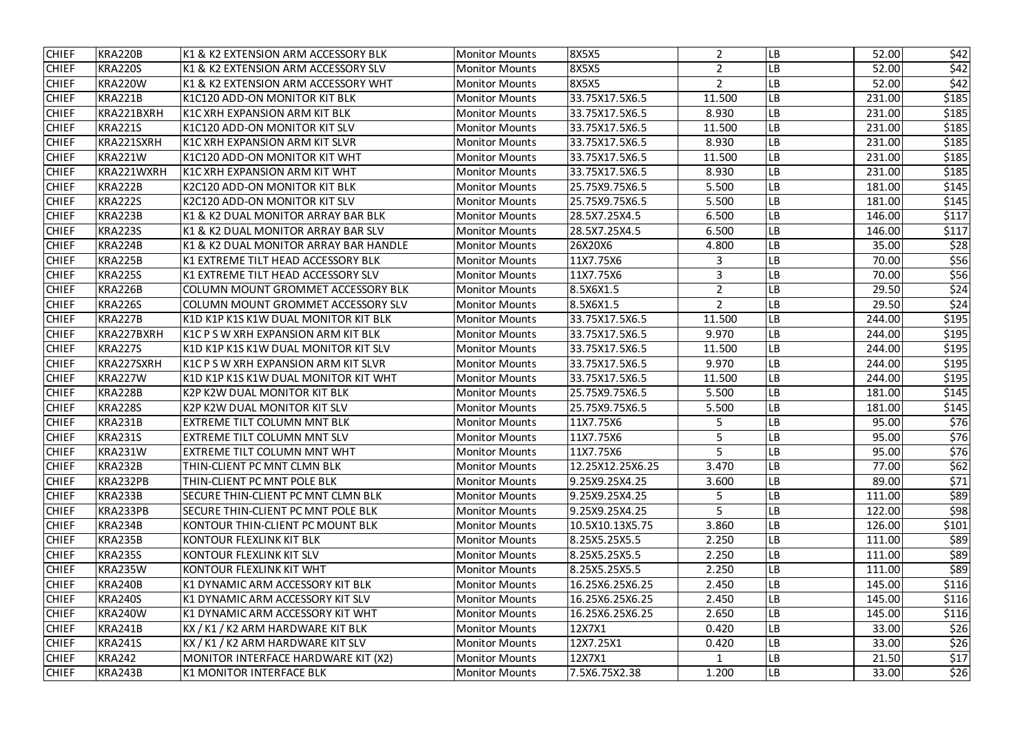| CHIEF | KRA220B | K1 & K2 EXTENSION ARM ACCESSORY BLK | Monitor Mounts | 8X5X5 | 2 | LB | 52.00 | $42 |
|---|---|---|---|---|---|---|---|---|
| CHIEF | KRA220S | K1 & K2 EXTENSION ARM ACCESSORY SLV | Monitor Mounts | 8X5X5 | 2 | LB | 52.00 | $42 |
| CHIEF | KRA220W | K1 & K2 EXTENSION ARM ACCESSORY WHT | Monitor Mounts | 8X5X5 | 2 | LB | 52.00 | $42 |
| CHIEF | KRA221B | K1C120 ADD-ON MONITOR KIT BLK | Monitor Mounts | 33.75X17.5X6.5 | 11.500 | LB | 231.00 | $185 |
| CHIEF | KRA221BXRH | K1C XRH EXPANSION ARM KIT BLK | Monitor Mounts | 33.75X17.5X6.5 | 8.930 | LB | 231.00 | $185 |
| CHIEF | KRA221S | K1C120 ADD-ON MONITOR KIT SLV | Monitor Mounts | 33.75X17.5X6.5 | 11.500 | LB | 231.00 | $185 |
| CHIEF | KRA221SXRH | K1C XRH EXPANSION ARM KIT SLVR | Monitor Mounts | 33.75X17.5X6.5 | 8.930 | LB | 231.00 | $185 |
| CHIEF | KRA221W | K1C120 ADD-ON MONITOR KIT WHT | Monitor Mounts | 33.75X17.5X6.5 | 11.500 | LB | 231.00 | $185 |
| CHIEF | KRA221WXRH | K1C XRH EXPANSION ARM KIT WHT | Monitor Mounts | 33.75X17.5X6.5 | 8.930 | LB | 231.00 | $185 |
| CHIEF | KRA222B | K2C120 ADD-ON MONITOR KIT BLK | Monitor Mounts | 25.75X9.75X6.5 | 5.500 | LB | 181.00 | $145 |
| CHIEF | KRA222S | K2C120 ADD-ON MONITOR KIT SLV | Monitor Mounts | 25.75X9.75X6.5 | 5.500 | LB | 181.00 | $145 |
| CHIEF | KRA223B | K1 & K2 DUAL MONITOR ARRAY BAR BLK | Monitor Mounts | 28.5X7.25X4.5 | 6.500 | LB | 146.00 | $117 |
| CHIEF | KRA223S | K1 & K2 DUAL MONITOR ARRAY BAR SLV | Monitor Mounts | 28.5X7.25X4.5 | 6.500 | LB | 146.00 | $117 |
| CHIEF | KRA224B | K1 & K2 DUAL MONITOR ARRAY BAR HANDLE | Monitor Mounts | 26X20X6 | 4.800 | LB | 35.00 | $28 |
| CHIEF | KRA225B | K1 EXTREME TILT HEAD ACCESSORY BLK | Monitor Mounts | 11X7.75X6 | 3 | LB | 70.00 | $56 |
| CHIEF | KRA225S | K1 EXTREME TILT HEAD ACCESSORY SLV | Monitor Mounts | 11X7.75X6 | 3 | LB | 70.00 | $56 |
| CHIEF | KRA226B | COLUMN MOUNT GROMMET ACCESSORY BLK | Monitor Mounts | 8.5X6X1.5 | 2 | LB | 29.50 | $24 |
| CHIEF | KRA226S | COLUMN MOUNT GROMMET ACCESSORY SLV | Monitor Mounts | 8.5X6X1.5 | 2 | LB | 29.50 | $24 |
| CHIEF | KRA227B | K1D K1P K1S K1W DUAL MONITOR KIT BLK | Monitor Mounts | 33.75X17.5X6.5 | 11.500 | LB | 244.00 | $195 |
| CHIEF | KRA227BXRH | K1C P S W XRH EXPANSION ARM KIT BLK | Monitor Mounts | 33.75X17.5X6.5 | 9.970 | LB | 244.00 | $195 |
| CHIEF | KRA227S | K1D K1P K1S K1W DUAL MONITOR KIT SLV | Monitor Mounts | 33.75X17.5X6.5 | 11.500 | LB | 244.00 | $195 |
| CHIEF | KRA227SXRH | K1C P S W XRH EXPANSION ARM KIT SLVR | Monitor Mounts | 33.75X17.5X6.5 | 9.970 | LB | 244.00 | $195 |
| CHIEF | KRA227W | K1D K1P K1S K1W DUAL MONITOR KIT WHT | Monitor Mounts | 33.75X17.5X6.5 | 11.500 | LB | 244.00 | $195 |
| CHIEF | KRA228B | K2P K2W DUAL MONITOR KIT BLK | Monitor Mounts | 25.75X9.75X6.5 | 5.500 | LB | 181.00 | $145 |
| CHIEF | KRA228S | K2P K2W DUAL MONITOR KIT SLV | Monitor Mounts | 25.75X9.75X6.5 | 5.500 | LB | 181.00 | $145 |
| CHIEF | KRA231B | EXTREME TILT COLUMN MNT BLK | Monitor Mounts | 11X7.75X6 | 5 | LB | 95.00 | $76 |
| CHIEF | KRA231S | EXTREME TILT COLUMN MNT SLV | Monitor Mounts | 11X7.75X6 | 5 | LB | 95.00 | $76 |
| CHIEF | KRA231W | EXTREME TILT COLUMN MNT WHT | Monitor Mounts | 11X7.75X6 | 5 | LB | 95.00 | $76 |
| CHIEF | KRA232B | THIN-CLIENT PC MNT CLMN BLK | Monitor Mounts | 12.25X12.25X6.25 | 3.470 | LB | 77.00 | $62 |
| CHIEF | KRA232PB | THIN-CLIENT PC MNT POLE BLK | Monitor Mounts | 9.25X9.25X4.25 | 3.600 | LB | 89.00 | $71 |
| CHIEF | KRA233B | SECURE THIN-CLIENT PC MNT CLMN BLK | Monitor Mounts | 9.25X9.25X4.25 | 5 | LB | 111.00 | $89 |
| CHIEF | KRA233PB | SECURE THIN-CLIENT PC MNT POLE BLK | Monitor Mounts | 9.25X9.25X4.25 | 5 | LB | 122.00 | $98 |
| CHIEF | KRA234B | KONTOUR THIN-CLIENT PC MOUNT BLK | Monitor Mounts | 10.5X10.13X5.75 | 3.860 | LB | 126.00 | $101 |
| CHIEF | KRA235B | KONTOUR FLEXLINK KIT BLK | Monitor Mounts | 8.25X5.25X5.5 | 2.250 | LB | 111.00 | $89 |
| CHIEF | KRA235S | KONTOUR FLEXLINK KIT SLV | Monitor Mounts | 8.25X5.25X5.5 | 2.250 | LB | 111.00 | $89 |
| CHIEF | KRA235W | KONTOUR FLEXLINK KIT WHT | Monitor Mounts | 8.25X5.25X5.5 | 2.250 | LB | 111.00 | $89 |
| CHIEF | KRA240B | K1 DYNAMIC ARM ACCESSORY KIT BLK | Monitor Mounts | 16.25X6.25X6.25 | 2.450 | LB | 145.00 | $116 |
| CHIEF | KRA240S | K1 DYNAMIC ARM ACCESSORY KIT SLV | Monitor Mounts | 16.25X6.25X6.25 | 2.450 | LB | 145.00 | $116 |
| CHIEF | KRA240W | K1 DYNAMIC ARM ACCESSORY KIT WHT | Monitor Mounts | 16.25X6.25X6.25 | 2.650 | LB | 145.00 | $116 |
| CHIEF | KRA241B | KX / K1 / K2 ARM HARDWARE KIT BLK | Monitor Mounts | 12X7X1 | 0.420 | LB | 33.00 | $26 |
| CHIEF | KRA241S | KX / K1 / K2 ARM HARDWARE KIT SLV | Monitor Mounts | 12X7.25X1 | 0.420 | LB | 33.00 | $26 |
| CHIEF | KRA242 | MONITOR INTERFACE HARDWARE KIT (X2) | Monitor Mounts | 12X7X1 | 1 | LB | 21.50 | $17 |
| CHIEF | KRA243B | K1 MONITOR INTERFACE BLK | Monitor Mounts | 7.5X6.75X2.38 | 1.200 | LB | 33.00 | $26 |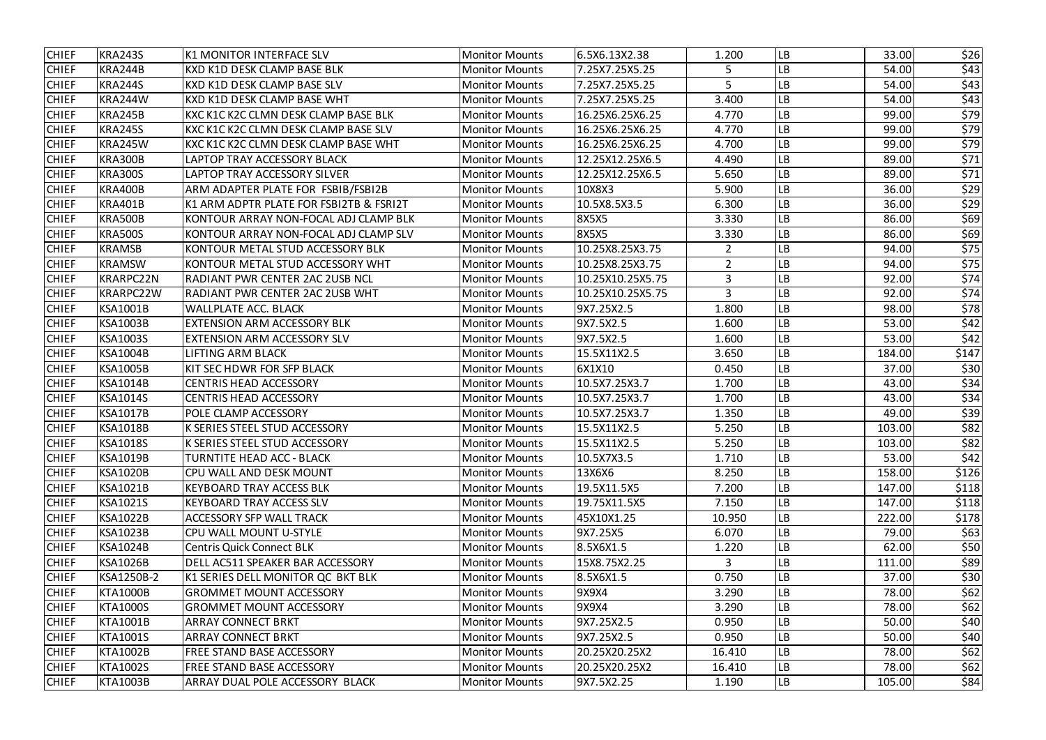| | | | | | | | | |
|---|---|---|---|---|---|---|---|---|
| CHIEF | KRA243S | K1 MONITOR INTERFACE SLV | Monitor Mounts | 6.5X6.13X2.38 | 1.200 | LB | 33.00 | $26 |
| CHIEF | KRA244B | KXD K1D DESK CLAMP BASE BLK | Monitor Mounts | 7.25X7.25X5.25 | 5 | LB | 54.00 | $43 |
| CHIEF | KRA244S | KXD K1D DESK CLAMP BASE SLV | Monitor Mounts | 7.25X7.25X5.25 | 5 | LB | 54.00 | $43 |
| CHIEF | KRA244W | KXD K1D DESK CLAMP BASE WHT | Monitor Mounts | 7.25X7.25X5.25 | 3.400 | LB | 54.00 | $43 |
| CHIEF | KRA245B | KXC K1C K2C CLMN DESK CLAMP BASE BLK | Monitor Mounts | 16.25X6.25X6.25 | 4.770 | LB | 99.00 | $79 |
| CHIEF | KRA245S | KXC K1C K2C CLMN DESK CLAMP BASE SLV | Monitor Mounts | 16.25X6.25X6.25 | 4.770 | LB | 99.00 | $79 |
| CHIEF | KRA245W | KXC K1C K2C CLMN DESK CLAMP BASE WHT | Monitor Mounts | 16.25X6.25X6.25 | 4.700 | LB | 99.00 | $79 |
| CHIEF | KRA300B | LAPTOP TRAY ACCESSORY BLACK | Monitor Mounts | 12.25X12.25X6.5 | 4.490 | LB | 89.00 | $71 |
| CHIEF | KRA300S | LAPTOP TRAY ACCESSORY SILVER | Monitor Mounts | 12.25X12.25X6.5 | 5.650 | LB | 89.00 | $71 |
| CHIEF | KRA400B | ARM ADAPTER PLATE FOR FSBIB/FSBI2B | Monitor Mounts | 10X8X3 | 5.900 | LB | 36.00 | $29 |
| CHIEF | KRA401B | K1 ARM ADPTR PLATE FOR FSBI2TB & FSRI2T | Monitor Mounts | 10.5X8.5X3.5 | 6.300 | LB | 36.00 | $29 |
| CHIEF | KRA500B | KONTOUR ARRAY NON-FOCAL ADJ CLAMP BLK | Monitor Mounts | 8X5X5 | 3.330 | LB | 86.00 | $69 |
| CHIEF | KRA500S | KONTOUR ARRAY NON-FOCAL ADJ CLAMP SLV | Monitor Mounts | 8X5X5 | 3.330 | LB | 86.00 | $69 |
| CHIEF | KRAMSB | KONTOUR METAL STUD ACCESSORY BLK | Monitor Mounts | 10.25X8.25X3.75 | 2 | LB | 94.00 | $75 |
| CHIEF | KRAMSW | KONTOUR METAL STUD ACCESSORY WHT | Monitor Mounts | 10.25X8.25X3.75 | 2 | LB | 94.00 | $75 |
| CHIEF | KRARPC22N | RADIANT PWR CENTER 2AC 2USB NCL | Monitor Mounts | 10.25X10.25X5.75 | 3 | LB | 92.00 | $74 |
| CHIEF | KRARPC22W | RADIANT PWR CENTER 2AC 2USB WHT | Monitor Mounts | 10.25X10.25X5.75 | 3 | LB | 92.00 | $74 |
| CHIEF | KSA1001B | WALLPLATE ACC. BLACK | Monitor Mounts | 9X7.25X2.5 | 1.800 | LB | 98.00 | $78 |
| CHIEF | KSA1003B | EXTENSION ARM ACCESSORY BLK | Monitor Mounts | 9X7.5X2.5 | 1.600 | LB | 53.00 | $42 |
| CHIEF | KSA1003S | EXTENSION ARM ACCESSORY SLV | Monitor Mounts | 9X7.5X2.5 | 1.600 | LB | 53.00 | $42 |
| CHIEF | KSA1004B | LIFTING ARM BLACK | Monitor Mounts | 15.5X11X2.5 | 3.650 | LB | 184.00 | $147 |
| CHIEF | KSA1005B | KIT SEC HDWR FOR SFP BLACK | Monitor Mounts | 6X1X10 | 0.450 | LB | 37.00 | $30 |
| CHIEF | KSA1014B | CENTRIS HEAD ACCESSORY | Monitor Mounts | 10.5X7.25X3.7 | 1.700 | LB | 43.00 | $34 |
| CHIEF | KSA1014S | CENTRIS HEAD ACCESSORY | Monitor Mounts | 10.5X7.25X3.7 | 1.700 | LB | 43.00 | $34 |
| CHIEF | KSA1017B | POLE CLAMP ACCESSORY | Monitor Mounts | 10.5X7.25X3.7 | 1.350 | LB | 49.00 | $39 |
| CHIEF | KSA1018B | K SERIES STEEL STUD ACCESSORY | Monitor Mounts | 15.5X11X2.5 | 5.250 | LB | 103.00 | $82 |
| CHIEF | KSA1018S | K SERIES STEEL STUD ACCESSORY | Monitor Mounts | 15.5X11X2.5 | 5.250 | LB | 103.00 | $82 |
| CHIEF | KSA1019B | TURNTITE HEAD ACC - BLACK | Monitor Mounts | 10.5X7X3.5 | 1.710 | LB | 53.00 | $42 |
| CHIEF | KSA1020B | CPU WALL AND DESK MOUNT | Monitor Mounts | 13X6X6 | 8.250 | LB | 158.00 | $126 |
| CHIEF | KSA1021B | KEYBOARD TRAY ACCESS BLK | Monitor Mounts | 19.5X11.5X5 | 7.200 | LB | 147.00 | $118 |
| CHIEF | KSA1021S | KEYBOARD TRAY ACCESS SLV | Monitor Mounts | 19.75X11.5X5 | 7.150 | LB | 147.00 | $118 |
| CHIEF | KSA1022B | ACCESSORY SFP WALL TRACK | Monitor Mounts | 45X10X1.25 | 10.950 | LB | 222.00 | $178 |
| CHIEF | KSA1023B | CPU WALL MOUNT U-STYLE | Monitor Mounts | 9X7.25X5 | 6.070 | LB | 79.00 | $63 |
| CHIEF | KSA1024B | Centris Quick Connect BLK | Monitor Mounts | 8.5X6X1.5 | 1.220 | LB | 62.00 | $50 |
| CHIEF | KSA1026B | DELL AC511 SPEAKER BAR ACCESSORY | Monitor Mounts | 15X8.75X2.25 | 3 | LB | 111.00 | $89 |
| CHIEF | KSA1250B-2 | K1 SERIES DELL MONITOR QC BKT BLK | Monitor Mounts | 8.5X6X1.5 | 0.750 | LB | 37.00 | $30 |
| CHIEF | KTA1000B | GROMMET MOUNT ACCESSORY | Monitor Mounts | 9X9X4 | 3.290 | LB | 78.00 | $62 |
| CHIEF | KTA1000S | GROMMET MOUNT ACCESSORY | Monitor Mounts | 9X9X4 | 3.290 | LB | 78.00 | $62 |
| CHIEF | KTA1001B | ARRAY CONNECT BRKT | Monitor Mounts | 9X7.25X2.5 | 0.950 | LB | 50.00 | $40 |
| CHIEF | KTA1001S | ARRAY CONNECT BRKT | Monitor Mounts | 9X7.25X2.5 | 0.950 | LB | 50.00 | $40 |
| CHIEF | KTA1002B | FREE STAND BASE ACCESSORY | Monitor Mounts | 20.25X20.25X2 | 16.410 | LB | 78.00 | $62 |
| CHIEF | KTA1002S | FREE STAND BASE ACCESSORY | Monitor Mounts | 20.25X20.25X2 | 16.410 | LB | 78.00 | $62 |
| CHIEF | KTA1003B | ARRAY DUAL POLE ACCESSORY BLACK | Monitor Mounts | 9X7.5X2.25 | 1.190 | LB | 105.00 | $84 |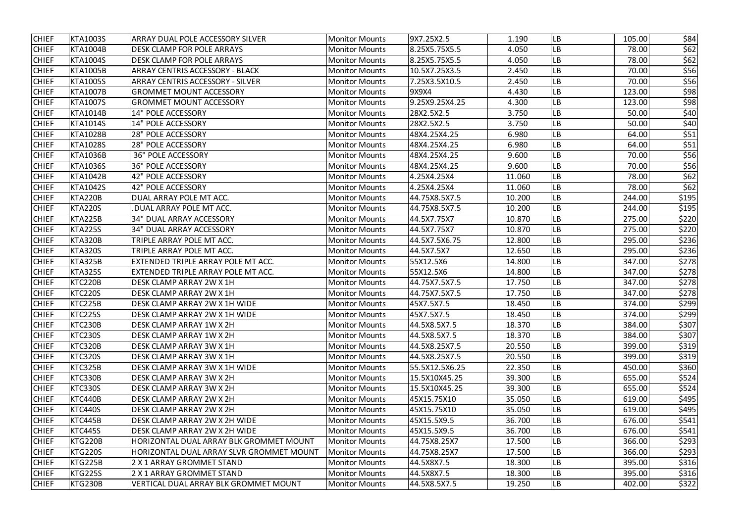| | | | | | | | | |
|---|---|---|---|---|---|---|---|---|
| CHIEF | KTA1003S | ARRAY DUAL POLE ACCESSORY SILVER | Monitor Mounts | 9X7.25X2.5 | 1.190 | LB | 105.00 | $84 |
| CHIEF | KTA1004B | DESK CLAMP FOR POLE ARRAYS | Monitor Mounts | 8.25X5.75X5.5 | 4.050 | LB | 78.00 | $62 |
| CHIEF | KTA1004S | DESK CLAMP FOR POLE ARRAYS | Monitor Mounts | 8.25X5.75X5.5 | 4.050 | LB | 78.00 | $62 |
| CHIEF | KTA1005B | ARRAY CENTRIS ACCESSORY - BLACK | Monitor Mounts | 10.5X7.25X3.5 | 2.450 | LB | 70.00 | $56 |
| CHIEF | KTA1005S | ARRAY CENTRIS ACCESSORY - SILVER | Monitor Mounts | 7.25X3.5X10.5 | 2.450 | LB | 70.00 | $56 |
| CHIEF | KTA1007B | GROMMET MOUNT ACCESSORY | Monitor Mounts | 9X9X4 | 4.430 | LB | 123.00 | $98 |
| CHIEF | KTA1007S | GROMMET MOUNT ACCESSORY | Monitor Mounts | 9.25X9.25X4.25 | 4.300 | LB | 123.00 | $98 |
| CHIEF | KTA1014B | 14" POLE ACCESSORY | Monitor Mounts | 28X2.5X2.5 | 3.750 | LB | 50.00 | $40 |
| CHIEF | KTA1014S | 14" POLE ACCESSORY | Monitor Mounts | 28X2.5X2.5 | 3.750 | LB | 50.00 | $40 |
| CHIEF | KTA1028B | 28" POLE ACCESSORY | Monitor Mounts | 48X4.25X4.25 | 6.980 | LB | 64.00 | $51 |
| CHIEF | KTA1028S | 28" POLE ACCESSORY | Monitor Mounts | 48X4.25X4.25 | 6.980 | LB | 64.00 | $51 |
| CHIEF | KTA1036B | 36" POLE ACCESSORY | Monitor Mounts | 48X4.25X4.25 | 9.600 | LB | 70.00 | $56 |
| CHIEF | KTA1036S | 36" POLE ACCESSORY | Monitor Mounts | 48X4.25X4.25 | 9.600 | LB | 70.00 | $56 |
| CHIEF | KTA1042B | 42" POLE ACCESSORY | Monitor Mounts | 4.25X4.25X4 | 11.060 | LB | 78.00 | $62 |
| CHIEF | KTA1042S | 42" POLE ACCESSORY | Monitor Mounts | 4.25X4.25X4 | 11.060 | LB | 78.00 | $62 |
| CHIEF | KTA220B | DUAL ARRAY POLE MT ACC. | Monitor Mounts | 44.75X8.5X7.5 | 10.200 | LB | 244.00 | $195 |
| CHIEF | KTA220S | .DUAL ARRAY POLE MT ACC. | Monitor Mounts | 44.75X8.5X7.5 | 10.200 | LB | 244.00 | $195 |
| CHIEF | KTA225B | 34" DUAL ARRAY ACCESSORY | Monitor Mounts | 44.5X7.75X7 | 10.870 | LB | 275.00 | $220 |
| CHIEF | KTA225S | 34" DUAL ARRAY ACCESSORY | Monitor Mounts | 44.5X7.75X7 | 10.870 | LB | 275.00 | $220 |
| CHIEF | KTA320B | TRIPLE ARRAY POLE MT ACC. | Monitor Mounts | 44.5X7.5X6.75 | 12.800 | LB | 295.00 | $236 |
| CHIEF | KTA320S | TRIPLE ARRAY POLE MT ACC. | Monitor Mounts | 44.5X7.5X7 | 12.650 | LB | 295.00 | $236 |
| CHIEF | KTA325B | EXTENDED TRIPLE ARRAY POLE MT ACC. | Monitor Mounts | 55X12.5X6 | 14.800 | LB | 347.00 | $278 |
| CHIEF | KTA325S | EXTENDED TRIPLE ARRAY POLE MT ACC. | Monitor Mounts | 55X12.5X6 | 14.800 | LB | 347.00 | $278 |
| CHIEF | KTC220B | DESK CLAMP ARRAY 2W X 1H | Monitor Mounts | 44.75X7.5X7.5 | 17.750 | LB | 347.00 | $278 |
| CHIEF | KTC220S | DESK CLAMP ARRAY 2W X 1H | Monitor Mounts | 44.75X7.5X7.5 | 17.750 | LB | 347.00 | $278 |
| CHIEF | KTC225B | DESK CLAMP ARRAY 2W X 1H WIDE | Monitor Mounts | 45X7.5X7.5 | 18.450 | LB | 374.00 | $299 |
| CHIEF | KTC225S | DESK CLAMP ARRAY 2W X 1H WIDE | Monitor Mounts | 45X7.5X7.5 | 18.450 | LB | 374.00 | $299 |
| CHIEF | KTC230B | DESK CLAMP ARRAY 1W X 2H | Monitor Mounts | 44.5X8.5X7.5 | 18.370 | LB | 384.00 | $307 |
| CHIEF | KTC230S | DESK CLAMP ARRAY 1W X 2H | Monitor Mounts | 44.5X8.5X7.5 | 18.370 | LB | 384.00 | $307 |
| CHIEF | KTC320B | DESK CLAMP ARRAY 3W X 1H | Monitor Mounts | 44.5X8.25X7.5 | 20.550 | LB | 399.00 | $319 |
| CHIEF | KTC320S | DESK CLAMP ARRAY 3W X 1H | Monitor Mounts | 44.5X8.25X7.5 | 20.550 | LB | 399.00 | $319 |
| CHIEF | KTC325B | DESK CLAMP ARRAY 3W X 1H WIDE | Monitor Mounts | 55.5X12.5X6.25 | 22.350 | LB | 450.00 | $360 |
| CHIEF | KTC330B | DESK CLAMP ARRAY 3W X 2H | Monitor Mounts | 15.5X10X45.25 | 39.300 | LB | 655.00 | $524 |
| CHIEF | KTC330S | DESK CLAMP ARRAY 3W X 2H | Monitor Mounts | 15.5X10X45.25 | 39.300 | LB | 655.00 | $524 |
| CHIEF | KTC440B | DESK CLAMP ARRAY 2W X 2H | Monitor Mounts | 45X15.75X10 | 35.050 | LB | 619.00 | $495 |
| CHIEF | KTC440S | DESK CLAMP ARRAY 2W X 2H | Monitor Mounts | 45X15.75X10 | 35.050 | LB | 619.00 | $495 |
| CHIEF | KTC445B | DESK CLAMP ARRAY 2W X 2H WIDE | Monitor Mounts | 45X15.5X9.5 | 36.700 | LB | 676.00 | $541 |
| CHIEF | KTC445S | DESK CLAMP ARRAY 2W X 2H WIDE | Monitor Mounts | 45X15.5X9.5 | 36.700 | LB | 676.00 | $541 |
| CHIEF | KTG220B | HORIZONTAL DUAL ARRAY BLK GROMMET MOUNT | Monitor Mounts | 44.75X8.25X7 | 17.500 | LB | 366.00 | $293 |
| CHIEF | KTG220S | HORIZONTAL DUAL ARRAY SLVR GROMMET MOUNT | Monitor Mounts | 44.75X8.25X7 | 17.500 | LB | 366.00 | $293 |
| CHIEF | KTG225B | 2 X 1 ARRAY GROMMET STAND | Monitor Mounts | 44.5X8X7.5 | 18.300 | LB | 395.00 | $316 |
| CHIEF | KTG225S | 2 X 1 ARRAY GROMMET STAND | Monitor Mounts | 44.5X8X7.5 | 18.300 | LB | 395.00 | $316 |
| CHIEF | KTG230B | VERTICAL DUAL ARRAY BLK GROMMET MOUNT | Monitor Mounts | 44.5X8.5X7.5 | 19.250 | LB | 402.00 | $322 |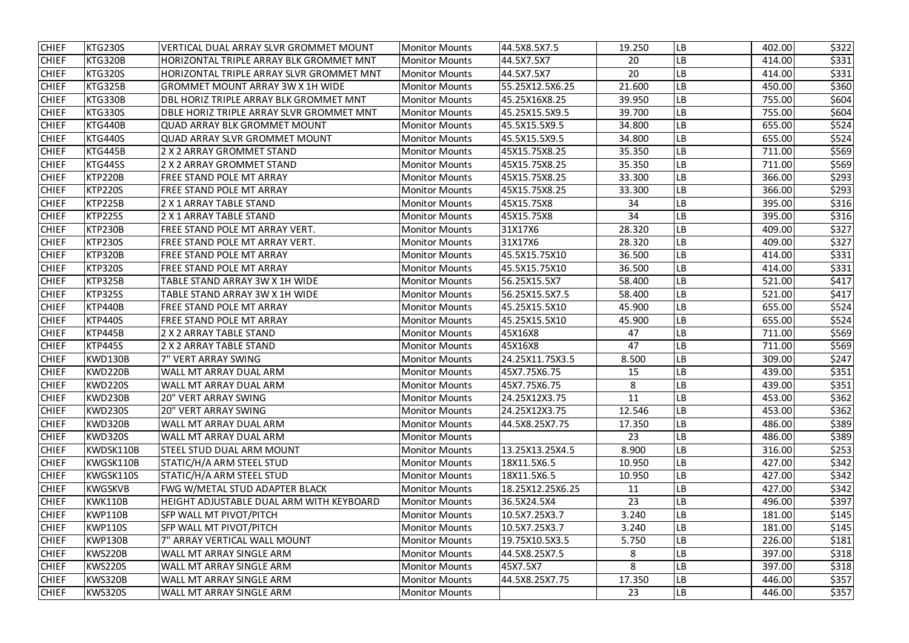| | | | | | | | | |
|---|---|---|---|---|---|---|---|---|
| CHIEF | KTG230S | VERTICAL DUAL ARRAY SLVR GROMMET MOUNT | Monitor Mounts | 44.5X8.5X7.5 | 19.250 | LB | 402.00 | $322 |
| CHIEF | KTG320B | HORIZONTAL TRIPLE ARRAY BLK GROMMET MNT | Monitor Mounts | 44.5X7.5X7 | 20 | LB | 414.00 | $331 |
| CHIEF | KTG320S | HORIZONTAL TRIPLE ARRAY SLVR GROMMET MNT | Monitor Mounts | 44.5X7.5X7 | 20 | LB | 414.00 | $331 |
| CHIEF | KTG325B | GROMMET MOUNT ARRAY 3W X 1H WIDE | Monitor Mounts | 55.25X12.5X6.25 | 21.600 | LB | 450.00 | $360 |
| CHIEF | KTG330B | DBL HORIZ TRIPLE ARRAY BLK GROMMET MNT | Monitor Mounts | 45.25X16X8.25 | 39.950 | LB | 755.00 | $604 |
| CHIEF | KTG330S | DBLE HORIZ TRIPLE ARRAY SLVR GROMMET MNT | Monitor Mounts | 45.25X15.5X9.5 | 39.700 | LB | 755.00 | $604 |
| CHIEF | KTG440B | QUAD ARRAY BLK GROMMET MOUNT | Monitor Mounts | 45.5X15.5X9.5 | 34.800 | LB | 655.00 | $524 |
| CHIEF | KTG440S | QUAD ARRAY SLVR GROMMET MOUNT | Monitor Mounts | 45.5X15.5X9.5 | 34.800 | LB | 655.00 | $524 |
| CHIEF | KTG445B | 2 X 2 ARRAY GROMMET STAND | Monitor Mounts | 45X15.75X8.25 | 35.350 | LB | 711.00 | $569 |
| CHIEF | KTG445S | 2 X 2 ARRAY GROMMET STAND | Monitor Mounts | 45X15.75X8.25 | 35.350 | LB | 711.00 | $569 |
| CHIEF | KTP220B | FREE STAND POLE MT ARRAY | Monitor Mounts | 45X15.75X8.25 | 33.300 | LB | 366.00 | $293 |
| CHIEF | KTP220S | FREE STAND POLE MT ARRAY | Monitor Mounts | 45X15.75X8.25 | 33.300 | LB | 366.00 | $293 |
| CHIEF | KTP225B | 2 X 1 ARRAY TABLE STAND | Monitor Mounts | 45X15.75X8 | 34 | LB | 395.00 | $316 |
| CHIEF | KTP225S | 2 X 1 ARRAY TABLE STAND | Monitor Mounts | 45X15.75X8 | 34 | LB | 395.00 | $316 |
| CHIEF | KTP230B | FREE STAND POLE MT ARRAY VERT. | Monitor Mounts | 31X17X6 | 28.320 | LB | 409.00 | $327 |
| CHIEF | KTP230S | FREE STAND POLE MT ARRAY VERT. | Monitor Mounts | 31X17X6 | 28.320 | LB | 409.00 | $327 |
| CHIEF | KTP320B | FREE STAND POLE MT ARRAY | Monitor Mounts | 45.5X15.75X10 | 36.500 | LB | 414.00 | $331 |
| CHIEF | KTP320S | FREE STAND POLE MT ARRAY | Monitor Mounts | 45.5X15.75X10 | 36.500 | LB | 414.00 | $331 |
| CHIEF | KTP325B | TABLE STAND ARRAY 3W X 1H WIDE | Monitor Mounts | 56.25X15.5X7 | 58.400 | LB | 521.00 | $417 |
| CHIEF | KTP325S | TABLE STAND ARRAY 3W X 1H WIDE | Monitor Mounts | 56.25X15.5X7.5 | 58.400 | LB | 521.00 | $417 |
| CHIEF | KTP440B | FREE STAND POLE MT ARRAY | Monitor Mounts | 45.25X15.5X10 | 45.900 | LB | 655.00 | $524 |
| CHIEF | KTP440S | FREE STAND POLE MT ARRAY | Monitor Mounts | 45.25X15.5X10 | 45.900 | LB | 655.00 | $524 |
| CHIEF | KTP445B | 2 X 2 ARRAY TABLE STAND | Monitor Mounts | 45X16X8 | 47 | LB | 711.00 | $569 |
| CHIEF | KTP445S | 2 X 2 ARRAY TABLE STAND | Monitor Mounts | 45X16X8 | 47 | LB | 711.00 | $569 |
| CHIEF | KWD130B | 7" VERT ARRAY SWING | Monitor Mounts | 24.25X11.75X3.5 | 8.500 | LB | 309.00 | $247 |
| CHIEF | KWD220B | WALL MT ARRAY DUAL ARM | Monitor Mounts | 45X7.75X6.75 | 15 | LB | 439.00 | $351 |
| CHIEF | KWD220S | WALL MT ARRAY DUAL ARM | Monitor Mounts | 45X7.75X6.75 | 8 | LB | 439.00 | $351 |
| CHIEF | KWD230B | 20" VERT ARRAY SWING | Monitor Mounts | 24.25X12X3.75 | 11 | LB | 453.00 | $362 |
| CHIEF | KWD230S | 20" VERT ARRAY SWING | Monitor Mounts | 24.25X12X3.75 | 12.546 | LB | 453.00 | $362 |
| CHIEF | KWD320B | WALL MT ARRAY DUAL ARM | Monitor Mounts | 44.5X8.25X7.75 | 17.350 | LB | 486.00 | $389 |
| CHIEF | KWD320S | WALL MT ARRAY DUAL ARM | Monitor Mounts | | 23 | LB | 486.00 | $389 |
| CHIEF | KWDSK110B | STEEL STUD DUAL ARM MOUNT | Monitor Mounts | 13.25X13.25X4.5 | 8.900 | LB | 316.00 | $253 |
| CHIEF | KWGSK110B | STATIC/H/A ARM STEEL STUD | Monitor Mounts | 18X11.5X6.5 | 10.950 | LB | 427.00 | $342 |
| CHIEF | KWGSK110S | STATIC/H/A ARM STEEL STUD | Monitor Mounts | 18X11.5X6.5 | 10.950 | LB | 427.00 | $342 |
| CHIEF | KWGSKVB | FWG W/METAL STUD ADAPTER BLACK | Monitor Mounts | 18.25X12.25X6.25 | 11 | LB | 427.00 | $342 |
| CHIEF | KWK110B | HEIGHT ADJUSTABLE DUAL ARM WITH KEYBOARD | Monitor Mounts | 36.5X24.5X4 | 23 | LB | 496.00 | $397 |
| CHIEF | KWP110B | SFP WALL MT PIVOT/PITCH | Monitor Mounts | 10.5X7.25X3.7 | 3.240 | LB | 181.00 | $145 |
| CHIEF | KWP110S | SFP WALL MT PIVOT/PITCH | Monitor Mounts | 10.5X7.25X3.7 | 3.240 | LB | 181.00 | $145 |
| CHIEF | KWP130B | 7" ARRAY VERTICAL WALL MOUNT | Monitor Mounts | 19.75X10.5X3.5 | 5.750 | LB | 226.00 | $181 |
| CHIEF | KWS220B | WALL MT ARRAY SINGLE ARM | Monitor Mounts | 44.5X8.25X7.5 | 8 | LB | 397.00 | $318 |
| CHIEF | KWS220S | WALL MT ARRAY SINGLE ARM | Monitor Mounts | 45X7.5X7 | 8 | LB | 397.00 | $318 |
| CHIEF | KWS320B | WALL MT ARRAY SINGLE ARM | Monitor Mounts | 44.5X8.25X7.75 | 17.350 | LB | 446.00 | $357 |
| CHIEF | KWS320S | WALL MT ARRAY SINGLE ARM | Monitor Mounts | | 23 | LB | 446.00 | $357 |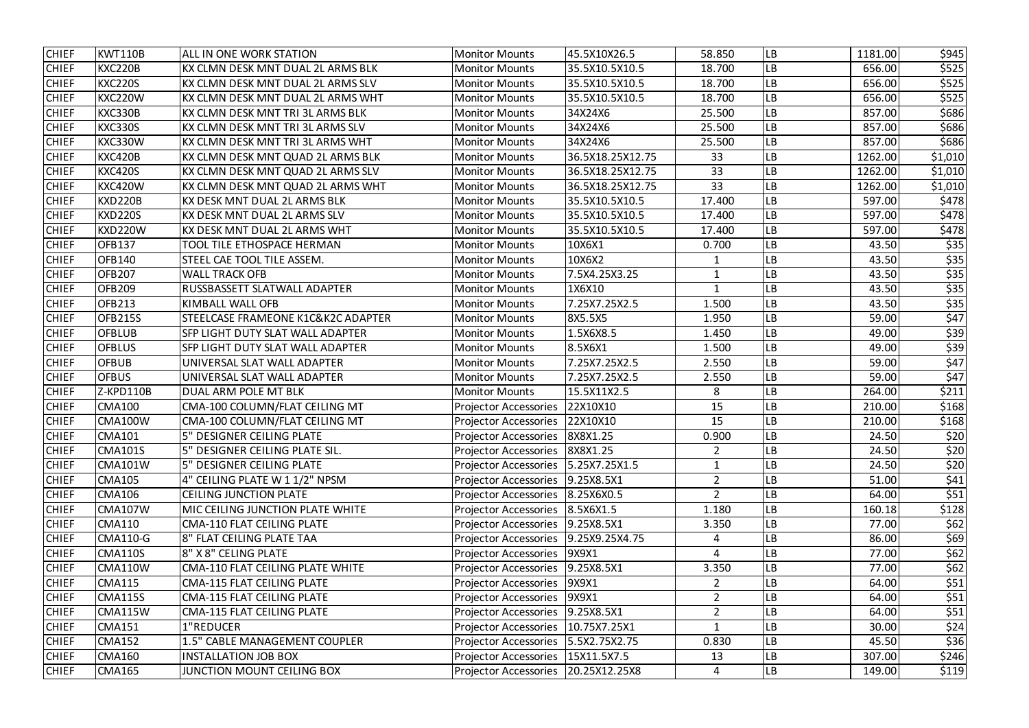| CHIEF | KWT110B | ALL IN ONE WORK STATION | Monitor Mounts | 45.5X10X26.5 | 58.850 | LB | 1181.00 | $945 |
|---|---|---|---|---|---|---|---|---|
| CHIEF | KXC220B | KX CLMN DESK MNT DUAL 2L ARMS BLK | Monitor Mounts | 35.5X10.5X10.5 | 18.700 | LB | 656.00 | $525 |
| CHIEF | KXC220S | KX CLMN DESK MNT DUAL 2L ARMS SLV | Monitor Mounts | 35.5X10.5X10.5 | 18.700 | LB | 656.00 | $525 |
| CHIEF | KXC220W | KX CLMN DESK MNT DUAL 2L ARMS WHT | Monitor Mounts | 35.5X10.5X10.5 | 18.700 | LB | 656.00 | $525 |
| CHIEF | KXC330B | KX CLMN DESK MNT TRI 3L ARMS BLK | Monitor Mounts | 34X24X6 | 25.500 | LB | 857.00 | $686 |
| CHIEF | KXC330S | KX CLMN DESK MNT TRI 3L ARMS SLV | Monitor Mounts | 34X24X6 | 25.500 | LB | 857.00 | $686 |
| CHIEF | KXC330W | KX CLMN DESK MNT TRI 3L ARMS WHT | Monitor Mounts | 34X24X6 | 25.500 | LB | 857.00 | $686 |
| CHIEF | KXC420B | KX CLMN DESK MNT QUAD 2L ARMS BLK | Monitor Mounts | 36.5X18.25X12.75 | 33 | LB | 1262.00 | $1,010 |
| CHIEF | KXC420S | KX CLMN DESK MNT QUAD 2L ARMS SLV | Monitor Mounts | 36.5X18.25X12.75 | 33 | LB | 1262.00 | $1,010 |
| CHIEF | KXC420W | KX CLMN DESK MNT QUAD 2L ARMS WHT | Monitor Mounts | 36.5X18.25X12.75 | 33 | LB | 1262.00 | $1,010 |
| CHIEF | KXD220B | KX DESK MNT DUAL 2L ARMS BLK | Monitor Mounts | 35.5X10.5X10.5 | 17.400 | LB | 597.00 | $478 |
| CHIEF | KXD220S | KX DESK MNT DUAL 2L ARMS SLV | Monitor Mounts | 35.5X10.5X10.5 | 17.400 | LB | 597.00 | $478 |
| CHIEF | KXD220W | KX DESK MNT DUAL 2L ARMS WHT | Monitor Mounts | 35.5X10.5X10.5 | 17.400 | LB | 597.00 | $478 |
| CHIEF | OFB137 | TOOL TILE ETHOSPACE HERMAN | Monitor Mounts | 10X6X1 | 0.700 | LB | 43.50 | $35 |
| CHIEF | OFB140 | STEEL CAE TOOL TILE ASSEM. | Monitor Mounts | 10X6X2 | 1 | LB | 43.50 | $35 |
| CHIEF | OFB207 | WALL TRACK OFB | Monitor Mounts | 7.5X4.25X3.25 | 1 | LB | 43.50 | $35 |
| CHIEF | OFB209 | RUSSBASSETT SLATWALL ADAPTER | Monitor Mounts | 1X6X10 | 1 | LB | 43.50 | $35 |
| CHIEF | OFB213 | KIMBALL WALL OFB | Monitor Mounts | 7.25X7.25X2.5 | 1.500 | LB | 43.50 | $35 |
| CHIEF | OFB215S | STEELCASE FRAMEONE K1C&K2C ADAPTER | Monitor Mounts | 8X5.5X5 | 1.950 | LB | 59.00 | $47 |
| CHIEF | OFBLUB | SFP LIGHT DUTY SLAT WALL ADAPTER | Monitor Mounts | 1.5X6X8.5 | 1.450 | LB | 49.00 | $39 |
| CHIEF | OFBLUS | SFP LIGHT DUTY SLAT WALL ADAPTER | Monitor Mounts | 8.5X6X1 | 1.500 | LB | 49.00 | $39 |
| CHIEF | OFBUB | UNIVERSAL SLAT WALL ADAPTER | Monitor Mounts | 7.25X7.25X2.5 | 2.550 | LB | 59.00 | $47 |
| CHIEF | OFBUS | UNIVERSAL SLAT WALL ADAPTER | Monitor Mounts | 7.25X7.25X2.5 | 2.550 | LB | 59.00 | $47 |
| CHIEF | Z-KPD110B | DUAL ARM POLE MT BLK | Monitor Mounts | 15.5X11X2.5 | 8 | LB | 264.00 | $211 |
| CHIEF | CMA100 | CMA-100 COLUMN/FLAT CEILING MT | Projector Accessories | 22X10X10 | 15 | LB | 210.00 | $168 |
| CHIEF | CMA100W | CMA-100 COLUMN/FLAT CEILING MT | Projector Accessories | 22X10X10 | 15 | LB | 210.00 | $168 |
| CHIEF | CMA101 | 5" DESIGNER CEILING PLATE | Projector Accessories | 8X8X1.25 | 0.900 | LB | 24.50 | $20 |
| CHIEF | CMA101S | 5" DESIGNER CEILING PLATE SIL. | Projector Accessories | 8X8X1.25 | 2 | LB | 24.50 | $20 |
| CHIEF | CMA101W | 5" DESIGNER CEILING PLATE | Projector Accessories | 5.25X7.25X1.5 | 1 | LB | 24.50 | $20 |
| CHIEF | CMA105 | 4" CEILING PLATE W 1 1/2" NPSM | Projector Accessories | 9.25X8.5X1 | 2 | LB | 51.00 | $41 |
| CHIEF | CMA106 | CEILING JUNCTION PLATE | Projector Accessories | 8.25X6X0.5 | 2 | LB | 64.00 | $51 |
| CHIEF | CMA107W | MIC CEILING JUNCTION PLATE WHITE | Projector Accessories | 8.5X6X1.5 | 1.180 | LB | 160.18 | $128 |
| CHIEF | CMA110 | CMA-110 FLAT CEILING PLATE | Projector Accessories | 9.25X8.5X1 | 3.350 | LB | 77.00 | $62 |
| CHIEF | CMA110-G | 8" FLAT CEILING PLATE TAA | Projector Accessories | 9.25X9.25X4.75 | 4 | LB | 86.00 | $69 |
| CHIEF | CMA110S | 8" X 8" CELING PLATE | Projector Accessories | 9X9X1 | 4 | LB | 77.00 | $62 |
| CHIEF | CMA110W | CMA-110 FLAT CEILING PLATE WHITE | Projector Accessories | 9.25X8.5X1 | 3.350 | LB | 77.00 | $62 |
| CHIEF | CMA115 | CMA-115 FLAT CEILING PLATE | Projector Accessories | 9X9X1 | 2 | LB | 64.00 | $51 |
| CHIEF | CMA115S | CMA-115 FLAT CEILING PLATE | Projector Accessories | 9X9X1 | 2 | LB | 64.00 | $51 |
| CHIEF | CMA115W | CMA-115 FLAT CEILING PLATE | Projector Accessories | 9.25X8.5X1 | 2 | LB | 64.00 | $51 |
| CHIEF | CMA151 | 1"REDUCER | Projector Accessories | 10.75X7.25X1 | 1 | LB | 30.00 | $24 |
| CHIEF | CMA152 | 1.5" CABLE MANAGEMENT COUPLER | Projector Accessories | 5.5X2.75X2.75 | 0.830 | LB | 45.50 | $36 |
| CHIEF | CMA160 | INSTALLATION JOB BOX | Projector Accessories | 15X11.5X7.5 | 13 | LB | 307.00 | $246 |
| CHIEF | CMA165 | JUNCTION MOUNT CEILING BOX | Projector Accessories | 20.25X12.25X8 | 4 | LB | 149.00 | $119 |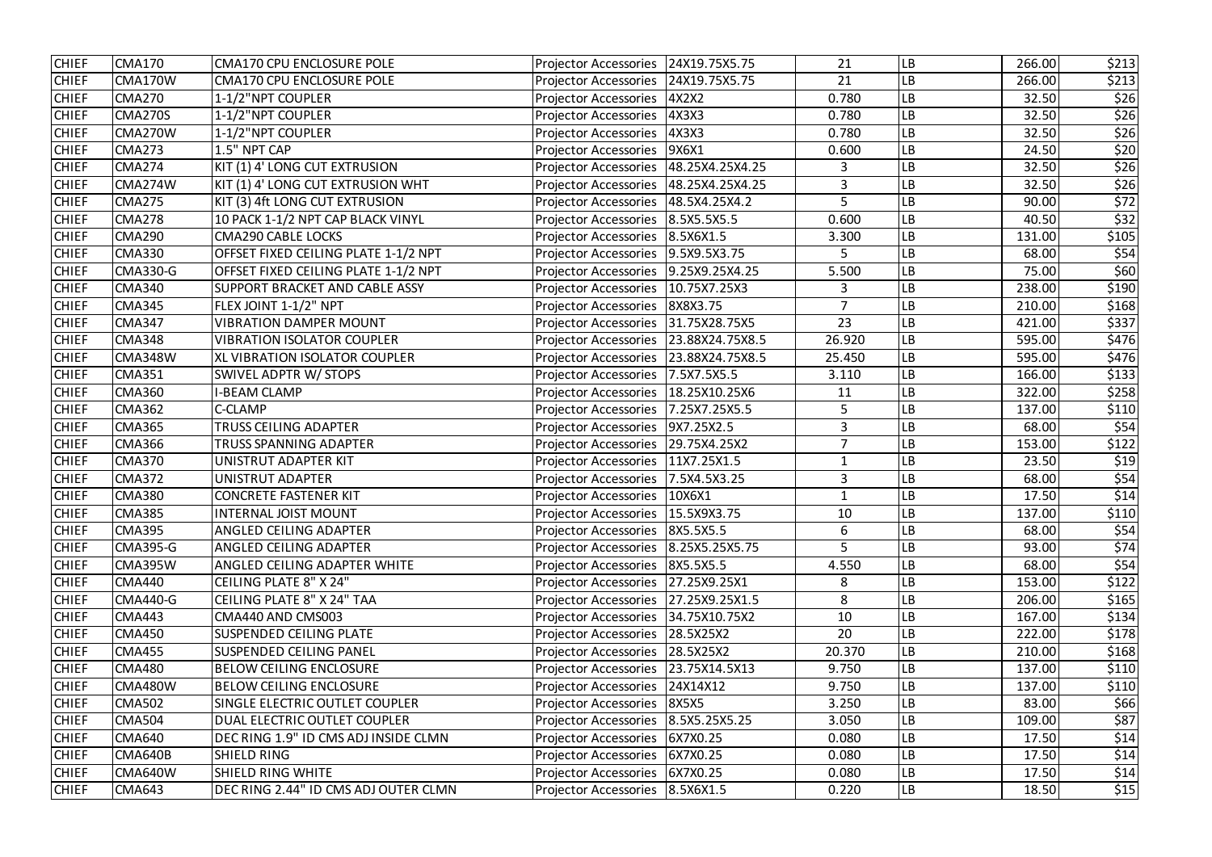| | | | | | | | | |
|---|---|---|---|---|---|---|---|---|
| CHIEF | CMA170 | CMA170 CPU ENCLOSURE POLE | Projector Accessories | 24X19.75X5.75 | 21 | LB | 266.00 | $213 |
| CHIEF | CMA170W | CMA170 CPU ENCLOSURE POLE | Projector Accessories | 24X19.75X5.75 | 21 | LB | 266.00 | $213 |
| CHIEF | CMA270 | 1-1/2"NPT COUPLER | Projector Accessories | 4X2X2 | 0.780 | LB | 32.50 | $26 |
| CHIEF | CMA270S | 1-1/2"NPT COUPLER | Projector Accessories | 4X3X3 | 0.780 | LB | 32.50 | $26 |
| CHIEF | CMA270W | 1-1/2"NPT COUPLER | Projector Accessories | 4X3X3 | 0.780 | LB | 32.50 | $26 |
| CHIEF | CMA273 | 1.5" NPT CAP | Projector Accessories | 9X6X1 | 0.600 | LB | 24.50 | $20 |
| CHIEF | CMA274 | KIT (1) 4' LONG CUT EXTRUSION | Projector Accessories | 48.25X4.25X4.25 | 3 | LB | 32.50 | $26 |
| CHIEF | CMA274W | KIT (1) 4' LONG CUT EXTRUSION WHT | Projector Accessories | 48.25X4.25X4.25 | 3 | LB | 32.50 | $26 |
| CHIEF | CMA275 | KIT (3) 4ft LONG CUT EXTRUSION | Projector Accessories | 48.5X4.25X4.2 | 5 | LB | 90.00 | $72 |
| CHIEF | CMA278 | 10 PACK 1-1/2 NPT CAP BLACK VINYL | Projector Accessories | 8.5X5.5X5.5 | 0.600 | LB | 40.50 | $32 |
| CHIEF | CMA290 | CMA290 CABLE LOCKS | Projector Accessories | 8.5X6X1.5 | 3.300 | LB | 131.00 | $105 |
| CHIEF | CMA330 | OFFSET FIXED CEILING PLATE 1-1/2 NPT | Projector Accessories | 9.5X9.5X3.75 | 5 | LB | 68.00 | $54 |
| CHIEF | CMA330-G | OFFSET FIXED CEILING PLATE 1-1/2 NPT | Projector Accessories | 9.25X9.25X4.25 | 5.500 | LB | 75.00 | $60 |
| CHIEF | CMA340 | SUPPORT BRACKET AND CABLE ASSY | Projector Accessories | 10.75X7.25X3 | 3 | LB | 238.00 | $190 |
| CHIEF | CMA345 | FLEX JOINT 1-1/2" NPT | Projector Accessories | 8X8X3.75 | 7 | LB | 210.00 | $168 |
| CHIEF | CMA347 | VIBRATION DAMPER MOUNT | Projector Accessories | 31.75X28.75X5 | 23 | LB | 421.00 | $337 |
| CHIEF | CMA348 | VIBRATION ISOLATOR COUPLER | Projector Accessories | 23.88X24.75X8.5 | 26.920 | LB | 595.00 | $476 |
| CHIEF | CMA348W | XL VIBRATION ISOLATOR COUPLER | Projector Accessories | 23.88X24.75X8.5 | 25.450 | LB | 595.00 | $476 |
| CHIEF | CMA351 | SWIVEL ADPTR W/ STOPS | Projector Accessories | 7.5X7.5X5.5 | 3.110 | LB | 166.00 | $133 |
| CHIEF | CMA360 | I-BEAM CLAMP | Projector Accessories | 18.25X10.25X6 | 11 | LB | 322.00 | $258 |
| CHIEF | CMA362 | C-CLAMP | Projector Accessories | 7.25X7.25X5.5 | 5 | LB | 137.00 | $110 |
| CHIEF | CMA365 | TRUSS CEILING ADAPTER | Projector Accessories | 9X7.25X2.5 | 3 | LB | 68.00 | $54 |
| CHIEF | CMA366 | TRUSS SPANNING ADAPTER | Projector Accessories | 29.75X4.25X2 | 7 | LB | 153.00 | $122 |
| CHIEF | CMA370 | UNISTRUT ADAPTER KIT | Projector Accessories | 11X7.25X1.5 | 1 | LB | 23.50 | $19 |
| CHIEF | CMA372 | UNISTRUT ADAPTER | Projector Accessories | 7.5X4.5X3.25 | 3 | LB | 68.00 | $54 |
| CHIEF | CMA380 | CONCRETE FASTENER KIT | Projector Accessories | 10X6X1 | 1 | LB | 17.50 | $14 |
| CHIEF | CMA385 | INTERNAL JOIST MOUNT | Projector Accessories | 15.5X9X3.75 | 10 | LB | 137.00 | $110 |
| CHIEF | CMA395 | ANGLED CEILING ADAPTER | Projector Accessories | 8X5.5X5.5 | 6 | LB | 68.00 | $54 |
| CHIEF | CMA395-G | ANGLED CEILING ADAPTER | Projector Accessories | 8.25X5.25X5.75 | 5 | LB | 93.00 | $74 |
| CHIEF | CMA395W | ANGLED CEILING ADAPTER WHITE | Projector Accessories | 8X5.5X5.5 | 4.550 | LB | 68.00 | $54 |
| CHIEF | CMA440 | CEILING PLATE 8" X 24" | Projector Accessories | 27.25X9.25X1 | 8 | LB | 153.00 | $122 |
| CHIEF | CMA440-G | CEILING PLATE 8" X 24" TAA | Projector Accessories | 27.25X9.25X1.5 | 8 | LB | 206.00 | $165 |
| CHIEF | CMA443 | CMA440 AND CMS003 | Projector Accessories | 34.75X10.75X2 | 10 | LB | 167.00 | $134 |
| CHIEF | CMA450 | SUSPENDED CEILING PLATE | Projector Accessories | 28.5X25X2 | 20 | LB | 222.00 | $178 |
| CHIEF | CMA455 | SUSPENDED CEILING PANEL | Projector Accessories | 28.5X25X2 | 20.370 | LB | 210.00 | $168 |
| CHIEF | CMA480 | BELOW CEILING ENCLOSURE | Projector Accessories | 23.75X14.5X13 | 9.750 | LB | 137.00 | $110 |
| CHIEF | CMA480W | BELOW CEILING ENCLOSURE | Projector Accessories | 24X14X12 | 9.750 | LB | 137.00 | $110 |
| CHIEF | CMA502 | SINGLE ELECTRIC OUTLET COUPLER | Projector Accessories | 8X5X5 | 3.250 | LB | 83.00 | $66 |
| CHIEF | CMA504 | DUAL ELECTRIC OUTLET COUPLER | Projector Accessories | 8.5X5.25X5.25 | 3.050 | LB | 109.00 | $87 |
| CHIEF | CMA640 | DEC RING 1.9" ID CMS ADJ INSIDE CLMN | Projector Accessories | 6X7X0.25 | 0.080 | LB | 17.50 | $14 |
| CHIEF | CMA640B | SHIELD RING | Projector Accessories | 6X7X0.25 | 0.080 | LB | 17.50 | $14 |
| CHIEF | CMA640W | SHIELD RING WHITE | Projector Accessories | 6X7X0.25 | 0.080 | LB | 17.50 | $14 |
| CHIEF | CMA643 | DEC RING 2.44" ID CMS ADJ OUTER CLMN | Projector Accessories | 8.5X6X1.5 | 0.220 | LB | 18.50 | $15 |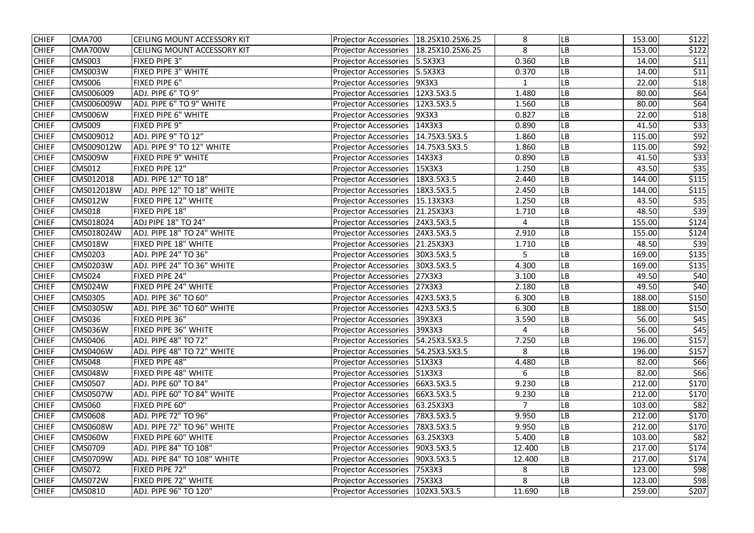| CHIEF | CMA700 | CEILING MOUNT ACCESSORY KIT | Projector Accessories | 18.25X10.25X6.25 | 8 | LB | 153.00 | $122 |
|---|---|---|---|---|---|---|---|---|
| CHIEF | CMA700W | CEILING MOUNT ACCESSORY KIT | Projector Accessories | 18.25X10.25X6.25 | 8 | LB | 153.00 | $122 |
| CHIEF | CMS003 | FIXED PIPE 3" | Projector Accessories | 5.5X3X3 | 0.360 | LB | 14.00 | $11 |
| CHIEF | CMS003W | FIXED PIPE 3" WHITE | Projector Accessories | 5.5X3X3 | 0.370 | LB | 14.00 | $11 |
| CHIEF | CMS006 | FIXED PIPE 6" | Projector Accessories | 9X3X3 | 1 | LB | 22.00 | $18 |
| CHIEF | CMS006009 | ADJ. PIPE 6" TO 9" | Projector Accessories | 12X3.5X3.5 | 1.480 | LB | 80.00 | $64 |
| CHIEF | CMS006009W | ADJ. PIPE 6" TO 9" WHITE | Projector Accessories | 12X3.5X3.5 | 1.560 | LB | 80.00 | $64 |
| CHIEF | CMS006W | FIXED PIPE 6" WHITE | Projector Accessories | 9X3X3 | 0.827 | LB | 22.00 | $18 |
| CHIEF | CMS009 | FIXED PIPE 9" | Projector Accessories | 14X3X3 | 0.890 | LB | 41.50 | $33 |
| CHIEF | CMS009012 | ADJ. PIPE 9" TO 12" | Projector Accessories | 14.75X3.5X3.5 | 1.860 | LB | 115.00 | $92 |
| CHIEF | CMS009012W | ADJ. PIPE 9" TO 12" WHITE | Projector Accessories | 14.75X3.5X3.5 | 1.860 | LB | 115.00 | $92 |
| CHIEF | CMS009W | FIXED PIPE 9" WHITE | Projector Accessories | 14X3X3 | 0.890 | LB | 41.50 | $33 |
| CHIEF | CMS012 | FIXED PIPE 12" | Projector Accessories | 15X3X3 | 1.250 | LB | 43.50 | $35 |
| CHIEF | CMS012018 | ADJ. PIPE 12" TO 18" | Projector Accessories | 18X3.5X3.5 | 2.440 | LB | 144.00 | $115 |
| CHIEF | CMS012018W | ADJ. PIPE 12" TO 18" WHITE | Projector Accessories | 18X3.5X3.5 | 2.450 | LB | 144.00 | $115 |
| CHIEF | CMS012W | FIXED PIPE 12" WHITE | Projector Accessories | 15.13X3X3 | 1.250 | LB | 43.50 | $35 |
| CHIEF | CMS018 | FIXED PIPE 18" | Projector Accessories | 21.25X3X3 | 1.710 | LB | 48.50 | $39 |
| CHIEF | CMS018024 | ADJ PIPE 18" TO 24" | Projector Accessories | 24X3.5X3.5 | 4 | LB | 155.00 | $124 |
| CHIEF | CMS018024W | ADJ. PIPE 18" TO 24" WHITE | Projector Accessories | 24X3.5X3.5 | 2.910 | LB | 155.00 | $124 |
| CHIEF | CMS018W | FIXED PIPE 18" WHITE | Projector Accessories | 21.25X3X3 | 1.710 | LB | 48.50 | $39 |
| CHIEF | CMS0203 | ADJ. PIPE 24" TO 36" | Projector Accessories | 30X3.5X3.5 | 5 | LB | 169.00 | $135 |
| CHIEF | CMS0203W | ADJ. PIPE 24" TO 36" WHITE | Projector Accessories | 30X3.5X3.5 | 4.300 | LB | 169.00 | $135 |
| CHIEF | CMS024 | FIXED PIPE 24" | Projector Accessories | 27X3X3 | 3.100 | LB | 49.50 | $40 |
| CHIEF | CMS024W | FIXED PIPE 24" WHITE | Projector Accessories | 27X3X3 | 2.180 | LB | 49.50 | $40 |
| CHIEF | CMS0305 | ADJ. PIPE 36" TO 60" | Projector Accessories | 42X3.5X3.5 | 6.300 | LB | 188.00 | $150 |
| CHIEF | CMS0305W | ADJ. PIPE 36" TO 60" WHITE | Projector Accessories | 42X3.5X3.5 | 6.300 | LB | 188.00 | $150 |
| CHIEF | CMS036 | FIXED PIPE 36" | Projector Accessories | 39X3X3 | 3.590 | LB | 56.00 | $45 |
| CHIEF | CMS036W | FIXED PIPE 36" WHITE | Projector Accessories | 39X3X3 | 4 | LB | 56.00 | $45 |
| CHIEF | CMS0406 | ADJ. PIPE 48" TO 72" | Projector Accessories | 54.25X3.5X3.5 | 7.250 | LB | 196.00 | $157 |
| CHIEF | CMS0406W | ADJ. PIPE 48" TO 72" WHITE | Projector Accessories | 54.25X3.5X3.5 | 8 | LB | 196.00 | $157 |
| CHIEF | CMS048 | FIXED PIPE 48" | Projector Accessories | 51X3X3 | 4.480 | LB | 82.00 | $66 |
| CHIEF | CMS048W | FIXED PIPE 48" WHITE | Projector Accessories | 51X3X3 | 6 | LB | 82.00 | $66 |
| CHIEF | CMS0507 | ADJ. PIPE 60" TO 84" | Projector Accessories | 66X3.5X3.5 | 9.230 | LB | 212.00 | $170 |
| CHIEF | CMS0507W | ADJ. PIPE 60" TO 84" WHITE | Projector Accessories | 66X3.5X3.5 | 9.230 | LB | 212.00 | $170 |
| CHIEF | CMS060 | FIXED PIPE 60" | Projector Accessories | 63.25X3X3 | 7 | LB | 103.00 | $82 |
| CHIEF | CMS0608 | ADJ. PIPE 72" TO 96" | Projector Accessories | 78X3.5X3.5 | 9.950 | LB | 212.00 | $170 |
| CHIEF | CMS0608W | ADJ. PIPE 72" TO 96" WHITE | Projector Accessories | 78X3.5X3.5 | 9.950 | LB | 212.00 | $170 |
| CHIEF | CMS060W | FIXED PIPE 60" WHITE | Projector Accessories | 63.25X3X3 | 5.400 | LB | 103.00 | $82 |
| CHIEF | CMS0709 | ADJ. PIPE 84" TO 108" | Projector Accessories | 90X3.5X3.5 | 12.400 | LB | 217.00 | $174 |
| CHIEF | CMS0709W | ADJ. PIPE 84" TO 108" WHITE | Projector Accessories | 90X3.5X3.5 | 12.400 | LB | 217.00 | $174 |
| CHIEF | CMS072 | FIXED PIPE 72" | Projector Accessories | 75X3X3 | 8 | LB | 123.00 | $98 |
| CHIEF | CMS072W | FIXED PIPE 72" WHITE | Projector Accessories | 75X3X3 | 8 | LB | 123.00 | $98 |
| CHIEF | CMS0810 | ADJ. PIPE 96" TO 120" | Projector Accessories | 102X3.5X3.5 | 11.690 | LB | 259.00 | $207 |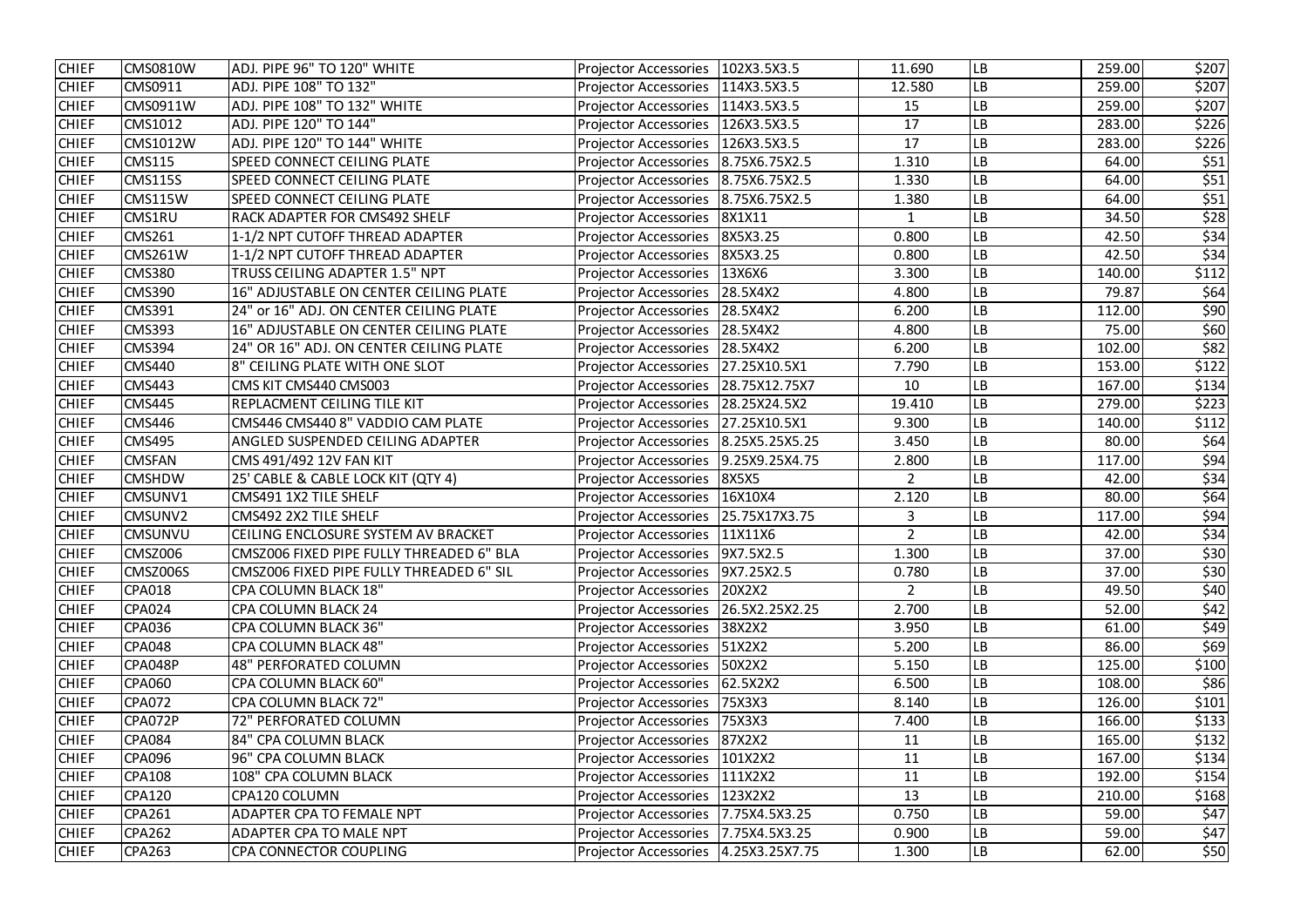| | | | | | | | | |
|---|---|---|---|---|---|---|---|---|
| CHIEF | CMS0810W | ADJ. PIPE 96" TO 120" WHITE | Projector Accessories | 102X3.5X3.5 | 11.690 | LB | 259.00 | $207 |
| CHIEF | CMS0911 | ADJ. PIPE 108" TO 132" | Projector Accessories | 114X3.5X3.5 | 12.580 | LB | 259.00 | $207 |
| CHIEF | CMS0911W | ADJ. PIPE 108" TO 132" WHITE | Projector Accessories | 114X3.5X3.5 | 15 | LB | 259.00 | $207 |
| CHIEF | CMS1012 | ADJ. PIPE 120" TO 144" | Projector Accessories | 126X3.5X3.5 | 17 | LB | 283.00 | $226 |
| CHIEF | CMS1012W | ADJ. PIPE 120" TO 144" WHITE | Projector Accessories | 126X3.5X3.5 | 17 | LB | 283.00 | $226 |
| CHIEF | CMS115 | SPEED CONNECT CEILING PLATE | Projector Accessories | 8.75X6.75X2.5 | 1.310 | LB | 64.00 | $51 |
| CHIEF | CMS115S | SPEED CONNECT CEILING PLATE | Projector Accessories | 8.75X6.75X2.5 | 1.330 | LB | 64.00 | $51 |
| CHIEF | CMS115W | SPEED CONNECT CEILING PLATE | Projector Accessories | 8.75X6.75X2.5 | 1.380 | LB | 64.00 | $51 |
| CHIEF | CMS1RU | RACK ADAPTER FOR CMS492 SHELF | Projector Accessories | 8X1X11 | 1 | LB | 34.50 | $28 |
| CHIEF | CMS261 | 1-1/2 NPT CUTOFF THREAD ADAPTER | Projector Accessories | 8X5X3.25 | 0.800 | LB | 42.50 | $34 |
| CHIEF | CMS261W | 1-1/2 NPT CUTOFF THREAD ADAPTER | Projector Accessories | 8X5X3.25 | 0.800 | LB | 42.50 | $34 |
| CHIEF | CMS380 | TRUSS CEILING ADAPTER 1.5" NPT | Projector Accessories | 13X6X6 | 3.300 | LB | 140.00 | $112 |
| CHIEF | CMS390 | 16" ADJUSTABLE ON CENTER CEILING PLATE | Projector Accessories | 28.5X4X2 | 4.800 | LB | 79.87 | $64 |
| CHIEF | CMS391 | 24" or 16" ADJ. ON CENTER CEILING PLATE | Projector Accessories | 28.5X4X2 | 6.200 | LB | 112.00 | $90 |
| CHIEF | CMS393 | 16" ADJUSTABLE ON CENTER CEILING PLATE | Projector Accessories | 28.5X4X2 | 4.800 | LB | 75.00 | $60 |
| CHIEF | CMS394 | 24" OR 16" ADJ. ON CENTER CEILING PLATE | Projector Accessories | 28.5X4X2 | 6.200 | LB | 102.00 | $82 |
| CHIEF | CMS440 | 8" CEILING PLATE WITH ONE SLOT | Projector Accessories | 27.25X10.5X1 | 7.790 | LB | 153.00 | $122 |
| CHIEF | CMS443 | CMS KIT CMS440 CMS003 | Projector Accessories | 28.75X12.75X7 | 10 | LB | 167.00 | $134 |
| CHIEF | CMS445 | REPLACMENT CEILING TILE KIT | Projector Accessories | 28.25X24.5X2 | 19.410 | LB | 279.00 | $223 |
| CHIEF | CMS446 | CMS446 CMS440 8" VADDIO CAM PLATE | Projector Accessories | 27.25X10.5X1 | 9.300 | LB | 140.00 | $112 |
| CHIEF | CMS495 | ANGLED SUSPENDED CEILING ADAPTER | Projector Accessories | 8.25X5.25X5.25 | 3.450 | LB | 80.00 | $64 |
| CHIEF | CMSFAN | CMS 491/492 12V FAN KIT | Projector Accessories | 9.25X9.25X4.75 | 2.800 | LB | 117.00 | $94 |
| CHIEF | CMSHDW | 25' CABLE & CABLE LOCK KIT (QTY 4) | Projector Accessories | 8X5X5 | 2 | LB | 42.00 | $34 |
| CHIEF | CMSUNV1 | CMS491 1X2 TILE SHELF | Projector Accessories | 16X10X4 | 2.120 | LB | 80.00 | $64 |
| CHIEF | CMSUNV2 | CMS492 2X2 TILE SHELF | Projector Accessories | 25.75X17X3.75 | 3 | LB | 117.00 | $94 |
| CHIEF | CMSUNVU | CEILING ENCLOSURE SYSTEM AV BRACKET | Projector Accessories | 11X11X6 | 2 | LB | 42.00 | $34 |
| CHIEF | CMSZ006 | CMSZ006 FIXED PIPE FULLY THREADED 6" BLA | Projector Accessories | 9X7.5X2.5 | 1.300 | LB | 37.00 | $30 |
| CHIEF | CMSZ006S | CMSZ006 FIXED PIPE FULLY THREADED 6" SIL | Projector Accessories | 9X7.25X2.5 | 0.780 | LB | 37.00 | $30 |
| CHIEF | CPA018 | CPA COLUMN BLACK 18" | Projector Accessories | 20X2X2 | 2 | LB | 49.50 | $40 |
| CHIEF | CPA024 | CPA COLUMN BLACK 24 | Projector Accessories | 26.5X2.25X2.25 | 2.700 | LB | 52.00 | $42 |
| CHIEF | CPA036 | CPA COLUMN BLACK 36" | Projector Accessories | 38X2X2 | 3.950 | LB | 61.00 | $49 |
| CHIEF | CPA048 | CPA COLUMN BLACK 48" | Projector Accessories | 51X2X2 | 5.200 | LB | 86.00 | $69 |
| CHIEF | CPA048P | 48" PERFORATED COLUMN | Projector Accessories | 50X2X2 | 5.150 | LB | 125.00 | $100 |
| CHIEF | CPA060 | CPA COLUMN BLACK 60" | Projector Accessories | 62.5X2X2 | 6.500 | LB | 108.00 | $86 |
| CHIEF | CPA072 | CPA COLUMN BLACK 72" | Projector Accessories | 75X3X3 | 8.140 | LB | 126.00 | $101 |
| CHIEF | CPA072P | 72" PERFORATED COLUMN | Projector Accessories | 75X3X3 | 7.400 | LB | 166.00 | $133 |
| CHIEF | CPA084 | 84" CPA COLUMN BLACK | Projector Accessories | 87X2X2 | 11 | LB | 165.00 | $132 |
| CHIEF | CPA096 | 96" CPA COLUMN BLACK | Projector Accessories | 101X2X2 | 11 | LB | 167.00 | $134 |
| CHIEF | CPA108 | 108" CPA COLUMN BLACK | Projector Accessories | 111X2X2 | 11 | LB | 192.00 | $154 |
| CHIEF | CPA120 | CPA120 COLUMN | Projector Accessories | 123X2X2 | 13 | LB | 210.00 | $168 |
| CHIEF | CPA261 | ADAPTER CPA TO FEMALE NPT | Projector Accessories | 7.75X4.5X3.25 | 0.750 | LB | 59.00 | $47 |
| CHIEF | CPA262 | ADAPTER CPA TO MALE NPT | Projector Accessories | 7.75X4.5X3.25 | 0.900 | LB | 59.00 | $47 |
| CHIEF | CPA263 | CPA CONNECTOR COUPLING | Projector Accessories | 4.25X3.25X7.75 | 1.300 | LB | 62.00 | $50 |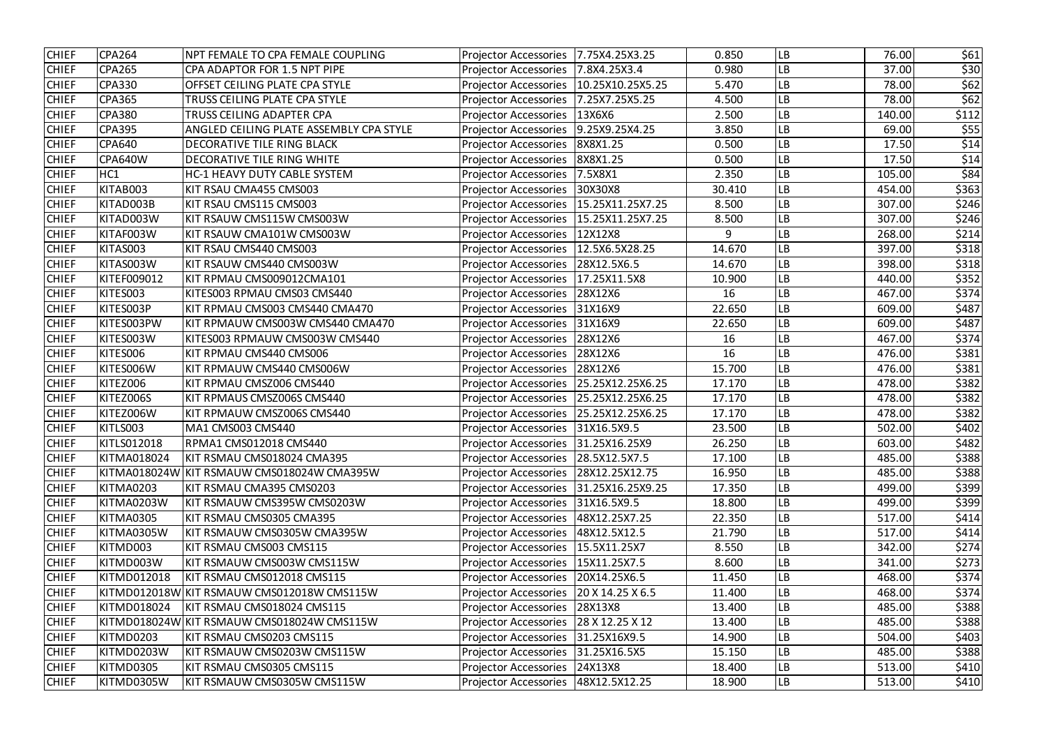| CHIEF | CPA264 | NPT FEMALE TO CPA FEMALE COUPLING | Projector Accessories | 7.75X4.25X3.25 | 0.850 | LB | 76.00 | $61 |
|---|---|---|---|---|---|---|---|---|
| CHIEF | CPA265 | CPA ADAPTOR FOR 1.5 NPT PIPE | Projector Accessories | 7.8X4.25X3.4 | 0.980 | LB | 37.00 | $30 |
| CHIEF | CPA330 | OFFSET CEILING PLATE CPA STYLE | Projector Accessories | 10.25X10.25X5.25 | 5.470 | LB | 78.00 | $62 |
| CHIEF | CPA365 | TRUSS CEILING PLATE CPA STYLE | Projector Accessories | 7.25X7.25X5.25 | 4.500 | LB | 78.00 | $62 |
| CHIEF | CPA380 | TRUSS CEILING ADAPTER CPA | Projector Accessories | 13X6X6 | 2.500 | LB | 140.00 | $112 |
| CHIEF | CPA395 | ANGLED CEILING PLATE ASSEMBLY CPA STYLE | Projector Accessories | 9.25X9.25X4.25 | 3.850 | LB | 69.00 | $55 |
| CHIEF | CPA640 | DECORATIVE TILE RING BLACK | Projector Accessories | 8X8X1.25 | 0.500 | LB | 17.50 | $14 |
| CHIEF | CPA640W | DECORATIVE TILE RING WHITE | Projector Accessories | 8X8X1.25 | 0.500 | LB | 17.50 | $14 |
| CHIEF | HC1 | HC-1 HEAVY DUTY CABLE SYSTEM | Projector Accessories | 7.5X8X1 | 2.350 | LB | 105.00 | $84 |
| CHIEF | KITAB003 | KIT RSAU CMA455 CMS003 | Projector Accessories | 30X30X8 | 30.410 | LB | 454.00 | $363 |
| CHIEF | KITAD003B | KIT RSAU CMS115 CMS003 | Projector Accessories | 15.25X11.25X7.25 | 8.500 | LB | 307.00 | $246 |
| CHIEF | KITAD003W | KIT RSAUW CMS115W CMS003W | Projector Accessories | 15.25X11.25X7.25 | 8.500 | LB | 307.00 | $246 |
| CHIEF | KITAF003W | KIT RSAUW CMA101W CMS003W | Projector Accessories | 12X12X8 | 9 | LB | 268.00 | $214 |
| CHIEF | KITAS003 | KIT RSAU CMS440 CMS003 | Projector Accessories | 12.5X6.5X28.25 | 14.670 | LB | 397.00 | $318 |
| CHIEF | KITAS003W | KIT RSAUW CMS440 CMS003W | Projector Accessories | 28X12.5X6.5 | 14.670 | LB | 398.00 | $318 |
| CHIEF | KITEF009012 | KIT RPMAU CMS009012CMA101 | Projector Accessories | 17.25X11.5X8 | 10.900 | LB | 440.00 | $352 |
| CHIEF | KITES003 | KITES003 RPMAU CMS03 CMS440 | Projector Accessories | 28X12X6 | 16 | LB | 467.00 | $374 |
| CHIEF | KITES003P | KIT RPMAU CMS003 CMS440 CMA470 | Projector Accessories | 31X16X9 | 22.650 | LB | 609.00 | $487 |
| CHIEF | KITES003PW | KIT RPMAUW CMS003W CMS440 CMA470 | Projector Accessories | 31X16X9 | 22.650 | LB | 609.00 | $487 |
| CHIEF | KITES003W | KITES003 RPMAUW CMS003W CMS440 | Projector Accessories | 28X12X6 | 16 | LB | 467.00 | $374 |
| CHIEF | KITES006 | KIT RPMAU CMS440 CMS006 | Projector Accessories | 28X12X6 | 16 | LB | 476.00 | $381 |
| CHIEF | KITES006W | KIT RPMAUW CMS440 CMS006W | Projector Accessories | 28X12X6 | 15.700 | LB | 476.00 | $381 |
| CHIEF | KITEZ006 | KIT RPMAU CMSZ006 CMS440 | Projector Accessories | 25.25X12.25X6.25 | 17.170 | LB | 478.00 | $382 |
| CHIEF | KITEZ006S | KIT RPMAUS CMSZ006S CMS440 | Projector Accessories | 25.25X12.25X6.25 | 17.170 | LB | 478.00 | $382 |
| CHIEF | KITEZ006W | KIT RPMAUW CMSZ006S CMS440 | Projector Accessories | 25.25X12.25X6.25 | 17.170 | LB | 478.00 | $382 |
| CHIEF | KITLS003 | MA1 CMS003 CMS440 | Projector Accessories | 31X16.5X9.5 | 23.500 | LB | 502.00 | $402 |
| CHIEF | KITLS012018 | RPMA1 CMS012018 CMS440 | Projector Accessories | 31.25X16.25X9 | 26.250 | LB | 603.00 | $482 |
| CHIEF | KITMA018024 | KIT RSMAU CMS018024 CMA395 | Projector Accessories | 28.5X12.5X7.5 | 17.100 | LB | 485.00 | $388 |
| CHIEF | KITMA018024W | KIT RSMAUW CMS018024W CMA395W | Projector Accessories | 28X12.25X12.75 | 16.950 | LB | 485.00 | $388 |
| CHIEF | KITMA0203 | KIT RSMAU CMA395 CMS0203 | Projector Accessories | 31.25X16.25X9.25 | 17.350 | LB | 499.00 | $399 |
| CHIEF | KITMA0203W | KIT RSMAUW CMS395W CMS0203W | Projector Accessories | 31X16.5X9.5 | 18.800 | LB | 499.00 | $399 |
| CHIEF | KITMA0305 | KIT RSMAU CMS0305 CMA395 | Projector Accessories | 48X12.25X7.25 | 22.350 | LB | 517.00 | $414 |
| CHIEF | KITMA0305W | KIT RSMAUW CMS0305W CMA395W | Projector Accessories | 48X12.5X12.5 | 21.790 | LB | 517.00 | $414 |
| CHIEF | KITMD003 | KIT RSMAU CMS003 CMS115 | Projector Accessories | 15.5X11.25X7 | 8.550 | LB | 342.00 | $274 |
| CHIEF | KITMD003W | KIT RSMAUW CMS003W CMS115W | Projector Accessories | 15X11.25X7.5 | 8.600 | LB | 341.00 | $273 |
| CHIEF | KITMD012018 | KIT RSMAU CMS012018 CMS115 | Projector Accessories | 20X14.25X6.5 | 11.450 | LB | 468.00 | $374 |
| CHIEF | KITMD012018W | KIT RSMAUW CMS012018W CMS115W | Projector Accessories | 20 X 14.25 X 6.5 | 11.400 | LB | 468.00 | $374 |
| CHIEF | KITMD018024 | KIT RSMAU CMS018024 CMS115 | Projector Accessories | 28X13X8 | 13.400 | LB | 485.00 | $388 |
| CHIEF | KITMD018024W | KIT RSMAUW CMS018024W CMS115W | Projector Accessories | 28 X 12.25 X 12 | 13.400 | LB | 485.00 | $388 |
| CHIEF | KITMD0203 | KIT RSMAU CMS0203 CMS115 | Projector Accessories | 31.25X16X9.5 | 14.900 | LB | 504.00 | $403 |
| CHIEF | KITMD0203W | KIT RSMAUW CMS0203W CMS115W | Projector Accessories | 31.25X16.5X5 | 15.150 | LB | 485.00 | $388 |
| CHIEF | KITMD0305 | KIT RSMAU CMS0305 CMS115 | Projector Accessories | 24X13X8 | 18.400 | LB | 513.00 | $410 |
| CHIEF | KITMD0305W | KIT RSMAUW CMS0305W CMS115W | Projector Accessories | 48X12.5X12.25 | 18.900 | LB | 513.00 | $410 |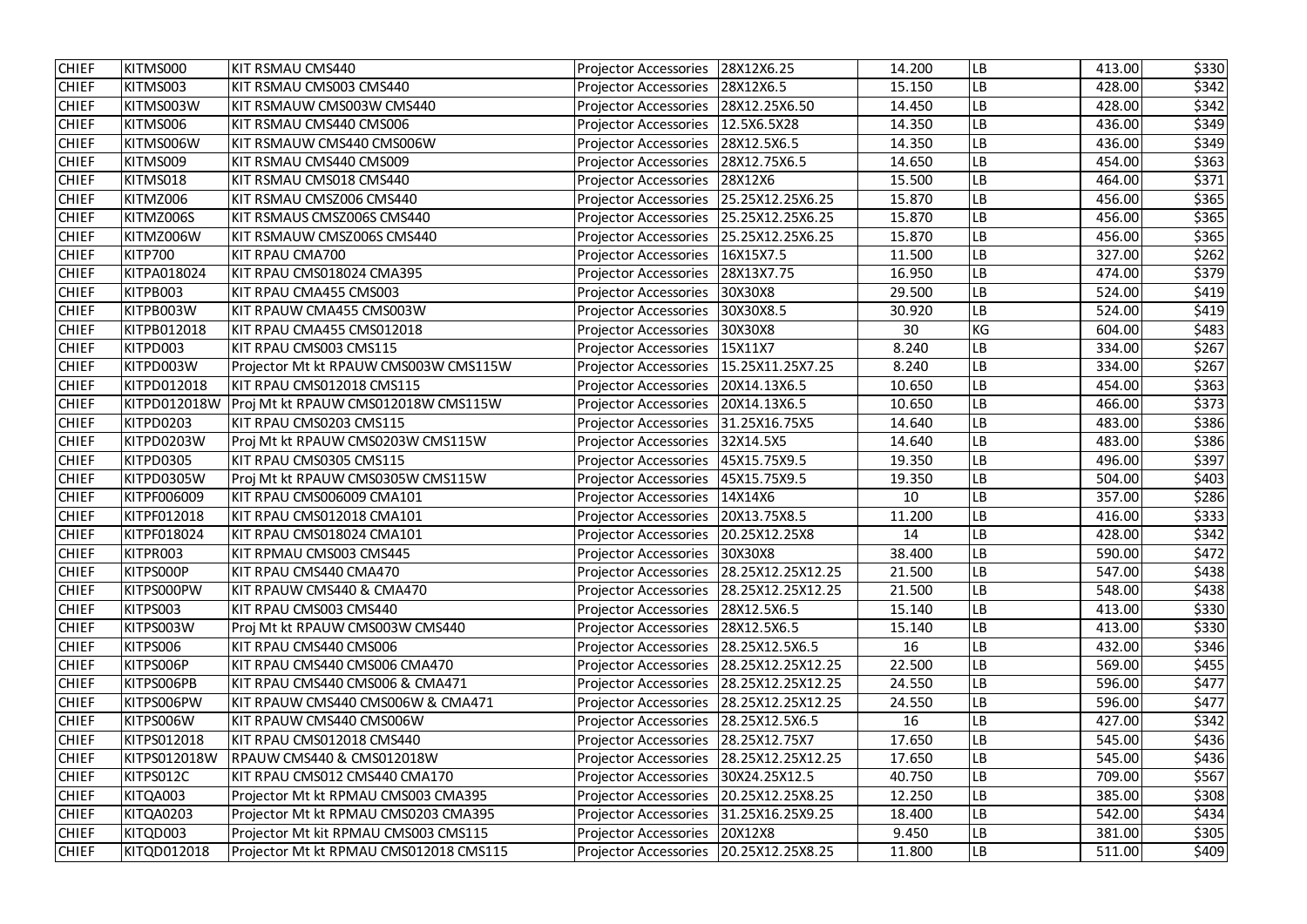| CHIEF | KITMS000 | KIT RSMAU CMS440 | Projector Accessories | 28X12X6.25 | 14.200 | LB | 413.00 | $330 |
|---|---|---|---|---|---|---|---|---|
| CHIEF | KITMS003 | KIT RSMAU CMS003 CMS440 | Projector Accessories | 28X12X6.5 | 15.150 | LB | 428.00 | $342 |
| CHIEF | KITMS003W | KIT RSMAUW CMS003W CMS440 | Projector Accessories | 28X12.25X6.50 | 14.450 | LB | 428.00 | $342 |
| CHIEF | KITMS006 | KIT RSMAU CMS440 CMS006 | Projector Accessories | 12.5X6.5X28 | 14.350 | LB | 436.00 | $349 |
| CHIEF | KITMS006W | KIT RSMAUW CMS440 CMS006W | Projector Accessories | 28X12.5X6.5 | 14.350 | LB | 436.00 | $349 |
| CHIEF | KITMS009 | KIT RSMAU CMS440 CMS009 | Projector Accessories | 28X12.75X6.5 | 14.650 | LB | 454.00 | $363 |
| CHIEF | KITMS018 | KIT RSMAU CMS018 CMS440 | Projector Accessories | 28X12X6 | 15.500 | LB | 464.00 | $371 |
| CHIEF | KITMZ006 | KIT RSMAU CMSZ006 CMS440 | Projector Accessories | 25.25X12.25X6.25 | 15.870 | LB | 456.00 | $365 |
| CHIEF | KITMZ006S | KIT RSMAUS CMSZ006S CMS440 | Projector Accessories | 25.25X12.25X6.25 | 15.870 | LB | 456.00 | $365 |
| CHIEF | KITMZ006W | KIT RSMAUW CMSZ006S CMS440 | Projector Accessories | 25.25X12.25X6.25 | 15.870 | LB | 456.00 | $365 |
| CHIEF | KITP700 | KIT RPAU CMA700 | Projector Accessories | 16X15X7.5 | 11.500 | LB | 327.00 | $262 |
| CHIEF | KITPA018024 | KIT RPAU CMS018024 CMA395 | Projector Accessories | 28X13X7.75 | 16.950 | LB | 474.00 | $379 |
| CHIEF | KITPB003 | KIT RPAU CMA455 CMS003 | Projector Accessories | 30X30X8 | 29.500 | LB | 524.00 | $419 |
| CHIEF | KITPB003W | KIT RPAUW CMA455 CMS003W | Projector Accessories | 30X30X8.5 | 30.920 | LB | 524.00 | $419 |
| CHIEF | KITPB012018 | KIT RPAU CMA455 CMS012018 | Projector Accessories | 30X30X8 | 30 | KG | 604.00 | $483 |
| CHIEF | KITPD003 | KIT RPAU CMS003 CMS115 | Projector Accessories | 15X11X7 | 8.240 | LB | 334.00 | $267 |
| CHIEF | KITPD003W | Projector Mt kt RPAUW CMS003W CMS115W | Projector Accessories | 15.25X11.25X7.25 | 8.240 | LB | 334.00 | $267 |
| CHIEF | KITPD012018 | KIT RPAU CMS012018 CMS115 | Projector Accessories | 20X14.13X6.5 | 10.650 | LB | 454.00 | $363 |
| CHIEF | KITPD012018W | Proj Mt kt RPAUW CMS012018W CMS115W | Projector Accessories | 20X14.13X6.5 | 10.650 | LB | 466.00 | $373 |
| CHIEF | KITPD0203 | KIT RPAU CMS0203 CMS115 | Projector Accessories | 31.25X16.75X5 | 14.640 | LB | 483.00 | $386 |
| CHIEF | KITPD0203W | Proj Mt kt RPAUW CMS0203W CMS115W | Projector Accessories | 32X14.5X5 | 14.640 | LB | 483.00 | $386 |
| CHIEF | KITPD0305 | KIT RPAU CMS0305 CMS115 | Projector Accessories | 45X15.75X9.5 | 19.350 | LB | 496.00 | $397 |
| CHIEF | KITPD0305W | Proj Mt kt RPAUW CMS0305W CMS115W | Projector Accessories | 45X15.75X9.5 | 19.350 | LB | 504.00 | $403 |
| CHIEF | KITPF006009 | KIT RPAU CMS006009 CMA101 | Projector Accessories | 14X14X6 | 10 | LB | 357.00 | $286 |
| CHIEF | KITPF012018 | KIT RPAU CMS012018 CMA101 | Projector Accessories | 20X13.75X8.5 | 11.200 | LB | 416.00 | $333 |
| CHIEF | KITPF018024 | KIT RPAU CMS018024 CMA101 | Projector Accessories | 20.25X12.25X8 | 14 | LB | 428.00 | $342 |
| CHIEF | KITPR003 | KIT RPMAU CMS003 CMS445 | Projector Accessories | 30X30X8 | 38.400 | LB | 590.00 | $472 |
| CHIEF | KITPS000P | KIT RPAU CMS440 CMA470 | Projector Accessories | 28.25X12.25X12.25 | 21.500 | LB | 547.00 | $438 |
| CHIEF | KITPS000PW | KIT RPAUW CMS440 & CMA470 | Projector Accessories | 28.25X12.25X12.25 | 21.500 | LB | 548.00 | $438 |
| CHIEF | KITPS003 | KIT RPAU CMS003 CMS440 | Projector Accessories | 28X12.5X6.5 | 15.140 | LB | 413.00 | $330 |
| CHIEF | KITPS003W | Proj Mt kt RPAUW CMS003W CMS440 | Projector Accessories | 28X12.5X6.5 | 15.140 | LB | 413.00 | $330 |
| CHIEF | KITPS006 | KIT RPAU CMS440 CMS006 | Projector Accessories | 28.25X12.5X6.5 | 16 | LB | 432.00 | $346 |
| CHIEF | KITPS006P | KIT RPAU CMS440 CMS006 CMA470 | Projector Accessories | 28.25X12.25X12.25 | 22.500 | LB | 569.00 | $455 |
| CHIEF | KITPS006PB | KIT RPAU CMS440 CMS006 & CMA471 | Projector Accessories | 28.25X12.25X12.25 | 24.550 | LB | 596.00 | $477 |
| CHIEF | KITPS006PW | KIT RPAUW CMS440 CMS006W & CMA471 | Projector Accessories | 28.25X12.25X12.25 | 24.550 | LB | 596.00 | $477 |
| CHIEF | KITPS006W | KIT RPAUW CMS440 CMS006W | Projector Accessories | 28.25X12.5X6.5 | 16 | LB | 427.00 | $342 |
| CHIEF | KITPS012018 | KIT RPAU CMS012018 CMS440 | Projector Accessories | 28.25X12.75X7 | 17.650 | LB | 545.00 | $436 |
| CHIEF | KITPS012018W | RPAUW CMS440 & CMS012018W | Projector Accessories | 28.25X12.25X12.25 | 17.650 | LB | 545.00 | $436 |
| CHIEF | KITPS012C | KIT RPAU CMS012 CMS440 CMA170 | Projector Accessories | 30X24.25X12.5 | 40.750 | LB | 709.00 | $567 |
| CHIEF | KITQA003 | Projector Mt kt RPMAU CMS003 CMA395 | Projector Accessories | 20.25X12.25X8.25 | 12.250 | LB | 385.00 | $308 |
| CHIEF | KITQA0203 | Projector Mt kt RPMAU CMS0203 CMA395 | Projector Accessories | 31.25X16.25X9.25 | 18.400 | LB | 542.00 | $434 |
| CHIEF | KITQD003 | Projector Mt kit RPMAU CMS003 CMS115 | Projector Accessories | 20X12X8 | 9.450 | LB | 381.00 | $305 |
| CHIEF | KITQD012018 | Projector Mt kt RPMAU CMS012018 CMS115 | Projector Accessories | 20.25X12.25X8.25 | 11.800 | LB | 511.00 | $409 |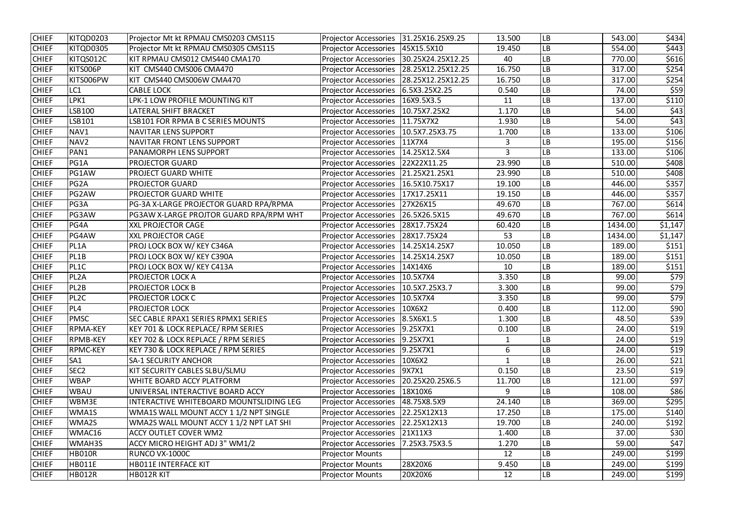| CHIEF | KITQD0203 | Projector Mt kt RPMAU CMS0203 CMS115 | Projector Accessories | 31.25X16.25X9.25 | 13.500 | LB | 543.00 | $434 |
|---|---|---|---|---|---|---|---|---|
| CHIEF | KITQD0305 | Projector Mt kt RPMAU CMS0305 CMS115 | Projector Accessories | 45X15.5X10 | 19.450 | LB | 554.00 | $443 |
| CHIEF | KITQS012C | KIT RPMAU CMS012 CMS440 CMA170 | Projector Accessories | 30.25X24.25X12.25 | 40 | LB | 770.00 | $616 |
| CHIEF | KITS006P | KIT CMS440 CMS006 CMA470 | Projector Accessories | 28.25X12.25X12.25 | 16.750 | LB | 317.00 | $254 |
| CHIEF | KITS006PW | KIT CMS440 CMS006W CMA470 | Projector Accessories | 28.25X12.25X12.25 | 16.750 | LB | 317.00 | $254 |
| CHIEF | LC1 | CABLE LOCK | Projector Accessories | 6.5X3.25X2.25 | 0.540 | LB | 74.00 | $59 |
| CHIEF | LPK1 | LPK-1 LOW PROFILE MOUNTING KIT | Projector Accessories | 16X9.5X3.5 | 11 | LB | 137.00 | $110 |
| CHIEF | LSB100 | LATERAL SHIFT BRACKET | Projector Accessories | 10.75X7.25X2 | 1.170 | LB | 54.00 | $43 |
| CHIEF | LSB101 | LSB101 FOR RPMA B C SERIES MOUNTS | Projector Accessories | 11.75X7X2 | 1.930 | LB | 54.00 | $43 |
| CHIEF | NAV1 | NAVITAR LENS SUPPORT | Projector Accessories | 10.5X7.25X3.75 | 1.700 | LB | 133.00 | $106 |
| CHIEF | NAV2 | NAVITAR FRONT LENS SUPPORT | Projector Accessories | 11X7X4 | 3 | LB | 195.00 | $156 |
| CHIEF | PAN1 | PANAMORPH LENS SUPPORT | Projector Accessories | 14.25X12.5X4 | 3 | LB | 133.00 | $106 |
| CHIEF | PG1A | PROJECTOR GUARD | Projector Accessories | 22X22X11.25 | 23.990 | LB | 510.00 | $408 |
| CHIEF | PG1AW | PROJECT GUARD WHITE | Projector Accessories | 21.25X21.25X1 | 23.990 | LB | 510.00 | $408 |
| CHIEF | PG2A | PROJECTOR GUARD | Projector Accessories | 16.5X10.75X17 | 19.100 | LB | 446.00 | $357 |
| CHIEF | PG2AW | PROJECTOR GUARD WHITE | Projector Accessories | 17X17.25X11 | 19.150 | LB | 446.00 | $357 |
| CHIEF | PG3A | PG-3A X-LARGE PROJECTOR GUARD RPA/RPMA | Projector Accessories | 27X26X15 | 49.670 | LB | 767.00 | $614 |
| CHIEF | PG3AW | PG3AW X-LARGE PROJTOR GUARD RPA/RPM WHT | Projector Accessories | 26.5X26.5X15 | 49.670 | LB | 767.00 | $614 |
| CHIEF | PG4A | XXL PROJECTOR CAGE | Projector Accessories | 28X17.75X24 | 60.420 | LB | 1434.00 | $1,147 |
| CHIEF | PG4AW | XXL PROJECTOR CAGE | Projector Accessories | 28X17.75X24 | 53 | LB | 1434.00 | $1,147 |
| CHIEF | PL1A | PROJ LOCK BOX W/ KEY C346A | Projector Accessories | 14.25X14.25X7 | 10.050 | LB | 189.00 | $151 |
| CHIEF | PL1B | PROJ LOCK BOX W/ KEY C390A | Projector Accessories | 14.25X14.25X7 | 10.050 | LB | 189.00 | $151 |
| CHIEF | PL1C | PROJ LOCK BOX W/ KEY C413A | Projector Accessories | 14X14X6 | 10 | LB | 189.00 | $151 |
| CHIEF | PL2A | PROJECTOR LOCK A | Projector Accessories | 10.5X7X4 | 3.350 | LB | 99.00 | $79 |
| CHIEF | PL2B | PROJECTOR LOCK B | Projector Accessories | 10.5X7.25X3.7 | 3.300 | LB | 99.00 | $79 |
| CHIEF | PL2C | PROJECTOR LOCK C | Projector Accessories | 10.5X7X4 | 3.350 | LB | 99.00 | $79 |
| CHIEF | PL4 | PROJECTOR LOCK | Projector Accessories | 10X6X2 | 0.400 | LB | 112.00 | $90 |
| CHIEF | PMSC | SEC CABLE RPAX1 SERIES RPMX1 SERIES | Projector Accessories | 8.5X6X1.5 | 1.300 | LB | 48.50 | $39 |
| CHIEF | RPMA-KEY | KEY 701 & LOCK REPLACE/ RPM SERIES | Projector Accessories | 9.25X7X1 | 0.100 | LB | 24.00 | $19 |
| CHIEF | RPMB-KEY | KEY 702 & LOCK REPLACE / RPM SERIES | Projector Accessories | 9.25X7X1 | 1 | LB | 24.00 | $19 |
| CHIEF | RPMC-KEY | KEY 730 & LOCK REPLACE / RPM SERIES | Projector Accessories | 9.25X7X1 | 6 | LB | 24.00 | $19 |
| CHIEF | SA1 | SA-1 SECURITY ANCHOR | Projector Accessories | 10X6X2 | 1 | LB | 26.00 | $21 |
| CHIEF | SEC2 | KIT SECURITY CABLES SLBU/SLMU | Projector Accessories | 9X7X1 | 0.150 | LB | 23.50 | $19 |
| CHIEF | WBAP | WHITE BOARD ACCY PLATFORM | Projector Accessories | 20.25X20.25X6.5 | 11.700 | LB | 121.00 | $97 |
| CHIEF | WBAU | UNIVERSAL INTERACTIVE BOARD ACCY | Projector Accessories | 18X10X6 | 9 | LB | 108.00 | $86 |
| CHIEF | WBM3E | INTERACTIVE WHITEBOARD MOUNTSLIDING LEG | Projector Accessories | 48.75X8.5X9 | 24.140 | LB | 369.00 | $295 |
| CHIEF | WMA1S | WMA1S WALL MOUNT ACCY 1 1/2 NPT SINGLE | Projector Accessories | 22.25X12X13 | 17.250 | LB | 175.00 | $140 |
| CHIEF | WMA2S | WMA2S WALL MOUNT ACCY 1 1/2 NPT LAT SHI | Projector Accessories | 22.25X12X13 | 19.700 | LB | 240.00 | $192 |
| CHIEF | WMAC16 | ACCY OUTLET COVER WM2 | Projector Accessories | 21X11X3 | 1.400 | LB | 37.00 | $30 |
| CHIEF | WMAH3S | ACCY MICRO HEIGHT ADJ 3" WM1/2 | Projector Accessories | 7.25X3.75X3.5 | 1.270 | LB | 59.00 | $47 |
| CHIEF | HB010R | RUNCO VX-1000C | Projector Mounts | | 12 | LB | 249.00 | $199 |
| CHIEF | HB011E | HB011E INTERFACE KIT | Projector Mounts | 28X20X6 | 9.450 | LB | 249.00 | $199 |
| CHIEF | HB012R | HB012R KIT | Projector Mounts | 20X20X6 | 12 | LB | 249.00 | $199 |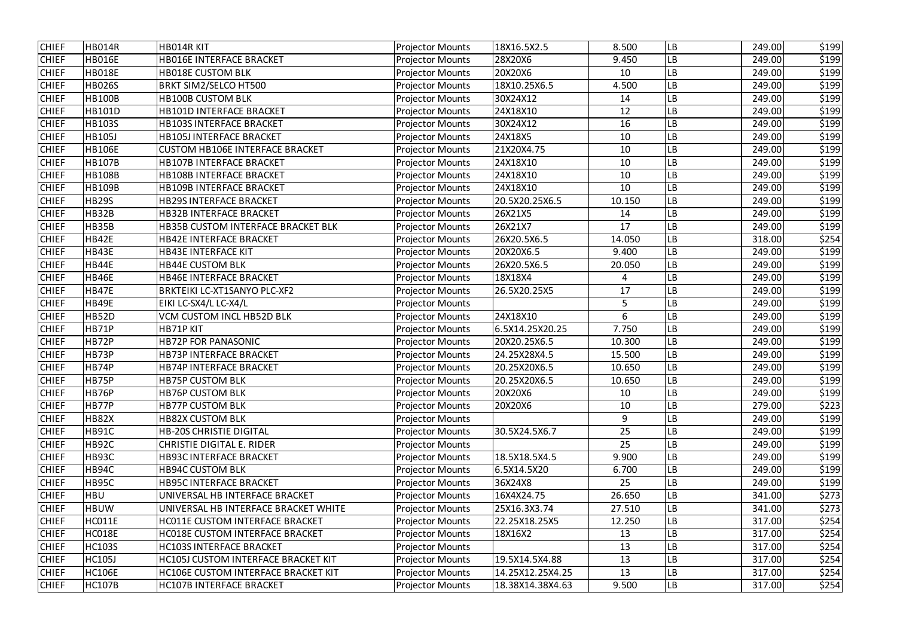| CHIEF | HB014R | HB014R KIT | Projector Mounts | 18X16.5X2.5 | 8.500 | LB | 249.00 | $199 |
|---|---|---|---|---|---|---|---|---|
| CHIEF | HB016E | HB016E INTERFACE BRACKET | Projector Mounts | 28X20X6 | 9.450 | LB | 249.00 | $199 |
| CHIEF | HB018E | HB018E CUSTOM BLK | Projector Mounts | 20X20X6 | 10 | LB | 249.00 | $199 |
| CHIEF | HB026S | BRKT SIM2/SELCO HT500 | Projector Mounts | 18X10.25X6.5 | 4.500 | LB | 249.00 | $199 |
| CHIEF | HB100B | HB100B CUSTOM BLK | Projector Mounts | 30X24X12 | 14 | LB | 249.00 | $199 |
| CHIEF | HB101D | HB101D INTERFACE BRACKET | Projector Mounts | 24X18X10 | 12 | LB | 249.00 | $199 |
| CHIEF | HB103S | HB103S INTERFACE BRACKET | Projector Mounts | 30X24X12 | 16 | LB | 249.00 | $199 |
| CHIEF | HB105J | HB105J INTERFACE BRACKET | Projector Mounts | 24X18X5 | 10 | LB | 249.00 | $199 |
| CHIEF | HB106E | CUSTOM HB106E INTERFACE BRACKET | Projector Mounts | 21X20X4.75 | 10 | LB | 249.00 | $199 |
| CHIEF | HB107B | HB107B INTERFACE BRACKET | Projector Mounts | 24X18X10 | 10 | LB | 249.00 | $199 |
| CHIEF | HB108B | HB108B INTERFACE BRACKET | Projector Mounts | 24X18X10 | 10 | LB | 249.00 | $199 |
| CHIEF | HB109B | HB109B INTERFACE BRACKET | Projector Mounts | 24X18X10 | 10 | LB | 249.00 | $199 |
| CHIEF | HB29S | HB29S INTERFACE BRACKET | Projector Mounts | 20.5X20.25X6.5 | 10.150 | LB | 249.00 | $199 |
| CHIEF | HB32B | HB32B INTERFACE BRACKET | Projector Mounts | 26X21X5 | 14 | LB | 249.00 | $199 |
| CHIEF | HB35B | HB35B CUSTOM INTERFACE BRACKET BLK | Projector Mounts | 26X21X7 | 17 | LB | 249.00 | $199 |
| CHIEF | HB42E | HB42E INTERFACE BRACKET | Projector Mounts | 26X20.5X6.5 | 14.050 | LB | 318.00 | $254 |
| CHIEF | HB43E | HB43E INTERFACE KIT | Projector Mounts | 20X20X6.5 | 9.400 | LB | 249.00 | $199 |
| CHIEF | HB44E | HB44E CUSTOM BLK | Projector Mounts | 26X20.5X6.5 | 20.050 | LB | 249.00 | $199 |
| CHIEF | HB46E | HB46E INTERFACE BRACKET | Projector Mounts | 18X18X4 | 4 | LB | 249.00 | $199 |
| CHIEF | HB47E | BRKTEIKI LC-XT1SANYO PLC-XF2 | Projector Mounts | 26.5X20.25X5 | 17 | LB | 249.00 | $199 |
| CHIEF | HB49E | EIKI LC-SX4/L LC-X4/L | Projector Mounts | | 5 | LB | 249.00 | $199 |
| CHIEF | HB52D | VCM CUSTOM INCL HB52D BLK | Projector Mounts | 24X18X10 | 6 | LB | 249.00 | $199 |
| CHIEF | HB71P | HB71P KIT | Projector Mounts | 6.5X14.25X20.25 | 7.750 | LB | 249.00 | $199 |
| CHIEF | HB72P | HB72P FOR PANASONIC | Projector Mounts | 20X20.25X6.5 | 10.300 | LB | 249.00 | $199 |
| CHIEF | HB73P | HB73P INTERFACE BRACKET | Projector Mounts | 24.25X28X4.5 | 15.500 | LB | 249.00 | $199 |
| CHIEF | HB74P | HB74P INTERFACE BRACKET | Projector Mounts | 20.25X20X6.5 | 10.650 | LB | 249.00 | $199 |
| CHIEF | HB75P | HB75P CUSTOM BLK | Projector Mounts | 20.25X20X6.5 | 10.650 | LB | 249.00 | $199 |
| CHIEF | HB76P | HB76P CUSTOM BLK | Projector Mounts | 20X20X6 | 10 | LB | 249.00 | $199 |
| CHIEF | HB77P | HB77P CUSTOM BLK | Projector Mounts | 20X20X6 | 10 | LB | 279.00 | $223 |
| CHIEF | HB82X | HB82X CUSTOM BLK | Projector Mounts | | 9 | LB | 249.00 | $199 |
| CHIEF | HB91C | HB-20S CHRISTIE DIGITAL | Projector Mounts | 30.5X24.5X6.7 | 25 | LB | 249.00 | $199 |
| CHIEF | HB92C | CHRISTIE DIGITAL E. RIDER | Projector Mounts | | 25 | LB | 249.00 | $199 |
| CHIEF | HB93C | HB93C INTERFACE BRACKET | Projector Mounts | 18.5X18.5X4.5 | 9.900 | LB | 249.00 | $199 |
| CHIEF | HB94C | HB94C CUSTOM BLK | Projector Mounts | 6.5X14.5X20 | 6.700 | LB | 249.00 | $199 |
| CHIEF | HB95C | HB95C INTERFACE BRACKET | Projector Mounts | 36X24X8 | 25 | LB | 249.00 | $199 |
| CHIEF | HBU | UNIVERSAL HB INTERFACE BRACKET | Projector Mounts | 16X4X24.75 | 26.650 | LB | 341.00 | $273 |
| CHIEF | HBUW | UNIVERSAL HB INTERFACE BRACKET WHITE | Projector Mounts | 25X16.3X3.74 | 27.510 | LB | 341.00 | $273 |
| CHIEF | HC011E | HC011E CUSTOM INTERFACE BRACKET | Projector Mounts | 22.25X18.25X5 | 12.250 | LB | 317.00 | $254 |
| CHIEF | HC018E | HC018E CUSTOM INTERFACE BRACKET | Projector Mounts | 18X16X2 | 13 | LB | 317.00 | $254 |
| CHIEF | HC103S | HC103S INTERFACE BRACKET | Projector Mounts | | 13 | LB | 317.00 | $254 |
| CHIEF | HC105J | HC105J CUSTOM INTERFACE BRACKET KIT | Projector Mounts | 19.5X14.5X4.88 | 13 | LB | 317.00 | $254 |
| CHIEF | HC106E | HC106E CUSTOM INTERFACE BRACKET KIT | Projector Mounts | 14.25X12.25X4.25 | 13 | LB | 317.00 | $254 |
| CHIEF | HC107B | HC107B INTERFACE BRACKET | Projector Mounts | 18.38X14.38X4.63 | 9.500 | LB | 317.00 | $254 |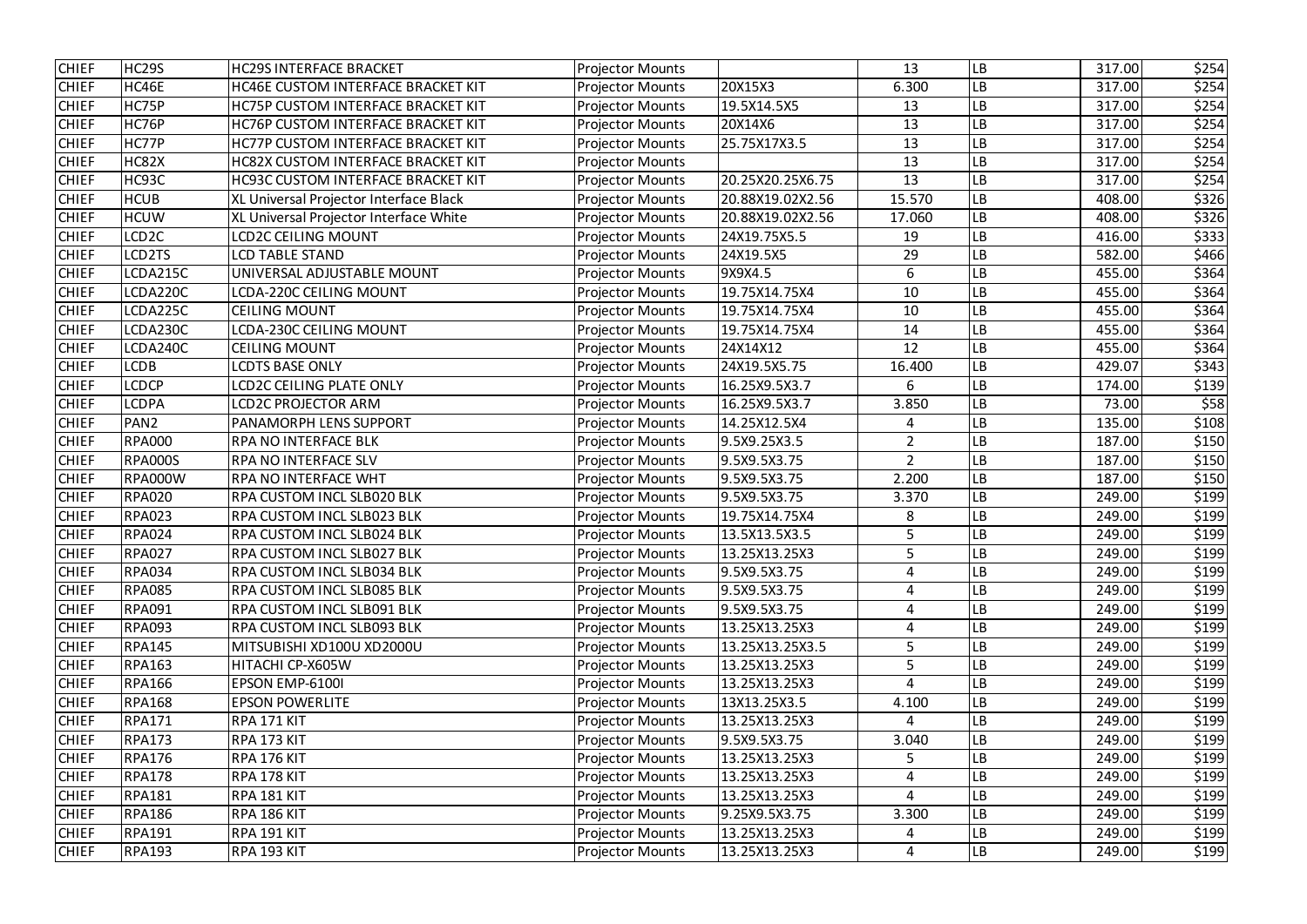| | | | | | | | | |
|---|---|---|---|---|---|---|---|---|
| CHIEF | HC29S | HC29S INTERFACE BRACKET | Projector Mounts | | 13 | LB | 317.00 | $254 |
| CHIEF | HC46E | HC46E CUSTOM INTERFACE BRACKET KIT | Projector Mounts | 20X15X3 | 6.300 | LB | 317.00 | $254 |
| CHIEF | HC75P | HC75P CUSTOM INTERFACE BRACKET KIT | Projector Mounts | 19.5X14.5X5 | 13 | LB | 317.00 | $254 |
| CHIEF | HC76P | HC76P CUSTOM INTERFACE BRACKET KIT | Projector Mounts | 20X14X6 | 13 | LB | 317.00 | $254 |
| CHIEF | HC77P | HC77P CUSTOM INTERFACE BRACKET KIT | Projector Mounts | 25.75X17X3.5 | 13 | LB | 317.00 | $254 |
| CHIEF | HC82X | HC82X CUSTOM INTERFACE BRACKET KIT | Projector Mounts | | 13 | LB | 317.00 | $254 |
| CHIEF | HC93C | HC93C CUSTOM INTERFACE BRACKET KIT | Projector Mounts | 20.25X20.25X6.75 | 13 | LB | 317.00 | $254 |
| CHIEF | HCUB | XL Universal Projector Interface Black | Projector Mounts | 20.88X19.02X2.56 | 15.570 | LB | 408.00 | $326 |
| CHIEF | HCUW | XL Universal Projector Interface White | Projector Mounts | 20.88X19.02X2.56 | 17.060 | LB | 408.00 | $326 |
| CHIEF | LCD2C | LCD2C CEILING MOUNT | Projector Mounts | 24X19.75X5.5 | 19 | LB | 416.00 | $333 |
| CHIEF | LCD2TS | LCD TABLE STAND | Projector Mounts | 24X19.5X5 | 29 | LB | 582.00 | $466 |
| CHIEF | LCDA215C | UNIVERSAL ADJUSTABLE MOUNT | Projector Mounts | 9X9X4.5 | 6 | LB | 455.00 | $364 |
| CHIEF | LCDA220C | LCDA-220C CEILING MOUNT | Projector Mounts | 19.75X14.75X4 | 10 | LB | 455.00 | $364 |
| CHIEF | LCDA225C | CEILING MOUNT | Projector Mounts | 19.75X14.75X4 | 10 | LB | 455.00 | $364 |
| CHIEF | LCDA230C | LCDA-230C CEILING MOUNT | Projector Mounts | 19.75X14.75X4 | 14 | LB | 455.00 | $364 |
| CHIEF | LCDA240C | CEILING MOUNT | Projector Mounts | 24X14X12 | 12 | LB | 455.00 | $364 |
| CHIEF | LCDB | LCDTS BASE ONLY | Projector Mounts | 24X19.5X5.75 | 16.400 | LB | 429.07 | $343 |
| CHIEF | LCDCP | LCD2C CEILING PLATE ONLY | Projector Mounts | 16.25X9.5X3.7 | 6 | LB | 174.00 | $139 |
| CHIEF | LCDPA | LCD2C PROJECTOR ARM | Projector Mounts | 16.25X9.5X3.7 | 3.850 | LB | 73.00 | $58 |
| CHIEF | PAN2 | PANAMORPH LENS SUPPORT | Projector Mounts | 14.25X12.5X4 | 4 | LB | 135.00 | $108 |
| CHIEF | RPA000 | RPA NO INTERFACE BLK | Projector Mounts | 9.5X9.25X3.5 | 2 | LB | 187.00 | $150 |
| CHIEF | RPA000S | RPA NO INTERFACE SLV | Projector Mounts | 9.5X9.5X3.75 | 2 | LB | 187.00 | $150 |
| CHIEF | RPA000W | RPA NO INTERFACE WHT | Projector Mounts | 9.5X9.5X3.75 | 2.200 | LB | 187.00 | $150 |
| CHIEF | RPA020 | RPA CUSTOM INCL SLB020 BLK | Projector Mounts | 9.5X9.5X3.75 | 3.370 | LB | 249.00 | $199 |
| CHIEF | RPA023 | RPA CUSTOM INCL SLB023 BLK | Projector Mounts | 19.75X14.75X4 | 8 | LB | 249.00 | $199 |
| CHIEF | RPA024 | RPA CUSTOM INCL SLB024 BLK | Projector Mounts | 13.5X13.5X3.5 | 5 | LB | 249.00 | $199 |
| CHIEF | RPA027 | RPA CUSTOM INCL SLB027 BLK | Projector Mounts | 13.25X13.25X3 | 5 | LB | 249.00 | $199 |
| CHIEF | RPA034 | RPA CUSTOM INCL SLB034 BLK | Projector Mounts | 9.5X9.5X3.75 | 4 | LB | 249.00 | $199 |
| CHIEF | RPA085 | RPA CUSTOM INCL SLB085 BLK | Projector Mounts | 9.5X9.5X3.75 | 4 | LB | 249.00 | $199 |
| CHIEF | RPA091 | RPA CUSTOM INCL SLB091 BLK | Projector Mounts | 9.5X9.5X3.75 | 4 | LB | 249.00 | $199 |
| CHIEF | RPA093 | RPA CUSTOM INCL SLB093 BLK | Projector Mounts | 13.25X13.25X3 | 4 | LB | 249.00 | $199 |
| CHIEF | RPA145 | MITSUBISHI XD100U XD2000U | Projector Mounts | 13.25X13.25X3.5 | 5 | LB | 249.00 | $199 |
| CHIEF | RPA163 | HITACHI CP-X605W | Projector Mounts | 13.25X13.25X3 | 5 | LB | 249.00 | $199 |
| CHIEF | RPA166 | EPSON EMP-6100I | Projector Mounts | 13.25X13.25X3 | 4 | LB | 249.00 | $199 |
| CHIEF | RPA168 | EPSON POWERLITE | Projector Mounts | 13X13.25X3.5 | 4.100 | LB | 249.00 | $199 |
| CHIEF | RPA171 | RPA 171 KIT | Projector Mounts | 13.25X13.25X3 | 4 | LB | 249.00 | $199 |
| CHIEF | RPA173 | RPA 173 KIT | Projector Mounts | 9.5X9.5X3.75 | 3.040 | LB | 249.00 | $199 |
| CHIEF | RPA176 | RPA 176 KIT | Projector Mounts | 13.25X13.25X3 | 5 | LB | 249.00 | $199 |
| CHIEF | RPA178 | RPA 178 KIT | Projector Mounts | 13.25X13.25X3 | 4 | LB | 249.00 | $199 |
| CHIEF | RPA181 | RPA 181 KIT | Projector Mounts | 13.25X13.25X3 | 4 | LB | 249.00 | $199 |
| CHIEF | RPA186 | RPA 186 KIT | Projector Mounts | 9.25X9.5X3.75 | 3.300 | LB | 249.00 | $199 |
| CHIEF | RPA191 | RPA 191 KIT | Projector Mounts | 13.25X13.25X3 | 4 | LB | 249.00 | $199 |
| CHIEF | RPA193 | RPA 193 KIT | Projector Mounts | 13.25X13.25X3 | 4 | LB | 249.00 | $199 |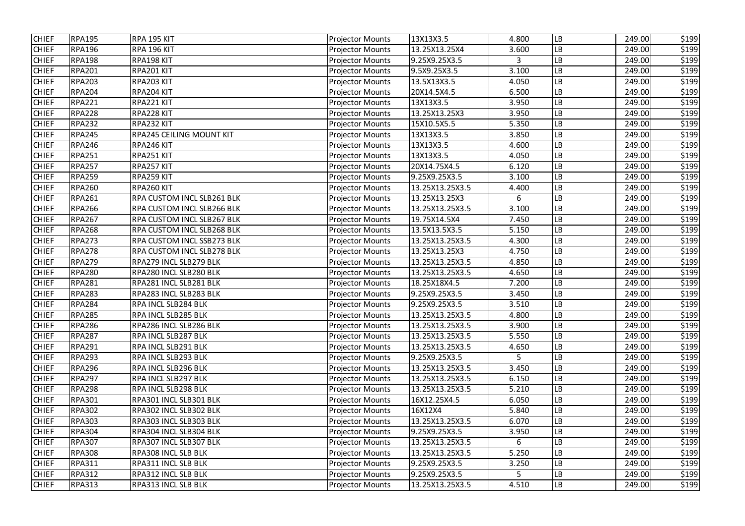| | | | | | | | | |
|---|---|---|---|---|---|---|---|---|
| CHIEF | RPA195 | RPA 195 KIT | Projector Mounts | 13X13X3.5 | 4.800 | LB | 249.00 | $199 |
| CHIEF | RPA196 | RPA 196 KIT | Projector Mounts | 13.25X13.25X4 | 3.600 | LB | 249.00 | $199 |
| CHIEF | RPA198 | RPA198 KIT | Projector Mounts | 9.25X9.25X3.5 | 3 | LB | 249.00 | $199 |
| CHIEF | RPA201 | RPA201 KIT | Projector Mounts | 9.5X9.25X3.5 | 3.100 | LB | 249.00 | $199 |
| CHIEF | RPA203 | RPA203 KIT | Projector Mounts | 13.5X13X3.5 | 4.050 | LB | 249.00 | $199 |
| CHIEF | RPA204 | RPA204 KIT | Projector Mounts | 20X14.5X4.5 | 6.500 | LB | 249.00 | $199 |
| CHIEF | RPA221 | RPA221 KIT | Projector Mounts | 13X13X3.5 | 3.950 | LB | 249.00 | $199 |
| CHIEF | RPA228 | RPA228 KIT | Projector Mounts | 13.25X13.25X3 | 3.950 | LB | 249.00 | $199 |
| CHIEF | RPA232 | RPA232 KIT | Projector Mounts | 15X10.5X5.5 | 5.350 | LB | 249.00 | $199 |
| CHIEF | RPA245 | RPA245 CEILING MOUNT KIT | Projector Mounts | 13X13X3.5 | 3.850 | LB | 249.00 | $199 |
| CHIEF | RPA246 | RPA246 KIT | Projector Mounts | 13X13X3.5 | 4.600 | LB | 249.00 | $199 |
| CHIEF | RPA251 | RPA251 KIT | Projector Mounts | 13X13X3.5 | 4.050 | LB | 249.00 | $199 |
| CHIEF | RPA257 | RPA257 KIT | Projector Mounts | 20X14.75X4.5 | 6.120 | LB | 249.00 | $199 |
| CHIEF | RPA259 | RPA259 KIT | Projector Mounts | 9.25X9.25X3.5 | 3.100 | LB | 249.00 | $199 |
| CHIEF | RPA260 | RPA260 KIT | Projector Mounts | 13.25X13.25X3.5 | 4.400 | LB | 249.00 | $199 |
| CHIEF | RPA261 | RPA CUSTOM INCL SLB261 BLK | Projector Mounts | 13.25X13.25X3 | 6 | LB | 249.00 | $199 |
| CHIEF | RPA266 | RPA CUSTOM INCL SLB266 BLK | Projector Mounts | 13.25X13.25X3.5 | 3.100 | LB | 249.00 | $199 |
| CHIEF | RPA267 | RPA CUSTOM INCL SLB267 BLK | Projector Mounts | 19.75X14.5X4 | 7.450 | LB | 249.00 | $199 |
| CHIEF | RPA268 | RPA CUSTOM INCL SLB268 BLK | Projector Mounts | 13.5X13.5X3.5 | 5.150 | LB | 249.00 | $199 |
| CHIEF | RPA273 | RPA CUSTOM INCL SSB273 BLK | Projector Mounts | 13.25X13.25X3.5 | 4.300 | LB | 249.00 | $199 |
| CHIEF | RPA278 | RPA CUSTOM INCL SLB278 BLK | Projector Mounts | 13.25X13.25X3 | 4.750 | LB | 249.00 | $199 |
| CHIEF | RPA279 | RPA279 INCL SLB279 BLK | Projector Mounts | 13.25X13.25X3.5 | 4.850 | LB | 249.00 | $199 |
| CHIEF | RPA280 | RPA280 INCL SLB280 BLK | Projector Mounts | 13.25X13.25X3.5 | 4.650 | LB | 249.00 | $199 |
| CHIEF | RPA281 | RPA281 INCL SLB281 BLK | Projector Mounts | 18.25X18X4.5 | 7.200 | LB | 249.00 | $199 |
| CHIEF | RPA283 | RPA283 INCL SLB283 BLK | Projector Mounts | 9.25X9.25X3.5 | 3.450 | LB | 249.00 | $199 |
| CHIEF | RPA284 | RPA INCL SLB284 BLK | Projector Mounts | 9.25X9.25X3.5 | 3.510 | LB | 249.00 | $199 |
| CHIEF | RPA285 | RPA INCL SLB285 BLK | Projector Mounts | 13.25X13.25X3.5 | 4.800 | LB | 249.00 | $199 |
| CHIEF | RPA286 | RPA286 INCL SLB286 BLK | Projector Mounts | 13.25X13.25X3.5 | 3.900 | LB | 249.00 | $199 |
| CHIEF | RPA287 | RPA INCL SLB287 BLK | Projector Mounts | 13.25X13.25X3.5 | 5.550 | LB | 249.00 | $199 |
| CHIEF | RPA291 | RPA INCL SLB291 BLK | Projector Mounts | 13.25X13.25X3.5 | 4.650 | LB | 249.00 | $199 |
| CHIEF | RPA293 | RPA INCL SLB293 BLK | Projector Mounts | 9.25X9.25X3.5 | 5 | LB | 249.00 | $199 |
| CHIEF | RPA296 | RPA INCL SLB296 BLK | Projector Mounts | 13.25X13.25X3.5 | 3.450 | LB | 249.00 | $199 |
| CHIEF | RPA297 | RPA INCL SLB297 BLK | Projector Mounts | 13.25X13.25X3.5 | 6.150 | LB | 249.00 | $199 |
| CHIEF | RPA298 | RPA INCL SLB298 BLK | Projector Mounts | 13.25X13.25X3.5 | 5.210 | LB | 249.00 | $199 |
| CHIEF | RPA301 | RPA301 INCL SLB301 BLK | Projector Mounts | 16X12.25X4.5 | 6.050 | LB | 249.00 | $199 |
| CHIEF | RPA302 | RPA302 INCL SLB302 BLK | Projector Mounts | 16X12X4 | 5.840 | LB | 249.00 | $199 |
| CHIEF | RPA303 | RPA303 INCL SLB303 BLK | Projector Mounts | 13.25X13.25X3.5 | 6.070 | LB | 249.00 | $199 |
| CHIEF | RPA304 | RPA304 INCL SLB304 BLK | Projector Mounts | 9.25X9.25X3.5 | 3.950 | LB | 249.00 | $199 |
| CHIEF | RPA307 | RPA307 INCL SLB307 BLK | Projector Mounts | 13.25X13.25X3.5 | 6 | LB | 249.00 | $199 |
| CHIEF | RPA308 | RPA308 INCL SLB BLK | Projector Mounts | 13.25X13.25X3.5 | 5.250 | LB | 249.00 | $199 |
| CHIEF | RPA311 | RPA311 INCL SLB BLK | Projector Mounts | 9.25X9.25X3.5 | 3.250 | LB | 249.00 | $199 |
| CHIEF | RPA312 | RPA312 INCL SLB BLK | Projector Mounts | 9.25X9.25X3.5 | 5 | LB | 249.00 | $199 |
| CHIEF | RPA313 | RPA313 INCL SLB BLK | Projector Mounts | 13.25X13.25X3.5 | 4.510 | LB | 249.00 | $199 |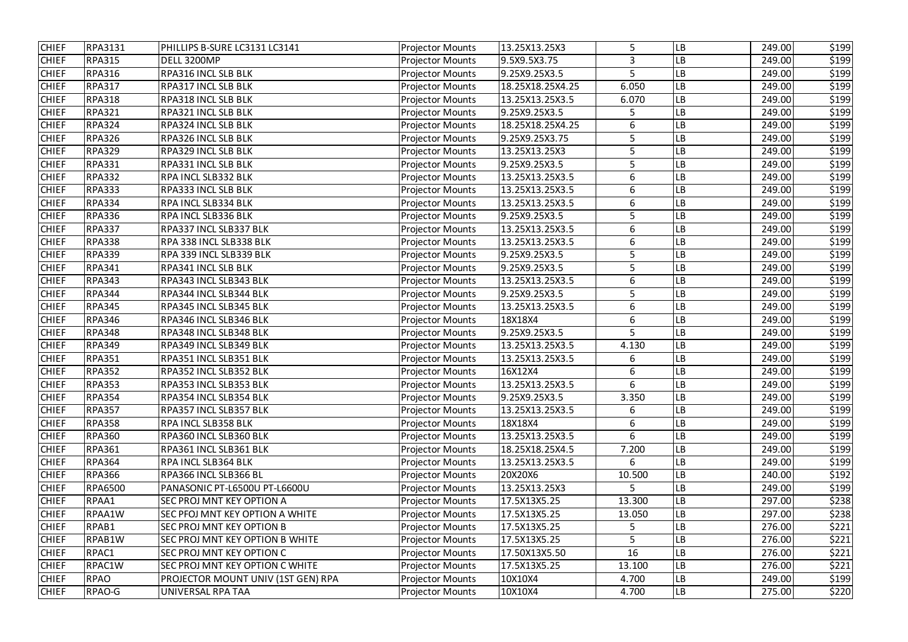| CHIEF | RPA3131 | PHILLIPS B-SURE LC3131 LC3141 | Projector Mounts | 13.25X13.25X3 | 5 | LB | 249.00 | $199 |
|---|---|---|---|---|---|---|---|---|
| CHIEF | RPA315 | DELL 3200MP | Projector Mounts | 9.5X9.5X3.75 | 3 | LB | 249.00 | $199 |
| CHIEF | RPA316 | RPA316 INCL SLB BLK | Projector Mounts | 9.25X9.25X3.5 | 5 | LB | 249.00 | $199 |
| CHIEF | RPA317 | RPA317 INCL SLB BLK | Projector Mounts | 18.25X18.25X4.25 | 6.050 | LB | 249.00 | $199 |
| CHIEF | RPA318 | RPA318 INCL SLB BLK | Projector Mounts | 13.25X13.25X3.5 | 6.070 | LB | 249.00 | $199 |
| CHIEF | RPA321 | RPA321 INCL SLB BLK | Projector Mounts | 9.25X9.25X3.5 | 5 | LB | 249.00 | $199 |
| CHIEF | RPA324 | RPA324 INCL SLB BLK | Projector Mounts | 18.25X18.25X4.25 | 6 | LB | 249.00 | $199 |
| CHIEF | RPA326 | RPA326 INCL SLB BLK | Projector Mounts | 9.25X9.25X3.75 | 5 | LB | 249.00 | $199 |
| CHIEF | RPA329 | RPA329 INCL SLB BLK | Projector Mounts | 13.25X13.25X3 | 5 | LB | 249.00 | $199 |
| CHIEF | RPA331 | RPA331 INCL SLB BLK | Projector Mounts | 9.25X9.25X3.5 | 5 | LB | 249.00 | $199 |
| CHIEF | RPA332 | RPA INCL SLB332 BLK | Projector Mounts | 13.25X13.25X3.5 | 6 | LB | 249.00 | $199 |
| CHIEF | RPA333 | RPA333 INCL SLB BLK | Projector Mounts | 13.25X13.25X3.5 | 6 | LB | 249.00 | $199 |
| CHIEF | RPA334 | RPA INCL SLB334 BLK | Projector Mounts | 13.25X13.25X3.5 | 6 | LB | 249.00 | $199 |
| CHIEF | RPA336 | RPA INCL SLB336 BLK | Projector Mounts | 9.25X9.25X3.5 | 5 | LB | 249.00 | $199 |
| CHIEF | RPA337 | RPA337 INCL SLB337 BLK | Projector Mounts | 13.25X13.25X3.5 | 6 | LB | 249.00 | $199 |
| CHIEF | RPA338 | RPA 338 INCL SLB338 BLK | Projector Mounts | 13.25X13.25X3.5 | 6 | LB | 249.00 | $199 |
| CHIEF | RPA339 | RPA 339 INCL SLB339 BLK | Projector Mounts | 9.25X9.25X3.5 | 5 | LB | 249.00 | $199 |
| CHIEF | RPA341 | RPA341 INCL SLB BLK | Projector Mounts | 9.25X9.25X3.5 | 5 | LB | 249.00 | $199 |
| CHIEF | RPA343 | RPA343 INCL SLB343 BLK | Projector Mounts | 13.25X13.25X3.5 | 6 | LB | 249.00 | $199 |
| CHIEF | RPA344 | RPA344 INCL SLB344 BLK | Projector Mounts | 9.25X9.25X3.5 | 5 | LB | 249.00 | $199 |
| CHIEF | RPA345 | RPA345 INCL SLB345 BLK | Projector Mounts | 13.25X13.25X3.5 | 6 | LB | 249.00 | $199 |
| CHIEF | RPA346 | RPA346 INCL SLB346 BLK | Projector Mounts | 18X18X4 | 6 | LB | 249.00 | $199 |
| CHIEF | RPA348 | RPA348 INCL SLB348 BLK | Projector Mounts | 9.25X9.25X3.5 | 5 | LB | 249.00 | $199 |
| CHIEF | RPA349 | RPA349 INCL SLB349 BLK | Projector Mounts | 13.25X13.25X3.5 | 4.130 | LB | 249.00 | $199 |
| CHIEF | RPA351 | RPA351 INCL SLB351 BLK | Projector Mounts | 13.25X13.25X3.5 | 6 | LB | 249.00 | $199 |
| CHIEF | RPA352 | RPA352 INCL SLB352 BLK | Projector Mounts | 16X12X4 | 6 | LB | 249.00 | $199 |
| CHIEF | RPA353 | RPA353 INCL SLB353 BLK | Projector Mounts | 13.25X13.25X3.5 | 6 | LB | 249.00 | $199 |
| CHIEF | RPA354 | RPA354 INCL SLB354 BLK | Projector Mounts | 9.25X9.25X3.5 | 3.350 | LB | 249.00 | $199 |
| CHIEF | RPA357 | RPA357 INCL SLB357 BLK | Projector Mounts | 13.25X13.25X3.5 | 6 | LB | 249.00 | $199 |
| CHIEF | RPA358 | RPA INCL SLB358 BLK | Projector Mounts | 18X18X4 | 6 | LB | 249.00 | $199 |
| CHIEF | RPA360 | RPA360 INCL SLB360 BLK | Projector Mounts | 13.25X13.25X3.5 | 6 | LB | 249.00 | $199 |
| CHIEF | RPA361 | RPA361 INCL SLB361 BLK | Projector Mounts | 18.25X18.25X4.5 | 7.200 | LB | 249.00 | $199 |
| CHIEF | RPA364 | RPA INCL SLB364 BLK | Projector Mounts | 13.25X13.25X3.5 | 6 | LB | 249.00 | $199 |
| CHIEF | RPA366 | RPA366 INCL SLB366 BL | Projector Mounts | 20X20X6 | 10.500 | LB | 240.00 | $192 |
| CHIEF | RPA6500 | PANASONIC PT-L6500U PT-L6600U | Projector Mounts | 13.25X13.25X3 | 5 | LB | 249.00 | $199 |
| CHIEF | RPAA1 | SEC PROJ MNT KEY OPTION A | Projector Mounts | 17.5X13X5.25 | 13.300 | LB | 297.00 | $238 |
| CHIEF | RPAA1W | SEC PFOJ MNT KEY OPTION A WHITE | Projector Mounts | 17.5X13X5.25 | 13.050 | LB | 297.00 | $238 |
| CHIEF | RPAB1 | SEC PROJ MNT KEY OPTION B | Projector Mounts | 17.5X13X5.25 | 5 | LB | 276.00 | $221 |
| CHIEF | RPAB1W | SEC PROJ MNT KEY OPTION B WHITE | Projector Mounts | 17.5X13X5.25 | 5 | LB | 276.00 | $221 |
| CHIEF | RPAC1 | SEC PROJ MNT KEY OPTION C | Projector Mounts | 17.50X13X5.50 | 16 | LB | 276.00 | $221 |
| CHIEF | RPAC1W | SEC PROJ MNT KEY OPTION C WHITE | Projector Mounts | 17.5X13X5.25 | 13.100 | LB | 276.00 | $221 |
| CHIEF | RPAO | PROJECTOR MOUNT UNIV (1ST GEN) RPA | Projector Mounts | 10X10X4 | 4.700 | LB | 249.00 | $199 |
| CHIEF | RPAO-G | UNIVERSAL RPA TAA | Projector Mounts | 10X10X4 | 4.700 | LB | 275.00 | $220 |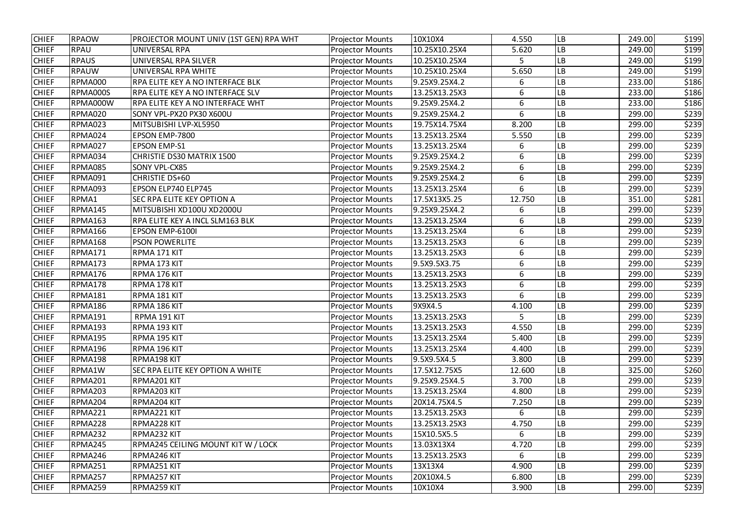| CHIEF | RPAOW | PROJECTOR MOUNT UNIV (1ST GEN) RPA WHT | Projector Mounts | 10X10X4 | 4.550 | LB | 249.00 | $199 |
|---|---|---|---|---|---|---|---|---|
| CHIEF | RPAU | UNIVERSAL RPA | Projector Mounts | 10.25X10.25X4 | 5.620 | LB | 249.00 | $199 |
| CHIEF | RPAUS | UNIVERSAL RPA SILVER | Projector Mounts | 10.25X10.25X4 | 5 | LB | 249.00 | $199 |
| CHIEF | RPAUW | UNIVERSAL RPA WHITE | Projector Mounts | 10.25X10.25X4 | 5.650 | LB | 249.00 | $199 |
| CHIEF | RPMA000 | RPA ELITE KEY A NO INTERFACE BLK | Projector Mounts | 9.25X9.25X4.2 | 6 | LB | 233.00 | $186 |
| CHIEF | RPMA000S | RPA ELITE KEY A NO INTERFACE SLV | Projector Mounts | 13.25X13.25X3 | 6 | LB | 233.00 | $186 |
| CHIEF | RPMA000W | RPA ELITE KEY A NO INTERFACE WHT | Projector Mounts | 9.25X9.25X4.2 | 6 | LB | 233.00 | $186 |
| CHIEF | RPMA020 | SONY VPL-PX20 PX30 X600U | Projector Mounts | 9.25X9.25X4.2 | 6 | LB | 299.00 | $239 |
| CHIEF | RPMA023 | MITSUBISHI LVP-XL5950 | Projector Mounts | 19.75X14.75X4 | 8.200 | LB | 299.00 | $239 |
| CHIEF | RPMA024 | EPSON EMP-7800 | Projector Mounts | 13.25X13.25X4 | 5.550 | LB | 299.00 | $239 |
| CHIEF | RPMA027 | EPSON EMP-S1 | Projector Mounts | 13.25X13.25X4 | 6 | LB | 299.00 | $239 |
| CHIEF | RPMA034 | CHRISTIE DS30 MATRIX 1500 | Projector Mounts | 9.25X9.25X4.2 | 6 | LB | 299.00 | $239 |
| CHIEF | RPMA085 | SONY VPL-CX85 | Projector Mounts | 9.25X9.25X4.2 | 6 | LB | 299.00 | $239 |
| CHIEF | RPMA091 | CHRISTIE DS+60 | Projector Mounts | 9.25X9.25X4.2 | 6 | LB | 299.00 | $239 |
| CHIEF | RPMA093 | EPSON ELP740 ELP745 | Projector Mounts | 13.25X13.25X4 | 6 | LB | 299.00 | $239 |
| CHIEF | RPMA1 | SEC RPA ELITE KEY OPTION A | Projector Mounts | 17.5X13X5.25 | 12.750 | LB | 351.00 | $281 |
| CHIEF | RPMA145 | MITSUBISHI XD100U XD2000U | Projector Mounts | 9.25X9.25X4.2 | 6 | LB | 299.00 | $239 |
| CHIEF | RPMA163 | RPA ELITE KEY A INCL SLM163 BLK | Projector Mounts | 13.25X13.25X4 | 6 | LB | 299.00 | $239 |
| CHIEF | RPMA166 | EPSON EMP-6100I | Projector Mounts | 13.25X13.25X4 | 6 | LB | 299.00 | $239 |
| CHIEF | RPMA168 | PSON POWERLITE | Projector Mounts | 13.25X13.25X3 | 6 | LB | 299.00 | $239 |
| CHIEF | RPMA171 | RPMA 171 KIT | Projector Mounts | 13.25X13.25X3 | 6 | LB | 299.00 | $239 |
| CHIEF | RPMA173 | RPMA 173 KIT | Projector Mounts | 9.5X9.5X3.75 | 6 | LB | 299.00 | $239 |
| CHIEF | RPMA176 | RPMA 176 KIT | Projector Mounts | 13.25X13.25X3 | 6 | LB | 299.00 | $239 |
| CHIEF | RPMA178 | RPMA 178 KIT | Projector Mounts | 13.25X13.25X3 | 6 | LB | 299.00 | $239 |
| CHIEF | RPMA181 | RPMA 181 KIT | Projector Mounts | 13.25X13.25X3 | 6 | LB | 299.00 | $239 |
| CHIEF | RPMA186 | RPMA 186 KIT | Projector Mounts | 9X9X4.5 | 4.100 | LB | 299.00 | $239 |
| CHIEF | RPMA191 | RPMA 191 KIT | Projector Mounts | 13.25X13.25X3 | 5 | LB | 299.00 | $239 |
| CHIEF | RPMA193 | RPMA 193 KIT | Projector Mounts | 13.25X13.25X3 | 4.550 | LB | 299.00 | $239 |
| CHIEF | RPMA195 | RPMA 195 KIT | Projector Mounts | 13.25X13.25X4 | 5.400 | LB | 299.00 | $239 |
| CHIEF | RPMA196 | RPMA 196 KIT | Projector Mounts | 13.25X13.25X4 | 4.400 | LB | 299.00 | $239 |
| CHIEF | RPMA198 | RPMA198 KIT | Projector Mounts | 9.5X9.5X4.5 | 3.800 | LB | 299.00 | $239 |
| CHIEF | RPMA1W | SEC RPA ELITE KEY OPTION A WHITE | Projector Mounts | 17.5X12.75X5 | 12.600 | LB | 325.00 | $260 |
| CHIEF | RPMA201 | RPMA201 KIT | Projector Mounts | 9.25X9.25X4.5 | 3.700 | LB | 299.00 | $239 |
| CHIEF | RPMA203 | RPMA203 KIT | Projector Mounts | 13.25X13.25X4 | 4.800 | LB | 299.00 | $239 |
| CHIEF | RPMA204 | RPMA204 KIT | Projector Mounts | 20X14.75X4.5 | 7.250 | LB | 299.00 | $239 |
| CHIEF | RPMA221 | RPMA221 KIT | Projector Mounts | 13.25X13.25X3 | 6 | LB | 299.00 | $239 |
| CHIEF | RPMA228 | RPMA228 KIT | Projector Mounts | 13.25X13.25X3 | 4.750 | LB | 299.00 | $239 |
| CHIEF | RPMA232 | RPMA232 KIT | Projector Mounts | 15X10.5X5.5 | 6 | LB | 299.00 | $239 |
| CHIEF | RPMA245 | RPMA245 CEILING MOUNT KIT W / LOCK | Projector Mounts | 13.03X13X4 | 4.720 | LB | 299.00 | $239 |
| CHIEF | RPMA246 | RPMA246 KIT | Projector Mounts | 13.25X13.25X3 | 6 | LB | 299.00 | $239 |
| CHIEF | RPMA251 | RPMA251 KIT | Projector Mounts | 13X13X4 | 4.900 | LB | 299.00 | $239 |
| CHIEF | RPMA257 | RPMA257 KIT | Projector Mounts | 20X10X4.5 | 6.800 | LB | 299.00 | $239 |
| CHIEF | RPMA259 | RPMA259 KIT | Projector Mounts | 10X10X4 | 3.900 | LB | 299.00 | $239 |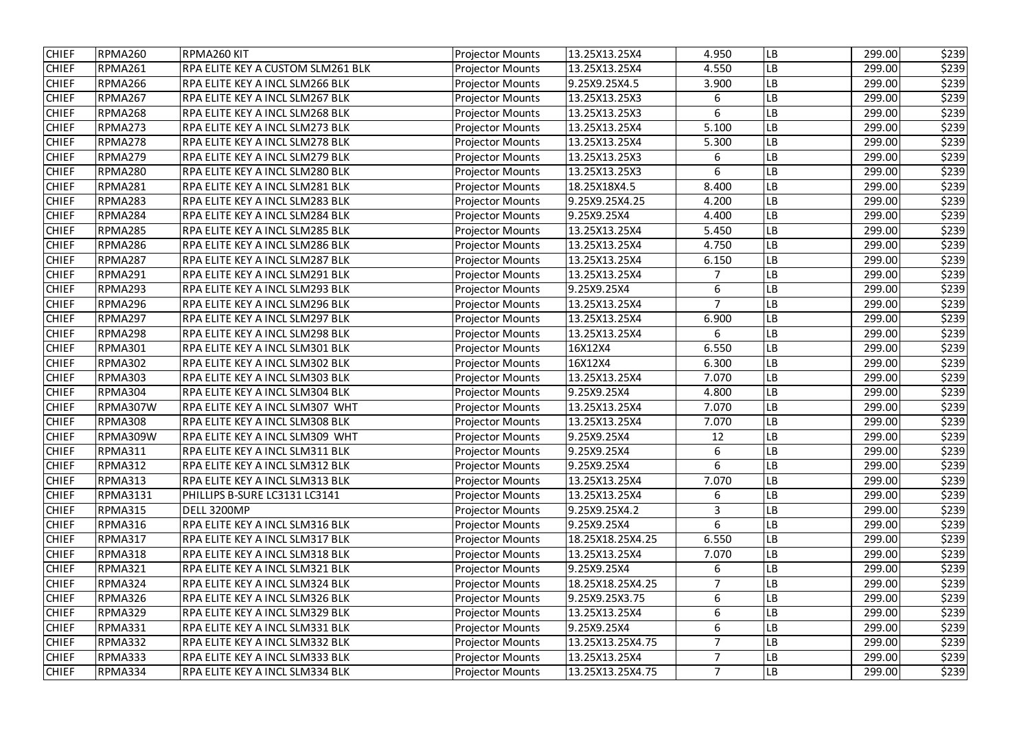| | | | | | | | | |
|---|---|---|---|---|---|---|---|---|
| CHIEF | RPMA260 | RPMA260 KIT | Projector Mounts | 13.25X13.25X4 | 4.950 | LB | 299.00 | $239 |
| CHIEF | RPMA261 | RPA ELITE KEY A CUSTOM SLM261 BLK | Projector Mounts | 13.25X13.25X4 | 4.550 | LB | 299.00 | $239 |
| CHIEF | RPMA266 | RPA ELITE KEY A INCL SLM266 BLK | Projector Mounts | 9.25X9.25X4.5 | 3.900 | LB | 299.00 | $239 |
| CHIEF | RPMA267 | RPA ELITE KEY A INCL SLM267 BLK | Projector Mounts | 13.25X13.25X3 | 6 | LB | 299.00 | $239 |
| CHIEF | RPMA268 | RPA ELITE KEY A INCL SLM268 BLK | Projector Mounts | 13.25X13.25X3 | 6 | LB | 299.00 | $239 |
| CHIEF | RPMA273 | RPA ELITE KEY A INCL SLM273 BLK | Projector Mounts | 13.25X13.25X4 | 5.100 | LB | 299.00 | $239 |
| CHIEF | RPMA278 | RPA ELITE KEY A INCL SLM278 BLK | Projector Mounts | 13.25X13.25X4 | 5.300 | LB | 299.00 | $239 |
| CHIEF | RPMA279 | RPA ELITE KEY A INCL SLM279 BLK | Projector Mounts | 13.25X13.25X3 | 6 | LB | 299.00 | $239 |
| CHIEF | RPMA280 | RPA ELITE KEY A INCL SLM280 BLK | Projector Mounts | 13.25X13.25X3 | 6 | LB | 299.00 | $239 |
| CHIEF | RPMA281 | RPA ELITE KEY A INCL SLM281 BLK | Projector Mounts | 18.25X18X4.5 | 8.400 | LB | 299.00 | $239 |
| CHIEF | RPMA283 | RPA ELITE KEY A INCL SLM283 BLK | Projector Mounts | 9.25X9.25X4.25 | 4.200 | LB | 299.00 | $239 |
| CHIEF | RPMA284 | RPA ELITE KEY A INCL SLM284 BLK | Projector Mounts | 9.25X9.25X4 | 4.400 | LB | 299.00 | $239 |
| CHIEF | RPMA285 | RPA ELITE KEY A INCL SLM285 BLK | Projector Mounts | 13.25X13.25X4 | 5.450 | LB | 299.00 | $239 |
| CHIEF | RPMA286 | RPA ELITE KEY A INCL SLM286 BLK | Projector Mounts | 13.25X13.25X4 | 4.750 | LB | 299.00 | $239 |
| CHIEF | RPMA287 | RPA ELITE KEY A INCL SLM287 BLK | Projector Mounts | 13.25X13.25X4 | 6.150 | LB | 299.00 | $239 |
| CHIEF | RPMA291 | RPA ELITE KEY A INCL SLM291 BLK | Projector Mounts | 13.25X13.25X4 | 7 | LB | 299.00 | $239 |
| CHIEF | RPMA293 | RPA ELITE KEY A INCL SLM293 BLK | Projector Mounts | 9.25X9.25X4 | 6 | LB | 299.00 | $239 |
| CHIEF | RPMA296 | RPA ELITE KEY A INCL SLM296 BLK | Projector Mounts | 13.25X13.25X4 | 7 | LB | 299.00 | $239 |
| CHIEF | RPMA297 | RPA ELITE KEY A INCL SLM297 BLK | Projector Mounts | 13.25X13.25X4 | 6.900 | LB | 299.00 | $239 |
| CHIEF | RPMA298 | RPA ELITE KEY A INCL SLM298 BLK | Projector Mounts | 13.25X13.25X4 | 6 | LB | 299.00 | $239 |
| CHIEF | RPMA301 | RPA ELITE KEY A INCL SLM301 BLK | Projector Mounts | 16X12X4 | 6.550 | LB | 299.00 | $239 |
| CHIEF | RPMA302 | RPA ELITE KEY A INCL SLM302 BLK | Projector Mounts | 16X12X4 | 6.300 | LB | 299.00 | $239 |
| CHIEF | RPMA303 | RPA ELITE KEY A INCL SLM303 BLK | Projector Mounts | 13.25X13.25X4 | 7.070 | LB | 299.00 | $239 |
| CHIEF | RPMA304 | RPA ELITE KEY A INCL SLM304 BLK | Projector Mounts | 9.25X9.25X4 | 4.800 | LB | 299.00 | $239 |
| CHIEF | RPMA307W | RPA ELITE KEY A INCL SLM307 WHT | Projector Mounts | 13.25X13.25X4 | 7.070 | LB | 299.00 | $239 |
| CHIEF | RPMA308 | RPA ELITE KEY A INCL SLM308 BLK | Projector Mounts | 13.25X13.25X4 | 7.070 | LB | 299.00 | $239 |
| CHIEF | RPMA309W | RPA ELITE KEY A INCL SLM309 WHT | Projector Mounts | 9.25X9.25X4 | 12 | LB | 299.00 | $239 |
| CHIEF | RPMA311 | RPA ELITE KEY A INCL SLM311 BLK | Projector Mounts | 9.25X9.25X4 | 6 | LB | 299.00 | $239 |
| CHIEF | RPMA312 | RPA ELITE KEY A INCL SLM312 BLK | Projector Mounts | 9.25X9.25X4 | 6 | LB | 299.00 | $239 |
| CHIEF | RPMA313 | RPA ELITE KEY A INCL SLM313 BLK | Projector Mounts | 13.25X13.25X4 | 7.070 | LB | 299.00 | $239 |
| CHIEF | RPMA3131 | PHILLIPS B-SURE LC3131 LC3141 | Projector Mounts | 13.25X13.25X4 | 6 | LB | 299.00 | $239 |
| CHIEF | RPMA315 | DELL 3200MP | Projector Mounts | 9.25X9.25X4.2 | 3 | LB | 299.00 | $239 |
| CHIEF | RPMA316 | RPA ELITE KEY A INCL SLM316 BLK | Projector Mounts | 9.25X9.25X4 | 6 | LB | 299.00 | $239 |
| CHIEF | RPMA317 | RPA ELITE KEY A INCL SLM317 BLK | Projector Mounts | 18.25X18.25X4.25 | 6.550 | LB | 299.00 | $239 |
| CHIEF | RPMA318 | RPA ELITE KEY A INCL SLM318 BLK | Projector Mounts | 13.25X13.25X4 | 7.070 | LB | 299.00 | $239 |
| CHIEF | RPMA321 | RPA ELITE KEY A INCL SLM321 BLK | Projector Mounts | 9.25X9.25X4 | 6 | LB | 299.00 | $239 |
| CHIEF | RPMA324 | RPA ELITE KEY A INCL SLM324 BLK | Projector Mounts | 18.25X18.25X4.25 | 7 | LB | 299.00 | $239 |
| CHIEF | RPMA326 | RPA ELITE KEY A INCL SLM326 BLK | Projector Mounts | 9.25X9.25X3.75 | 6 | LB | 299.00 | $239 |
| CHIEF | RPMA329 | RPA ELITE KEY A INCL SLM329 BLK | Projector Mounts | 13.25X13.25X4 | 6 | LB | 299.00 | $239 |
| CHIEF | RPMA331 | RPA ELITE KEY A INCL SLM331 BLK | Projector Mounts | 9.25X9.25X4 | 6 | LB | 299.00 | $239 |
| CHIEF | RPMA332 | RPA ELITE KEY A INCL SLM332 BLK | Projector Mounts | 13.25X13.25X4.75 | 7 | LB | 299.00 | $239 |
| CHIEF | RPMA333 | RPA ELITE KEY A INCL SLM333 BLK | Projector Mounts | 13.25X13.25X4 | 7 | LB | 299.00 | $239 |
| CHIEF | RPMA334 | RPA ELITE KEY A INCL SLM334 BLK | Projector Mounts | 13.25X13.25X4.75 | 7 | LB | 299.00 | $239 |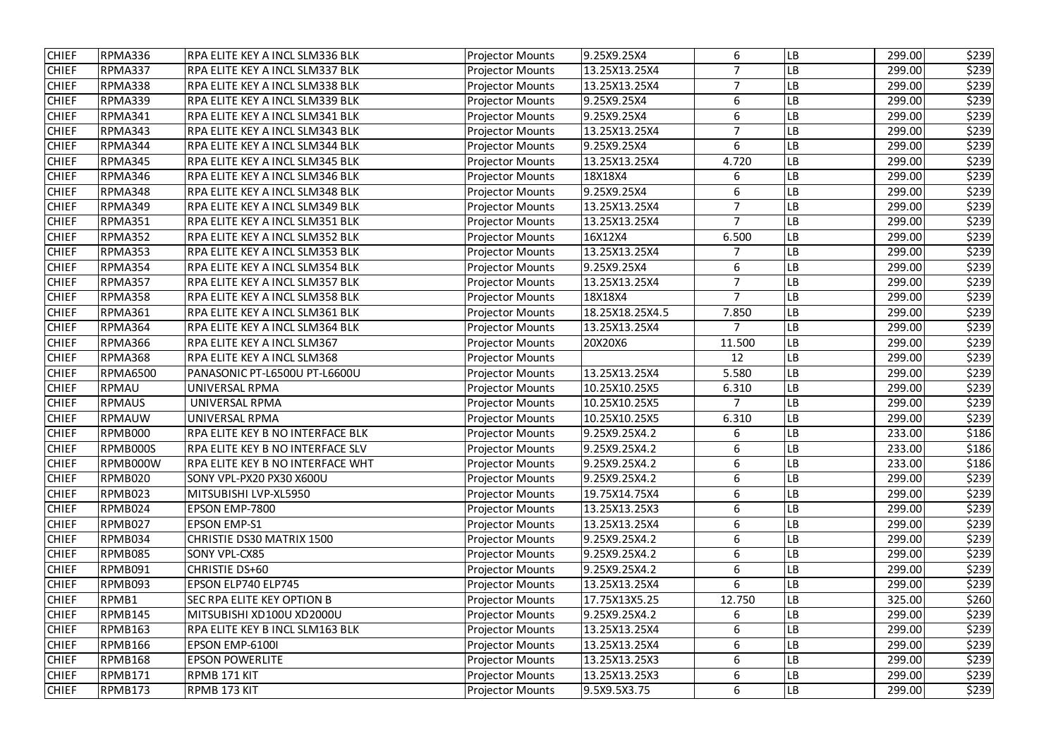| | | | | | | | | |
|---|---|---|---|---|---|---|---|---|
| CHIEF | RPMA336 | RPA ELITE KEY A INCL SLM336 BLK | Projector Mounts | 9.25X9.25X4 | 6 | LB | 299.00 | $239 |
| CHIEF | RPMA337 | RPA ELITE KEY A INCL SLM337 BLK | Projector Mounts | 13.25X13.25X4 | 7 | LB | 299.00 | $239 |
| CHIEF | RPMA338 | RPA ELITE KEY A INCL SLM338 BLK | Projector Mounts | 13.25X13.25X4 | 7 | LB | 299.00 | $239 |
| CHIEF | RPMA339 | RPA ELITE KEY A INCL SLM339 BLK | Projector Mounts | 9.25X9.25X4 | 6 | LB | 299.00 | $239 |
| CHIEF | RPMA341 | RPA ELITE KEY A INCL SLM341 BLK | Projector Mounts | 9.25X9.25X4 | 6 | LB | 299.00 | $239 |
| CHIEF | RPMA343 | RPA ELITE KEY A INCL SLM343 BLK | Projector Mounts | 13.25X13.25X4 | 7 | LB | 299.00 | $239 |
| CHIEF | RPMA344 | RPA ELITE KEY A INCL SLM344 BLK | Projector Mounts | 9.25X9.25X4 | 6 | LB | 299.00 | $239 |
| CHIEF | RPMA345 | RPA ELITE KEY A INCL SLM345 BLK | Projector Mounts | 13.25X13.25X4 | 4.720 | LB | 299.00 | $239 |
| CHIEF | RPMA346 | RPA ELITE KEY A INCL SLM346 BLK | Projector Mounts | 18X18X4 | 6 | LB | 299.00 | $239 |
| CHIEF | RPMA348 | RPA ELITE KEY A INCL SLM348 BLK | Projector Mounts | 9.25X9.25X4 | 6 | LB | 299.00 | $239 |
| CHIEF | RPMA349 | RPA ELITE KEY A INCL SLM349 BLK | Projector Mounts | 13.25X13.25X4 | 7 | LB | 299.00 | $239 |
| CHIEF | RPMA351 | RPA ELITE KEY A INCL SLM351 BLK | Projector Mounts | 13.25X13.25X4 | 7 | LB | 299.00 | $239 |
| CHIEF | RPMA352 | RPA ELITE KEY A INCL SLM352 BLK | Projector Mounts | 16X12X4 | 6.500 | LB | 299.00 | $239 |
| CHIEF | RPMA353 | RPA ELITE KEY A INCL SLM353 BLK | Projector Mounts | 13.25X13.25X4 | 7 | LB | 299.00 | $239 |
| CHIEF | RPMA354 | RPA ELITE KEY A INCL SLM354 BLK | Projector Mounts | 9.25X9.25X4 | 6 | LB | 299.00 | $239 |
| CHIEF | RPMA357 | RPA ELITE KEY A INCL SLM357 BLK | Projector Mounts | 13.25X13.25X4 | 7 | LB | 299.00 | $239 |
| CHIEF | RPMA358 | RPA ELITE KEY A INCL SLM358 BLK | Projector Mounts | 18X18X4 | 7 | LB | 299.00 | $239 |
| CHIEF | RPMA361 | RPA ELITE KEY A INCL SLM361 BLK | Projector Mounts | 18.25X18.25X4.5 | 7.850 | LB | 299.00 | $239 |
| CHIEF | RPMA364 | RPA ELITE KEY A INCL SLM364 BLK | Projector Mounts | 13.25X13.25X4 | 7 | LB | 299.00 | $239 |
| CHIEF | RPMA366 | RPA ELITE KEY A INCL SLM367 | Projector Mounts | 20X20X6 | 11.500 | LB | 299.00 | $239 |
| CHIEF | RPMA368 | RPA ELITE KEY A INCL SLM368 | Projector Mounts | | 12 | LB | 299.00 | $239 |
| CHIEF | RPMA6500 | PANASONIC PT-L6500U PT-L6600U | Projector Mounts | 13.25X13.25X4 | 5.580 | LB | 299.00 | $239 |
| CHIEF | RPMAU | UNIVERSAL RPMA | Projector Mounts | 10.25X10.25X5 | 6.310 | LB | 299.00 | $239 |
| CHIEF | RPMAUS | UNIVERSAL RPMA | Projector Mounts | 10.25X10.25X5 | 7 | LB | 299.00 | $239 |
| CHIEF | RPMAUW | UNIVERSAL RPMA | Projector Mounts | 10.25X10.25X5 | 6.310 | LB | 299.00 | $239 |
| CHIEF | RPMB000 | RPA ELITE KEY B NO INTERFACE BLK | Projector Mounts | 9.25X9.25X4.2 | 6 | LB | 233.00 | $186 |
| CHIEF | RPMB000S | RPA ELITE KEY B NO INTERFACE SLV | Projector Mounts | 9.25X9.25X4.2 | 6 | LB | 233.00 | $186 |
| CHIEF | RPMB000W | RPA ELITE KEY B NO INTERFACE WHT | Projector Mounts | 9.25X9.25X4.2 | 6 | LB | 233.00 | $186 |
| CHIEF | RPMB020 | SONY VPL-PX20 PX30 X600U | Projector Mounts | 9.25X9.25X4.2 | 6 | LB | 299.00 | $239 |
| CHIEF | RPMB023 | MITSUBISHI LVP-XL5950 | Projector Mounts | 19.75X14.75X4 | 6 | LB | 299.00 | $239 |
| CHIEF | RPMB024 | EPSON EMP-7800 | Projector Mounts | 13.25X13.25X3 | 6 | LB | 299.00 | $239 |
| CHIEF | RPMB027 | EPSON EMP-S1 | Projector Mounts | 13.25X13.25X4 | 6 | LB | 299.00 | $239 |
| CHIEF | RPMB034 | CHRISTIE DS30 MATRIX 1500 | Projector Mounts | 9.25X9.25X4.2 | 6 | LB | 299.00 | $239 |
| CHIEF | RPMB085 | SONY VPL-CX85 | Projector Mounts | 9.25X9.25X4.2 | 6 | LB | 299.00 | $239 |
| CHIEF | RPMB091 | CHRISTIE DS+60 | Projector Mounts | 9.25X9.25X4.2 | 6 | LB | 299.00 | $239 |
| CHIEF | RPMB093 | EPSON ELP740 ELP745 | Projector Mounts | 13.25X13.25X4 | 6 | LB | 299.00 | $239 |
| CHIEF | RPMB1 | SEC RPA ELITE KEY OPTION B | Projector Mounts | 17.75X13X5.25 | 12.750 | LB | 325.00 | $260 |
| CHIEF | RPMB145 | MITSUBISHI XD100U XD2000U | Projector Mounts | 9.25X9.25X4.2 | 6 | LB | 299.00 | $239 |
| CHIEF | RPMB163 | RPA ELITE KEY B INCL SLM163 BLK | Projector Mounts | 13.25X13.25X4 | 6 | LB | 299.00 | $239 |
| CHIEF | RPMB166 | EPSON EMP-6100I | Projector Mounts | 13.25X13.25X4 | 6 | LB | 299.00 | $239 |
| CHIEF | RPMB168 | EPSON POWERLITE | Projector Mounts | 13.25X13.25X3 | 6 | LB | 299.00 | $239 |
| CHIEF | RPMB171 | RPMB 171 KIT | Projector Mounts | 13.25X13.25X3 | 6 | LB | 299.00 | $239 |
| CHIEF | RPMB173 | RPMB 173 KIT | Projector Mounts | 9.5X9.5X3.75 | 6 | LB | 299.00 | $239 |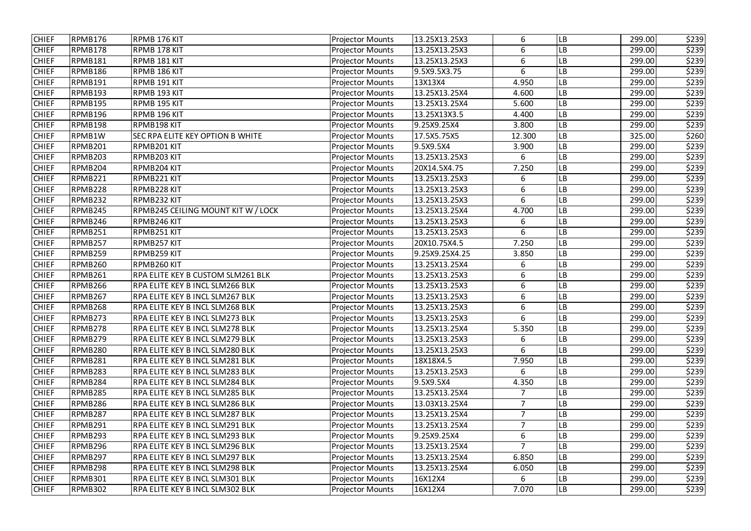| CHIEF | RPMB176 | RPMB 176 KIT | Projector Mounts | 13.25X13.25X3 | 6 | LB | 299.00 | $239 |
|---|---|---|---|---|---|---|---|---|
| CHIEF | RPMB178 | RPMB 178 KIT | Projector Mounts | 13.25X13.25X3 | 6 | LB | 299.00 | $239 |
| CHIEF | RPMB181 | RPMB 181 KIT | Projector Mounts | 13.25X13.25X3 | 6 | LB | 299.00 | $239 |
| CHIEF | RPMB186 | RPMB 186 KIT | Projector Mounts | 9.5X9.5X3.75 | 6 | LB | 299.00 | $239 |
| CHIEF | RPMB191 | RPMB 191 KIT | Projector Mounts | 13X13X4 | 4.950 | LB | 299.00 | $239 |
| CHIEF | RPMB193 | RPMB 193 KIT | Projector Mounts | 13.25X13.25X4 | 4.600 | LB | 299.00 | $239 |
| CHIEF | RPMB195 | RPMB 195 KIT | Projector Mounts | 13.25X13.25X4 | 5.600 | LB | 299.00 | $239 |
| CHIEF | RPMB196 | RPMB 196 KIT | Projector Mounts | 13.25X13X3.5 | 4.400 | LB | 299.00 | $239 |
| CHIEF | RPMB198 | RPMB198 KIT | Projector Mounts | 9.25X9.25X4 | 3.800 | LB | 299.00 | $239 |
| CHIEF | RPMB1W | SEC RPA ELITE KEY OPTION B WHITE | Projector Mounts | 17.5X5.75X5 | 12.300 | LB | 325.00 | $260 |
| CHIEF | RPMB201 | RPMB201 KIT | Projector Mounts | 9.5X9.5X4 | 3.900 | LB | 299.00 | $239 |
| CHIEF | RPMB203 | RPMB203 KIT | Projector Mounts | 13.25X13.25X3 | 6 | LB | 299.00 | $239 |
| CHIEF | RPMB204 | RPMB204 KIT | Projector Mounts | 20X14.5X4.75 | 7.250 | LB | 299.00 | $239 |
| CHIEF | RPMB221 | RPMB221 KIT | Projector Mounts | 13.25X13.25X3 | 6 | LB | 299.00 | $239 |
| CHIEF | RPMB228 | RPMB228 KIT | Projector Mounts | 13.25X13.25X3 | 6 | LB | 299.00 | $239 |
| CHIEF | RPMB232 | RPMB232 KIT | Projector Mounts | 13.25X13.25X3 | 6 | LB | 299.00 | $239 |
| CHIEF | RPMB245 | RPMB245 CEILING MOUNT KIT W / LOCK | Projector Mounts | 13.25X13.25X4 | 4.700 | LB | 299.00 | $239 |
| CHIEF | RPMB246 | RPMB246 KIT | Projector Mounts | 13.25X13.25X3 | 6 | LB | 299.00 | $239 |
| CHIEF | RPMB251 | RPMB251 KIT | Projector Mounts | 13.25X13.25X3 | 6 | LB | 299.00 | $239 |
| CHIEF | RPMB257 | RPMB257 KIT | Projector Mounts | 20X10.75X4.5 | 7.250 | LB | 299.00 | $239 |
| CHIEF | RPMB259 | RPMB259 KIT | Projector Mounts | 9.25X9.25X4.25 | 3.850 | LB | 299.00 | $239 |
| CHIEF | RPMB260 | RPMB260 KIT | Projector Mounts | 13.25X13.25X4 | 6 | LB | 299.00 | $239 |
| CHIEF | RPMB261 | RPA ELITE KEY B CUSTOM SLM261 BLK | Projector Mounts | 13.25X13.25X3 | 6 | LB | 299.00 | $239 |
| CHIEF | RPMB266 | RPA ELITE KEY B INCL SLM266 BLK | Projector Mounts | 13.25X13.25X3 | 6 | LB | 299.00 | $239 |
| CHIEF | RPMB267 | RPA ELITE KEY B INCL SLM267 BLK | Projector Mounts | 13.25X13.25X3 | 6 | LB | 299.00 | $239 |
| CHIEF | RPMB268 | RPA ELITE KEY B INCL SLM268 BLK | Projector Mounts | 13.25X13.25X3 | 6 | LB | 299.00 | $239 |
| CHIEF | RPMB273 | RPA ELITE KEY B INCL SLM273 BLK | Projector Mounts | 13.25X13.25X3 | 6 | LB | 299.00 | $239 |
| CHIEF | RPMB278 | RPA ELITE KEY B INCL SLM278 BLK | Projector Mounts | 13.25X13.25X4 | 5.350 | LB | 299.00 | $239 |
| CHIEF | RPMB279 | RPA ELITE KEY B INCL SLM279 BLK | Projector Mounts | 13.25X13.25X3 | 6 | LB | 299.00 | $239 |
| CHIEF | RPMB280 | RPA ELITE KEY B INCL SLM280 BLK | Projector Mounts | 13.25X13.25X3 | 6 | LB | 299.00 | $239 |
| CHIEF | RPMB281 | RPA ELITE KEY B INCL SLM281 BLK | Projector Mounts | 18X18X4.5 | 7.950 | LB | 299.00 | $239 |
| CHIEF | RPMB283 | RPA ELITE KEY B INCL SLM283 BLK | Projector Mounts | 13.25X13.25X3 | 6 | LB | 299.00 | $239 |
| CHIEF | RPMB284 | RPA ELITE KEY B INCL SLM284 BLK | Projector Mounts | 9.5X9.5X4 | 4.350 | LB | 299.00 | $239 |
| CHIEF | RPMB285 | RPA ELITE KEY B INCL SLM285 BLK | Projector Mounts | 13.25X13.25X4 | 7 | LB | 299.00 | $239 |
| CHIEF | RPMB286 | RPA ELITE KEY B INCL SLM286 BLK | Projector Mounts | 13.03X13.25X4 | 7 | LB | 299.00 | $239 |
| CHIEF | RPMB287 | RPA ELITE KEY B INCL SLM287 BLK | Projector Mounts | 13.25X13.25X4 | 7 | LB | 299.00 | $239 |
| CHIEF | RPMB291 | RPA ELITE KEY B INCL SLM291 BLK | Projector Mounts | 13.25X13.25X4 | 7 | LB | 299.00 | $239 |
| CHIEF | RPMB293 | RPA ELITE KEY B INCL SLM293 BLK | Projector Mounts | 9.25X9.25X4 | 6 | LB | 299.00 | $239 |
| CHIEF | RPMB296 | RPA ELITE KEY B INCL SLM296 BLK | Projector Mounts | 13.25X13.25X4 | 7 | LB | 299.00 | $239 |
| CHIEF | RPMB297 | RPA ELITE KEY B INCL SLM297 BLK | Projector Mounts | 13.25X13.25X4 | 6.850 | LB | 299.00 | $239 |
| CHIEF | RPMB298 | RPA ELITE KEY B INCL SLM298 BLK | Projector Mounts | 13.25X13.25X4 | 6.050 | LB | 299.00 | $239 |
| CHIEF | RPMB301 | RPA ELITE KEY B INCL SLM301 BLK | Projector Mounts | 16X12X4 | 6 | LB | 299.00 | $239 |
| CHIEF | RPMB302 | RPA ELITE KEY B INCL SLM302 BLK | Projector Mounts | 16X12X4 | 7.070 | LB | 299.00 | $239 |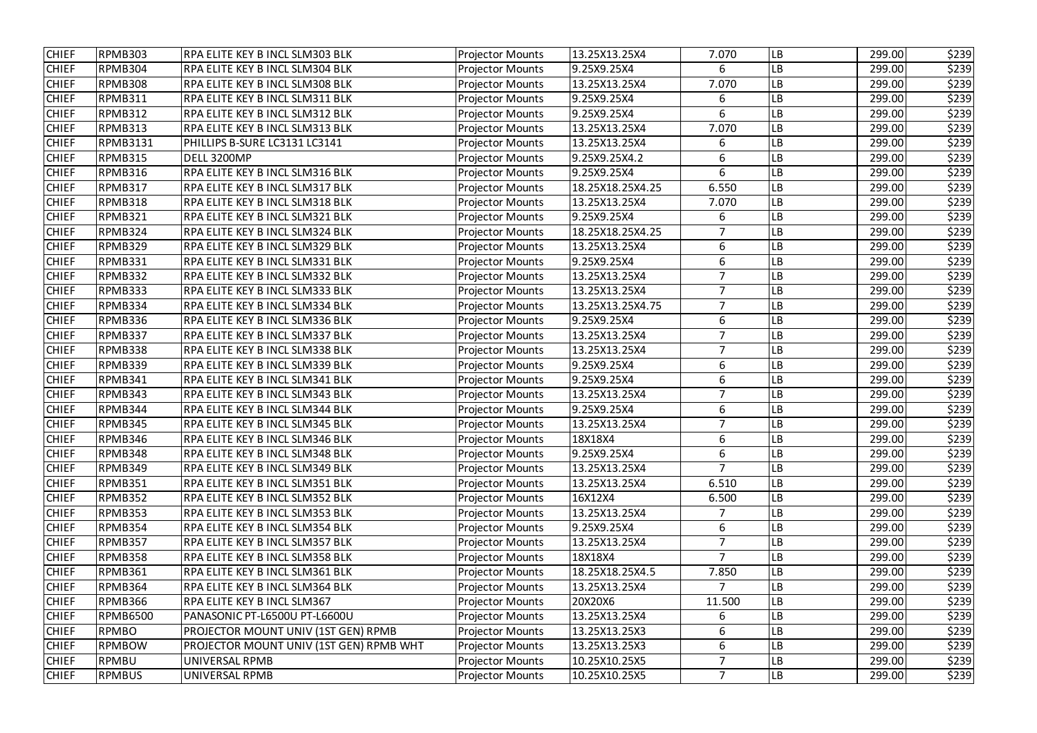| | | | | | | | | |
|---|---|---|---|---|---|---|---|---|
| CHIEF | RPMB303 | RPA ELITE KEY B INCL SLM303 BLK | Projector Mounts | 13.25X13.25X4 | 7.070 | LB | 299.00 | $239 |
| CHIEF | RPMB304 | RPA ELITE KEY B INCL SLM304 BLK | Projector Mounts | 9.25X9.25X4 | 6 | LB | 299.00 | $239 |
| CHIEF | RPMB308 | RPA ELITE KEY B INCL SLM308 BLK | Projector Mounts | 13.25X13.25X4 | 7.070 | LB | 299.00 | $239 |
| CHIEF | RPMB311 | RPA ELITE KEY B INCL SLM311 BLK | Projector Mounts | 9.25X9.25X4 | 6 | LB | 299.00 | $239 |
| CHIEF | RPMB312 | RPA ELITE KEY B INCL SLM312 BLK | Projector Mounts | 9.25X9.25X4 | 6 | LB | 299.00 | $239 |
| CHIEF | RPMB313 | RPA ELITE KEY B INCL SLM313 BLK | Projector Mounts | 13.25X13.25X4 | 7.070 | LB | 299.00 | $239 |
| CHIEF | RPMB3131 | PHILLIPS B-SURE LC3131 LC3141 | Projector Mounts | 13.25X13.25X4 | 6 | LB | 299.00 | $239 |
| CHIEF | RPMB315 | DELL 3200MP | Projector Mounts | 9.25X9.25X4.2 | 6 | LB | 299.00 | $239 |
| CHIEF | RPMB316 | RPA ELITE KEY B INCL SLM316 BLK | Projector Mounts | 9.25X9.25X4 | 6 | LB | 299.00 | $239 |
| CHIEF | RPMB317 | RPA ELITE KEY B INCL SLM317 BLK | Projector Mounts | 18.25X18.25X4.25 | 6.550 | LB | 299.00 | $239 |
| CHIEF | RPMB318 | RPA ELITE KEY B INCL SLM318 BLK | Projector Mounts | 13.25X13.25X4 | 7.070 | LB | 299.00 | $239 |
| CHIEF | RPMB321 | RPA ELITE KEY B INCL SLM321 BLK | Projector Mounts | 9.25X9.25X4 | 6 | LB | 299.00 | $239 |
| CHIEF | RPMB324 | RPA ELITE KEY B INCL SLM324 BLK | Projector Mounts | 18.25X18.25X4.25 | 7 | LB | 299.00 | $239 |
| CHIEF | RPMB329 | RPA ELITE KEY B INCL SLM329 BLK | Projector Mounts | 13.25X13.25X4 | 6 | LB | 299.00 | $239 |
| CHIEF | RPMB331 | RPA ELITE KEY B INCL SLM331 BLK | Projector Mounts | 9.25X9.25X4 | 6 | LB | 299.00 | $239 |
| CHIEF | RPMB332 | RPA ELITE KEY B INCL SLM332 BLK | Projector Mounts | 13.25X13.25X4 | 7 | LB | 299.00 | $239 |
| CHIEF | RPMB333 | RPA ELITE KEY B INCL SLM333 BLK | Projector Mounts | 13.25X13.25X4 | 7 | LB | 299.00 | $239 |
| CHIEF | RPMB334 | RPA ELITE KEY B INCL SLM334 BLK | Projector Mounts | 13.25X13.25X4.75 | 7 | LB | 299.00 | $239 |
| CHIEF | RPMB336 | RPA ELITE KEY B INCL SLM336 BLK | Projector Mounts | 9.25X9.25X4 | 6 | LB | 299.00 | $239 |
| CHIEF | RPMB337 | RPA ELITE KEY B INCL SLM337 BLK | Projector Mounts | 13.25X13.25X4 | 7 | LB | 299.00 | $239 |
| CHIEF | RPMB338 | RPA ELITE KEY B INCL SLM338 BLK | Projector Mounts | 13.25X13.25X4 | 7 | LB | 299.00 | $239 |
| CHIEF | RPMB339 | RPA ELITE KEY B INCL SLM339 BLK | Projector Mounts | 9.25X9.25X4 | 6 | LB | 299.00 | $239 |
| CHIEF | RPMB341 | RPA ELITE KEY B INCL SLM341 BLK | Projector Mounts | 9.25X9.25X4 | 6 | LB | 299.00 | $239 |
| CHIEF | RPMB343 | RPA ELITE KEY B INCL SLM343 BLK | Projector Mounts | 13.25X13.25X4 | 7 | LB | 299.00 | $239 |
| CHIEF | RPMB344 | RPA ELITE KEY B INCL SLM344 BLK | Projector Mounts | 9.25X9.25X4 | 6 | LB | 299.00 | $239 |
| CHIEF | RPMB345 | RPA ELITE KEY B INCL SLM345 BLK | Projector Mounts | 13.25X13.25X4 | 7 | LB | 299.00 | $239 |
| CHIEF | RPMB346 | RPA ELITE KEY B INCL SLM346 BLK | Projector Mounts | 18X18X4 | 6 | LB | 299.00 | $239 |
| CHIEF | RPMB348 | RPA ELITE KEY B INCL SLM348 BLK | Projector Mounts | 9.25X9.25X4 | 6 | LB | 299.00 | $239 |
| CHIEF | RPMB349 | RPA ELITE KEY B INCL SLM349 BLK | Projector Mounts | 13.25X13.25X4 | 7 | LB | 299.00 | $239 |
| CHIEF | RPMB351 | RPA ELITE KEY B INCL SLM351 BLK | Projector Mounts | 13.25X13.25X4 | 6.510 | LB | 299.00 | $239 |
| CHIEF | RPMB352 | RPA ELITE KEY B INCL SLM352 BLK | Projector Mounts | 16X12X4 | 6.500 | LB | 299.00 | $239 |
| CHIEF | RPMB353 | RPA ELITE KEY B INCL SLM353 BLK | Projector Mounts | 13.25X13.25X4 | 7 | LB | 299.00 | $239 |
| CHIEF | RPMB354 | RPA ELITE KEY B INCL SLM354 BLK | Projector Mounts | 9.25X9.25X4 | 6 | LB | 299.00 | $239 |
| CHIEF | RPMB357 | RPA ELITE KEY B INCL SLM357 BLK | Projector Mounts | 13.25X13.25X4 | 7 | LB | 299.00 | $239 |
| CHIEF | RPMB358 | RPA ELITE KEY B INCL SLM358 BLK | Projector Mounts | 18X18X4 | 7 | LB | 299.00 | $239 |
| CHIEF | RPMB361 | RPA ELITE KEY B INCL SLM361 BLK | Projector Mounts | 18.25X18.25X4.5 | 7.850 | LB | 299.00 | $239 |
| CHIEF | RPMB364 | RPA ELITE KEY B INCL SLM364 BLK | Projector Mounts | 13.25X13.25X4 | 7 | LB | 299.00 | $239 |
| CHIEF | RPMB366 | RPA ELITE KEY B INCL SLM367 | Projector Mounts | 20X20X6 | 11.500 | LB | 299.00 | $239 |
| CHIEF | RPMB6500 | PANASONIC PT-L6500U PT-L6600U | Projector Mounts | 13.25X13.25X4 | 6 | LB | 299.00 | $239 |
| CHIEF | RPMBO | PROJECTOR MOUNT UNIV (1ST GEN) RPMB | Projector Mounts | 13.25X13.25X3 | 6 | LB | 299.00 | $239 |
| CHIEF | RPMBOW | PROJECTOR MOUNT UNIV (1ST GEN) RPMB WHT | Projector Mounts | 13.25X13.25X3 | 6 | LB | 299.00 | $239 |
| CHIEF | RPMBU | UNIVERSAL RPMB | Projector Mounts | 10.25X10.25X5 | 7 | LB | 299.00 | $239 |
| CHIEF | RPMBUS | UNIVERSAL RPMB | Projector Mounts | 10.25X10.25X5 | 7 | LB | 299.00 | $239 |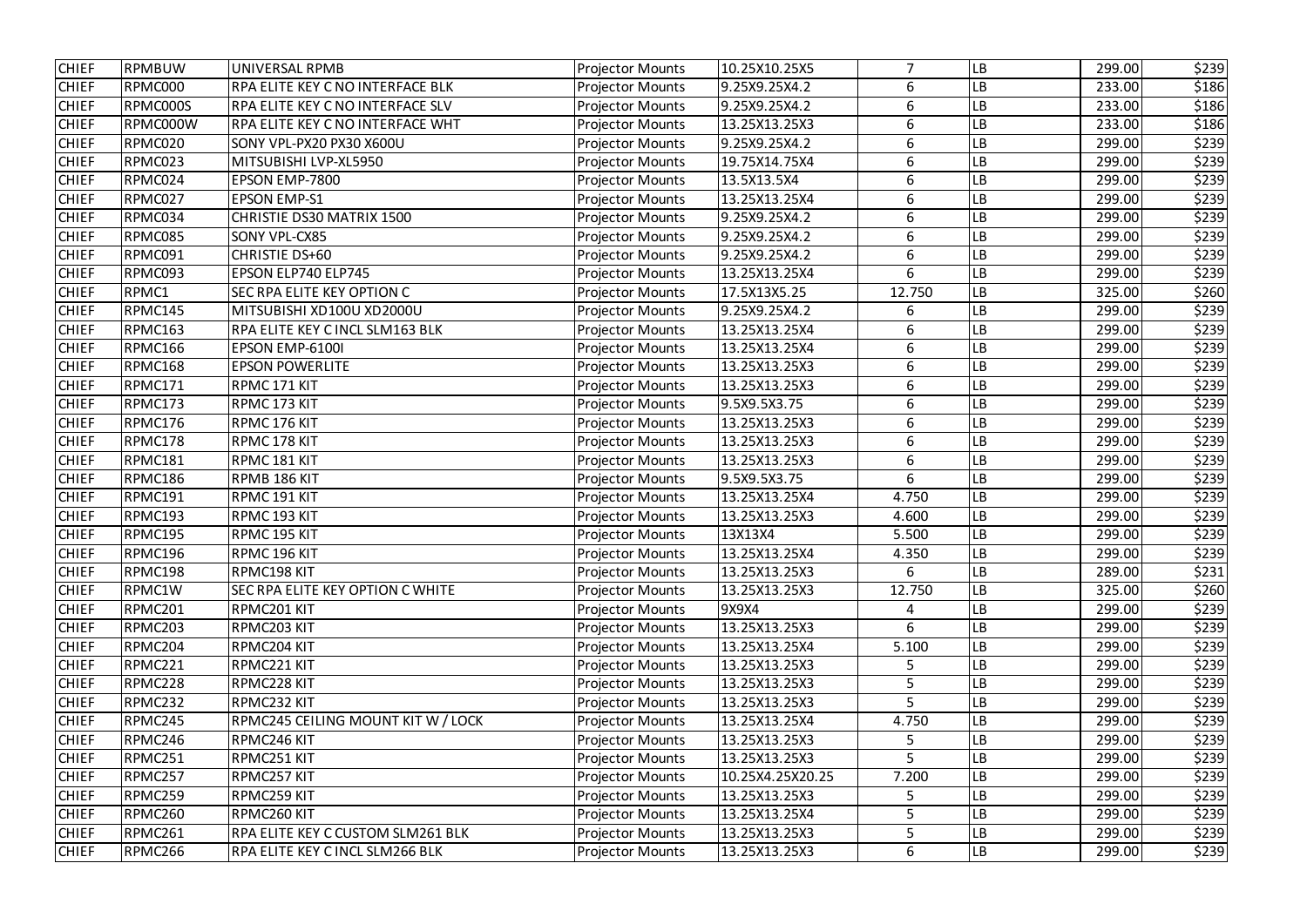| CHIEF | RPMBUW | UNIVERSAL RPMB | Projector Mounts | 10.25X10.25X5 | 7 | LB | 299.00 | $239 |
|---|---|---|---|---|---|---|---|---|
| CHIEF | RPMC000 | RPA ELITE KEY C NO INTERFACE BLK | Projector Mounts | 9.25X9.25X4.2 | 6 | LB | 233.00 | $186 |
| CHIEF | RPMC000S | RPA ELITE KEY C NO INTERFACE SLV | Projector Mounts | 9.25X9.25X4.2 | 6 | LB | 233.00 | $186 |
| CHIEF | RPMC000W | RPA ELITE KEY C NO INTERFACE WHT | Projector Mounts | 13.25X13.25X3 | 6 | LB | 233.00 | $186 |
| CHIEF | RPMC020 | SONY VPL-PX20 PX30 X600U | Projector Mounts | 9.25X9.25X4.2 | 6 | LB | 299.00 | $239 |
| CHIEF | RPMC023 | MITSUBISHI LVP-XL5950 | Projector Mounts | 19.75X14.75X4 | 6 | LB | 299.00 | $239 |
| CHIEF | RPMC024 | EPSON EMP-7800 | Projector Mounts | 13.5X13.5X4 | 6 | LB | 299.00 | $239 |
| CHIEF | RPMC027 | EPSON EMP-S1 | Projector Mounts | 13.25X13.25X4 | 6 | LB | 299.00 | $239 |
| CHIEF | RPMC034 | CHRISTIE DS30 MATRIX 1500 | Projector Mounts | 9.25X9.25X4.2 | 6 | LB | 299.00 | $239 |
| CHIEF | RPMC085 | SONY VPL-CX85 | Projector Mounts | 9.25X9.25X4.2 | 6 | LB | 299.00 | $239 |
| CHIEF | RPMC091 | CHRISTIE DS+60 | Projector Mounts | 9.25X9.25X4.2 | 6 | LB | 299.00 | $239 |
| CHIEF | RPMC093 | EPSON ELP740 ELP745 | Projector Mounts | 13.25X13.25X4 | 6 | LB | 299.00 | $239 |
| CHIEF | RPMC1 | SEC RPA ELITE KEY OPTION C | Projector Mounts | 17.5X13X5.25 | 12.750 | LB | 325.00 | $260 |
| CHIEF | RPMC145 | MITSUBISHI XD100U XD2000U | Projector Mounts | 9.25X9.25X4.2 | 6 | LB | 299.00 | $239 |
| CHIEF | RPMC163 | RPA ELITE KEY C INCL SLM163 BLK | Projector Mounts | 13.25X13.25X4 | 6 | LB | 299.00 | $239 |
| CHIEF | RPMC166 | EPSON EMP-6100I | Projector Mounts | 13.25X13.25X4 | 6 | LB | 299.00 | $239 |
| CHIEF | RPMC168 | EPSON POWERLITE | Projector Mounts | 13.25X13.25X3 | 6 | LB | 299.00 | $239 |
| CHIEF | RPMC171 | RPMC 171 KIT | Projector Mounts | 13.25X13.25X3 | 6 | LB | 299.00 | $239 |
| CHIEF | RPMC173 | RPMC 173 KIT | Projector Mounts | 9.5X9.5X3.75 | 6 | LB | 299.00 | $239 |
| CHIEF | RPMC176 | RPMC 176 KIT | Projector Mounts | 13.25X13.25X3 | 6 | LB | 299.00 | $239 |
| CHIEF | RPMC178 | RPMC 178 KIT | Projector Mounts | 13.25X13.25X3 | 6 | LB | 299.00 | $239 |
| CHIEF | RPMC181 | RPMC 181 KIT | Projector Mounts | 13.25X13.25X3 | 6 | LB | 299.00 | $239 |
| CHIEF | RPMC186 | RPMB 186 KIT | Projector Mounts | 9.5X9.5X3.75 | 6 | LB | 299.00 | $239 |
| CHIEF | RPMC191 | RPMC 191 KIT | Projector Mounts | 13.25X13.25X4 | 4.750 | LB | 299.00 | $239 |
| CHIEF | RPMC193 | RPMC 193 KIT | Projector Mounts | 13.25X13.25X3 | 4.600 | LB | 299.00 | $239 |
| CHIEF | RPMC195 | RPMC 195 KIT | Projector Mounts | 13X13X4 | 5.500 | LB | 299.00 | $239 |
| CHIEF | RPMC196 | RPMC 196 KIT | Projector Mounts | 13.25X13.25X4 | 4.350 | LB | 299.00 | $239 |
| CHIEF | RPMC198 | RPMC198 KIT | Projector Mounts | 13.25X13.25X3 | 6 | LB | 289.00 | $231 |
| CHIEF | RPMC1W | SEC RPA ELITE KEY OPTION C WHITE | Projector Mounts | 13.25X13.25X3 | 12.750 | LB | 325.00 | $260 |
| CHIEF | RPMC201 | RPMC201 KIT | Projector Mounts | 9X9X4 | 4 | LB | 299.00 | $239 |
| CHIEF | RPMC203 | RPMC203 KIT | Projector Mounts | 13.25X13.25X3 | 6 | LB | 299.00 | $239 |
| CHIEF | RPMC204 | RPMC204 KIT | Projector Mounts | 13.25X13.25X4 | 5.100 | LB | 299.00 | $239 |
| CHIEF | RPMC221 | RPMC221 KIT | Projector Mounts | 13.25X13.25X3 | 5 | LB | 299.00 | $239 |
| CHIEF | RPMC228 | RPMC228 KIT | Projector Mounts | 13.25X13.25X3 | 5 | LB | 299.00 | $239 |
| CHIEF | RPMC232 | RPMC232 KIT | Projector Mounts | 13.25X13.25X3 | 5 | LB | 299.00 | $239 |
| CHIEF | RPMC245 | RPMC245 CEILING MOUNT KIT W / LOCK | Projector Mounts | 13.25X13.25X4 | 4.750 | LB | 299.00 | $239 |
| CHIEF | RPMC246 | RPMC246 KIT | Projector Mounts | 13.25X13.25X3 | 5 | LB | 299.00 | $239 |
| CHIEF | RPMC251 | RPMC251 KIT | Projector Mounts | 13.25X13.25X3 | 5 | LB | 299.00 | $239 |
| CHIEF | RPMC257 | RPMC257 KIT | Projector Mounts | 10.25X4.25X20.25 | 7.200 | LB | 299.00 | $239 |
| CHIEF | RPMC259 | RPMC259 KIT | Projector Mounts | 13.25X13.25X3 | 5 | LB | 299.00 | $239 |
| CHIEF | RPMC260 | RPMC260 KIT | Projector Mounts | 13.25X13.25X4 | 5 | LB | 299.00 | $239 |
| CHIEF | RPMC261 | RPA ELITE KEY C CUSTOM SLM261 BLK | Projector Mounts | 13.25X13.25X3 | 5 | LB | 299.00 | $239 |
| CHIEF | RPMC266 | RPA ELITE KEY C INCL SLM266 BLK | Projector Mounts | 13.25X13.25X3 | 6 | LB | 299.00 | $239 |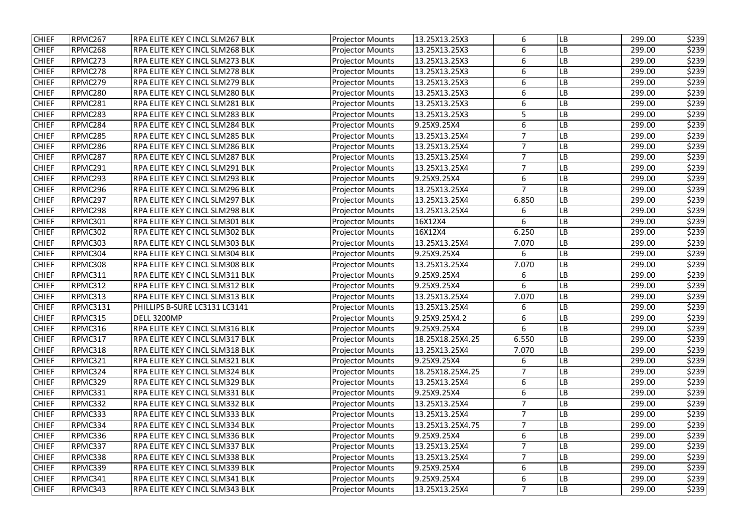| | | | | | | | | |
|---|---|---|---|---|---|---|---|---|
| CHIEF | RPMC267 | RPA ELITE KEY C INCL SLM267 BLK | Projector Mounts | 13.25X13.25X3 | 6 | LB | 299.00 | $239 |
| CHIEF | RPMC268 | RPA ELITE KEY C INCL SLM268 BLK | Projector Mounts | 13.25X13.25X3 | 6 | LB | 299.00 | $239 |
| CHIEF | RPMC273 | RPA ELITE KEY C INCL SLM273 BLK | Projector Mounts | 13.25X13.25X3 | 6 | LB | 299.00 | $239 |
| CHIEF | RPMC278 | RPA ELITE KEY C INCL SLM278 BLK | Projector Mounts | 13.25X13.25X3 | 6 | LB | 299.00 | $239 |
| CHIEF | RPMC279 | RPA ELITE KEY C INCL SLM279 BLK | Projector Mounts | 13.25X13.25X3 | 6 | LB | 299.00 | $239 |
| CHIEF | RPMC280 | RPA ELITE KEY C INCL SLM280 BLK | Projector Mounts | 13.25X13.25X3 | 6 | LB | 299.00 | $239 |
| CHIEF | RPMC281 | RPA ELITE KEY C INCL SLM281 BLK | Projector Mounts | 13.25X13.25X3 | 6 | LB | 299.00 | $239 |
| CHIEF | RPMC283 | RPA ELITE KEY C INCL SLM283 BLK | Projector Mounts | 13.25X13.25X3 | 5 | LB | 299.00 | $239 |
| CHIEF | RPMC284 | RPA ELITE KEY C INCL SLM284 BLK | Projector Mounts | 9.25X9.25X4 | 6 | LB | 299.00 | $239 |
| CHIEF | RPMC285 | RPA ELITE KEY C INCL SLM285 BLK | Projector Mounts | 13.25X13.25X4 | 7 | LB | 299.00 | $239 |
| CHIEF | RPMC286 | RPA ELITE KEY C INCL SLM286 BLK | Projector Mounts | 13.25X13.25X4 | 7 | LB | 299.00 | $239 |
| CHIEF | RPMC287 | RPA ELITE KEY C INCL SLM287 BLK | Projector Mounts | 13.25X13.25X4 | 7 | LB | 299.00 | $239 |
| CHIEF | RPMC291 | RPA ELITE KEY C INCL SLM291 BLK | Projector Mounts | 13.25X13.25X4 | 7 | LB | 299.00 | $239 |
| CHIEF | RPMC293 | RPA ELITE KEY C INCL SLM293 BLK | Projector Mounts | 9.25X9.25X4 | 6 | LB | 299.00 | $239 |
| CHIEF | RPMC296 | RPA ELITE KEY C INCL SLM296 BLK | Projector Mounts | 13.25X13.25X4 | 7 | LB | 299.00 | $239 |
| CHIEF | RPMC297 | RPA ELITE KEY C INCL SLM297 BLK | Projector Mounts | 13.25X13.25X4 | 6.850 | LB | 299.00 | $239 |
| CHIEF | RPMC298 | RPA ELITE KEY C INCL SLM298 BLK | Projector Mounts | 13.25X13.25X4 | 6 | LB | 299.00 | $239 |
| CHIEF | RPMC301 | RPA ELITE KEY C INCL SLM301 BLK | Projector Mounts | 16X12X4 | 6 | LB | 299.00 | $239 |
| CHIEF | RPMC302 | RPA ELITE KEY C INCL SLM302 BLK | Projector Mounts | 16X12X4 | 6.250 | LB | 299.00 | $239 |
| CHIEF | RPMC303 | RPA ELITE KEY C INCL SLM303 BLK | Projector Mounts | 13.25X13.25X4 | 7.070 | LB | 299.00 | $239 |
| CHIEF | RPMC304 | RPA ELITE KEY C INCL SLM304 BLK | Projector Mounts | 9.25X9.25X4 | 6 | LB | 299.00 | $239 |
| CHIEF | RPMC308 | RPA ELITE KEY C INCL SLM308 BLK | Projector Mounts | 13.25X13.25X4 | 7.070 | LB | 299.00 | $239 |
| CHIEF | RPMC311 | RPA ELITE KEY C INCL SLM311 BLK | Projector Mounts | 9.25X9.25X4 | 6 | LB | 299.00 | $239 |
| CHIEF | RPMC312 | RPA ELITE KEY C INCL SLM312 BLK | Projector Mounts | 9.25X9.25X4 | 6 | LB | 299.00 | $239 |
| CHIEF | RPMC313 | RPA ELITE KEY C INCL SLM313 BLK | Projector Mounts | 13.25X13.25X4 | 7.070 | LB | 299.00 | $239 |
| CHIEF | RPMC3131 | PHILLIPS B-SURE LC3131 LC3141 | Projector Mounts | 13.25X13.25X4 | 6 | LB | 299.00 | $239 |
| CHIEF | RPMC315 | DELL 3200MP | Projector Mounts | 9.25X9.25X4.2 | 6 | LB | 299.00 | $239 |
| CHIEF | RPMC316 | RPA ELITE KEY C INCL SLM316 BLK | Projector Mounts | 9.25X9.25X4 | 6 | LB | 299.00 | $239 |
| CHIEF | RPMC317 | RPA ELITE KEY C INCL SLM317 BLK | Projector Mounts | 18.25X18.25X4.25 | 6.550 | LB | 299.00 | $239 |
| CHIEF | RPMC318 | RPA ELITE KEY C INCL SLM318 BLK | Projector Mounts | 13.25X13.25X4 | 7.070 | LB | 299.00 | $239 |
| CHIEF | RPMC321 | RPA ELITE KEY C INCL SLM321 BLK | Projector Mounts | 9.25X9.25X4 | 6 | LB | 299.00 | $239 |
| CHIEF | RPMC324 | RPA ELITE KEY C INCL SLM324 BLK | Projector Mounts | 18.25X18.25X4.25 | 7 | LB | 299.00 | $239 |
| CHIEF | RPMC329 | RPA ELITE KEY C INCL SLM329 BLK | Projector Mounts | 13.25X13.25X4 | 6 | LB | 299.00 | $239 |
| CHIEF | RPMC331 | RPA ELITE KEY C INCL SLM331 BLK | Projector Mounts | 9.25X9.25X4 | 6 | LB | 299.00 | $239 |
| CHIEF | RPMC332 | RPA ELITE KEY C INCL SLM332 BLK | Projector Mounts | 13.25X13.25X4 | 7 | LB | 299.00 | $239 |
| CHIEF | RPMC333 | RPA ELITE KEY C INCL SLM333 BLK | Projector Mounts | 13.25X13.25X4 | 7 | LB | 299.00 | $239 |
| CHIEF | RPMC334 | RPA ELITE KEY C INCL SLM334 BLK | Projector Mounts | 13.25X13.25X4.75 | 7 | LB | 299.00 | $239 |
| CHIEF | RPMC336 | RPA ELITE KEY C INCL SLM336 BLK | Projector Mounts | 9.25X9.25X4 | 6 | LB | 299.00 | $239 |
| CHIEF | RPMC337 | RPA ELITE KEY C INCL SLM337 BLK | Projector Mounts | 13.25X13.25X4 | 7 | LB | 299.00 | $239 |
| CHIEF | RPMC338 | RPA ELITE KEY C INCL SLM338 BLK | Projector Mounts | 13.25X13.25X4 | 7 | LB | 299.00 | $239 |
| CHIEF | RPMC339 | RPA ELITE KEY C INCL SLM339 BLK | Projector Mounts | 9.25X9.25X4 | 6 | LB | 299.00 | $239 |
| CHIEF | RPMC341 | RPA ELITE KEY C INCL SLM341 BLK | Projector Mounts | 9.25X9.25X4 | 6 | LB | 299.00 | $239 |
| CHIEF | RPMC343 | RPA ELITE KEY C INCL SLM343 BLK | Projector Mounts | 13.25X13.25X4 | 7 | LB | 299.00 | $239 |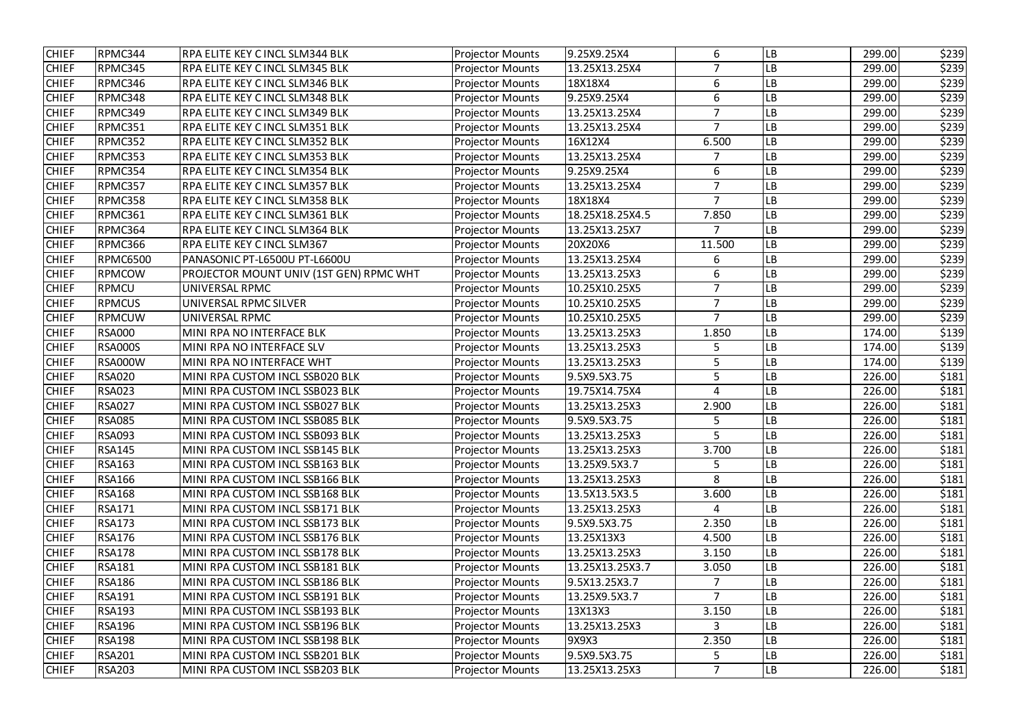| CHIEF | RPMC344 | RPA ELITE KEY C INCL SLM344 BLK | Projector Mounts | 9.25X9.25X4 | 6 | LB | 299.00 | $239 |
|---|---|---|---|---|---|---|---|---|
| CHIEF | RPMC345 | RPA ELITE KEY C INCL SLM345 BLK | Projector Mounts | 13.25X13.25X4 | 7 | LB | 299.00 | $239 |
| CHIEF | RPMC346 | RPA ELITE KEY C INCL SLM346 BLK | Projector Mounts | 18X18X4 | 6 | LB | 299.00 | $239 |
| CHIEF | RPMC348 | RPA ELITE KEY C INCL SLM348 BLK | Projector Mounts | 9.25X9.25X4 | 6 | LB | 299.00 | $239 |
| CHIEF | RPMC349 | RPA ELITE KEY C INCL SLM349 BLK | Projector Mounts | 13.25X13.25X4 | 7 | LB | 299.00 | $239 |
| CHIEF | RPMC351 | RPA ELITE KEY C INCL SLM351 BLK | Projector Mounts | 13.25X13.25X4 | 7 | LB | 299.00 | $239 |
| CHIEF | RPMC352 | RPA ELITE KEY C INCL SLM352 BLK | Projector Mounts | 16X12X4 | 6.500 | LB | 299.00 | $239 |
| CHIEF | RPMC353 | RPA ELITE KEY C INCL SLM353 BLK | Projector Mounts | 13.25X13.25X4 | 7 | LB | 299.00 | $239 |
| CHIEF | RPMC354 | RPA ELITE KEY C INCL SLM354 BLK | Projector Mounts | 9.25X9.25X4 | 6 | LB | 299.00 | $239 |
| CHIEF | RPMC357 | RPA ELITE KEY C INCL SLM357 BLK | Projector Mounts | 13.25X13.25X4 | 7 | LB | 299.00 | $239 |
| CHIEF | RPMC358 | RPA ELITE KEY C INCL SLM358 BLK | Projector Mounts | 18X18X4 | 7 | LB | 299.00 | $239 |
| CHIEF | RPMC361 | RPA ELITE KEY C INCL SLM361 BLK | Projector Mounts | 18.25X18.25X4.5 | 7.850 | LB | 299.00 | $239 |
| CHIEF | RPMC364 | RPA ELITE KEY C INCL SLM364 BLK | Projector Mounts | 13.25X13.25X7 | 7 | LB | 299.00 | $239 |
| CHIEF | RPMC366 | RPA ELITE KEY C INCL SLM367 | Projector Mounts | 20X20X6 | 11.500 | LB | 299.00 | $239 |
| CHIEF | RPMC6500 | PANASONIC PT-L6500U PT-L6600U | Projector Mounts | 13.25X13.25X4 | 6 | LB | 299.00 | $239 |
| CHIEF | RPMCOW | PROJECTOR MOUNT UNIV (1ST GEN) RPMC WHT | Projector Mounts | 13.25X13.25X3 | 6 | LB | 299.00 | $239 |
| CHIEF | RPMCU | UNIVERSAL RPMC | Projector Mounts | 10.25X10.25X5 | 7 | LB | 299.00 | $239 |
| CHIEF | RPMCUS | UNIVERSAL RPMC SILVER | Projector Mounts | 10.25X10.25X5 | 7 | LB | 299.00 | $239 |
| CHIEF | RPMCUW | UNIVERSAL RPMC | Projector Mounts | 10.25X10.25X5 | 7 | LB | 299.00 | $239 |
| CHIEF | RSA000 | MINI RPA NO INTERFACE BLK | Projector Mounts | 13.25X13.25X3 | 1.850 | LB | 174.00 | $139 |
| CHIEF | RSA000S | MINI RPA NO INTERFACE SLV | Projector Mounts | 13.25X13.25X3 | 5 | LB | 174.00 | $139 |
| CHIEF | RSA000W | MINI RPA NO INTERFACE WHT | Projector Mounts | 13.25X13.25X3 | 5 | LB | 174.00 | $139 |
| CHIEF | RSA020 | MINI RPA CUSTOM INCL SSB020 BLK | Projector Mounts | 9.5X9.5X3.75 | 5 | LB | 226.00 | $181 |
| CHIEF | RSA023 | MINI RPA CUSTOM INCL SSB023 BLK | Projector Mounts | 19.75X14.75X4 | 4 | LB | 226.00 | $181 |
| CHIEF | RSA027 | MINI RPA CUSTOM INCL SSB027 BLK | Projector Mounts | 13.25X13.25X3 | 2.900 | LB | 226.00 | $181 |
| CHIEF | RSA085 | MINI RPA CUSTOM INCL SSB085 BLK | Projector Mounts | 9.5X9.5X3.75 | 5 | LB | 226.00 | $181 |
| CHIEF | RSA093 | MINI RPA CUSTOM INCL SSB093 BLK | Projector Mounts | 13.25X13.25X3 | 5 | LB | 226.00 | $181 |
| CHIEF | RSA145 | MINI RPA CUSTOM INCL SSB145 BLK | Projector Mounts | 13.25X13.25X3 | 3.700 | LB | 226.00 | $181 |
| CHIEF | RSA163 | MINI RPA CUSTOM INCL SSB163 BLK | Projector Mounts | 13.25X9.5X3.7 | 5 | LB | 226.00 | $181 |
| CHIEF | RSA166 | MINI RPA CUSTOM INCL SSB166 BLK | Projector Mounts | 13.25X13.25X3 | 8 | LB | 226.00 | $181 |
| CHIEF | RSA168 | MINI RPA CUSTOM INCL SSB168 BLK | Projector Mounts | 13.5X13.5X3.5 | 3.600 | LB | 226.00 | $181 |
| CHIEF | RSA171 | MINI RPA CUSTOM INCL SSB171 BLK | Projector Mounts | 13.25X13.25X3 | 4 | LB | 226.00 | $181 |
| CHIEF | RSA173 | MINI RPA CUSTOM INCL SSB173 BLK | Projector Mounts | 9.5X9.5X3.75 | 2.350 | LB | 226.00 | $181 |
| CHIEF | RSA176 | MINI RPA CUSTOM INCL SSB176 BLK | Projector Mounts | 13.25X13X3 | 4.500 | LB | 226.00 | $181 |
| CHIEF | RSA178 | MINI RPA CUSTOM INCL SSB178 BLK | Projector Mounts | 13.25X13.25X3 | 3.150 | LB | 226.00 | $181 |
| CHIEF | RSA181 | MINI RPA CUSTOM INCL SSB181 BLK | Projector Mounts | 13.25X13.25X3.7 | 3.050 | LB | 226.00 | $181 |
| CHIEF | RSA186 | MINI RPA CUSTOM INCL SSB186 BLK | Projector Mounts | 9.5X13.25X3.7 | 7 | LB | 226.00 | $181 |
| CHIEF | RSA191 | MINI RPA CUSTOM INCL SSB191 BLK | Projector Mounts | 13.25X9.5X3.7 | 7 | LB | 226.00 | $181 |
| CHIEF | RSA193 | MINI RPA CUSTOM INCL SSB193 BLK | Projector Mounts | 13X13X3 | 3.150 | LB | 226.00 | $181 |
| CHIEF | RSA196 | MINI RPA CUSTOM INCL SSB196 BLK | Projector Mounts | 13.25X13.25X3 | 3 | LB | 226.00 | $181 |
| CHIEF | RSA198 | MINI RPA CUSTOM INCL SSB198 BLK | Projector Mounts | 9X9X3 | 2.350 | LB | 226.00 | $181 |
| CHIEF | RSA201 | MINI RPA CUSTOM INCL SSB201 BLK | Projector Mounts | 9.5X9.5X3.75 | 5 | LB | 226.00 | $181 |
| CHIEF | RSA203 | MINI RPA CUSTOM INCL SSB203 BLK | Projector Mounts | 13.25X13.25X3 | 7 | LB | 226.00 | $181 |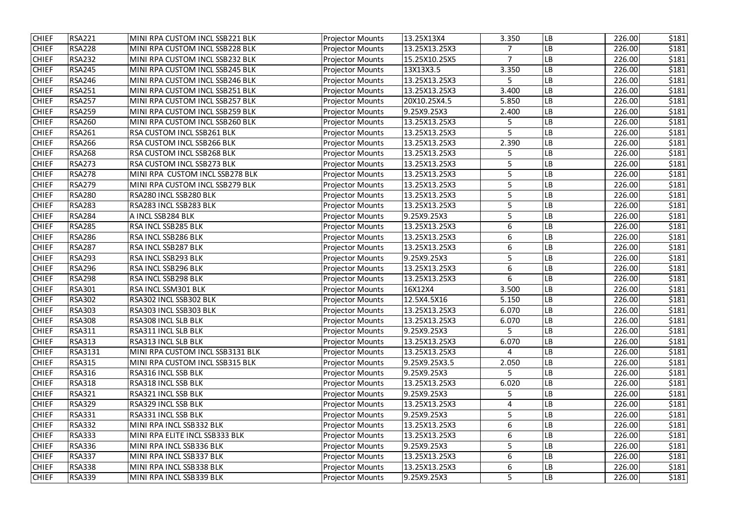| CHIEF | RSA221 | MINI RPA CUSTOM INCL SSB221 BLK | Projector Mounts | 13.25X13X4 | 3.350 | LB | 226.00 | $181 |
|---|---|---|---|---|---|---|---|---|
| CHIEF | RSA228 | MINI RPA CUSTOM INCL SSB228 BLK | Projector Mounts | 13.25X13.25X3 | 7 | LB | 226.00 | $181 |
| CHIEF | RSA232 | MINI RPA CUSTOM INCL SSB232 BLK | Projector Mounts | 15.25X10.25X5 | 7 | LB | 226.00 | $181 |
| CHIEF | RSA245 | MINI RPA CUSTOM INCL SSB245 BLK | Projector Mounts | 13X13X3.5 | 3.350 | LB | 226.00 | $181 |
| CHIEF | RSA246 | MINI RPA CUSTOM INCL SSB246 BLK | Projector Mounts | 13.25X13.25X3 | 5 | LB | 226.00 | $181 |
| CHIEF | RSA251 | MINI RPA CUSTOM INCL SSB251 BLK | Projector Mounts | 13.25X13.25X3 | 3.400 | LB | 226.00 | $181 |
| CHIEF | RSA257 | MINI RPA CUSTOM INCL SSB257 BLK | Projector Mounts | 20X10.25X4.5 | 5.850 | LB | 226.00 | $181 |
| CHIEF | RSA259 | MINI RPA CUSTOM INCL SSB259 BLK | Projector Mounts | 9.25X9.25X3 | 2.400 | LB | 226.00 | $181 |
| CHIEF | RSA260 | MINI RPA CUSTOM INCL SSB260 BLK | Projector Mounts | 13.25X13.25X3 | 5 | LB | 226.00 | $181 |
| CHIEF | RSA261 | RSA CUSTOM INCL SSB261 BLK | Projector Mounts | 13.25X13.25X3 | 5 | LB | 226.00 | $181 |
| CHIEF | RSA266 | RSA CUSTOM INCL SSB266 BLK | Projector Mounts | 13.25X13.25X3 | 2.390 | LB | 226.00 | $181 |
| CHIEF | RSA268 | RSA CUSTOM INCL SSB268 BLK | Projector Mounts | 13.25X13.25X3 | 5 | LB | 226.00 | $181 |
| CHIEF | RSA273 | RSA CUSTOM INCL SSB273 BLK | Projector Mounts | 13.25X13.25X3 | 5 | LB | 226.00 | $181 |
| CHIEF | RSA278 | MINI RPA CUSTOM INCL SSB278 BLK | Projector Mounts | 13.25X13.25X3 | 5 | LB | 226.00 | $181 |
| CHIEF | RSA279 | MINI RPA CUSTOM INCL SSB279 BLK | Projector Mounts | 13.25X13.25X3 | 5 | LB | 226.00 | $181 |
| CHIEF | RSA280 | RSA280 INCL SSB280 BLK | Projector Mounts | 13.25X13.25X3 | 5 | LB | 226.00 | $181 |
| CHIEF | RSA283 | RSA283 INCL SSB283 BLK | Projector Mounts | 13.25X13.25X3 | 5 | LB | 226.00 | $181 |
| CHIEF | RSA284 | A INCL SSB284 BLK | Projector Mounts | 9.25X9.25X3 | 5 | LB | 226.00 | $181 |
| CHIEF | RSA285 | RSA INCL SSB285 BLK | Projector Mounts | 13.25X13.25X3 | 6 | LB | 226.00 | $181 |
| CHIEF | RSA286 | RSA INCL SSB286 BLK | Projector Mounts | 13.25X13.25X3 | 6 | LB | 226.00 | $181 |
| CHIEF | RSA287 | RSA INCL SSB287 BLK | Projector Mounts | 13.25X13.25X3 | 6 | LB | 226.00 | $181 |
| CHIEF | RSA293 | RSA INCL SSB293 BLK | Projector Mounts | 9.25X9.25X3 | 5 | LB | 226.00 | $181 |
| CHIEF | RSA296 | RSA INCL SSB296 BLK | Projector Mounts | 13.25X13.25X3 | 6 | LB | 226.00 | $181 |
| CHIEF | RSA298 | RSA INCL SSB298 BLK | Projector Mounts | 13.25X13.25X3 | 6 | LB | 226.00 | $181 |
| CHIEF | RSA301 | RSA INCL SSM301 BLK | Projector Mounts | 16X12X4 | 3.500 | LB | 226.00 | $181 |
| CHIEF | RSA302 | RSA302 INCL SSB302 BLK | Projector Mounts | 12.5X4.5X16 | 5.150 | LB | 226.00 | $181 |
| CHIEF | RSA303 | RSA303 INCL SSB303 BLK | Projector Mounts | 13.25X13.25X3 | 6.070 | LB | 226.00 | $181 |
| CHIEF | RSA308 | RSA308 INCL SLB BLK | Projector Mounts | 13.25X13.25X3 | 6.070 | LB | 226.00 | $181 |
| CHIEF | RSA311 | RSA311 INCL SLB BLK | Projector Mounts | 9.25X9.25X3 | 5 | LB | 226.00 | $181 |
| CHIEF | RSA313 | RSA313 INCL SLB BLK | Projector Mounts | 13.25X13.25X3 | 6.070 | LB | 226.00 | $181 |
| CHIEF | RSA3131 | MINI RPA CUSTOM INCL SSB3131 BLK | Projector Mounts | 13.25X13.25X3 | 4 | LB | 226.00 | $181 |
| CHIEF | RSA315 | MINI RPA CUSTOM INCL SSB315 BLK | Projector Mounts | 9.25X9.25X3.5 | 2.050 | LB | 226.00 | $181 |
| CHIEF | RSA316 | RSA316 INCL SSB BLK | Projector Mounts | 9.25X9.25X3 | 5 | LB | 226.00 | $181 |
| CHIEF | RSA318 | RSA318 INCL SSB BLK | Projector Mounts | 13.25X13.25X3 | 6.020 | LB | 226.00 | $181 |
| CHIEF | RSA321 | RSA321 INCL SSB BLK | Projector Mounts | 9.25X9.25X3 | 5 | LB | 226.00 | $181 |
| CHIEF | RSA329 | RSA329 INCL SSB BLK | Projector Mounts | 13.25X13.25X3 | 4 | LB | 226.00 | $181 |
| CHIEF | RSA331 | RSA331 INCL SSB BLK | Projector Mounts | 9.25X9.25X3 | 5 | LB | 226.00 | $181 |
| CHIEF | RSA332 | MINI RPA INCL SSB332 BLK | Projector Mounts | 13.25X13.25X3 | 6 | LB | 226.00 | $181 |
| CHIEF | RSA333 | MINI RPA ELITE INCL SSB333 BLK | Projector Mounts | 13.25X13.25X3 | 6 | LB | 226.00 | $181 |
| CHIEF | RSA336 | MINI RPA INCL SSB336 BLK | Projector Mounts | 9.25X9.25X3 | 5 | LB | 226.00 | $181 |
| CHIEF | RSA337 | MINI RPA INCL SSB337 BLK | Projector Mounts | 13.25X13.25X3 | 6 | LB | 226.00 | $181 |
| CHIEF | RSA338 | MINI RPA INCL SSB338 BLK | Projector Mounts | 13.25X13.25X3 | 6 | LB | 226.00 | $181 |
| CHIEF | RSA339 | MINI RPA INCL SSB339 BLK | Projector Mounts | 9.25X9.25X3 | 5 | LB | 226.00 | $181 |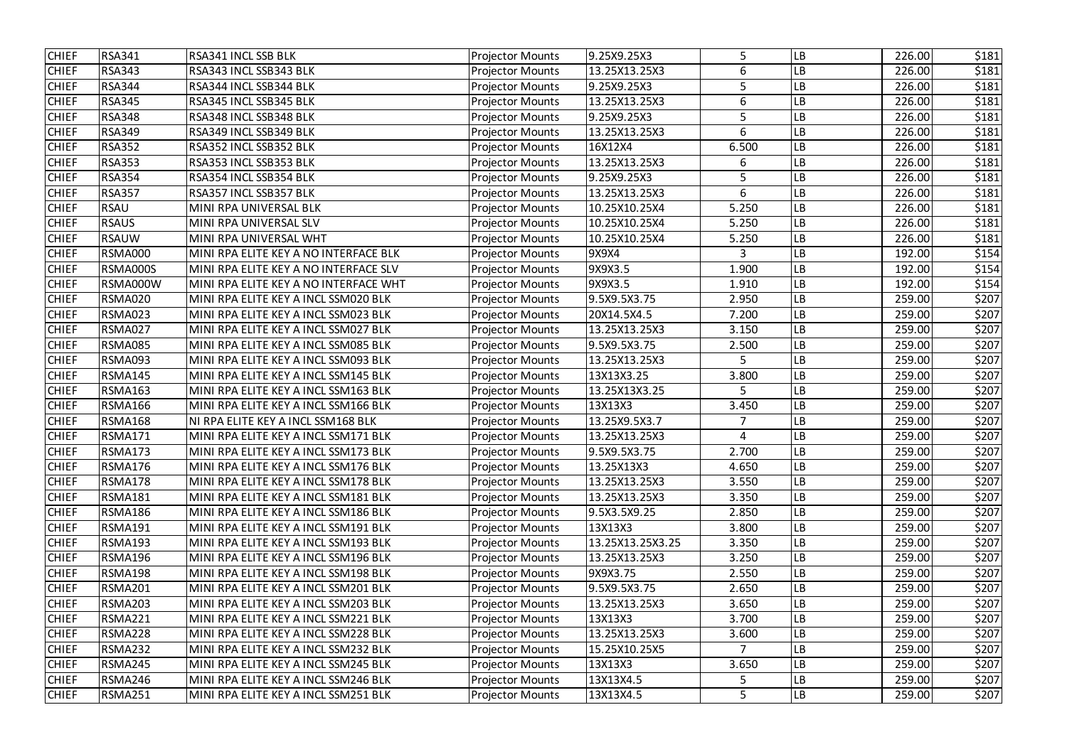| | | | | | | | | |
|---|---|---|---|---|---|---|---|---|
| CHIEF | RSA341 | RSA341 INCL SSB BLK | Projector Mounts | 9.25X9.25X3 | 5 | LB | 226.00 | $181 |
| CHIEF | RSA343 | RSA343 INCL SSB343 BLK | Projector Mounts | 13.25X13.25X3 | 6 | LB | 226.00 | $181 |
| CHIEF | RSA344 | RSA344 INCL SSB344 BLK | Projector Mounts | 9.25X9.25X3 | 5 | LB | 226.00 | $181 |
| CHIEF | RSA345 | RSA345 INCL SSB345 BLK | Projector Mounts | 13.25X13.25X3 | 6 | LB | 226.00 | $181 |
| CHIEF | RSA348 | RSA348 INCL SSB348 BLK | Projector Mounts | 9.25X9.25X3 | 5 | LB | 226.00 | $181 |
| CHIEF | RSA349 | RSA349 INCL SSB349 BLK | Projector Mounts | 13.25X13.25X3 | 6 | LB | 226.00 | $181 |
| CHIEF | RSA352 | RSA352 INCL SSB352 BLK | Projector Mounts | 16X12X4 | 6.500 | LB | 226.00 | $181 |
| CHIEF | RSA353 | RSA353 INCL SSB353 BLK | Projector Mounts | 13.25X13.25X3 | 6 | LB | 226.00 | $181 |
| CHIEF | RSA354 | RSA354 INCL SSB354 BLK | Projector Mounts | 9.25X9.25X3 | 5 | LB | 226.00 | $181 |
| CHIEF | RSA357 | RSA357 INCL SSB357 BLK | Projector Mounts | 13.25X13.25X3 | 6 | LB | 226.00 | $181 |
| CHIEF | RSAU | MINI RPA UNIVERSAL BLK | Projector Mounts | 10.25X10.25X4 | 5.250 | LB | 226.00 | $181 |
| CHIEF | RSAUS | MINI RPA UNIVERSAL SLV | Projector Mounts | 10.25X10.25X4 | 5.250 | LB | 226.00 | $181 |
| CHIEF | RSAUW | MINI RPA UNIVERSAL WHT | Projector Mounts | 10.25X10.25X4 | 5.250 | LB | 226.00 | $181 |
| CHIEF | RSMA000 | MINI RPA ELITE KEY A NO INTERFACE BLK | Projector Mounts | 9X9X4 | 3 | LB | 192.00 | $154 |
| CHIEF | RSMA000S | MINI RPA ELITE KEY A NO INTERFACE SLV | Projector Mounts | 9X9X3.5 | 1.900 | LB | 192.00 | $154 |
| CHIEF | RSMA000W | MINI RPA ELITE KEY A NO INTERFACE WHT | Projector Mounts | 9X9X3.5 | 1.910 | LB | 192.00 | $154 |
| CHIEF | RSMA020 | MINI RPA ELITE KEY A INCL SSM020 BLK | Projector Mounts | 9.5X9.5X3.75 | 2.950 | LB | 259.00 | $207 |
| CHIEF | RSMA023 | MINI RPA ELITE KEY A INCL SSM023 BLK | Projector Mounts | 20X14.5X4.5 | 7.200 | LB | 259.00 | $207 |
| CHIEF | RSMA027 | MINI RPA ELITE KEY A INCL SSM027 BLK | Projector Mounts | 13.25X13.25X3 | 3.150 | LB | 259.00 | $207 |
| CHIEF | RSMA085 | MINI RPA ELITE KEY A INCL SSM085 BLK | Projector Mounts | 9.5X9.5X3.75 | 2.500 | LB | 259.00 | $207 |
| CHIEF | RSMA093 | MINI RPA ELITE KEY A INCL SSM093 BLK | Projector Mounts | 13.25X13.25X3 | 5 | LB | 259.00 | $207 |
| CHIEF | RSMA145 | MINI RPA ELITE KEY A INCL SSM145 BLK | Projector Mounts | 13X13X3.25 | 3.800 | LB | 259.00 | $207 |
| CHIEF | RSMA163 | MINI RPA ELITE KEY A INCL SSM163 BLK | Projector Mounts | 13.25X13X3.25 | 5 | LB | 259.00 | $207 |
| CHIEF | RSMA166 | MINI RPA ELITE KEY A INCL SSM166 BLK | Projector Mounts | 13X13X3 | 3.450 | LB | 259.00 | $207 |
| CHIEF | RSMA168 | NI RPA ELITE KEY A INCL SSM168 BLK | Projector Mounts | 13.25X9.5X3.7 | 7 | LB | 259.00 | $207 |
| CHIEF | RSMA171 | MINI RPA ELITE KEY A INCL SSM171 BLK | Projector Mounts | 13.25X13.25X3 | 4 | LB | 259.00 | $207 |
| CHIEF | RSMA173 | MINI RPA ELITE KEY A INCL SSM173 BLK | Projector Mounts | 9.5X9.5X3.75 | 2.700 | LB | 259.00 | $207 |
| CHIEF | RSMA176 | MINI RPA ELITE KEY A INCL SSM176 BLK | Projector Mounts | 13.25X13X3 | 4.650 | LB | 259.00 | $207 |
| CHIEF | RSMA178 | MINI RPA ELITE KEY A INCL SSM178 BLK | Projector Mounts | 13.25X13.25X3 | 3.550 | LB | 259.00 | $207 |
| CHIEF | RSMA181 | MINI RPA ELITE KEY A INCL SSM181 BLK | Projector Mounts | 13.25X13.25X3 | 3.350 | LB | 259.00 | $207 |
| CHIEF | RSMA186 | MINI RPA ELITE KEY A INCL SSM186 BLK | Projector Mounts | 9.5X3.5X9.25 | 2.850 | LB | 259.00 | $207 |
| CHIEF | RSMA191 | MINI RPA ELITE KEY A INCL SSM191 BLK | Projector Mounts | 13X13X3 | 3.800 | LB | 259.00 | $207 |
| CHIEF | RSMA193 | MINI RPA ELITE KEY A INCL SSM193 BLK | Projector Mounts | 13.25X13.25X3.25 | 3.350 | LB | 259.00 | $207 |
| CHIEF | RSMA196 | MINI RPA ELITE KEY A INCL SSM196 BLK | Projector Mounts | 13.25X13.25X3 | 3.250 | LB | 259.00 | $207 |
| CHIEF | RSMA198 | MINI RPA ELITE KEY A INCL SSM198 BLK | Projector Mounts | 9X9X3.75 | 2.550 | LB | 259.00 | $207 |
| CHIEF | RSMA201 | MINI RPA ELITE KEY A INCL SSM201 BLK | Projector Mounts | 9.5X9.5X3.75 | 2.650 | LB | 259.00 | $207 |
| CHIEF | RSMA203 | MINI RPA ELITE KEY A INCL SSM203 BLK | Projector Mounts | 13.25X13.25X3 | 3.650 | LB | 259.00 | $207 |
| CHIEF | RSMA221 | MINI RPA ELITE KEY A INCL SSM221 BLK | Projector Mounts | 13X13X3 | 3.700 | LB | 259.00 | $207 |
| CHIEF | RSMA228 | MINI RPA ELITE KEY A INCL SSM228 BLK | Projector Mounts | 13.25X13.25X3 | 3.600 | LB | 259.00 | $207 |
| CHIEF | RSMA232 | MINI RPA ELITE KEY A INCL SSM232 BLK | Projector Mounts | 15.25X10.25X5 | 7 | LB | 259.00 | $207 |
| CHIEF | RSMA245 | MINI RPA ELITE KEY A INCL SSM245 BLK | Projector Mounts | 13X13X3 | 3.650 | LB | 259.00 | $207 |
| CHIEF | RSMA246 | MINI RPA ELITE KEY A INCL SSM246 BLK | Projector Mounts | 13X13X4.5 | 5 | LB | 259.00 | $207 |
| CHIEF | RSMA251 | MINI RPA ELITE KEY A INCL SSM251 BLK | Projector Mounts | 13X13X4.5 | 5 | LB | 259.00 | $207 |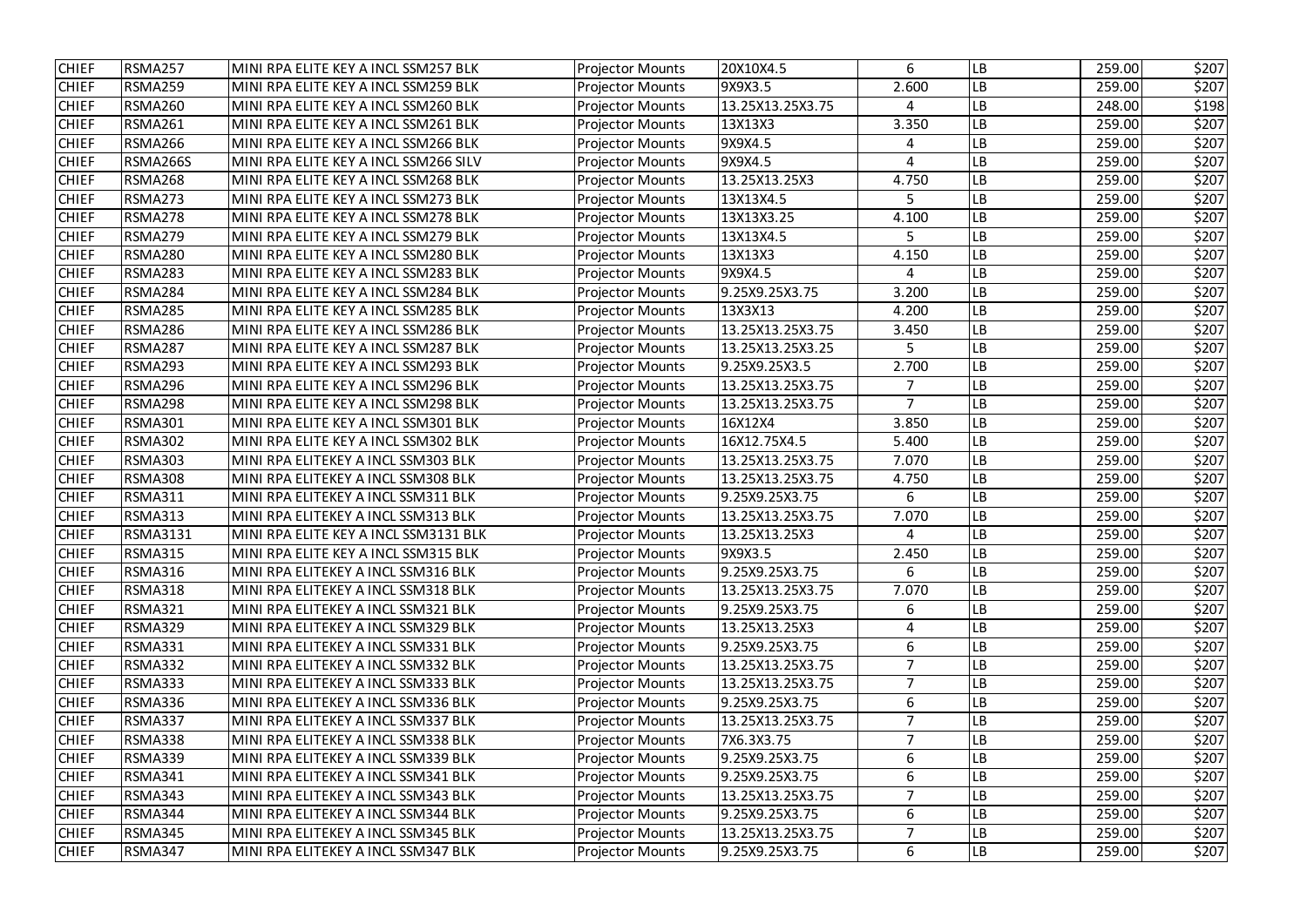| CHIEF | RSMA257 | MINI RPA ELITE KEY A INCL SSM257 BLK | Projector Mounts | 20X10X4.5 | 6 | LB | 259.00 | $207 |
|---|---|---|---|---|---|---|---|---|
| CHIEF | RSMA259 | MINI RPA ELITE KEY A INCL SSM259 BLK | Projector Mounts | 9X9X3.5 | 2.600 | LB | 259.00 | $207 |
| CHIEF | RSMA260 | MINI RPA ELITE KEY A INCL SSM260 BLK | Projector Mounts | 13.25X13.25X3.75 | 4 | LB | 248.00 | $198 |
| CHIEF | RSMA261 | MINI RPA ELITE KEY A INCL SSM261 BLK | Projector Mounts | 13X13X3 | 3.350 | LB | 259.00 | $207 |
| CHIEF | RSMA266 | MINI RPA ELITE KEY A INCL SSM266 BLK | Projector Mounts | 9X9X4.5 | 4 | LB | 259.00 | $207 |
| CHIEF | RSMA266S | MINI RPA ELITE KEY A INCL SSM266 SILV | Projector Mounts | 9X9X4.5 | 4 | LB | 259.00 | $207 |
| CHIEF | RSMA268 | MINI RPA ELITE KEY A INCL SSM268 BLK | Projector Mounts | 13.25X13.25X3 | 4.750 | LB | 259.00 | $207 |
| CHIEF | RSMA273 | MINI RPA ELITE KEY A INCL SSM273 BLK | Projector Mounts | 13X13X4.5 | 5 | LB | 259.00 | $207 |
| CHIEF | RSMA278 | MINI RPA ELITE KEY A INCL SSM278 BLK | Projector Mounts | 13X13X3.25 | 4.100 | LB | 259.00 | $207 |
| CHIEF | RSMA279 | MINI RPA ELITE KEY A INCL SSM279 BLK | Projector Mounts | 13X13X4.5 | 5 | LB | 259.00 | $207 |
| CHIEF | RSMA280 | MINI RPA ELITE KEY A INCL SSM280 BLK | Projector Mounts | 13X13X3 | 4.150 | LB | 259.00 | $207 |
| CHIEF | RSMA283 | MINI RPA ELITE KEY A INCL SSM283 BLK | Projector Mounts | 9X9X4.5 | 4 | LB | 259.00 | $207 |
| CHIEF | RSMA284 | MINI RPA ELITE KEY A INCL SSM284 BLK | Projector Mounts | 9.25X9.25X3.75 | 3.200 | LB | 259.00 | $207 |
| CHIEF | RSMA285 | MINI RPA ELITE KEY A INCL SSM285 BLK | Projector Mounts | 13X3X13 | 4.200 | LB | 259.00 | $207 |
| CHIEF | RSMA286 | MINI RPA ELITE KEY A INCL SSM286 BLK | Projector Mounts | 13.25X13.25X3.75 | 3.450 | LB | 259.00 | $207 |
| CHIEF | RSMA287 | MINI RPA ELITE KEY A INCL SSM287 BLK | Projector Mounts | 13.25X13.25X3.25 | 5 | LB | 259.00 | $207 |
| CHIEF | RSMA293 | MINI RPA ELITE KEY A INCL SSM293 BLK | Projector Mounts | 9.25X9.25X3.5 | 2.700 | LB | 259.00 | $207 |
| CHIEF | RSMA296 | MINI RPA ELITE KEY A INCL SSM296 BLK | Projector Mounts | 13.25X13.25X3.75 | 7 | LB | 259.00 | $207 |
| CHIEF | RSMA298 | MINI RPA ELITE KEY A INCL SSM298 BLK | Projector Mounts | 13.25X13.25X3.75 | 7 | LB | 259.00 | $207 |
| CHIEF | RSMA301 | MINI RPA ELITE KEY A INCL SSM301 BLK | Projector Mounts | 16X12X4 | 3.850 | LB | 259.00 | $207 |
| CHIEF | RSMA302 | MINI RPA ELITE KEY A INCL SSM302 BLK | Projector Mounts | 16X12.75X4.5 | 5.400 | LB | 259.00 | $207 |
| CHIEF | RSMA303 | MINI RPA ELITEKEY A INCL SSM303 BLK | Projector Mounts | 13.25X13.25X3.75 | 7.070 | LB | 259.00 | $207 |
| CHIEF | RSMA308 | MINI RPA ELITEKEY A INCL SSM308 BLK | Projector Mounts | 13.25X13.25X3.75 | 4.750 | LB | 259.00 | $207 |
| CHIEF | RSMA311 | MINI RPA ELITEKEY A INCL SSM311 BLK | Projector Mounts | 9.25X9.25X3.75 | 6 | LB | 259.00 | $207 |
| CHIEF | RSMA313 | MINI RPA ELITEKEY A INCL SSM313 BLK | Projector Mounts | 13.25X13.25X3.75 | 7.070 | LB | 259.00 | $207 |
| CHIEF | RSMA3131 | MINI RPA ELITE KEY A INCL SSM3131 BLK | Projector Mounts | 13.25X13.25X3 | 4 | LB | 259.00 | $207 |
| CHIEF | RSMA315 | MINI RPA ELITE KEY A INCL SSM315 BLK | Projector Mounts | 9X9X3.5 | 2.450 | LB | 259.00 | $207 |
| CHIEF | RSMA316 | MINI RPA ELITEKEY A INCL SSM316 BLK | Projector Mounts | 9.25X9.25X3.75 | 6 | LB | 259.00 | $207 |
| CHIEF | RSMA318 | MINI RPA ELITEKEY A INCL SSM318 BLK | Projector Mounts | 13.25X13.25X3.75 | 7.070 | LB | 259.00 | $207 |
| CHIEF | RSMA321 | MINI RPA ELITEKEY A INCL SSM321 BLK | Projector Mounts | 9.25X9.25X3.75 | 6 | LB | 259.00 | $207 |
| CHIEF | RSMA329 | MINI RPA ELITEKEY A INCL SSM329 BLK | Projector Mounts | 13.25X13.25X3 | 4 | LB | 259.00 | $207 |
| CHIEF | RSMA331 | MINI RPA ELITEKEY A INCL SSM331 BLK | Projector Mounts | 9.25X9.25X3.75 | 6 | LB | 259.00 | $207 |
| CHIEF | RSMA332 | MINI RPA ELITEKEY A INCL SSM332 BLK | Projector Mounts | 13.25X13.25X3.75 | 7 | LB | 259.00 | $207 |
| CHIEF | RSMA333 | MINI RPA ELITEKEY A INCL SSM333 BLK | Projector Mounts | 13.25X13.25X3.75 | 7 | LB | 259.00 | $207 |
| CHIEF | RSMA336 | MINI RPA ELITEKEY A INCL SSM336 BLK | Projector Mounts | 9.25X9.25X3.75 | 6 | LB | 259.00 | $207 |
| CHIEF | RSMA337 | MINI RPA ELITEKEY A INCL SSM337 BLK | Projector Mounts | 13.25X13.25X3.75 | 7 | LB | 259.00 | $207 |
| CHIEF | RSMA338 | MINI RPA ELITEKEY A INCL SSM338 BLK | Projector Mounts | 7X6.3X3.75 | 7 | LB | 259.00 | $207 |
| CHIEF | RSMA339 | MINI RPA ELITEKEY A INCL SSM339 BLK | Projector Mounts | 9.25X9.25X3.75 | 6 | LB | 259.00 | $207 |
| CHIEF | RSMA341 | MINI RPA ELITEKEY A INCL SSM341 BLK | Projector Mounts | 9.25X9.25X3.75 | 6 | LB | 259.00 | $207 |
| CHIEF | RSMA343 | MINI RPA ELITEKEY A INCL SSM343 BLK | Projector Mounts | 13.25X13.25X3.75 | 7 | LB | 259.00 | $207 |
| CHIEF | RSMA344 | MINI RPA ELITEKEY A INCL SSM344 BLK | Projector Mounts | 9.25X9.25X3.75 | 6 | LB | 259.00 | $207 |
| CHIEF | RSMA345 | MINI RPA ELITEKEY A INCL SSM345 BLK | Projector Mounts | 13.25X13.25X3.75 | 7 | LB | 259.00 | $207 |
| CHIEF | RSMA347 | MINI RPA ELITEKEY A INCL SSM347 BLK | Projector Mounts | 9.25X9.25X3.75 | 6 | LB | 259.00 | $207 |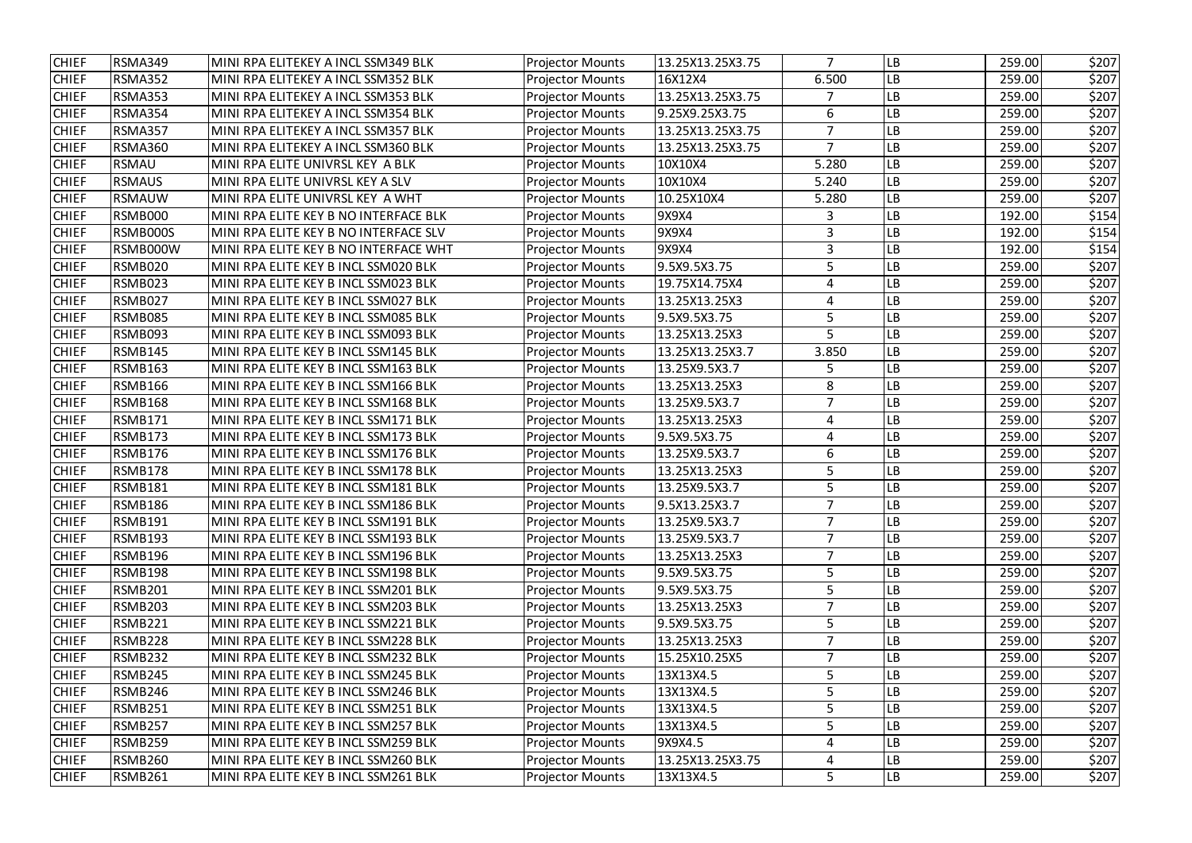| CHIEF | RSMA349 | MINI RPA ELITEKEY A INCL SSM349 BLK | Projector Mounts | 13.25X13.25X3.75 | 7 | LB | 259.00 | $207 |
|---|---|---|---|---|---|---|---|---|
| CHIEF | RSMA352 | MINI RPA ELITEKEY A INCL SSM352 BLK | Projector Mounts | 16X12X4 | 6.500 | LB | 259.00 | $207 |
| CHIEF | RSMA353 | MINI RPA ELITEKEY A INCL SSM353 BLK | Projector Mounts | 13.25X13.25X3.75 | 7 | LB | 259.00 | $207 |
| CHIEF | RSMA354 | MINI RPA ELITEKEY A INCL SSM354 BLK | Projector Mounts | 9.25X9.25X3.75 | 6 | LB | 259.00 | $207 |
| CHIEF | RSMA357 | MINI RPA ELITEKEY A INCL SSM357 BLK | Projector Mounts | 13.25X13.25X3.75 | 7 | LB | 259.00 | $207 |
| CHIEF | RSMA360 | MINI RPA ELITEKEY A INCL SSM360 BLK | Projector Mounts | 13.25X13.25X3.75 | 7 | LB | 259.00 | $207 |
| CHIEF | RSMAU | MINI RPA ELITE UNIVRSL KEY A BLK | Projector Mounts | 10X10X4 | 5.280 | LB | 259.00 | $207 |
| CHIEF | RSMAUS | MINI RPA ELITE UNIVRSL KEY A SLV | Projector Mounts | 10X10X4 | 5.240 | LB | 259.00 | $207 |
| CHIEF | RSMAUW | MINI RPA ELITE UNIVRSL KEY A WHT | Projector Mounts | 10.25X10X4 | 5.280 | LB | 259.00 | $207 |
| CHIEF | RSMB000 | MINI RPA ELITE KEY B NO INTERFACE BLK | Projector Mounts | 9X9X4 | 3 | LB | 192.00 | $154 |
| CHIEF | RSMB000S | MINI RPA ELITE KEY B NO INTERFACE SLV | Projector Mounts | 9X9X4 | 3 | LB | 192.00 | $154 |
| CHIEF | RSMB000W | MINI RPA ELITE KEY B NO INTERFACE WHT | Projector Mounts | 9X9X4 | 3 | LB | 192.00 | $154 |
| CHIEF | RSMB020 | MINI RPA ELITE KEY B INCL SSM020 BLK | Projector Mounts | 9.5X9.5X3.75 | 5 | LB | 259.00 | $207 |
| CHIEF | RSMB023 | MINI RPA ELITE KEY B INCL SSM023 BLK | Projector Mounts | 19.75X14.75X4 | 4 | LB | 259.00 | $207 |
| CHIEF | RSMB027 | MINI RPA ELITE KEY B INCL SSM027 BLK | Projector Mounts | 13.25X13.25X3 | 4 | LB | 259.00 | $207 |
| CHIEF | RSMB085 | MINI RPA ELITE KEY B INCL SSM085 BLK | Projector Mounts | 9.5X9.5X3.75 | 5 | LB | 259.00 | $207 |
| CHIEF | RSMB093 | MINI RPA ELITE KEY B INCL SSM093 BLK | Projector Mounts | 13.25X13.25X3 | 5 | LB | 259.00 | $207 |
| CHIEF | RSMB145 | MINI RPA ELITE KEY B INCL SSM145 BLK | Projector Mounts | 13.25X13.25X3.7 | 3.850 | LB | 259.00 | $207 |
| CHIEF | RSMB163 | MINI RPA ELITE KEY B INCL SSM163 BLK | Projector Mounts | 13.25X9.5X3.7 | 5 | LB | 259.00 | $207 |
| CHIEF | RSMB166 | MINI RPA ELITE KEY B INCL SSM166 BLK | Projector Mounts | 13.25X13.25X3 | 8 | LB | 259.00 | $207 |
| CHIEF | RSMB168 | MINI RPA ELITE KEY B INCL SSM168 BLK | Projector Mounts | 13.25X9.5X3.7 | 7 | LB | 259.00 | $207 |
| CHIEF | RSMB171 | MINI RPA ELITE KEY B INCL SSM171 BLK | Projector Mounts | 13.25X13.25X3 | 4 | LB | 259.00 | $207 |
| CHIEF | RSMB173 | MINI RPA ELITE KEY B INCL SSM173 BLK | Projector Mounts | 9.5X9.5X3.75 | 4 | LB | 259.00 | $207 |
| CHIEF | RSMB176 | MINI RPA ELITE KEY B INCL SSM176 BLK | Projector Mounts | 13.25X9.5X3.7 | 6 | LB | 259.00 | $207 |
| CHIEF | RSMB178 | MINI RPA ELITE KEY B INCL SSM178 BLK | Projector Mounts | 13.25X13.25X3 | 5 | LB | 259.00 | $207 |
| CHIEF | RSMB181 | MINI RPA ELITE KEY B INCL SSM181 BLK | Projector Mounts | 13.25X9.5X3.7 | 5 | LB | 259.00 | $207 |
| CHIEF | RSMB186 | MINI RPA ELITE KEY B INCL SSM186 BLK | Projector Mounts | 9.5X13.25X3.7 | 7 | LB | 259.00 | $207 |
| CHIEF | RSMB191 | MINI RPA ELITE KEY B INCL SSM191 BLK | Projector Mounts | 13.25X9.5X3.7 | 7 | LB | 259.00 | $207 |
| CHIEF | RSMB193 | MINI RPA ELITE KEY B INCL SSM193 BLK | Projector Mounts | 13.25X9.5X3.7 | 7 | LB | 259.00 | $207 |
| CHIEF | RSMB196 | MINI RPA ELITE KEY B INCL SSM196 BLK | Projector Mounts | 13.25X13.25X3 | 7 | LB | 259.00 | $207 |
| CHIEF | RSMB198 | MINI RPA ELITE KEY B INCL SSM198 BLK | Projector Mounts | 9.5X9.5X3.75 | 5 | LB | 259.00 | $207 |
| CHIEF | RSMB201 | MINI RPA ELITE KEY B INCL SSM201 BLK | Projector Mounts | 9.5X9.5X3.75 | 5 | LB | 259.00 | $207 |
| CHIEF | RSMB203 | MINI RPA ELITE KEY B INCL SSM203 BLK | Projector Mounts | 13.25X13.25X3 | 7 | LB | 259.00 | $207 |
| CHIEF | RSMB221 | MINI RPA ELITE KEY B INCL SSM221 BLK | Projector Mounts | 9.5X9.5X3.75 | 5 | LB | 259.00 | $207 |
| CHIEF | RSMB228 | MINI RPA ELITE KEY B INCL SSM228 BLK | Projector Mounts | 13.25X13.25X3 | 7 | LB | 259.00 | $207 |
| CHIEF | RSMB232 | MINI RPA ELITE KEY B INCL SSM232 BLK | Projector Mounts | 15.25X10.25X5 | 7 | LB | 259.00 | $207 |
| CHIEF | RSMB245 | MINI RPA ELITE KEY B INCL SSM245 BLK | Projector Mounts | 13X13X4.5 | 5 | LB | 259.00 | $207 |
| CHIEF | RSMB246 | MINI RPA ELITE KEY B INCL SSM246 BLK | Projector Mounts | 13X13X4.5 | 5 | LB | 259.00 | $207 |
| CHIEF | RSMB251 | MINI RPA ELITE KEY B INCL SSM251 BLK | Projector Mounts | 13X13X4.5 | 5 | LB | 259.00 | $207 |
| CHIEF | RSMB257 | MINI RPA ELITE KEY B INCL SSM257 BLK | Projector Mounts | 13X13X4.5 | 5 | LB | 259.00 | $207 |
| CHIEF | RSMB259 | MINI RPA ELITE KEY B INCL SSM259 BLK | Projector Mounts | 9X9X4.5 | 4 | LB | 259.00 | $207 |
| CHIEF | RSMB260 | MINI RPA ELITE KEY B INCL SSM260 BLK | Projector Mounts | 13.25X13.25X3.75 | 4 | LB | 259.00 | $207 |
| CHIEF | RSMB261 | MINI RPA ELITE KEY B INCL SSM261 BLK | Projector Mounts | 13X13X4.5 | 5 | LB | 259.00 | $207 |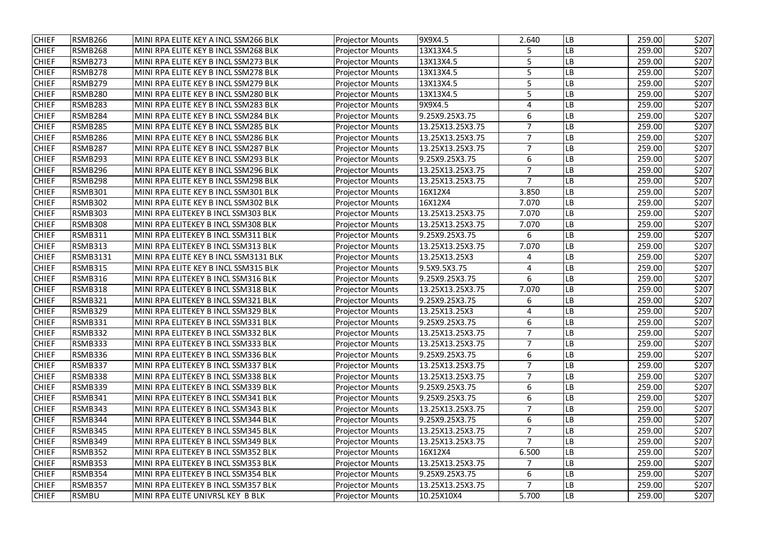| CHIEF | RSMB266 | MINI RPA ELITE KEY A INCL SSM266 BLK | Projector Mounts | 9X9X4.5 | 2.640 | LB | 259.00 | $207 |
|---|---|---|---|---|---|---|---|---|
| CHIEF | RSMB268 | MINI RPA ELITE KEY B INCL SSM268 BLK | Projector Mounts | 13X13X4.5 | 5 | LB | 259.00 | $207 |
| CHIEF | RSMB273 | MINI RPA ELITE KEY B INCL SSM273 BLK | Projector Mounts | 13X13X4.5 | 5 | LB | 259.00 | $207 |
| CHIEF | RSMB278 | MINI RPA ELITE KEY B INCL SSM278 BLK | Projector Mounts | 13X13X4.5 | 5 | LB | 259.00 | $207 |
| CHIEF | RSMB279 | MINI RPA ELITE KEY B INCL SSM279 BLK | Projector Mounts | 13X13X4.5 | 5 | LB | 259.00 | $207 |
| CHIEF | RSMB280 | MINI RPA ELITE KEY B INCL SSM280 BLK | Projector Mounts | 13X13X4.5 | 5 | LB | 259.00 | $207 |
| CHIEF | RSMB283 | MINI RPA ELITE KEY B INCL SSM283 BLK | Projector Mounts | 9X9X4.5 | 4 | LB | 259.00 | $207 |
| CHIEF | RSMB284 | MINI RPA ELITE KEY B INCL SSM284 BLK | Projector Mounts | 9.25X9.25X3.75 | 6 | LB | 259.00 | $207 |
| CHIEF | RSMB285 | MINI RPA ELITE KEY B INCL SSM285 BLK | Projector Mounts | 13.25X13.25X3.75 | 7 | LB | 259.00 | $207 |
| CHIEF | RSMB286 | MINI RPA ELITE KEY B INCL SSM286 BLK | Projector Mounts | 13.25X13.25X3.75 | 7 | LB | 259.00 | $207 |
| CHIEF | RSMB287 | MINI RPA ELITE KEY B INCL SSM287 BLK | Projector Mounts | 13.25X13.25X3.75 | 7 | LB | 259.00 | $207 |
| CHIEF | RSMB293 | MINI RPA ELITE KEY B INCL SSM293 BLK | Projector Mounts | 9.25X9.25X3.75 | 6 | LB | 259.00 | $207 |
| CHIEF | RSMB296 | MINI RPA ELITE KEY B INCL SSM296 BLK | Projector Mounts | 13.25X13.25X3.75 | 7 | LB | 259.00 | $207 |
| CHIEF | RSMB298 | MINI RPA ELITE KEY B INCL SSM298 BLK | Projector Mounts | 13.25X13.25X3.75 | 7 | LB | 259.00 | $207 |
| CHIEF | RSMB301 | MINI RPA ELITE KEY B INCL SSM301 BLK | Projector Mounts | 16X12X4 | 3.850 | LB | 259.00 | $207 |
| CHIEF | RSMB302 | MINI RPA ELITE KEY B INCL SSM302 BLK | Projector Mounts | 16X12X4 | 7.070 | LB | 259.00 | $207 |
| CHIEF | RSMB303 | MINI RPA ELITEKEY B INCL SSM303 BLK | Projector Mounts | 13.25X13.25X3.75 | 7.070 | LB | 259.00 | $207 |
| CHIEF | RSMB308 | MINI RPA ELITEKEY B INCL SSM308 BLK | Projector Mounts | 13.25X13.25X3.75 | 7.070 | LB | 259.00 | $207 |
| CHIEF | RSMB311 | MINI RPA ELITEKEY B INCL SSM311 BLK | Projector Mounts | 9.25X9.25X3.75 | 6 | LB | 259.00 | $207 |
| CHIEF | RSMB313 | MINI RPA ELITEKEY B INCL SSM313 BLK | Projector Mounts | 13.25X13.25X3.75 | 7.070 | LB | 259.00 | $207 |
| CHIEF | RSMB3131 | MINI RPA ELITE KEY B INCL SSM3131 BLK | Projector Mounts | 13.25X13.25X3 | 4 | LB | 259.00 | $207 |
| CHIEF | RSMB315 | MINI RPA ELITE KEY B INCL SSM315 BLK | Projector Mounts | 9.5X9.5X3.75 | 4 | LB | 259.00 | $207 |
| CHIEF | RSMB316 | MINI RPA ELITEKEY B INCL SSM316 BLK | Projector Mounts | 9.25X9.25X3.75 | 6 | LB | 259.00 | $207 |
| CHIEF | RSMB318 | MINI RPA ELITEKEY B INCL SSM318 BLK | Projector Mounts | 13.25X13.25X3.75 | 7.070 | LB | 259.00 | $207 |
| CHIEF | RSMB321 | MINI RPA ELITEKEY B INCL SSM321 BLK | Projector Mounts | 9.25X9.25X3.75 | 6 | LB | 259.00 | $207 |
| CHIEF | RSMB329 | MINI RPA ELITEKEY B INCL SSM329 BLK | Projector Mounts | 13.25X13.25X3 | 4 | LB | 259.00 | $207 |
| CHIEF | RSMB331 | MINI RPA ELITEKEY B INCL SSM331 BLK | Projector Mounts | 9.25X9.25X3.75 | 6 | LB | 259.00 | $207 |
| CHIEF | RSMB332 | MINI RPA ELITEKEY B INCL SSM332 BLK | Projector Mounts | 13.25X13.25X3.75 | 7 | LB | 259.00 | $207 |
| CHIEF | RSMB333 | MINI RPA ELITEKEY B INCL SSM333 BLK | Projector Mounts | 13.25X13.25X3.75 | 7 | LB | 259.00 | $207 |
| CHIEF | RSMB336 | MINI RPA ELITEKEY B INCL SSM336 BLK | Projector Mounts | 9.25X9.25X3.75 | 6 | LB | 259.00 | $207 |
| CHIEF | RSMB337 | MINI RPA ELITEKEY B INCL SSM337 BLK | Projector Mounts | 13.25X13.25X3.75 | 7 | LB | 259.00 | $207 |
| CHIEF | RSMB338 | MINI RPA ELITEKEY B INCL SSM338 BLK | Projector Mounts | 13.25X13.25X3.75 | 7 | LB | 259.00 | $207 |
| CHIEF | RSMB339 | MINI RPA ELITEKEY B INCL SSM339 BLK | Projector Mounts | 9.25X9.25X3.75 | 6 | LB | 259.00 | $207 |
| CHIEF | RSMB341 | MINI RPA ELITEKEY B INCL SSM341 BLK | Projector Mounts | 9.25X9.25X3.75 | 6 | LB | 259.00 | $207 |
| CHIEF | RSMB343 | MINI RPA ELITEKEY B INCL SSM343 BLK | Projector Mounts | 13.25X13.25X3.75 | 7 | LB | 259.00 | $207 |
| CHIEF | RSMB344 | MINI RPA ELITEKEY B INCL SSM344 BLK | Projector Mounts | 9.25X9.25X3.75 | 6 | LB | 259.00 | $207 |
| CHIEF | RSMB345 | MINI RPA ELITEKEY B INCL SSM345 BLK | Projector Mounts | 13.25X13.25X3.75 | 7 | LB | 259.00 | $207 |
| CHIEF | RSMB349 | MINI RPA ELITEKEY B INCL SSM349 BLK | Projector Mounts | 13.25X13.25X3.75 | 7 | LB | 259.00 | $207 |
| CHIEF | RSMB352 | MINI RPA ELITEKEY B INCL SSM352 BLK | Projector Mounts | 16X12X4 | 6.500 | LB | 259.00 | $207 |
| CHIEF | RSMB353 | MINI RPA ELITEKEY B INCL SSM353 BLK | Projector Mounts | 13.25X13.25X3.75 | 7 | LB | 259.00 | $207 |
| CHIEF | RSMB354 | MINI RPA ELITEKEY B INCL SSM354 BLK | Projector Mounts | 9.25X9.25X3.75 | 6 | LB | 259.00 | $207 |
| CHIEF | RSMB357 | MINI RPA ELITEKEY B INCL SSM357 BLK | Projector Mounts | 13.25X13.25X3.75 | 7 | LB | 259.00 | $207 |
| CHIEF | RSMBU | MINI RPA ELITE UNIVRSL KEY B BLK | Projector Mounts | 10.25X10X4 | 5.700 | LB | 259.00 | $207 |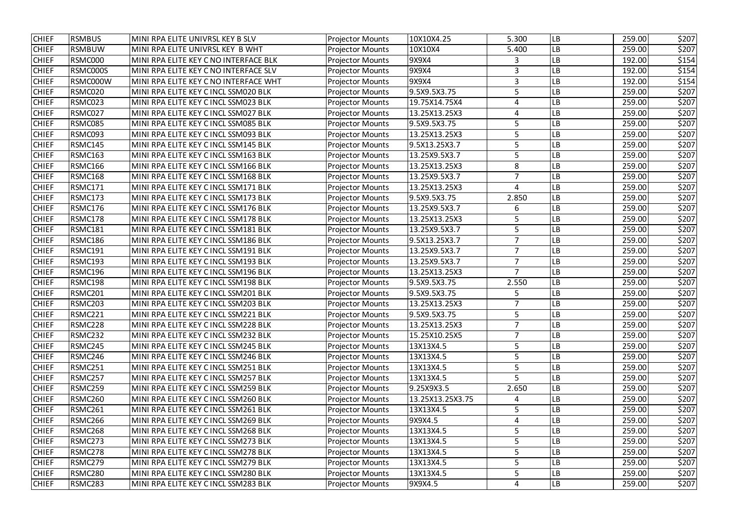| | | | | | | | | |
|---|---|---|---|---|---|---|---|---|
| CHIEF | RSMBUS | MINI RPA ELITE UNIVRSL KEY B SLV | Projector Mounts | 10X10X4.25 | 5.300 | LB | 259.00 | $207 |
| CHIEF | RSMBUW | MINI RPA ELITE UNIVRSL KEY B WHT | Projector Mounts | 10X10X4 | 5.400 | LB | 259.00 | $207 |
| CHIEF | RSMC000 | MINI RPA ELITE KEY C NO INTERFACE BLK | Projector Mounts | 9X9X4 | 3 | LB | 192.00 | $154 |
| CHIEF | RSMC000S | MINI RPA ELITE KEY C NO INTERFACE SLV | Projector Mounts | 9X9X4 | 3 | LB | 192.00 | $154 |
| CHIEF | RSMC000W | MINI RPA ELITE KEY C NO INTERFACE WHT | Projector Mounts | 9X9X4 | 3 | LB | 192.00 | $154 |
| CHIEF | RSMC020 | MINI RPA ELITE KEY C INCL SSM020 BLK | Projector Mounts | 9.5X9.5X3.75 | 5 | LB | 259.00 | $207 |
| CHIEF | RSMC023 | MINI RPA ELITE KEY C INCL SSM023 BLK | Projector Mounts | 19.75X14.75X4 | 4 | LB | 259.00 | $207 |
| CHIEF | RSMC027 | MINI RPA ELITE KEY C INCL SSM027 BLK | Projector Mounts | 13.25X13.25X3 | 4 | LB | 259.00 | $207 |
| CHIEF | RSMC085 | MINI RPA ELITE KEY C INCL SSM085 BLK | Projector Mounts | 9.5X9.5X3.75 | 5 | LB | 259.00 | $207 |
| CHIEF | RSMC093 | MINI RPA ELITE KEY C INCL SSM093 BLK | Projector Mounts | 13.25X13.25X3 | 5 | LB | 259.00 | $207 |
| CHIEF | RSMC145 | MINI RPA ELITE KEY C INCL SSM145 BLK | Projector Mounts | 9.5X13.25X3.7 | 5 | LB | 259.00 | $207 |
| CHIEF | RSMC163 | MINI RPA ELITE KEY C INCL SSM163 BLK | Projector Mounts | 13.25X9.5X3.7 | 5 | LB | 259.00 | $207 |
| CHIEF | RSMC166 | MINI RPA ELITE KEY C INCL SSM166 BLK | Projector Mounts | 13.25X13.25X3 | 8 | LB | 259.00 | $207 |
| CHIEF | RSMC168 | MINI RPA ELITE KEY C INCL SSM168 BLK | Projector Mounts | 13.25X9.5X3.7 | 7 | LB | 259.00 | $207 |
| CHIEF | RSMC171 | MINI RPA ELITE KEY C INCL SSM171 BLK | Projector Mounts | 13.25X13.25X3 | 4 | LB | 259.00 | $207 |
| CHIEF | RSMC173 | MINI RPA ELITE KEY C INCL SSM173 BLK | Projector Mounts | 9.5X9.5X3.75 | 2.850 | LB | 259.00 | $207 |
| CHIEF | RSMC176 | MINI RPA ELITE KEY C INCL SSM176 BLK | Projector Mounts | 13.25X9.5X3.7 | 6 | LB | 259.00 | $207 |
| CHIEF | RSMC178 | MINI RPA ELITE KEY C INCL SSM178 BLK | Projector Mounts | 13.25X13.25X3 | 5 | LB | 259.00 | $207 |
| CHIEF | RSMC181 | MINI RPA ELITE KEY C INCL SSM181 BLK | Projector Mounts | 13.25X9.5X3.7 | 5 | LB | 259.00 | $207 |
| CHIEF | RSMC186 | MINI RPA ELITE KEY C INCL SSM186 BLK | Projector Mounts | 9.5X13.25X3.7 | 7 | LB | 259.00 | $207 |
| CHIEF | RSMC191 | MINI RPA ELITE KEY C INCL SSM191 BLK | Projector Mounts | 13.25X9.5X3.7 | 7 | LB | 259.00 | $207 |
| CHIEF | RSMC193 | MINI RPA ELITE KEY C INCL SSM193 BLK | Projector Mounts | 13.25X9.5X3.7 | 7 | LB | 259.00 | $207 |
| CHIEF | RSMC196 | MINI RPA ELITE KEY C INCL SSM196 BLK | Projector Mounts | 13.25X13.25X3 | 7 | LB | 259.00 | $207 |
| CHIEF | RSMC198 | MINI RPA ELITE KEY C INCL SSM198 BLK | Projector Mounts | 9.5X9.5X3.75 | 2.550 | LB | 259.00 | $207 |
| CHIEF | RSMC201 | MINI RPA ELITE KEY C INCL SSM201 BLK | Projector Mounts | 9.5X9.5X3.75 | 5 | LB | 259.00 | $207 |
| CHIEF | RSMC203 | MINI RPA ELITE KEY C INCL SSM203 BLK | Projector Mounts | 13.25X13.25X3 | 7 | LB | 259.00 | $207 |
| CHIEF | RSMC221 | MINI RPA ELITE KEY C INCL SSM221 BLK | Projector Mounts | 9.5X9.5X3.75 | 5 | LB | 259.00 | $207 |
| CHIEF | RSMC228 | MINI RPA ELITE KEY C INCL SSM228 BLK | Projector Mounts | 13.25X13.25X3 | 7 | LB | 259.00 | $207 |
| CHIEF | RSMC232 | MINI RPA ELITE KEY C INCL SSM232 BLK | Projector Mounts | 15.25X10.25X5 | 7 | LB | 259.00 | $207 |
| CHIEF | RSMC245 | MINI RPA ELITE KEY C INCL SSM245 BLK | Projector Mounts | 13X13X4.5 | 5 | LB | 259.00 | $207 |
| CHIEF | RSMC246 | MINI RPA ELITE KEY C INCL SSM246 BLK | Projector Mounts | 13X13X4.5 | 5 | LB | 259.00 | $207 |
| CHIEF | RSMC251 | MINI RPA ELITE KEY C INCL SSM251 BLK | Projector Mounts | 13X13X4.5 | 5 | LB | 259.00 | $207 |
| CHIEF | RSMC257 | MINI RPA ELITE KEY C INCL SSM257 BLK | Projector Mounts | 13X13X4.5 | 5 | LB | 259.00 | $207 |
| CHIEF | RSMC259 | MINI RPA ELITE KEY C INCL SSM259 BLK | Projector Mounts | 9.25X9X3.5 | 2.650 | LB | 259.00 | $207 |
| CHIEF | RSMC260 | MINI RPA ELITE KEY C INCL SSM260 BLK | Projector Mounts | 13.25X13.25X3.75 | 4 | LB | 259.00 | $207 |
| CHIEF | RSMC261 | MINI RPA ELITE KEY C INCL SSM261 BLK | Projector Mounts | 13X13X4.5 | 5 | LB | 259.00 | $207 |
| CHIEF | RSMC266 | MINI RPA ELITE KEY C INCL SSM269 BLK | Projector Mounts | 9X9X4.5 | 4 | LB | 259.00 | $207 |
| CHIEF | RSMC268 | MINI RPA ELITE KEY C INCL SSM268 BLK | Projector Mounts | 13X13X4.5 | 5 | LB | 259.00 | $207 |
| CHIEF | RSMC273 | MINI RPA ELITE KEY C INCL SSM273 BLK | Projector Mounts | 13X13X4.5 | 5 | LB | 259.00 | $207 |
| CHIEF | RSMC278 | MINI RPA ELITE KEY C INCL SSM278 BLK | Projector Mounts | 13X13X4.5 | 5 | LB | 259.00 | $207 |
| CHIEF | RSMC279 | MINI RPA ELITE KEY C INCL SSM279 BLK | Projector Mounts | 13X13X4.5 | 5 | LB | 259.00 | $207 |
| CHIEF | RSMC280 | MINI RPA ELITE KEY C INCL SSM280 BLK | Projector Mounts | 13X13X4.5 | 5 | LB | 259.00 | $207 |
| CHIEF | RSMC283 | MINI RPA ELITE KEY C INCL SSM283 BLK | Projector Mounts | 9X9X4.5 | 4 | LB | 259.00 | $207 |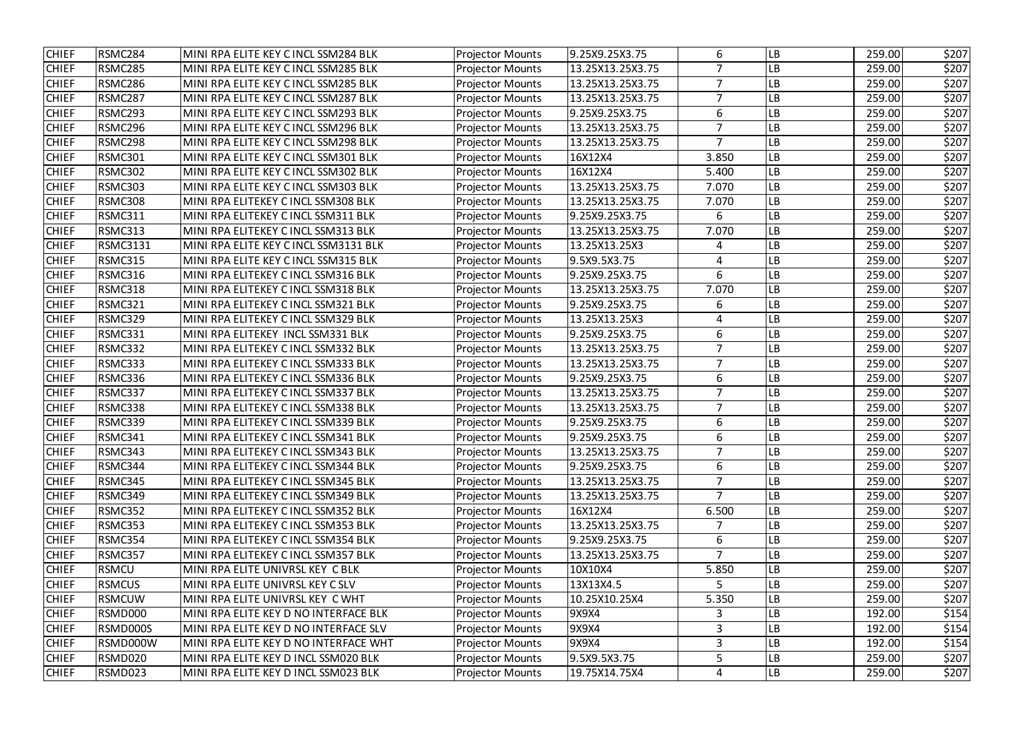| | | | | | | | | |
|---|---|---|---|---|---|---|---|---|
| CHIEF | RSMC284 | MINI RPA ELITE KEY C INCL SSM284 BLK | Projector Mounts | 9.25X9.25X3.75 | 6 | LB | 259.00 | $207 |
| CHIEF | RSMC285 | MINI RPA ELITE KEY C INCL SSM285 BLK | Projector Mounts | 13.25X13.25X3.75 | 7 | LB | 259.00 | $207 |
| CHIEF | RSMC286 | MINI RPA ELITE KEY C INCL SSM285 BLK | Projector Mounts | 13.25X13.25X3.75 | 7 | LB | 259.00 | $207 |
| CHIEF | RSMC287 | MINI RPA ELITE KEY C INCL SSM287 BLK | Projector Mounts | 13.25X13.25X3.75 | 7 | LB | 259.00 | $207 |
| CHIEF | RSMC293 | MINI RPA ELITE KEY C INCL SSM293 BLK | Projector Mounts | 9.25X9.25X3.75 | 6 | LB | 259.00 | $207 |
| CHIEF | RSMC296 | MINI RPA ELITE KEY C INCL SSM296 BLK | Projector Mounts | 13.25X13.25X3.75 | 7 | LB | 259.00 | $207 |
| CHIEF | RSMC298 | MINI RPA ELITE KEY C INCL SSM298 BLK | Projector Mounts | 13.25X13.25X3.75 | 7 | LB | 259.00 | $207 |
| CHIEF | RSMC301 | MINI RPA ELITE KEY C INCL SSM301 BLK | Projector Mounts | 16X12X4 | 3.850 | LB | 259.00 | $207 |
| CHIEF | RSMC302 | MINI RPA ELITE KEY C INCL SSM302 BLK | Projector Mounts | 16X12X4 | 5.400 | LB | 259.00 | $207 |
| CHIEF | RSMC303 | MINI RPA ELITE KEY C INCL SSM303 BLK | Projector Mounts | 13.25X13.25X3.75 | 7.070 | LB | 259.00 | $207 |
| CHIEF | RSMC308 | MINI RPA ELITEKEY C INCL SSM308 BLK | Projector Mounts | 13.25X13.25X3.75 | 7.070 | LB | 259.00 | $207 |
| CHIEF | RSMC311 | MINI RPA ELITEKEY C INCL SSM311 BLK | Projector Mounts | 9.25X9.25X3.75 | 6 | LB | 259.00 | $207 |
| CHIEF | RSMC313 | MINI RPA ELITEKEY C INCL SSM313 BLK | Projector Mounts | 13.25X13.25X3.75 | 7.070 | LB | 259.00 | $207 |
| CHIEF | RSMC3131 | MINI RPA ELITE KEY C INCL SSM3131 BLK | Projector Mounts | 13.25X13.25X3 | 4 | LB | 259.00 | $207 |
| CHIEF | RSMC315 | MINI RPA ELITE KEY C INCL SSM315 BLK | Projector Mounts | 9.5X9.5X3.75 | 4 | LB | 259.00 | $207 |
| CHIEF | RSMC316 | MINI RPA ELITEKEY C INCL SSM316 BLK | Projector Mounts | 9.25X9.25X3.75 | 6 | LB | 259.00 | $207 |
| CHIEF | RSMC318 | MINI RPA ELITEKEY C INCL SSM318 BLK | Projector Mounts | 13.25X13.25X3.75 | 7.070 | LB | 259.00 | $207 |
| CHIEF | RSMC321 | MINI RPA ELITEKEY C INCL SSM321 BLK | Projector Mounts | 9.25X9.25X3.75 | 6 | LB | 259.00 | $207 |
| CHIEF | RSMC329 | MINI RPA ELITEKEY C INCL SSM329 BLK | Projector Mounts | 13.25X13.25X3 | 4 | LB | 259.00 | $207 |
| CHIEF | RSMC331 | MINI RPA ELITEKEY INCL SSM331 BLK | Projector Mounts | 9.25X9.25X3.75 | 6 | LB | 259.00 | $207 |
| CHIEF | RSMC332 | MINI RPA ELITEKEY C INCL SSM332 BLK | Projector Mounts | 13.25X13.25X3.75 | 7 | LB | 259.00 | $207 |
| CHIEF | RSMC333 | MINI RPA ELITEKEY C INCL SSM333 BLK | Projector Mounts | 13.25X13.25X3.75 | 7 | LB | 259.00 | $207 |
| CHIEF | RSMC336 | MINI RPA ELITEKEY C INCL SSM336 BLK | Projector Mounts | 9.25X9.25X3.75 | 6 | LB | 259.00 | $207 |
| CHIEF | RSMC337 | MINI RPA ELITEKEY C INCL SSM337 BLK | Projector Mounts | 13.25X13.25X3.75 | 7 | LB | 259.00 | $207 |
| CHIEF | RSMC338 | MINI RPA ELITEKEY C INCL SSM338 BLK | Projector Mounts | 13.25X13.25X3.75 | 7 | LB | 259.00 | $207 |
| CHIEF | RSMC339 | MINI RPA ELITEKEY C INCL SSM339 BLK | Projector Mounts | 9.25X9.25X3.75 | 6 | LB | 259.00 | $207 |
| CHIEF | RSMC341 | MINI RPA ELITEKEY C INCL SSM341 BLK | Projector Mounts | 9.25X9.25X3.75 | 6 | LB | 259.00 | $207 |
| CHIEF | RSMC343 | MINI RPA ELITEKEY C INCL SSM343 BLK | Projector Mounts | 13.25X13.25X3.75 | 7 | LB | 259.00 | $207 |
| CHIEF | RSMC344 | MINI RPA ELITEKEY C INCL SSM344 BLK | Projector Mounts | 9.25X9.25X3.75 | 6 | LB | 259.00 | $207 |
| CHIEF | RSMC345 | MINI RPA ELITEKEY C INCL SSM345 BLK | Projector Mounts | 13.25X13.25X3.75 | 7 | LB | 259.00 | $207 |
| CHIEF | RSMC349 | MINI RPA ELITEKEY C INCL SSM349 BLK | Projector Mounts | 13.25X13.25X3.75 | 7 | LB | 259.00 | $207 |
| CHIEF | RSMC352 | MINI RPA ELITEKEY C INCL SSM352 BLK | Projector Mounts | 16X12X4 | 6.500 | LB | 259.00 | $207 |
| CHIEF | RSMC353 | MINI RPA ELITEKEY C INCL SSM353 BLK | Projector Mounts | 13.25X13.25X3.75 | 7 | LB | 259.00 | $207 |
| CHIEF | RSMC354 | MINI RPA ELITEKEY C INCL SSM354 BLK | Projector Mounts | 9.25X9.25X3.75 | 6 | LB | 259.00 | $207 |
| CHIEF | RSMC357 | MINI RPA ELITEKEY C INCL SSM357 BLK | Projector Mounts | 13.25X13.25X3.75 | 7 | LB | 259.00 | $207 |
| CHIEF | RSMCU | MINI RPA ELITE UNIVRSL KEY C BLK | Projector Mounts | 10X10X4 | 5.850 | LB | 259.00 | $207 |
| CHIEF | RSMCUS | MINI RPA ELITE UNIVRSL KEY C SLV | Projector Mounts | 13X13X4.5 | 5 | LB | 259.00 | $207 |
| CHIEF | RSMCUW | MINI RPA ELITE UNIVRSL KEY C WHT | Projector Mounts | 10.25X10.25X4 | 5.350 | LB | 259.00 | $207 |
| CHIEF | RSMD000 | MINI RPA ELITE KEY D NO INTERFACE BLK | Projector Mounts | 9X9X4 | 3 | LB | 192.00 | $154 |
| CHIEF | RSMD000S | MINI RPA ELITE KEY D NO INTERFACE SLV | Projector Mounts | 9X9X4 | 3 | LB | 192.00 | $154 |
| CHIEF | RSMD000W | MINI RPA ELITE KEY D NO INTERFACE WHT | Projector Mounts | 9X9X4 | 3 | LB | 192.00 | $154 |
| CHIEF | RSMD020 | MINI RPA ELITE KEY D INCL SSM020 BLK | Projector Mounts | 9.5X9.5X3.75 | 5 | LB | 259.00 | $207 |
| CHIEF | RSMD023 | MINI RPA ELITE KEY D INCL SSM023 BLK | Projector Mounts | 19.75X14.75X4 | 4 | LB | 259.00 | $207 |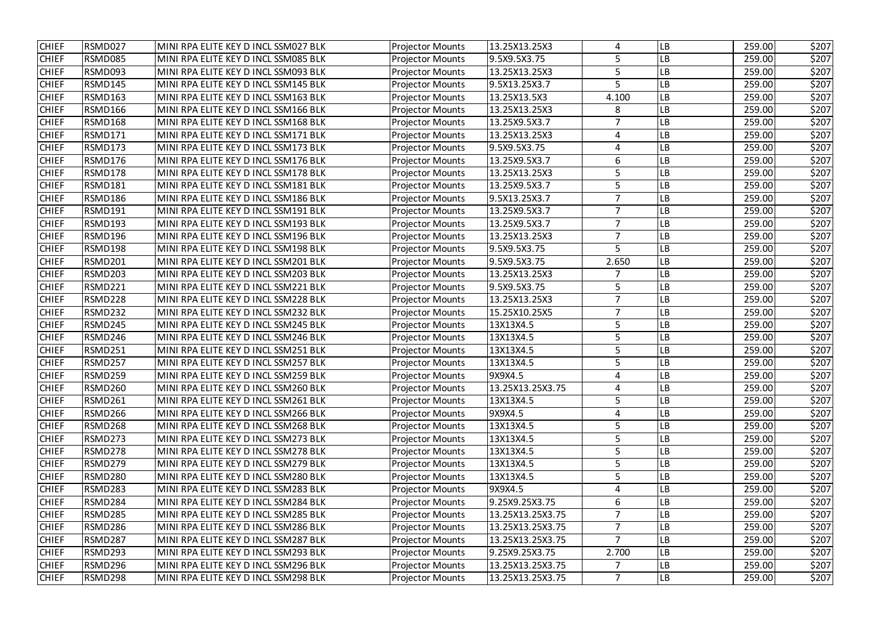| | | | | | | | | |
|---|---|---|---|---|---|---|---|---|
| CHIEF | RSMD027 | MINI RPA ELITE KEY D INCL SSM027 BLK | Projector Mounts | 13.25X13.25X3 | 4 | LB | 259.00 | $207 |
| CHIEF | RSMD085 | MINI RPA ELITE KEY D INCL SSM085 BLK | Projector Mounts | 9.5X9.5X3.75 | 5 | LB | 259.00 | $207 |
| CHIEF | RSMD093 | MINI RPA ELITE KEY D INCL SSM093 BLK | Projector Mounts | 13.25X13.25X3 | 5 | LB | 259.00 | $207 |
| CHIEF | RSMD145 | MINI RPA ELITE KEY D INCL SSM145 BLK | Projector Mounts | 9.5X13.25X3.7 | 5 | LB | 259.00 | $207 |
| CHIEF | RSMD163 | MINI RPA ELITE KEY D INCL SSM163 BLK | Projector Mounts | 13.25X13.5X3 | 4.100 | LB | 259.00 | $207 |
| CHIEF | RSMD166 | MINI RPA ELITE KEY D INCL SSM166 BLK | Projector Mounts | 13.25X13.25X3 | 8 | LB | 259.00 | $207 |
| CHIEF | RSMD168 | MINI RPA ELITE KEY D INCL SSM168 BLK | Projector Mounts | 13.25X9.5X3.7 | 7 | LB | 259.00 | $207 |
| CHIEF | RSMD171 | MINI RPA ELITE KEY D INCL SSM171 BLK | Projector Mounts | 13.25X13.25X3 | 4 | LB | 259.00 | $207 |
| CHIEF | RSMD173 | MINI RPA ELITE KEY D INCL SSM173 BLK | Projector Mounts | 9.5X9.5X3.75 | 4 | LB | 259.00 | $207 |
| CHIEF | RSMD176 | MINI RPA ELITE KEY D INCL SSM176 BLK | Projector Mounts | 13.25X9.5X3.7 | 6 | LB | 259.00 | $207 |
| CHIEF | RSMD178 | MINI RPA ELITE KEY D INCL SSM178 BLK | Projector Mounts | 13.25X13.25X3 | 5 | LB | 259.00 | $207 |
| CHIEF | RSMD181 | MINI RPA ELITE KEY D INCL SSM181 BLK | Projector Mounts | 13.25X9.5X3.7 | 5 | LB | 259.00 | $207 |
| CHIEF | RSMD186 | MINI RPA ELITE KEY D INCL SSM186 BLK | Projector Mounts | 9.5X13.25X3.7 | 7 | LB | 259.00 | $207 |
| CHIEF | RSMD191 | MINI RPA ELITE KEY D INCL SSM191 BLK | Projector Mounts | 13.25X9.5X3.7 | 7 | LB | 259.00 | $207 |
| CHIEF | RSMD193 | MINI RPA ELITE KEY D INCL SSM193 BLK | Projector Mounts | 13.25X9.5X3.7 | 7 | LB | 259.00 | $207 |
| CHIEF | RSMD196 | MINI RPA ELITE KEY D INCL SSM196 BLK | Projector Mounts | 13.25X13.25X3 | 7 | LB | 259.00 | $207 |
| CHIEF | RSMD198 | MINI RPA ELITE KEY D INCL SSM198 BLK | Projector Mounts | 9.5X9.5X3.75 | 5 | LB | 259.00 | $207 |
| CHIEF | RSMD201 | MINI RPA ELITE KEY D INCL SSM201 BLK | Projector Mounts | 9.5X9.5X3.75 | 2.650 | LB | 259.00 | $207 |
| CHIEF | RSMD203 | MINI RPA ELITE KEY D INCL SSM203 BLK | Projector Mounts | 13.25X13.25X3 | 7 | LB | 259.00 | $207 |
| CHIEF | RSMD221 | MINI RPA ELITE KEY D INCL SSM221 BLK | Projector Mounts | 9.5X9.5X3.75 | 5 | LB | 259.00 | $207 |
| CHIEF | RSMD228 | MINI RPA ELITE KEY D INCL SSM228 BLK | Projector Mounts | 13.25X13.25X3 | 7 | LB | 259.00 | $207 |
| CHIEF | RSMD232 | MINI RPA ELITE KEY D INCL SSM232 BLK | Projector Mounts | 15.25X10.25X5 | 7 | LB | 259.00 | $207 |
| CHIEF | RSMD245 | MINI RPA ELITE KEY D INCL SSM245 BLK | Projector Mounts | 13X13X4.5 | 5 | LB | 259.00 | $207 |
| CHIEF | RSMD246 | MINI RPA ELITE KEY D INCL SSM246 BLK | Projector Mounts | 13X13X4.5 | 5 | LB | 259.00 | $207 |
| CHIEF | RSMD251 | MINI RPA ELITE KEY D INCL SSM251 BLK | Projector Mounts | 13X13X4.5 | 5 | LB | 259.00 | $207 |
| CHIEF | RSMD257 | MINI RPA ELITE KEY D INCL SSM257 BLK | Projector Mounts | 13X13X4.5 | 5 | LB | 259.00 | $207 |
| CHIEF | RSMD259 | MINI RPA ELITE KEY D INCL SSM259 BLK | Projector Mounts | 9X9X4.5 | 4 | LB | 259.00 | $207 |
| CHIEF | RSMD260 | MINI RPA ELITE KEY D INCL SSM260 BLK | Projector Mounts | 13.25X13.25X3.75 | 4 | LB | 259.00 | $207 |
| CHIEF | RSMD261 | MINI RPA ELITE KEY D INCL SSM261 BLK | Projector Mounts | 13X13X4.5 | 5 | LB | 259.00 | $207 |
| CHIEF | RSMD266 | MINI RPA ELITE KEY D INCL SSM266 BLK | Projector Mounts | 9X9X4.5 | 4 | LB | 259.00 | $207 |
| CHIEF | RSMD268 | MINI RPA ELITE KEY D INCL SSM268 BLK | Projector Mounts | 13X13X4.5 | 5 | LB | 259.00 | $207 |
| CHIEF | RSMD273 | MINI RPA ELITE KEY D INCL SSM273 BLK | Projector Mounts | 13X13X4.5 | 5 | LB | 259.00 | $207 |
| CHIEF | RSMD278 | MINI RPA ELITE KEY D INCL SSM278 BLK | Projector Mounts | 13X13X4.5 | 5 | LB | 259.00 | $207 |
| CHIEF | RSMD279 | MINI RPA ELITE KEY D INCL SSM279 BLK | Projector Mounts | 13X13X4.5 | 5 | LB | 259.00 | $207 |
| CHIEF | RSMD280 | MINI RPA ELITE KEY D INCL SSM280 BLK | Projector Mounts | 13X13X4.5 | 5 | LB | 259.00 | $207 |
| CHIEF | RSMD283 | MINI RPA ELITE KEY D INCL SSM283 BLK | Projector Mounts | 9X9X4.5 | 4 | LB | 259.00 | $207 |
| CHIEF | RSMD284 | MINI RPA ELITE KEY D INCL SSM284 BLK | Projector Mounts | 9.25X9.25X3.75 | 6 | LB | 259.00 | $207 |
| CHIEF | RSMD285 | MINI RPA ELITE KEY D INCL SSM285 BLK | Projector Mounts | 13.25X13.25X3.75 | 7 | LB | 259.00 | $207 |
| CHIEF | RSMD286 | MINI RPA ELITE KEY D INCL SSM286 BLK | Projector Mounts | 13.25X13.25X3.75 | 7 | LB | 259.00 | $207 |
| CHIEF | RSMD287 | MINI RPA ELITE KEY D INCL SSM287 BLK | Projector Mounts | 13.25X13.25X3.75 | 7 | LB | 259.00 | $207 |
| CHIEF | RSMD293 | MINI RPA ELITE KEY D INCL SSM293 BLK | Projector Mounts | 9.25X9.25X3.75 | 2.700 | LB | 259.00 | $207 |
| CHIEF | RSMD296 | MINI RPA ELITE KEY D INCL SSM296 BLK | Projector Mounts | 13.25X13.25X3.75 | 7 | LB | 259.00 | $207 |
| CHIEF | RSMD298 | MINI RPA ELITE KEY D INCL SSM298 BLK | Projector Mounts | 13.25X13.25X3.75 | 7 | LB | 259.00 | $207 |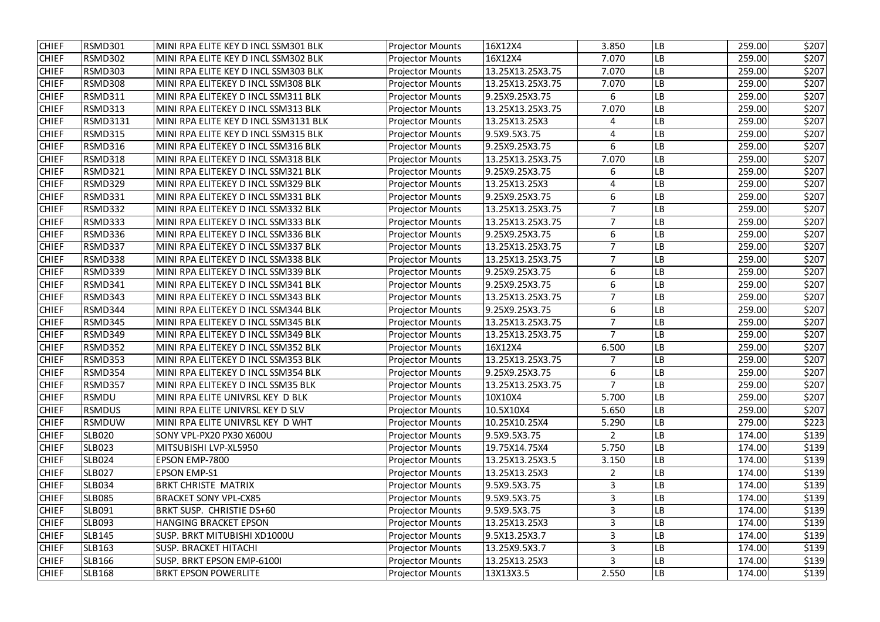| CHIEF | RSMD301 | MINI RPA ELITE KEY D INCL SSM301 BLK | Projector Mounts | 16X12X4 | 3.850 | LB | 259.00 | $207 |
|---|---|---|---|---|---|---|---|---|
| CHIEF | RSMD302 | MINI RPA ELITE KEY D INCL SSM302 BLK | Projector Mounts | 16X12X4 | 7.070 | LB | 259.00 | $207 |
| CHIEF | RSMD303 | MINI RPA ELITE KEY D INCL SSM303 BLK | Projector Mounts | 13.25X13.25X3.75 | 7.070 | LB | 259.00 | $207 |
| CHIEF | RSMD308 | MINI RPA ELITEKEY D INCL SSM308 BLK | Projector Mounts | 13.25X13.25X3.75 | 7.070 | LB | 259.00 | $207 |
| CHIEF | RSMD311 | MINI RPA ELITEKEY D INCL SSM311 BLK | Projector Mounts | 9.25X9.25X3.75 | 6 | LB | 259.00 | $207 |
| CHIEF | RSMD313 | MINI RPA ELITEKEY D INCL SSM313 BLK | Projector Mounts | 13.25X13.25X3.75 | 7.070 | LB | 259.00 | $207 |
| CHIEF | RSMD3131 | MINI RPA ELITE KEY D INCL SSM3131 BLK | Projector Mounts | 13.25X13.25X3 | 4 | LB | 259.00 | $207 |
| CHIEF | RSMD315 | MINI RPA ELITE KEY D INCL SSM315 BLK | Projector Mounts | 9.5X9.5X3.75 | 4 | LB | 259.00 | $207 |
| CHIEF | RSMD316 | MINI RPA ELITEKEY D INCL SSM316 BLK | Projector Mounts | 9.25X9.25X3.75 | 6 | LB | 259.00 | $207 |
| CHIEF | RSMD318 | MINI RPA ELITEKEY D INCL SSM318 BLK | Projector Mounts | 13.25X13.25X3.75 | 7.070 | LB | 259.00 | $207 |
| CHIEF | RSMD321 | MINI RPA ELITEKEY D INCL SSM321 BLK | Projector Mounts | 9.25X9.25X3.75 | 6 | LB | 259.00 | $207 |
| CHIEF | RSMD329 | MINI RPA ELITEKEY D INCL SSM329 BLK | Projector Mounts | 13.25X13.25X3 | 4 | LB | 259.00 | $207 |
| CHIEF | RSMD331 | MINI RPA ELITEKEY D INCL SSM331 BLK | Projector Mounts | 9.25X9.25X3.75 | 6 | LB | 259.00 | $207 |
| CHIEF | RSMD332 | MINI RPA ELITEKEY D INCL SSM332 BLK | Projector Mounts | 13.25X13.25X3.75 | 7 | LB | 259.00 | $207 |
| CHIEF | RSMD333 | MINI RPA ELITEKEY D INCL SSM333 BLK | Projector Mounts | 13.25X13.25X3.75 | 7 | LB | 259.00 | $207 |
| CHIEF | RSMD336 | MINI RPA ELITEKEY D INCL SSM336 BLK | Projector Mounts | 9.25X9.25X3.75 | 6 | LB | 259.00 | $207 |
| CHIEF | RSMD337 | MINI RPA ELITEKEY D INCL SSM337 BLK | Projector Mounts | 13.25X13.25X3.75 | 7 | LB | 259.00 | $207 |
| CHIEF | RSMD338 | MINI RPA ELITEKEY D INCL SSM338 BLK | Projector Mounts | 13.25X13.25X3.75 | 7 | LB | 259.00 | $207 |
| CHIEF | RSMD339 | MINI RPA ELITEKEY D INCL SSM339 BLK | Projector Mounts | 9.25X9.25X3.75 | 6 | LB | 259.00 | $207 |
| CHIEF | RSMD341 | MINI RPA ELITEKEY D INCL SSM341 BLK | Projector Mounts | 9.25X9.25X3.75 | 6 | LB | 259.00 | $207 |
| CHIEF | RSMD343 | MINI RPA ELITEKEY D INCL SSM343 BLK | Projector Mounts | 13.25X13.25X3.75 | 7 | LB | 259.00 | $207 |
| CHIEF | RSMD344 | MINI RPA ELITEKEY D INCL SSM344 BLK | Projector Mounts | 9.25X9.25X3.75 | 6 | LB | 259.00 | $207 |
| CHIEF | RSMD345 | MINI RPA ELITEKEY D INCL SSM345 BLK | Projector Mounts | 13.25X13.25X3.75 | 7 | LB | 259.00 | $207 |
| CHIEF | RSMD349 | MINI RPA ELITEKEY D INCL SSM349 BLK | Projector Mounts | 13.25X13.25X3.75 | 7 | LB | 259.00 | $207 |
| CHIEF | RSMD352 | MINI RPA ELITEKEY D INCL SSM352 BLK | Projector Mounts | 16X12X4 | 6.500 | LB | 259.00 | $207 |
| CHIEF | RSMD353 | MINI RPA ELITEKEY D INCL SSM353 BLK | Projector Mounts | 13.25X13.25X3.75 | 7 | LB | 259.00 | $207 |
| CHIEF | RSMD354 | MINI RPA ELITEKEY D INCL SSM354 BLK | Projector Mounts | 9.25X9.25X3.75 | 6 | LB | 259.00 | $207 |
| CHIEF | RSMD357 | MINI RPA ELITEKEY D INCL SSM35 BLK | Projector Mounts | 13.25X13.25X3.75 | 7 | LB | 259.00 | $207 |
| CHIEF | RSMDU | MINI RPA ELITE UNIVRSL KEY D BLK | Projector Mounts | 10X10X4 | 5.700 | LB | 259.00 | $207 |
| CHIEF | RSMDUS | MINI RPA ELITE UNIVRSL KEY D SLV | Projector Mounts | 10.5X10X4 | 5.650 | LB | 259.00 | $207 |
| CHIEF | RSMDUW | MINI RPA ELITE UNIVRSL KEY D WHT | Projector Mounts | 10.25X10.25X4 | 5.290 | LB | 279.00 | $223 |
| CHIEF | SLB020 | SONY VPL-PX20 PX30 X600U | Projector Mounts | 9.5X9.5X3.75 | 2 | LB | 174.00 | $139 |
| CHIEF | SLB023 | MITSUBISHI LVP-XL5950 | Projector Mounts | 19.75X14.75X4 | 5.750 | LB | 174.00 | $139 |
| CHIEF | SLB024 | EPSON EMP-7800 | Projector Mounts | 13.25X13.25X3.5 | 3.150 | LB | 174.00 | $139 |
| CHIEF | SLB027 | EPSON EMP-S1 | Projector Mounts | 13.25X13.25X3 | 2 | LB | 174.00 | $139 |
| CHIEF | SLB034 | BRKT CHRISTE MATRIX | Projector Mounts | 9.5X9.5X3.75 | 3 | LB | 174.00 | $139 |
| CHIEF | SLB085 | BRACKET SONY VPL-CX85 | Projector Mounts | 9.5X9.5X3.75 | 3 | LB | 174.00 | $139 |
| CHIEF | SLB091 | BRKT SUSP. CHRISTIE DS+60 | Projector Mounts | 9.5X9.5X3.75 | 3 | LB | 174.00 | $139 |
| CHIEF | SLB093 | HANGING BRACKET EPSON | Projector Mounts | 13.25X13.25X3 | 3 | LB | 174.00 | $139 |
| CHIEF | SLB145 | SUSP. BRKT MITUBISHI XD1000U | Projector Mounts | 9.5X13.25X3.7 | 3 | LB | 174.00 | $139 |
| CHIEF | SLB163 | SUSP. BRACKET HITACHI | Projector Mounts | 13.25X9.5X3.7 | 3 | LB | 174.00 | $139 |
| CHIEF | SLB166 | SUSP. BRKT EPSON EMP-6100I | Projector Mounts | 13.25X13.25X3 | 3 | LB | 174.00 | $139 |
| CHIEF | SLB168 | BRKT EPSON POWERLITE | Projector Mounts | 13X13X3.5 | 2.550 | LB | 174.00 | $139 |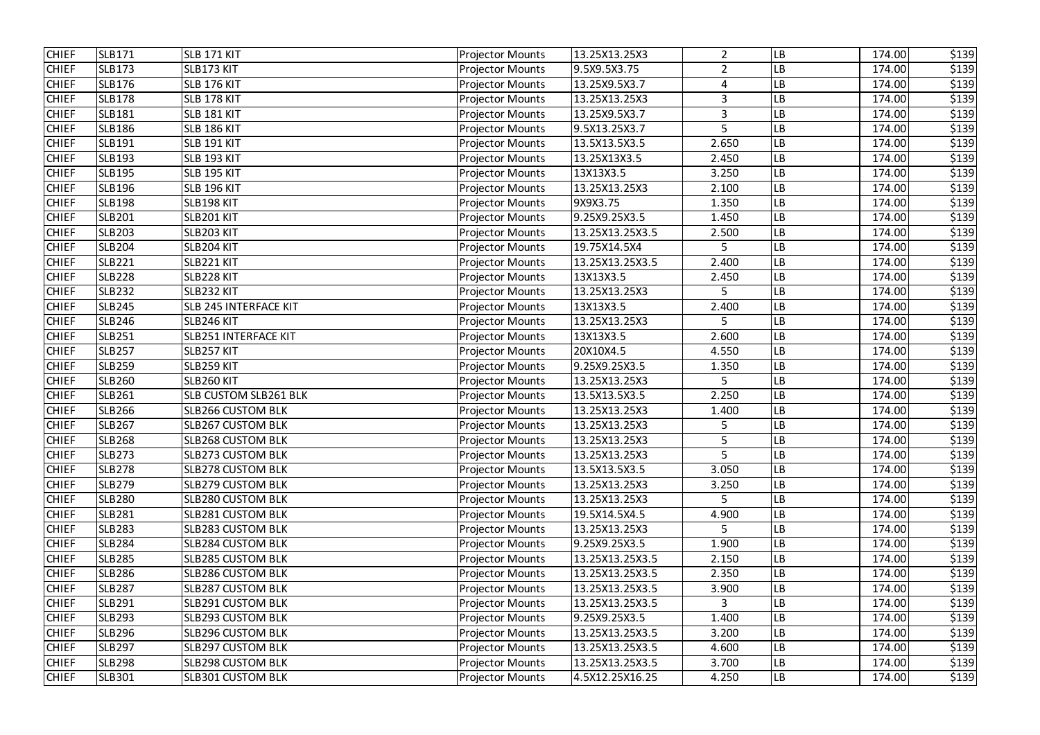| CHIEF | SLB171 | SLB 171 KIT | Projector Mounts | 13.25X13.25X3 | 2 | LB | 174.00 | $139 |
|---|---|---|---|---|---|---|---|---|
| CHIEF | SLB173 | SLB173 KIT | Projector Mounts | 9.5X9.5X3.75 | 2 | LB | 174.00 | $139 |
| CHIEF | SLB176 | SLB 176 KIT | Projector Mounts | 13.25X9.5X3.7 | 4 | LB | 174.00 | $139 |
| CHIEF | SLB178 | SLB 178 KIT | Projector Mounts | 13.25X13.25X3 | 3 | LB | 174.00 | $139 |
| CHIEF | SLB181 | SLB 181 KIT | Projector Mounts | 13.25X9.5X3.7 | 3 | LB | 174.00 | $139 |
| CHIEF | SLB186 | SLB 186 KIT | Projector Mounts | 9.5X13.25X3.7 | 5 | LB | 174.00 | $139 |
| CHIEF | SLB191 | SLB 191 KIT | Projector Mounts | 13.5X13.5X3.5 | 2.650 | LB | 174.00 | $139 |
| CHIEF | SLB193 | SLB 193 KIT | Projector Mounts | 13.25X13X3.5 | 2.450 | LB | 174.00 | $139 |
| CHIEF | SLB195 | SLB 195 KIT | Projector Mounts | 13X13X3.5 | 3.250 | LB | 174.00 | $139 |
| CHIEF | SLB196 | SLB 196 KIT | Projector Mounts | 13.25X13.25X3 | 2.100 | LB | 174.00 | $139 |
| CHIEF | SLB198 | SLB198 KIT | Projector Mounts | 9X9X3.75 | 1.350 | LB | 174.00 | $139 |
| CHIEF | SLB201 | SLB201 KIT | Projector Mounts | 9.25X9.25X3.5 | 1.450 | LB | 174.00 | $139 |
| CHIEF | SLB203 | SLB203 KIT | Projector Mounts | 13.25X13.25X3.5 | 2.500 | LB | 174.00 | $139 |
| CHIEF | SLB204 | SLB204 KIT | Projector Mounts | 19.75X14.5X4 | 5 | LB | 174.00 | $139 |
| CHIEF | SLB221 | SLB221 KIT | Projector Mounts | 13.25X13.25X3.5 | 2.400 | LB | 174.00 | $139 |
| CHIEF | SLB228 | SLB228 KIT | Projector Mounts | 13X13X3.5 | 2.450 | LB | 174.00 | $139 |
| CHIEF | SLB232 | SLB232 KIT | Projector Mounts | 13.25X13.25X3 | 5 | LB | 174.00 | $139 |
| CHIEF | SLB245 | SLB 245 INTERFACE KIT | Projector Mounts | 13X13X3.5 | 2.400 | LB | 174.00 | $139 |
| CHIEF | SLB246 | SLB246 KIT | Projector Mounts | 13.25X13.25X3 | 5 | LB | 174.00 | $139 |
| CHIEF | SLB251 | SLB251 INTERFACE KIT | Projector Mounts | 13X13X3.5 | 2.600 | LB | 174.00 | $139 |
| CHIEF | SLB257 | SLB257 KIT | Projector Mounts | 20X10X4.5 | 4.550 | LB | 174.00 | $139 |
| CHIEF | SLB259 | SLB259 KIT | Projector Mounts | 9.25X9.25X3.5 | 1.350 | LB | 174.00 | $139 |
| CHIEF | SLB260 | SLB260 KIT | Projector Mounts | 13.25X13.25X3 | 5 | LB | 174.00 | $139 |
| CHIEF | SLB261 | SLB CUSTOM SLB261 BLK | Projector Mounts | 13.5X13.5X3.5 | 2.250 | LB | 174.00 | $139 |
| CHIEF | SLB266 | SLB266 CUSTOM BLK | Projector Mounts | 13.25X13.25X3 | 1.400 | LB | 174.00 | $139 |
| CHIEF | SLB267 | SLB267 CUSTOM BLK | Projector Mounts | 13.25X13.25X3 | 5 | LB | 174.00 | $139 |
| CHIEF | SLB268 | SLB268 CUSTOM BLK | Projector Mounts | 13.25X13.25X3 | 5 | LB | 174.00 | $139 |
| CHIEF | SLB273 | SLB273 CUSTOM BLK | Projector Mounts | 13.25X13.25X3 | 5 | LB | 174.00 | $139 |
| CHIEF | SLB278 | SLB278 CUSTOM BLK | Projector Mounts | 13.5X13.5X3.5 | 3.050 | LB | 174.00 | $139 |
| CHIEF | SLB279 | SLB279 CUSTOM BLK | Projector Mounts | 13.25X13.25X3 | 3.250 | LB | 174.00 | $139 |
| CHIEF | SLB280 | SLB280 CUSTOM BLK | Projector Mounts | 13.25X13.25X3 | 5 | LB | 174.00 | $139 |
| CHIEF | SLB281 | SLB281 CUSTOM BLK | Projector Mounts | 19.5X14.5X4.5 | 4.900 | LB | 174.00 | $139 |
| CHIEF | SLB283 | SLB283 CUSTOM BLK | Projector Mounts | 13.25X13.25X3 | 5 | LB | 174.00 | $139 |
| CHIEF | SLB284 | SLB284 CUSTOM BLK | Projector Mounts | 9.25X9.25X3.5 | 1.900 | LB | 174.00 | $139 |
| CHIEF | SLB285 | SLB285 CUSTOM BLK | Projector Mounts | 13.25X13.25X3.5 | 2.150 | LB | 174.00 | $139 |
| CHIEF | SLB286 | SLB286 CUSTOM BLK | Projector Mounts | 13.25X13.25X3.5 | 2.350 | LB | 174.00 | $139 |
| CHIEF | SLB287 | SLB287 CUSTOM BLK | Projector Mounts | 13.25X13.25X3.5 | 3.900 | LB | 174.00 | $139 |
| CHIEF | SLB291 | SLB291 CUSTOM BLK | Projector Mounts | 13.25X13.25X3.5 | 3 | LB | 174.00 | $139 |
| CHIEF | SLB293 | SLB293 CUSTOM BLK | Projector Mounts | 9.25X9.25X3.5 | 1.400 | LB | 174.00 | $139 |
| CHIEF | SLB296 | SLB296 CUSTOM BLK | Projector Mounts | 13.25X13.25X3.5 | 3.200 | LB | 174.00 | $139 |
| CHIEF | SLB297 | SLB297 CUSTOM BLK | Projector Mounts | 13.25X13.25X3.5 | 4.600 | LB | 174.00 | $139 |
| CHIEF | SLB298 | SLB298 CUSTOM BLK | Projector Mounts | 13.25X13.25X3.5 | 3.700 | LB | 174.00 | $139 |
| CHIEF | SLB301 | SLB301 CUSTOM BLK | Projector Mounts | 4.5X12.25X16.25 | 4.250 | LB | 174.00 | $139 |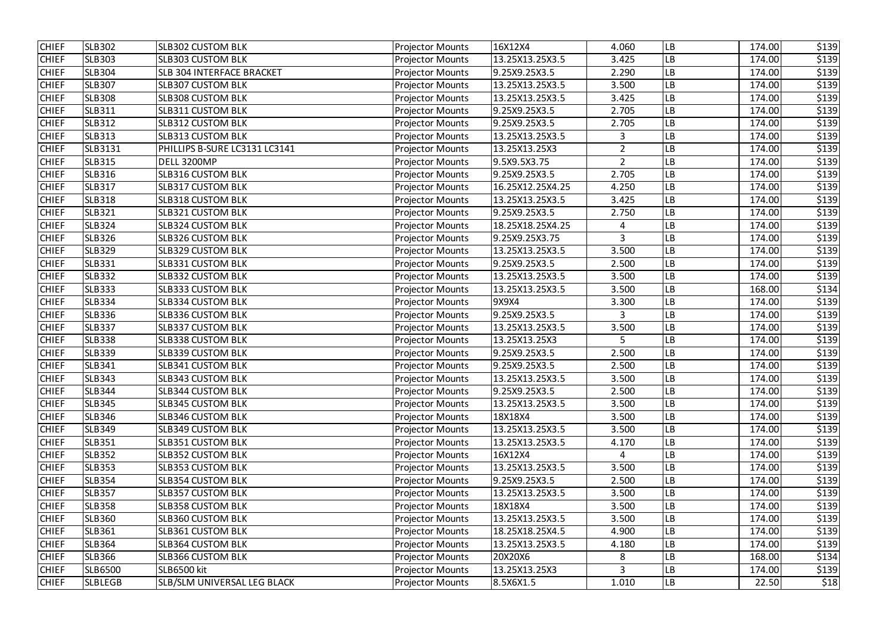| | | | | | | | | |
|---|---|---|---|---|---|---|---|---|
| CHIEF | SLB302 | SLB302 CUSTOM BLK | Projector Mounts | 16X12X4 | 4.060 | LB | 174.00 | $139 |
| CHIEF | SLB303 | SLB303 CUSTOM BLK | Projector Mounts | 13.25X13.25X3.5 | 3.425 | LB | 174.00 | $139 |
| CHIEF | SLB304 | SLB 304 INTERFACE BRACKET | Projector Mounts | 9.25X9.25X3.5 | 2.290 | LB | 174.00 | $139 |
| CHIEF | SLB307 | SLB307 CUSTOM BLK | Projector Mounts | 13.25X13.25X3.5 | 3.500 | LB | 174.00 | $139 |
| CHIEF | SLB308 | SLB308 CUSTOM BLK | Projector Mounts | 13.25X13.25X3.5 | 3.425 | LB | 174.00 | $139 |
| CHIEF | SLB311 | SLB311 CUSTOM BLK | Projector Mounts | 9.25X9.25X3.5 | 2.705 | LB | 174.00 | $139 |
| CHIEF | SLB312 | SLB312 CUSTOM BLK | Projector Mounts | 9.25X9.25X3.5 | 2.705 | LB | 174.00 | $139 |
| CHIEF | SLB313 | SLB313 CUSTOM BLK | Projector Mounts | 13.25X13.25X3.5 | 3 | LB | 174.00 | $139 |
| CHIEF | SLB3131 | PHILLIPS B-SURE LC3131 LC3141 | Projector Mounts | 13.25X13.25X3 | 2 | LB | 174.00 | $139 |
| CHIEF | SLB315 | DELL 3200MP | Projector Mounts | 9.5X9.5X3.75 | 2 | LB | 174.00 | $139 |
| CHIEF | SLB316 | SLB316 CUSTOM BLK | Projector Mounts | 9.25X9.25X3.5 | 2.705 | LB | 174.00 | $139 |
| CHIEF | SLB317 | SLB317 CUSTOM BLK | Projector Mounts | 16.25X12.25X4.25 | 4.250 | LB | 174.00 | $139 |
| CHIEF | SLB318 | SLB318 CUSTOM BLK | Projector Mounts | 13.25X13.25X3.5 | 3.425 | LB | 174.00 | $139 |
| CHIEF | SLB321 | SLB321 CUSTOM BLK | Projector Mounts | 9.25X9.25X3.5 | 2.750 | LB | 174.00 | $139 |
| CHIEF | SLB324 | SLB324 CUSTOM BLK | Projector Mounts | 18.25X18.25X4.25 | 4 | LB | 174.00 | $139 |
| CHIEF | SLB326 | SLB326 CUSTOM BLK | Projector Mounts | 9.25X9.25X3.75 | 3 | LB | 174.00 | $139 |
| CHIEF | SLB329 | SLB329 CUSTOM BLK | Projector Mounts | 13.25X13.25X3.5 | 3.500 | LB | 174.00 | $139 |
| CHIEF | SLB331 | SLB331 CUSTOM BLK | Projector Mounts | 9.25X9.25X3.5 | 2.500 | LB | 174.00 | $139 |
| CHIEF | SLB332 | SLB332 CUSTOM BLK | Projector Mounts | 13.25X13.25X3.5 | 3.500 | LB | 174.00 | $139 |
| CHIEF | SLB333 | SLB333 CUSTOM BLK | Projector Mounts | 13.25X13.25X3.5 | 3.500 | LB | 168.00 | $134 |
| CHIEF | SLB334 | SLB334 CUSTOM BLK | Projector Mounts | 9X9X4 | 3.300 | LB | 174.00 | $139 |
| CHIEF | SLB336 | SLB336 CUSTOM BLK | Projector Mounts | 9.25X9.25X3.5 | 3 | LB | 174.00 | $139 |
| CHIEF | SLB337 | SLB337 CUSTOM BLK | Projector Mounts | 13.25X13.25X3.5 | 3.500 | LB | 174.00 | $139 |
| CHIEF | SLB338 | SLB338 CUSTOM BLK | Projector Mounts | 13.25X13.25X3 | 5 | LB | 174.00 | $139 |
| CHIEF | SLB339 | SLB339 CUSTOM BLK | Projector Mounts | 9.25X9.25X3.5 | 2.500 | LB | 174.00 | $139 |
| CHIEF | SLB341 | SLB341 CUSTOM BLK | Projector Mounts | 9.25X9.25X3.5 | 2.500 | LB | 174.00 | $139 |
| CHIEF | SLB343 | SLB343 CUSTOM BLK | Projector Mounts | 13.25X13.25X3.5 | 3.500 | LB | 174.00 | $139 |
| CHIEF | SLB344 | SLB344 CUSTOM BLK | Projector Mounts | 9.25X9.25X3.5 | 2.500 | LB | 174.00 | $139 |
| CHIEF | SLB345 | SLB345 CUSTOM BLK | Projector Mounts | 13.25X13.25X3.5 | 3.500 | LB | 174.00 | $139 |
| CHIEF | SLB346 | SLB346 CUSTOM BLK | Projector Mounts | 18X18X4 | 3.500 | LB | 174.00 | $139 |
| CHIEF | SLB349 | SLB349 CUSTOM BLK | Projector Mounts | 13.25X13.25X3.5 | 3.500 | LB | 174.00 | $139 |
| CHIEF | SLB351 | SLB351 CUSTOM BLK | Projector Mounts | 13.25X13.25X3.5 | 4.170 | LB | 174.00 | $139 |
| CHIEF | SLB352 | SLB352 CUSTOM BLK | Projector Mounts | 16X12X4 | 4 | LB | 174.00 | $139 |
| CHIEF | SLB353 | SLB353 CUSTOM BLK | Projector Mounts | 13.25X13.25X3.5 | 3.500 | LB | 174.00 | $139 |
| CHIEF | SLB354 | SLB354 CUSTOM BLK | Projector Mounts | 9.25X9.25X3.5 | 2.500 | LB | 174.00 | $139 |
| CHIEF | SLB357 | SLB357 CUSTOM BLK | Projector Mounts | 13.25X13.25X3.5 | 3.500 | LB | 174.00 | $139 |
| CHIEF | SLB358 | SLB358 CUSTOM BLK | Projector Mounts | 18X18X4 | 3.500 | LB | 174.00 | $139 |
| CHIEF | SLB360 | SLB360 CUSTOM BLK | Projector Mounts | 13.25X13.25X3.5 | 3.500 | LB | 174.00 | $139 |
| CHIEF | SLB361 | SLB361 CUSTOM BLK | Projector Mounts | 18.25X18.25X4.5 | 4.900 | LB | 174.00 | $139 |
| CHIEF | SLB364 | SLB364 CUSTOM BLK | Projector Mounts | 13.25X13.25X3.5 | 4.180 | LB | 174.00 | $139 |
| CHIEF | SLB366 | SLB366 CUSTOM BLK | Projector Mounts | 20X20X6 | 8 | LB | 168.00 | $134 |
| CHIEF | SLB6500 | SLB6500 kit | Projector Mounts | 13.25X13.25X3 | 3 | LB | 174.00 | $139 |
| CHIEF | SLBLEGB | SLB/SLM UNIVERSAL LEG BLACK | Projector Mounts | 8.5X6X1.5 | 1.010 | LB | 22.50 | $18 |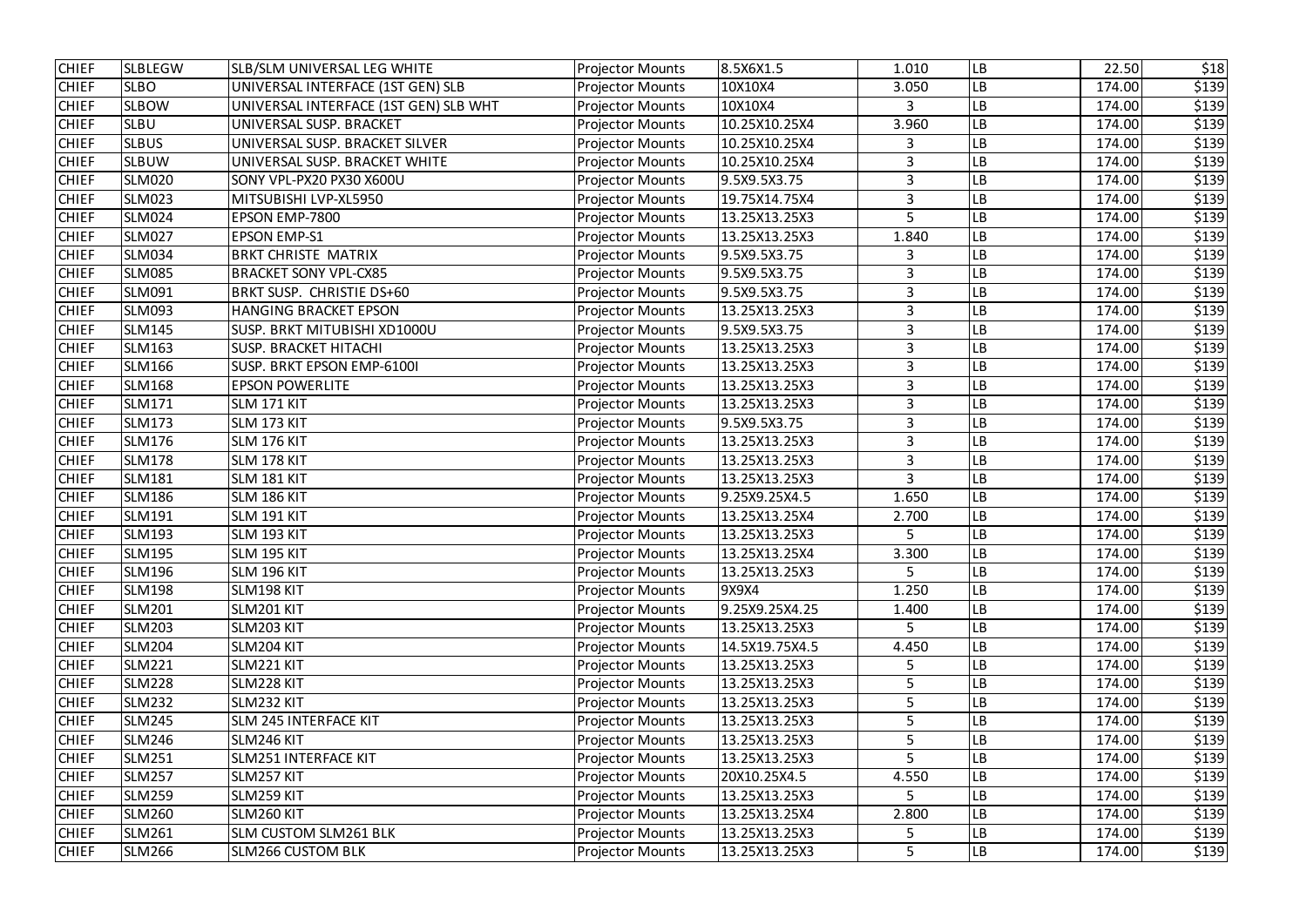| | | | | | | | | |
|---|---|---|---|---|---|---|---|---|
| CHIEF | SLBLEGW | SLB/SLM UNIVERSAL LEG WHITE | Projector Mounts | 8.5X6X1.5 | 1.010 | LB | 22.50 | $18 |
| CHIEF | SLBO | UNIVERSAL INTERFACE (1ST GEN) SLB | Projector Mounts | 10X10X4 | 3.050 | LB | 174.00 | $139 |
| CHIEF | SLBOW | UNIVERSAL INTERFACE (1ST GEN) SLB WHT | Projector Mounts | 10X10X4 | 3 | LB | 174.00 | $139 |
| CHIEF | SLBU | UNIVERSAL SUSP. BRACKET | Projector Mounts | 10.25X10.25X4 | 3.960 | LB | 174.00 | $139 |
| CHIEF | SLBUS | UNIVERSAL SUSP. BRACKET SILVER | Projector Mounts | 10.25X10.25X4 | 3 | LB | 174.00 | $139 |
| CHIEF | SLBUW | UNIVERSAL SUSP. BRACKET WHITE | Projector Mounts | 10.25X10.25X4 | 3 | LB | 174.00 | $139 |
| CHIEF | SLM020 | SONY VPL-PX20 PX30 X600U | Projector Mounts | 9.5X9.5X3.75 | 3 | LB | 174.00 | $139 |
| CHIEF | SLM023 | MITSUBISHI LVP-XL5950 | Projector Mounts | 19.75X14.75X4 | 3 | LB | 174.00 | $139 |
| CHIEF | SLM024 | EPSON EMP-7800 | Projector Mounts | 13.25X13.25X3 | 5 | LB | 174.00 | $139 |
| CHIEF | SLM027 | EPSON EMP-S1 | Projector Mounts | 13.25X13.25X3 | 1.840 | LB | 174.00 | $139 |
| CHIEF | SLM034 | BRKT CHRISTE MATRIX | Projector Mounts | 9.5X9.5X3.75 | 3 | LB | 174.00 | $139 |
| CHIEF | SLM085 | BRACKET SONY VPL-CX85 | Projector Mounts | 9.5X9.5X3.75 | 3 | LB | 174.00 | $139 |
| CHIEF | SLM091 | BRKT SUSP. CHRISTIE DS+60 | Projector Mounts | 9.5X9.5X3.75 | 3 | LB | 174.00 | $139 |
| CHIEF | SLM093 | HANGING BRACKET EPSON | Projector Mounts | 13.25X13.25X3 | 3 | LB | 174.00 | $139 |
| CHIEF | SLM145 | SUSP. BRKT MITUBISHI XD1000U | Projector Mounts | 9.5X9.5X3.75 | 3 | LB | 174.00 | $139 |
| CHIEF | SLM163 | SUSP. BRACKET HITACHI | Projector Mounts | 13.25X13.25X3 | 3 | LB | 174.00 | $139 |
| CHIEF | SLM166 | SUSP. BRKT EPSON EMP-6100I | Projector Mounts | 13.25X13.25X3 | 3 | LB | 174.00 | $139 |
| CHIEF | SLM168 | EPSON POWERLITE | Projector Mounts | 13.25X13.25X3 | 3 | LB | 174.00 | $139 |
| CHIEF | SLM171 | SLM 171 KIT | Projector Mounts | 13.25X13.25X3 | 3 | LB | 174.00 | $139 |
| CHIEF | SLM173 | SLM 173 KIT | Projector Mounts | 9.5X9.5X3.75 | 3 | LB | 174.00 | $139 |
| CHIEF | SLM176 | SLM 176 KIT | Projector Mounts | 13.25X13.25X3 | 3 | LB | 174.00 | $139 |
| CHIEF | SLM178 | SLM 178 KIT | Projector Mounts | 13.25X13.25X3 | 3 | LB | 174.00 | $139 |
| CHIEF | SLM181 | SLM 181 KIT | Projector Mounts | 13.25X13.25X3 | 3 | LB | 174.00 | $139 |
| CHIEF | SLM186 | SLM 186 KIT | Projector Mounts | 9.25X9.25X4.5 | 1.650 | LB | 174.00 | $139 |
| CHIEF | SLM191 | SLM 191 KIT | Projector Mounts | 13.25X13.25X4 | 2.700 | LB | 174.00 | $139 |
| CHIEF | SLM193 | SLM 193 KIT | Projector Mounts | 13.25X13.25X3 | 5 | LB | 174.00 | $139 |
| CHIEF | SLM195 | SLM 195 KIT | Projector Mounts | 13.25X13.25X4 | 3.300 | LB | 174.00 | $139 |
| CHIEF | SLM196 | SLM 196 KIT | Projector Mounts | 13.25X13.25X3 | 5 | LB | 174.00 | $139 |
| CHIEF | SLM198 | SLM198 KIT | Projector Mounts | 9X9X4 | 1.250 | LB | 174.00 | $139 |
| CHIEF | SLM201 | SLM201 KIT | Projector Mounts | 9.25X9.25X4.25 | 1.400 | LB | 174.00 | $139 |
| CHIEF | SLM203 | SLM203 KIT | Projector Mounts | 13.25X13.25X3 | 5 | LB | 174.00 | $139 |
| CHIEF | SLM204 | SLM204 KIT | Projector Mounts | 14.5X19.75X4.5 | 4.450 | LB | 174.00 | $139 |
| CHIEF | SLM221 | SLM221 KIT | Projector Mounts | 13.25X13.25X3 | 5 | LB | 174.00 | $139 |
| CHIEF | SLM228 | SLM228 KIT | Projector Mounts | 13.25X13.25X3 | 5 | LB | 174.00 | $139 |
| CHIEF | SLM232 | SLM232 KIT | Projector Mounts | 13.25X13.25X3 | 5 | LB | 174.00 | $139 |
| CHIEF | SLM245 | SLM 245 INTERFACE KIT | Projector Mounts | 13.25X13.25X3 | 5 | LB | 174.00 | $139 |
| CHIEF | SLM246 | SLM246 KIT | Projector Mounts | 13.25X13.25X3 | 5 | LB | 174.00 | $139 |
| CHIEF | SLM251 | SLM251 INTERFACE KIT | Projector Mounts | 13.25X13.25X3 | 5 | LB | 174.00 | $139 |
| CHIEF | SLM257 | SLM257 KIT | Projector Mounts | 20X10.25X4.5 | 4.550 | LB | 174.00 | $139 |
| CHIEF | SLM259 | SLM259 KIT | Projector Mounts | 13.25X13.25X3 | 5 | LB | 174.00 | $139 |
| CHIEF | SLM260 | SLM260 KIT | Projector Mounts | 13.25X13.25X4 | 2.800 | LB | 174.00 | $139 |
| CHIEF | SLM261 | SLM CUSTOM SLM261 BLK | Projector Mounts | 13.25X13.25X3 | 5 | LB | 174.00 | $139 |
| CHIEF | SLM266 | SLM266 CUSTOM BLK | Projector Mounts | 13.25X13.25X3 | 5 | LB | 174.00 | $139 |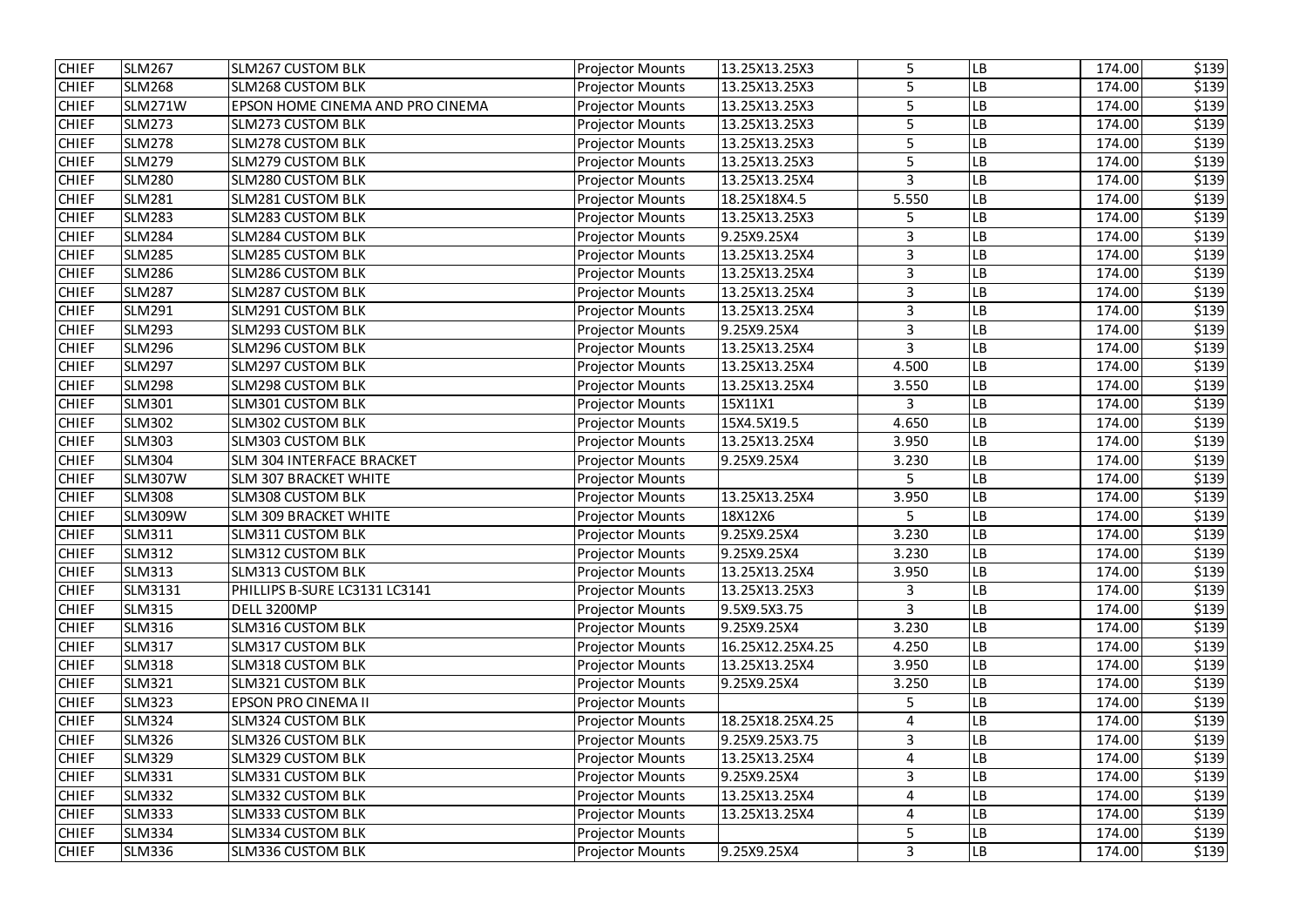| CHIEF | SLM267 | SLM267 CUSTOM BLK | Projector Mounts | 13.25X13.25X3 | 5 | LB | 174.00 | $139 |
|---|---|---|---|---|---|---|---|---|
| CHIEF | SLM268 | SLM268 CUSTOM BLK | Projector Mounts | 13.25X13.25X3 | 5 | LB | 174.00 | $139 |
| CHIEF | SLM271W | EPSON HOME CINEMA AND PRO CINEMA | Projector Mounts | 13.25X13.25X3 | 5 | LB | 174.00 | $139 |
| CHIEF | SLM273 | SLM273 CUSTOM BLK | Projector Mounts | 13.25X13.25X3 | 5 | LB | 174.00 | $139 |
| CHIEF | SLM278 | SLM278 CUSTOM BLK | Projector Mounts | 13.25X13.25X3 | 5 | LB | 174.00 | $139 |
| CHIEF | SLM279 | SLM279 CUSTOM BLK | Projector Mounts | 13.25X13.25X3 | 5 | LB | 174.00 | $139 |
| CHIEF | SLM280 | SLM280 CUSTOM BLK | Projector Mounts | 13.25X13.25X4 | 3 | LB | 174.00 | $139 |
| CHIEF | SLM281 | SLM281 CUSTOM BLK | Projector Mounts | 18.25X18X4.5 | 5.550 | LB | 174.00 | $139 |
| CHIEF | SLM283 | SLM283 CUSTOM BLK | Projector Mounts | 13.25X13.25X3 | 5 | LB | 174.00 | $139 |
| CHIEF | SLM284 | SLM284 CUSTOM BLK | Projector Mounts | 9.25X9.25X4 | 3 | LB | 174.00 | $139 |
| CHIEF | SLM285 | SLM285 CUSTOM BLK | Projector Mounts | 13.25X13.25X4 | 3 | LB | 174.00 | $139 |
| CHIEF | SLM286 | SLM286 CUSTOM BLK | Projector Mounts | 13.25X13.25X4 | 3 | LB | 174.00 | $139 |
| CHIEF | SLM287 | SLM287 CUSTOM BLK | Projector Mounts | 13.25X13.25X4 | 3 | LB | 174.00 | $139 |
| CHIEF | SLM291 | SLM291 CUSTOM BLK | Projector Mounts | 13.25X13.25X4 | 3 | LB | 174.00 | $139 |
| CHIEF | SLM293 | SLM293 CUSTOM BLK | Projector Mounts | 9.25X9.25X4 | 3 | LB | 174.00 | $139 |
| CHIEF | SLM296 | SLM296 CUSTOM BLK | Projector Mounts | 13.25X13.25X4 | 3 | LB | 174.00 | $139 |
| CHIEF | SLM297 | SLM297 CUSTOM BLK | Projector Mounts | 13.25X13.25X4 | 4.500 | LB | 174.00 | $139 |
| CHIEF | SLM298 | SLM298 CUSTOM BLK | Projector Mounts | 13.25X13.25X4 | 3.550 | LB | 174.00 | $139 |
| CHIEF | SLM301 | SLM301 CUSTOM BLK | Projector Mounts | 15X11X1 | 3 | LB | 174.00 | $139 |
| CHIEF | SLM302 | SLM302 CUSTOM BLK | Projector Mounts | 15X4.5X19.5 | 4.650 | LB | 174.00 | $139 |
| CHIEF | SLM303 | SLM303 CUSTOM BLK | Projector Mounts | 13.25X13.25X4 | 3.950 | LB | 174.00 | $139 |
| CHIEF | SLM304 | SLM 304 INTERFACE BRACKET | Projector Mounts | 9.25X9.25X4 | 3.230 | LB | 174.00 | $139 |
| CHIEF | SLM307W | SLM 307 BRACKET WHITE | Projector Mounts | | 5 | LB | 174.00 | $139 |
| CHIEF | SLM308 | SLM308 CUSTOM BLK | Projector Mounts | 13.25X13.25X4 | 3.950 | LB | 174.00 | $139 |
| CHIEF | SLM309W | SLM 309 BRACKET WHITE | Projector Mounts | 18X12X6 | 5 | LB | 174.00 | $139 |
| CHIEF | SLM311 | SLM311 CUSTOM BLK | Projector Mounts | 9.25X9.25X4 | 3.230 | LB | 174.00 | $139 |
| CHIEF | SLM312 | SLM312 CUSTOM BLK | Projector Mounts | 9.25X9.25X4 | 3.230 | LB | 174.00 | $139 |
| CHIEF | SLM313 | SLM313 CUSTOM BLK | Projector Mounts | 13.25X13.25X4 | 3.950 | LB | 174.00 | $139 |
| CHIEF | SLM3131 | PHILLIPS B-SURE LC3131 LC3141 | Projector Mounts | 13.25X13.25X3 | 3 | LB | 174.00 | $139 |
| CHIEF | SLM315 | DELL 3200MP | Projector Mounts | 9.5X9.5X3.75 | 3 | LB | 174.00 | $139 |
| CHIEF | SLM316 | SLM316 CUSTOM BLK | Projector Mounts | 9.25X9.25X4 | 3.230 | LB | 174.00 | $139 |
| CHIEF | SLM317 | SLM317 CUSTOM BLK | Projector Mounts | 16.25X12.25X4.25 | 4.250 | LB | 174.00 | $139 |
| CHIEF | SLM318 | SLM318 CUSTOM BLK | Projector Mounts | 13.25X13.25X4 | 3.950 | LB | 174.00 | $139 |
| CHIEF | SLM321 | SLM321 CUSTOM BLK | Projector Mounts | 9.25X9.25X4 | 3.250 | LB | 174.00 | $139 |
| CHIEF | SLM323 | EPSON PRO CINEMA II | Projector Mounts | | 5 | LB | 174.00 | $139 |
| CHIEF | SLM324 | SLM324 CUSTOM BLK | Projector Mounts | 18.25X18.25X4.25 | 4 | LB | 174.00 | $139 |
| CHIEF | SLM326 | SLM326 CUSTOM BLK | Projector Mounts | 9.25X9.25X3.75 | 3 | LB | 174.00 | $139 |
| CHIEF | SLM329 | SLM329 CUSTOM BLK | Projector Mounts | 13.25X13.25X4 | 4 | LB | 174.00 | $139 |
| CHIEF | SLM331 | SLM331 CUSTOM BLK | Projector Mounts | 9.25X9.25X4 | 3 | LB | 174.00 | $139 |
| CHIEF | SLM332 | SLM332 CUSTOM BLK | Projector Mounts | 13.25X13.25X4 | 4 | LB | 174.00 | $139 |
| CHIEF | SLM333 | SLM333 CUSTOM BLK | Projector Mounts | 13.25X13.25X4 | 4 | LB | 174.00 | $139 |
| CHIEF | SLM334 | SLM334 CUSTOM BLK | Projector Mounts | | 5 | LB | 174.00 | $139 |
| CHIEF | SLM336 | SLM336 CUSTOM BLK | Projector Mounts | 9.25X9.25X4 | 3 | LB | 174.00 | $139 |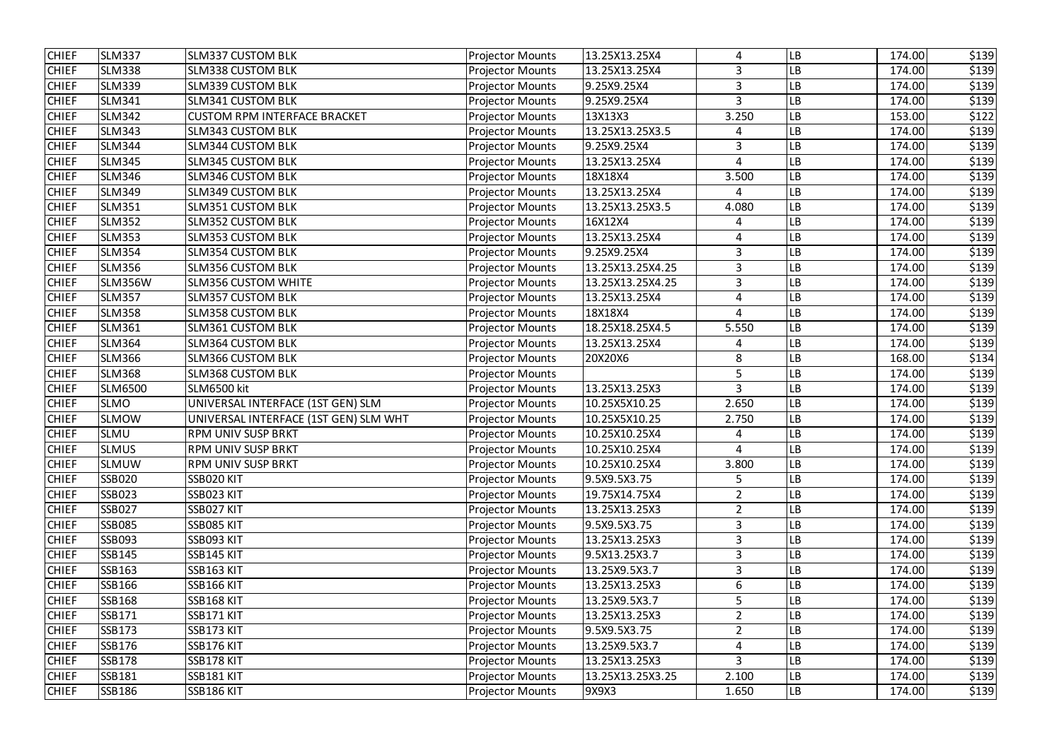| CHIEF | SLM337 | SLM337 CUSTOM BLK | Projector Mounts | 13.25X13.25X4 | 4 | LB | 174.00 | $139 |
|---|---|---|---|---|---|---|---|---|
| CHIEF | SLM338 | SLM338 CUSTOM BLK | Projector Mounts | 13.25X13.25X4 | 3 | LB | 174.00 | $139 |
| CHIEF | SLM339 | SLM339 CUSTOM BLK | Projector Mounts | 9.25X9.25X4 | 3 | LB | 174.00 | $139 |
| CHIEF | SLM341 | SLM341 CUSTOM BLK | Projector Mounts | 9.25X9.25X4 | 3 | LB | 174.00 | $139 |
| CHIEF | SLM342 | CUSTOM RPM INTERFACE BRACKET | Projector Mounts | 13X13X3 | 3.250 | LB | 153.00 | $122 |
| CHIEF | SLM343 | SLM343 CUSTOM BLK | Projector Mounts | 13.25X13.25X3.5 | 4 | LB | 174.00 | $139 |
| CHIEF | SLM344 | SLM344 CUSTOM BLK | Projector Mounts | 9.25X9.25X4 | 3 | LB | 174.00 | $139 |
| CHIEF | SLM345 | SLM345 CUSTOM BLK | Projector Mounts | 13.25X13.25X4 | 4 | LB | 174.00 | $139 |
| CHIEF | SLM346 | SLM346 CUSTOM BLK | Projector Mounts | 18X18X4 | 3.500 | LB | 174.00 | $139 |
| CHIEF | SLM349 | SLM349 CUSTOM BLK | Projector Mounts | 13.25X13.25X4 | 4 | LB | 174.00 | $139 |
| CHIEF | SLM351 | SLM351 CUSTOM BLK | Projector Mounts | 13.25X13.25X3.5 | 4.080 | LB | 174.00 | $139 |
| CHIEF | SLM352 | SLM352 CUSTOM BLK | Projector Mounts | 16X12X4 | 4 | LB | 174.00 | $139 |
| CHIEF | SLM353 | SLM353 CUSTOM BLK | Projector Mounts | 13.25X13.25X4 | 4 | LB | 174.00 | $139 |
| CHIEF | SLM354 | SLM354 CUSTOM BLK | Projector Mounts | 9.25X9.25X4 | 3 | LB | 174.00 | $139 |
| CHIEF | SLM356 | SLM356 CUSTOM BLK | Projector Mounts | 13.25X13.25X4.25 | 3 | LB | 174.00 | $139 |
| CHIEF | SLM356W | SLM356 CUSTOM WHITE | Projector Mounts | 13.25X13.25X4.25 | 3 | LB | 174.00 | $139 |
| CHIEF | SLM357 | SLM357 CUSTOM BLK | Projector Mounts | 13.25X13.25X4 | 4 | LB | 174.00 | $139 |
| CHIEF | SLM358 | SLM358 CUSTOM BLK | Projector Mounts | 18X18X4 | 4 | LB | 174.00 | $139 |
| CHIEF | SLM361 | SLM361 CUSTOM BLK | Projector Mounts | 18.25X18.25X4.5 | 5.550 | LB | 174.00 | $139 |
| CHIEF | SLM364 | SLM364 CUSTOM BLK | Projector Mounts | 13.25X13.25X4 | 4 | LB | 174.00 | $139 |
| CHIEF | SLM366 | SLM366 CUSTOM BLK | Projector Mounts | 20X20X6 | 8 | LB | 168.00 | $134 |
| CHIEF | SLM368 | SLM368 CUSTOM BLK | Projector Mounts | | 5 | LB | 174.00 | $139 |
| CHIEF | SLM6500 | SLM6500 kit | Projector Mounts | 13.25X13.25X3 | 3 | LB | 174.00 | $139 |
| CHIEF | SLMO | UNIVERSAL INTERFACE (1ST GEN) SLM | Projector Mounts | 10.25X5X10.25 | 2.650 | LB | 174.00 | $139 |
| CHIEF | SLMOW | UNIVERSAL INTERFACE (1ST GEN) SLM WHT | Projector Mounts | 10.25X5X10.25 | 2.750 | LB | 174.00 | $139 |
| CHIEF | SLMU | RPM UNIV SUSP BRKT | Projector Mounts | 10.25X10.25X4 | 4 | LB | 174.00 | $139 |
| CHIEF | SLMUS | RPM UNIV SUSP BRKT | Projector Mounts | 10.25X10.25X4 | 4 | LB | 174.00 | $139 |
| CHIEF | SLMUW | RPM UNIV SUSP BRKT | Projector Mounts | 10.25X10.25X4 | 3.800 | LB | 174.00 | $139 |
| CHIEF | SSB020 | SSB020 KIT | Projector Mounts | 9.5X9.5X3.75 | 5 | LB | 174.00 | $139 |
| CHIEF | SSB023 | SSB023 KIT | Projector Mounts | 19.75X14.75X4 | 2 | LB | 174.00 | $139 |
| CHIEF | SSB027 | SSB027 KIT | Projector Mounts | 13.25X13.25X3 | 2 | LB | 174.00 | $139 |
| CHIEF | SSB085 | SSB085 KIT | Projector Mounts | 9.5X9.5X3.75 | 3 | LB | 174.00 | $139 |
| CHIEF | SSB093 | SSB093 KIT | Projector Mounts | 13.25X13.25X3 | 3 | LB | 174.00 | $139 |
| CHIEF | SSB145 | SSB145 KIT | Projector Mounts | 9.5X13.25X3.7 | 3 | LB | 174.00 | $139 |
| CHIEF | SSB163 | SSB163 KIT | Projector Mounts | 13.25X9.5X3.7 | 3 | LB | 174.00 | $139 |
| CHIEF | SSB166 | SSB166 KIT | Projector Mounts | 13.25X13.25X3 | 6 | LB | 174.00 | $139 |
| CHIEF | SSB168 | SSB168 KIT | Projector Mounts | 13.25X9.5X3.7 | 5 | LB | 174.00 | $139 |
| CHIEF | SSB171 | SSB171 KIT | Projector Mounts | 13.25X13.25X3 | 2 | LB | 174.00 | $139 |
| CHIEF | SSB173 | SSB173 KIT | Projector Mounts | 9.5X9.5X3.75 | 2 | LB | 174.00 | $139 |
| CHIEF | SSB176 | SSB176 KIT | Projector Mounts | 13.25X9.5X3.7 | 4 | LB | 174.00 | $139 |
| CHIEF | SSB178 | SSB178 KIT | Projector Mounts | 13.25X13.25X3 | 3 | LB | 174.00 | $139 |
| CHIEF | SSB181 | SSB181 KIT | Projector Mounts | 13.25X13.25X3.25 | 2.100 | LB | 174.00 | $139 |
| CHIEF | SSB186 | SSB186 KIT | Projector Mounts | 9X9X3 | 1.650 | LB | 174.00 | $139 |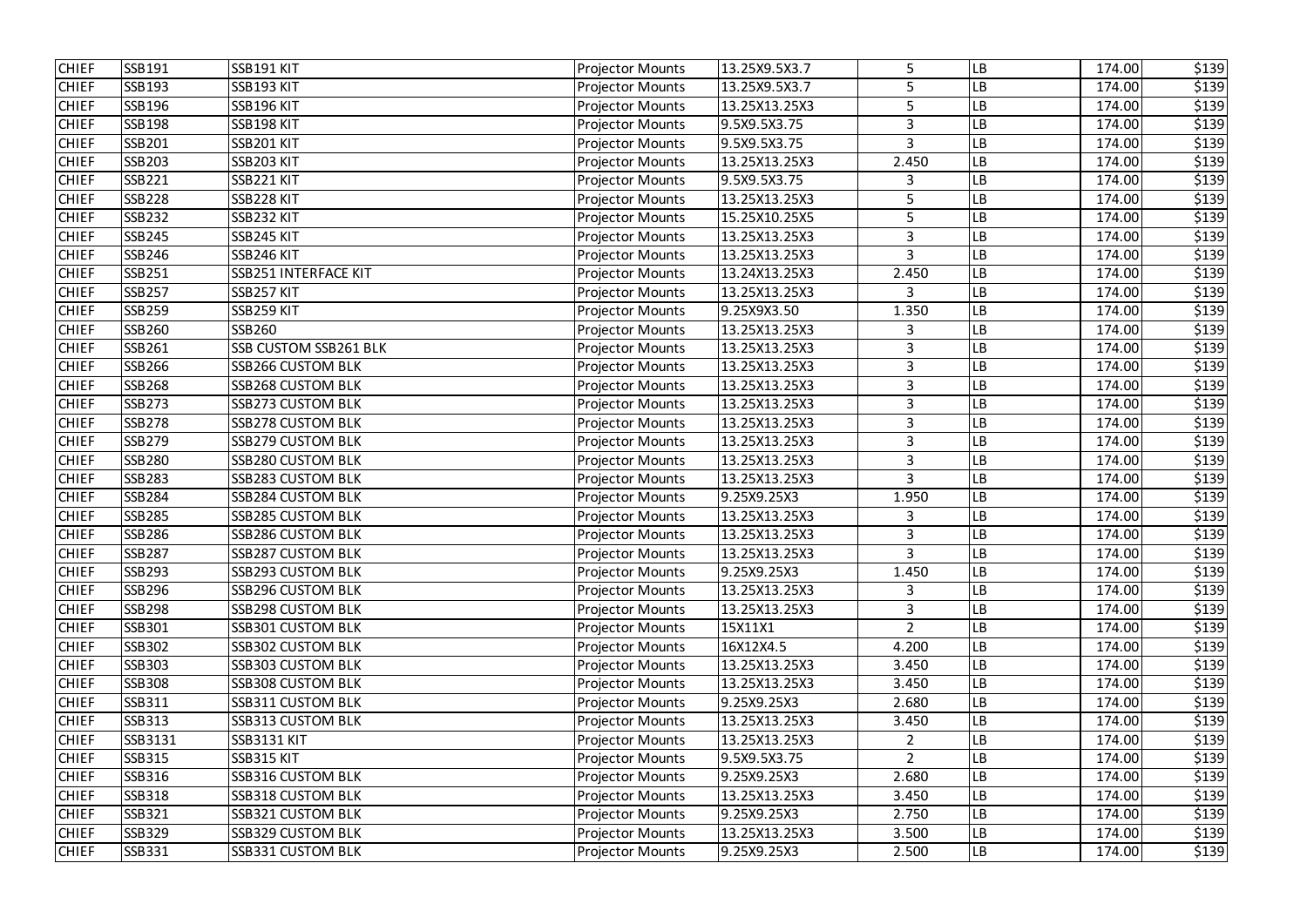| | | | | | | | | |
|---|---|---|---|---|---|---|---|---|
| CHIEF | SSB191 | SSB191 KIT | Projector Mounts | 13.25X9.5X3.7 | 5 | LB | 174.00 | $139 |
| CHIEF | SSB193 | SSB193 KIT | Projector Mounts | 13.25X9.5X3.7 | 5 | LB | 174.00 | $139 |
| CHIEF | SSB196 | SSB196 KIT | Projector Mounts | 13.25X13.25X3 | 5 | LB | 174.00 | $139 |
| CHIEF | SSB198 | SSB198 KIT | Projector Mounts | 9.5X9.5X3.75 | 3 | LB | 174.00 | $139 |
| CHIEF | SSB201 | SSB201 KIT | Projector Mounts | 9.5X9.5X3.75 | 3 | LB | 174.00 | $139 |
| CHIEF | SSB203 | SSB203 KIT | Projector Mounts | 13.25X13.25X3 | 2.450 | LB | 174.00 | $139 |
| CHIEF | SSB221 | SSB221 KIT | Projector Mounts | 9.5X9.5X3.75 | 3 | LB | 174.00 | $139 |
| CHIEF | SSB228 | SSB228 KIT | Projector Mounts | 13.25X13.25X3 | 5 | LB | 174.00 | $139 |
| CHIEF | SSB232 | SSB232 KIT | Projector Mounts | 15.25X10.25X5 | 5 | LB | 174.00 | $139 |
| CHIEF | SSB245 | SSB245 KIT | Projector Mounts | 13.25X13.25X3 | 3 | LB | 174.00 | $139 |
| CHIEF | SSB246 | SSB246 KIT | Projector Mounts | 13.25X13.25X3 | 3 | LB | 174.00 | $139 |
| CHIEF | SSB251 | SSB251 INTERFACE KIT | Projector Mounts | 13.24X13.25X3 | 2.450 | LB | 174.00 | $139 |
| CHIEF | SSB257 | SSB257 KIT | Projector Mounts | 13.25X13.25X3 | 3 | LB | 174.00 | $139 |
| CHIEF | SSB259 | SSB259 KIT | Projector Mounts | 9.25X9X3.50 | 1.350 | LB | 174.00 | $139 |
| CHIEF | SSB260 | SSB260 | Projector Mounts | 13.25X13.25X3 | 3 | LB | 174.00 | $139 |
| CHIEF | SSB261 | SSB CUSTOM SSB261 BLK | Projector Mounts | 13.25X13.25X3 | 3 | LB | 174.00 | $139 |
| CHIEF | SSB266 | SSB266 CUSTOM BLK | Projector Mounts | 13.25X13.25X3 | 3 | LB | 174.00 | $139 |
| CHIEF | SSB268 | SSB268 CUSTOM BLK | Projector Mounts | 13.25X13.25X3 | 3 | LB | 174.00 | $139 |
| CHIEF | SSB273 | SSB273 CUSTOM BLK | Projector Mounts | 13.25X13.25X3 | 3 | LB | 174.00 | $139 |
| CHIEF | SSB278 | SSB278 CUSTOM BLK | Projector Mounts | 13.25X13.25X3 | 3 | LB | 174.00 | $139 |
| CHIEF | SSB279 | SSB279 CUSTOM BLK | Projector Mounts | 13.25X13.25X3 | 3 | LB | 174.00 | $139 |
| CHIEF | SSB280 | SSB280 CUSTOM BLK | Projector Mounts | 13.25X13.25X3 | 3 | LB | 174.00 | $139 |
| CHIEF | SSB283 | SSB283 CUSTOM BLK | Projector Mounts | 13.25X13.25X3 | 3 | LB | 174.00 | $139 |
| CHIEF | SSB284 | SSB284 CUSTOM BLK | Projector Mounts | 9.25X9.25X3 | 1.950 | LB | 174.00 | $139 |
| CHIEF | SSB285 | SSB285 CUSTOM BLK | Projector Mounts | 13.25X13.25X3 | 3 | LB | 174.00 | $139 |
| CHIEF | SSB286 | SSB286 CUSTOM BLK | Projector Mounts | 13.25X13.25X3 | 3 | LB | 174.00 | $139 |
| CHIEF | SSB287 | SSB287 CUSTOM BLK | Projector Mounts | 13.25X13.25X3 | 3 | LB | 174.00 | $139 |
| CHIEF | SSB293 | SSB293 CUSTOM BLK | Projector Mounts | 9.25X9.25X3 | 1.450 | LB | 174.00 | $139 |
| CHIEF | SSB296 | SSB296 CUSTOM BLK | Projector Mounts | 13.25X13.25X3 | 3 | LB | 174.00 | $139 |
| CHIEF | SSB298 | SSB298 CUSTOM BLK | Projector Mounts | 13.25X13.25X3 | 3 | LB | 174.00 | $139 |
| CHIEF | SSB301 | SSB301 CUSTOM BLK | Projector Mounts | 15X11X1 | 2 | LB | 174.00 | $139 |
| CHIEF | SSB302 | SSB302 CUSTOM BLK | Projector Mounts | 16X12X4.5 | 4.200 | LB | 174.00 | $139 |
| CHIEF | SSB303 | SSB303 CUSTOM BLK | Projector Mounts | 13.25X13.25X3 | 3.450 | LB | 174.00 | $139 |
| CHIEF | SSB308 | SSB308 CUSTOM BLK | Projector Mounts | 13.25X13.25X3 | 3.450 | LB | 174.00 | $139 |
| CHIEF | SSB311 | SSB311 CUSTOM BLK | Projector Mounts | 9.25X9.25X3 | 2.680 | LB | 174.00 | $139 |
| CHIEF | SSB313 | SSB313 CUSTOM BLK | Projector Mounts | 13.25X13.25X3 | 3.450 | LB | 174.00 | $139 |
| CHIEF | SSB3131 | SSB3131 KIT | Projector Mounts | 13.25X13.25X3 | 2 | LB | 174.00 | $139 |
| CHIEF | SSB315 | SSB315 KIT | Projector Mounts | 9.5X9.5X3.75 | 2 | LB | 174.00 | $139 |
| CHIEF | SSB316 | SSB316 CUSTOM BLK | Projector Mounts | 9.25X9.25X3 | 2.680 | LB | 174.00 | $139 |
| CHIEF | SSB318 | SSB318 CUSTOM BLK | Projector Mounts | 13.25X13.25X3 | 3.450 | LB | 174.00 | $139 |
| CHIEF | SSB321 | SSB321 CUSTOM BLK | Projector Mounts | 9.25X9.25X3 | 2.750 | LB | 174.00 | $139 |
| CHIEF | SSB329 | SSB329 CUSTOM BLK | Projector Mounts | 13.25X13.25X3 | 3.500 | LB | 174.00 | $139 |
| CHIEF | SSB331 | SSB331 CUSTOM BLK | Projector Mounts | 9.25X9.25X3 | 2.500 | LB | 174.00 | $139 |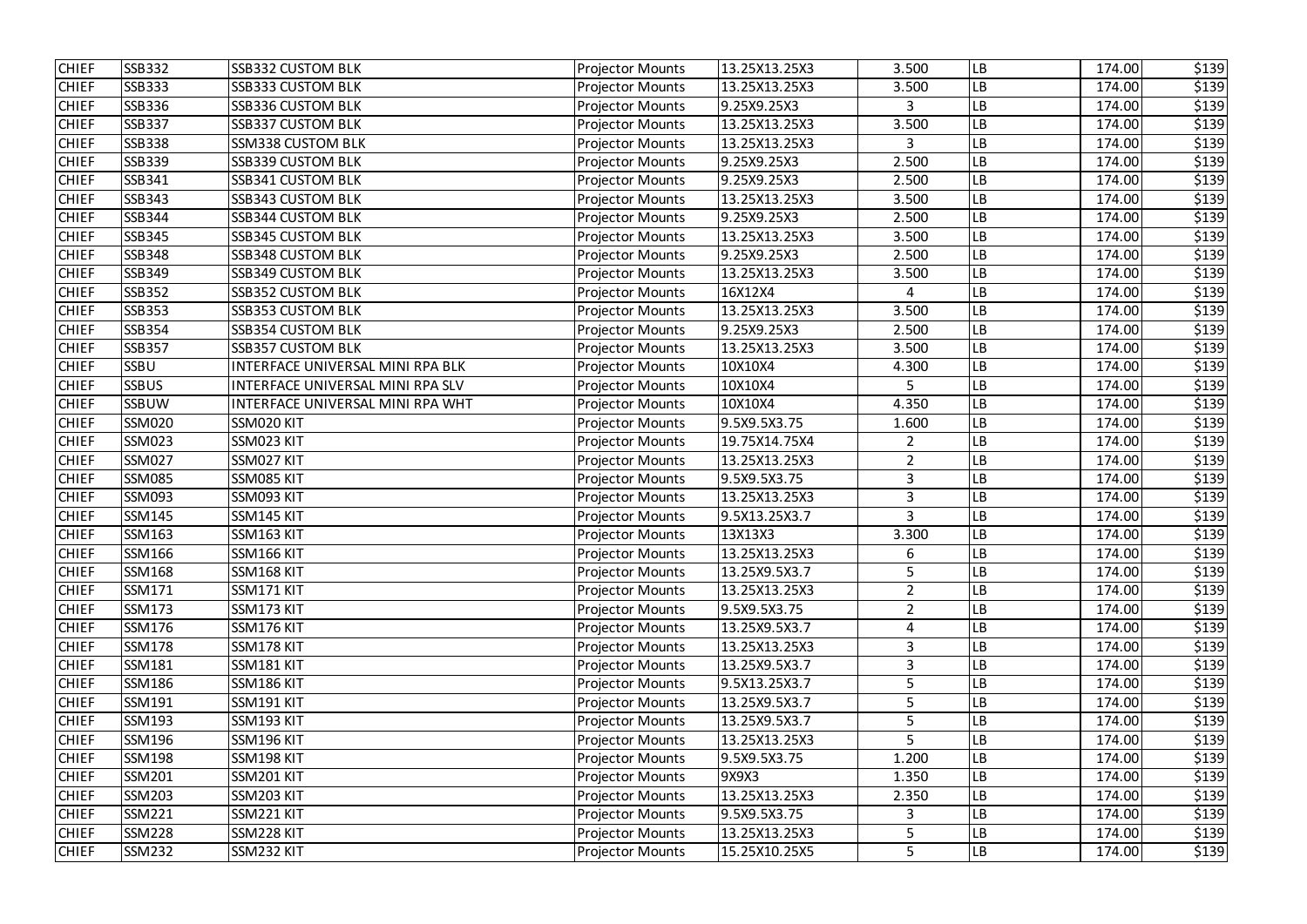| | | | | | | | | |
|---|---|---|---|---|---|---|---|---|
| CHIEF | SSB332 | SSB332 CUSTOM BLK | Projector Mounts | 13.25X13.25X3 | 3.500 | LB | 174.00 | $139 |
| CHIEF | SSB333 | SSB333 CUSTOM BLK | Projector Mounts | 13.25X13.25X3 | 3.500 | LB | 174.00 | $139 |
| CHIEF | SSB336 | SSB336 CUSTOM BLK | Projector Mounts | 9.25X9.25X3 | 3 | LB | 174.00 | $139 |
| CHIEF | SSB337 | SSB337 CUSTOM BLK | Projector Mounts | 13.25X13.25X3 | 3.500 | LB | 174.00 | $139 |
| CHIEF | SSB338 | SSM338 CUSTOM BLK | Projector Mounts | 13.25X13.25X3 | 3 | LB | 174.00 | $139 |
| CHIEF | SSB339 | SSB339 CUSTOM BLK | Projector Mounts | 9.25X9.25X3 | 2.500 | LB | 174.00 | $139 |
| CHIEF | SSB341 | SSB341 CUSTOM BLK | Projector Mounts | 9.25X9.25X3 | 2.500 | LB | 174.00 | $139 |
| CHIEF | SSB343 | SSB343 CUSTOM BLK | Projector Mounts | 13.25X13.25X3 | 3.500 | LB | 174.00 | $139 |
| CHIEF | SSB344 | SSB344 CUSTOM BLK | Projector Mounts | 9.25X9.25X3 | 2.500 | LB | 174.00 | $139 |
| CHIEF | SSB345 | SSB345 CUSTOM BLK | Projector Mounts | 13.25X13.25X3 | 3.500 | LB | 174.00 | $139 |
| CHIEF | SSB348 | SSB348 CUSTOM BLK | Projector Mounts | 9.25X9.25X3 | 2.500 | LB | 174.00 | $139 |
| CHIEF | SSB349 | SSB349 CUSTOM BLK | Projector Mounts | 13.25X13.25X3 | 3.500 | LB | 174.00 | $139 |
| CHIEF | SSB352 | SSB352 CUSTOM BLK | Projector Mounts | 16X12X4 | 4 | LB | 174.00 | $139 |
| CHIEF | SSB353 | SSB353 CUSTOM BLK | Projector Mounts | 13.25X13.25X3 | 3.500 | LB | 174.00 | $139 |
| CHIEF | SSB354 | SSB354 CUSTOM BLK | Projector Mounts | 9.25X9.25X3 | 2.500 | LB | 174.00 | $139 |
| CHIEF | SSB357 | SSB357 CUSTOM BLK | Projector Mounts | 13.25X13.25X3 | 3.500 | LB | 174.00 | $139 |
| CHIEF | SSBU | INTERFACE UNIVERSAL MINI RPA BLK | Projector Mounts | 10X10X4 | 4.300 | LB | 174.00 | $139 |
| CHIEF | SSBUS | INTERFACE UNIVERSAL MINI RPA SLV | Projector Mounts | 10X10X4 | 5 | LB | 174.00 | $139 |
| CHIEF | SSBUW | INTERFACE UNIVERSAL MINI RPA WHT | Projector Mounts | 10X10X4 | 4.350 | LB | 174.00 | $139 |
| CHIEF | SSM020 | SSM020 KIT | Projector Mounts | 9.5X9.5X3.75 | 1.600 | LB | 174.00 | $139 |
| CHIEF | SSM023 | SSM023 KIT | Projector Mounts | 19.75X14.75X4 | 2 | LB | 174.00 | $139 |
| CHIEF | SSM027 | SSM027 KIT | Projector Mounts | 13.25X13.25X3 | 2 | LB | 174.00 | $139 |
| CHIEF | SSM085 | SSM085 KIT | Projector Mounts | 9.5X9.5X3.75 | 3 | LB | 174.00 | $139 |
| CHIEF | SSM093 | SSM093 KIT | Projector Mounts | 13.25X13.25X3 | 3 | LB | 174.00 | $139 |
| CHIEF | SSM145 | SSM145 KIT | Projector Mounts | 9.5X13.25X3.7 | 3 | LB | 174.00 | $139 |
| CHIEF | SSM163 | SSM163 KIT | Projector Mounts | 13X13X3 | 3.300 | LB | 174.00 | $139 |
| CHIEF | SSM166 | SSM166 KIT | Projector Mounts | 13.25X13.25X3 | 6 | LB | 174.00 | $139 |
| CHIEF | SSM168 | SSM168 KIT | Projector Mounts | 13.25X9.5X3.7 | 5 | LB | 174.00 | $139 |
| CHIEF | SSM171 | SSM171 KIT | Projector Mounts | 13.25X13.25X3 | 2 | LB | 174.00 | $139 |
| CHIEF | SSM173 | SSM173 KIT | Projector Mounts | 9.5X9.5X3.75 | 2 | LB | 174.00 | $139 |
| CHIEF | SSM176 | SSM176 KIT | Projector Mounts | 13.25X9.5X3.7 | 4 | LB | 174.00 | $139 |
| CHIEF | SSM178 | SSM178 KIT | Projector Mounts | 13.25X13.25X3 | 3 | LB | 174.00 | $139 |
| CHIEF | SSM181 | SSM181 KIT | Projector Mounts | 13.25X9.5X3.7 | 3 | LB | 174.00 | $139 |
| CHIEF | SSM186 | SSM186 KIT | Projector Mounts | 9.5X13.25X3.7 | 5 | LB | 174.00 | $139 |
| CHIEF | SSM191 | SSM191 KIT | Projector Mounts | 13.25X9.5X3.7 | 5 | LB | 174.00 | $139 |
| CHIEF | SSM193 | SSM193 KIT | Projector Mounts | 13.25X9.5X3.7 | 5 | LB | 174.00 | $139 |
| CHIEF | SSM196 | SSM196 KIT | Projector Mounts | 13.25X13.25X3 | 5 | LB | 174.00 | $139 |
| CHIEF | SSM198 | SSM198 KIT | Projector Mounts | 9.5X9.5X3.75 | 1.200 | LB | 174.00 | $139 |
| CHIEF | SSM201 | SSM201 KIT | Projector Mounts | 9X9X3 | 1.350 | LB | 174.00 | $139 |
| CHIEF | SSM203 | SSM203 KIT | Projector Mounts | 13.25X13.25X3 | 2.350 | LB | 174.00 | $139 |
| CHIEF | SSM221 | SSM221 KIT | Projector Mounts | 9.5X9.5X3.75 | 3 | LB | 174.00 | $139 |
| CHIEF | SSM228 | SSM228 KIT | Projector Mounts | 13.25X13.25X3 | 5 | LB | 174.00 | $139 |
| CHIEF | SSM232 | SSM232 KIT | Projector Mounts | 15.25X10.25X5 | 5 | LB | 174.00 | $139 |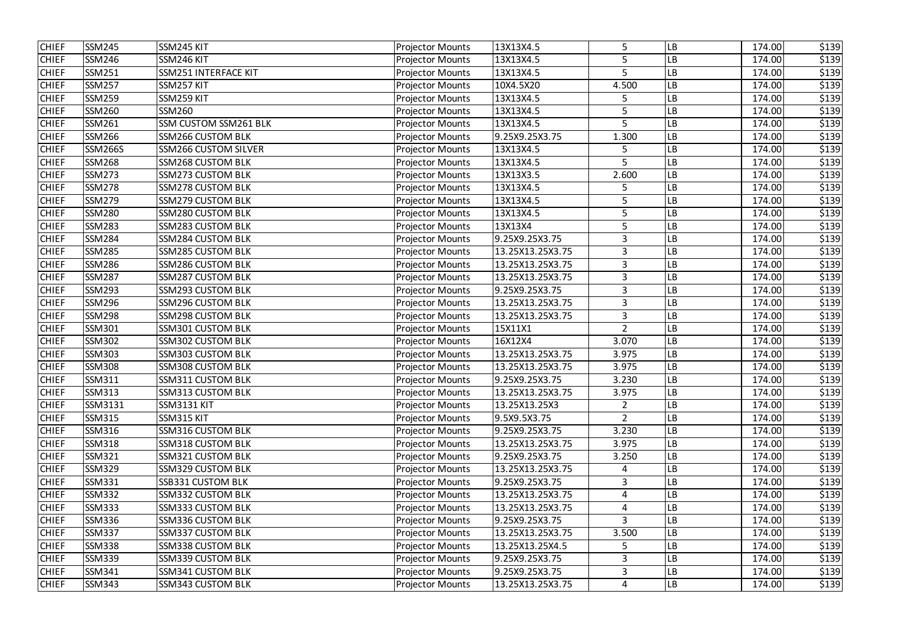| CHIEF | SSM245 | SSM245 KIT | Projector Mounts | 13X13X4.5 | 5 | LB | 174.00 | $139 |
|---|---|---|---|---|---|---|---|---|
| CHIEF | SSM246 | SSM246 KIT | Projector Mounts | 13X13X4.5 | 5 | LB | 174.00 | $139 |
| CHIEF | SSM251 | SSM251 INTERFACE KIT | Projector Mounts | 13X13X4.5 | 5 | LB | 174.00 | $139 |
| CHIEF | SSM257 | SSM257 KIT | Projector Mounts | 10X4.5X20 | 4.500 | LB | 174.00 | $139 |
| CHIEF | SSM259 | SSM259 KIT | Projector Mounts | 13X13X4.5 | 5 | LB | 174.00 | $139 |
| CHIEF | SSM260 | SSM260 | Projector Mounts | 13X13X4.5 | 5 | LB | 174.00 | $139 |
| CHIEF | SSM261 | SSM CUSTOM SSM261 BLK | Projector Mounts | 13X13X4.5 | 5 | LB | 174.00 | $139 |
| CHIEF | SSM266 | SSM266 CUSTOM BLK | Projector Mounts | 9.25X9.25X3.75 | 1.300 | LB | 174.00 | $139 |
| CHIEF | SSM266S | SSM266 CUSTOM SILVER | Projector Mounts | 13X13X4.5 | 5 | LB | 174.00 | $139 |
| CHIEF | SSM268 | SSM268 CUSTOM BLK | Projector Mounts | 13X13X4.5 | 5 | LB | 174.00 | $139 |
| CHIEF | SSM273 | SSM273 CUSTOM BLK | Projector Mounts | 13X13X3.5 | 2.600 | LB | 174.00 | $139 |
| CHIEF | SSM278 | SSM278 CUSTOM BLK | Projector Mounts | 13X13X4.5 | 5 | LB | 174.00 | $139 |
| CHIEF | SSM279 | SSM279 CUSTOM BLK | Projector Mounts | 13X13X4.5 | 5 | LB | 174.00 | $139 |
| CHIEF | SSM280 | SSM280 CUSTOM BLK | Projector Mounts | 13X13X4.5 | 5 | LB | 174.00 | $139 |
| CHIEF | SSM283 | SSM283 CUSTOM BLK | Projector Mounts | 13X13X4 | 5 | LB | 174.00 | $139 |
| CHIEF | SSM284 | SSM284 CUSTOM BLK | Projector Mounts | 9.25X9.25X3.75 | 3 | LB | 174.00 | $139 |
| CHIEF | SSM285 | SSM285 CUSTOM BLK | Projector Mounts | 13.25X13.25X3.75 | 3 | LB | 174.00 | $139 |
| CHIEF | SSM286 | SSM286 CUSTOM BLK | Projector Mounts | 13.25X13.25X3.75 | 3 | LB | 174.00 | $139 |
| CHIEF | SSM287 | SSM287 CUSTOM BLK | Projector Mounts | 13.25X13.25X3.75 | 3 | LB | 174.00 | $139 |
| CHIEF | SSM293 | SSM293 CUSTOM BLK | Projector Mounts | 9.25X9.25X3.75 | 3 | LB | 174.00 | $139 |
| CHIEF | SSM296 | SSM296 CUSTOM BLK | Projector Mounts | 13.25X13.25X3.75 | 3 | LB | 174.00 | $139 |
| CHIEF | SSM298 | SSM298 CUSTOM BLK | Projector Mounts | 13.25X13.25X3.75 | 3 | LB | 174.00 | $139 |
| CHIEF | SSM301 | SSM301 CUSTOM BLK | Projector Mounts | 15X11X1 | 2 | LB | 174.00 | $139 |
| CHIEF | SSM302 | SSM302 CUSTOM BLK | Projector Mounts | 16X12X4 | 3.070 | LB | 174.00 | $139 |
| CHIEF | SSM303 | SSM303 CUSTOM BLK | Projector Mounts | 13.25X13.25X3.75 | 3.975 | LB | 174.00 | $139 |
| CHIEF | SSM308 | SSM308 CUSTOM BLK | Projector Mounts | 13.25X13.25X3.75 | 3.975 | LB | 174.00 | $139 |
| CHIEF | SSM311 | SSM311 CUSTOM BLK | Projector Mounts | 9.25X9.25X3.75 | 3.230 | LB | 174.00 | $139 |
| CHIEF | SSM313 | SSM313 CUSTOM BLK | Projector Mounts | 13.25X13.25X3.75 | 3.975 | LB | 174.00 | $139 |
| CHIEF | SSM3131 | SSM3131 KIT | Projector Mounts | 13.25X13.25X3 | 2 | LB | 174.00 | $139 |
| CHIEF | SSM315 | SSM315 KIT | Projector Mounts | 9.5X9.5X3.75 | 2 | LB | 174.00 | $139 |
| CHIEF | SSM316 | SSM316 CUSTOM BLK | Projector Mounts | 9.25X9.25X3.75 | 3.230 | LB | 174.00 | $139 |
| CHIEF | SSM318 | SSM318 CUSTOM BLK | Projector Mounts | 13.25X13.25X3.75 | 3.975 | LB | 174.00 | $139 |
| CHIEF | SSM321 | SSM321 CUSTOM BLK | Projector Mounts | 9.25X9.25X3.75 | 3.250 | LB | 174.00 | $139 |
| CHIEF | SSM329 | SSM329 CUSTOM BLK | Projector Mounts | 13.25X13.25X3.75 | 4 | LB | 174.00 | $139 |
| CHIEF | SSM331 | SSB331 CUSTOM BLK | Projector Mounts | 9.25X9.25X3.75 | 3 | LB | 174.00 | $139 |
| CHIEF | SSM332 | SSM332 CUSTOM BLK | Projector Mounts | 13.25X13.25X3.75 | 4 | LB | 174.00 | $139 |
| CHIEF | SSM333 | SSM333 CUSTOM BLK | Projector Mounts | 13.25X13.25X3.75 | 4 | LB | 174.00 | $139 |
| CHIEF | SSM336 | SSM336 CUSTOM BLK | Projector Mounts | 9.25X9.25X3.75 | 3 | LB | 174.00 | $139 |
| CHIEF | SSM337 | SSM337 CUSTOM BLK | Projector Mounts | 13.25X13.25X3.75 | 3.500 | LB | 174.00 | $139 |
| CHIEF | SSM338 | SSM338 CUSTOM BLK | Projector Mounts | 13.25X13.25X4.5 | 5 | LB | 174.00 | $139 |
| CHIEF | SSM339 | SSM339 CUSTOM BLK | Projector Mounts | 9.25X9.25X3.75 | 3 | LB | 174.00 | $139 |
| CHIEF | SSM341 | SSM341 CUSTOM BLK | Projector Mounts | 9.25X9.25X3.75 | 3 | LB | 174.00 | $139 |
| CHIEF | SSM343 | SSM343 CUSTOM BLK | Projector Mounts | 13.25X13.25X3.75 | 4 | LB | 174.00 | $139 |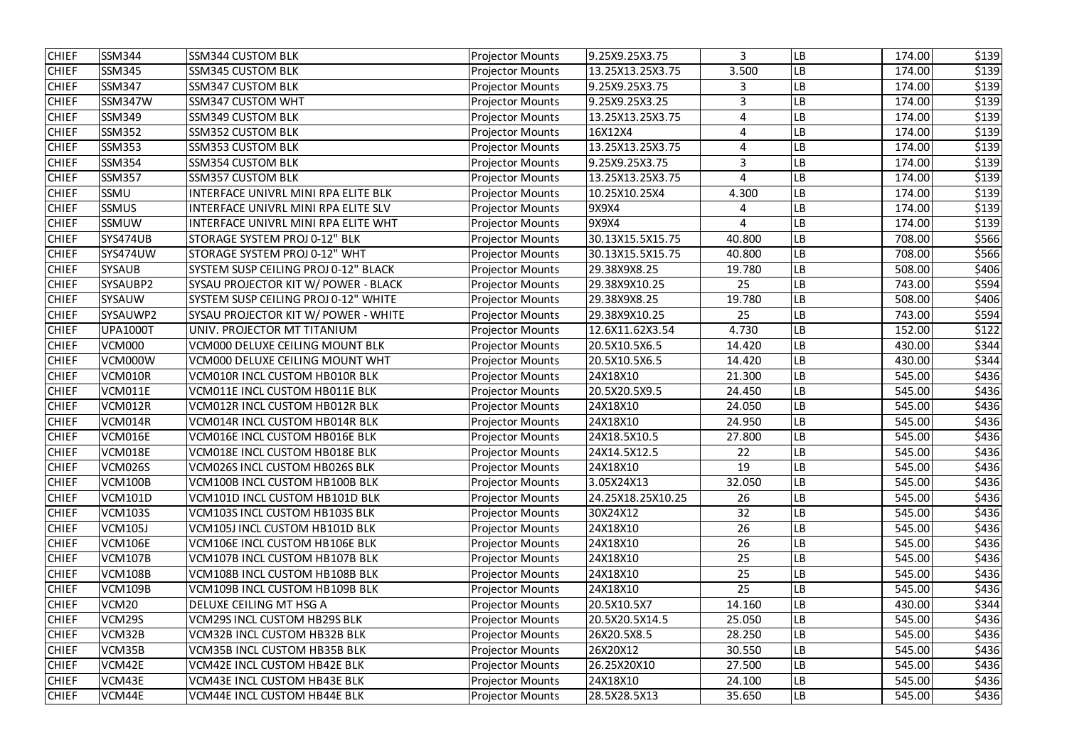| CHIEF | SSM344 | SSM344 CUSTOM BLK | Projector Mounts | 9.25X9.25X3.75 | 3 | LB | 174.00 | $139 |
|---|---|---|---|---|---|---|---|---|
| CHIEF | SSM345 | SSM345 CUSTOM BLK | Projector Mounts | 13.25X13.25X3.75 | 3.500 | LB | 174.00 | $139 |
| CHIEF | SSM347 | SSM347 CUSTOM BLK | Projector Mounts | 9.25X9.25X3.75 | 3 | LB | 174.00 | $139 |
| CHIEF | SSM347W | SSM347 CUSTOM WHT | Projector Mounts | 9.25X9.25X3.25 | 3 | LB | 174.00 | $139 |
| CHIEF | SSM349 | SSM349 CUSTOM BLK | Projector Mounts | 13.25X13.25X3.75 | 4 | LB | 174.00 | $139 |
| CHIEF | SSM352 | SSM352 CUSTOM BLK | Projector Mounts | 16X12X4 | 4 | LB | 174.00 | $139 |
| CHIEF | SSM353 | SSM353 CUSTOM BLK | Projector Mounts | 13.25X13.25X3.75 | 4 | LB | 174.00 | $139 |
| CHIEF | SSM354 | SSM354 CUSTOM BLK | Projector Mounts | 9.25X9.25X3.75 | 3 | LB | 174.00 | $139 |
| CHIEF | SSM357 | SSM357 CUSTOM BLK | Projector Mounts | 13.25X13.25X3.75 | 4 | LB | 174.00 | $139 |
| CHIEF | SSMU | INTERFACE UNIVRL MINI RPA ELITE BLK | Projector Mounts | 10.25X10.25X4 | 4.300 | LB | 174.00 | $139 |
| CHIEF | SSMUS | INTERFACE UNIVRL MINI RPA ELITE SLV | Projector Mounts | 9X9X4 | 4 | LB | 174.00 | $139 |
| CHIEF | SSMUW | INTERFACE UNIVRL MINI RPA ELITE WHT | Projector Mounts | 9X9X4 | 4 | LB | 174.00 | $139 |
| CHIEF | SYS474UB | STORAGE SYSTEM PROJ 0-12" BLK | Projector Mounts | 30.13X15.5X15.75 | 40.800 | LB | 708.00 | $566 |
| CHIEF | SYS474UW | STORAGE SYSTEM PROJ 0-12" WHT | Projector Mounts | 30.13X15.5X15.75 | 40.800 | LB | 708.00 | $566 |
| CHIEF | SYSAUB | SYSTEM SUSP CEILING PROJ 0-12" BLACK | Projector Mounts | 29.38X9X8.25 | 19.780 | LB | 508.00 | $406 |
| CHIEF | SYSAUBP2 | SYSAU PROJECTOR KIT W/ POWER - BLACK | Projector Mounts | 29.38X9X10.25 | 25 | LB | 743.00 | $594 |
| CHIEF | SYSAUW | SYSTEM SUSP CEILING PROJ 0-12" WHITE | Projector Mounts | 29.38X9X8.25 | 19.780 | LB | 508.00 | $406 |
| CHIEF | SYSAUWP2 | SYSAU PROJECTOR KIT W/ POWER - WHITE | Projector Mounts | 29.38X9X10.25 | 25 | LB | 743.00 | $594 |
| CHIEF | UPA1000T | UNIV. PROJECTOR MT TITANIUM | Projector Mounts | 12.6X11.62X3.54 | 4.730 | LB | 152.00 | $122 |
| CHIEF | VCM000 | VCM000 DELUXE CEILING MOUNT BLK | Projector Mounts | 20.5X10.5X6.5 | 14.420 | LB | 430.00 | $344 |
| CHIEF | VCM000W | VCM000 DELUXE CEILING MOUNT WHT | Projector Mounts | 20.5X10.5X6.5 | 14.420 | LB | 430.00 | $344 |
| CHIEF | VCM010R | VCM010R INCL CUSTOM HB010R BLK | Projector Mounts | 24X18X10 | 21.300 | LB | 545.00 | $436 |
| CHIEF | VCM011E | VCM011E INCL CUSTOM HB011E BLK | Projector Mounts | 20.5X20.5X9.5 | 24.450 | LB | 545.00 | $436 |
| CHIEF | VCM012R | VCM012R INCL CUSTOM HB012R BLK | Projector Mounts | 24X18X10 | 24.050 | LB | 545.00 | $436 |
| CHIEF | VCM014R | VCM014R INCL CUSTOM HB014R BLK | Projector Mounts | 24X18X10 | 24.950 | LB | 545.00 | $436 |
| CHIEF | VCM016E | VCM016E INCL CUSTOM HB016E BLK | Projector Mounts | 24X18.5X10.5 | 27.800 | LB | 545.00 | $436 |
| CHIEF | VCM018E | VCM018E INCL CUSTOM HB018E BLK | Projector Mounts | 24X14.5X12.5 | 22 | LB | 545.00 | $436 |
| CHIEF | VCM026S | VCM026S INCL CUSTOM HB026S BLK | Projector Mounts | 24X18X10 | 19 | LB | 545.00 | $436 |
| CHIEF | VCM100B | VCM100B INCL CUSTOM HB100B BLK | Projector Mounts | 3.05X24X13 | 32.050 | LB | 545.00 | $436 |
| CHIEF | VCM101D | VCM101D INCL CUSTOM HB101D BLK | Projector Mounts | 24.25X18.25X10.25 | 26 | LB | 545.00 | $436 |
| CHIEF | VCM103S | VCM103S INCL CUSTOM HB103S BLK | Projector Mounts | 30X24X12 | 32 | LB | 545.00 | $436 |
| CHIEF | VCM105J | VCM105J INCL CUSTOM HB101D BLK | Projector Mounts | 24X18X10 | 26 | LB | 545.00 | $436 |
| CHIEF | VCM106E | VCM106E INCL CUSTOM HB106E BLK | Projector Mounts | 24X18X10 | 26 | LB | 545.00 | $436 |
| CHIEF | VCM107B | VCM107B INCL CUSTOM HB107B BLK | Projector Mounts | 24X18X10 | 25 | LB | 545.00 | $436 |
| CHIEF | VCM108B | VCM108B INCL CUSTOM HB108B BLK | Projector Mounts | 24X18X10 | 25 | LB | 545.00 | $436 |
| CHIEF | VCM109B | VCM109B INCL CUSTOM HB109B BLK | Projector Mounts | 24X18X10 | 25 | LB | 545.00 | $436 |
| CHIEF | VCM20 | DELUXE CEILING MT HSG A | Projector Mounts | 20.5X10.5X7 | 14.160 | LB | 430.00 | $344 |
| CHIEF | VCM29S | VCM29S INCL CUSTOM HB29S BLK | Projector Mounts | 20.5X20.5X14.5 | 25.050 | LB | 545.00 | $436 |
| CHIEF | VCM32B | VCM32B INCL CUSTOM HB32B BLK | Projector Mounts | 26X20.5X8.5 | 28.250 | LB | 545.00 | $436 |
| CHIEF | VCM35B | VCM35B INCL CUSTOM HB35B BLK | Projector Mounts | 26X20X12 | 30.550 | LB | 545.00 | $436 |
| CHIEF | VCM42E | VCM42E INCL CUSTOM HB42E BLK | Projector Mounts | 26.25X20X10 | 27.500 | LB | 545.00 | $436 |
| CHIEF | VCM43E | VCM43E INCL CUSTOM HB43E BLK | Projector Mounts | 24X18X10 | 24.100 | LB | 545.00 | $436 |
| CHIEF | VCM44E | VCM44E INCL CUSTOM HB44E BLK | Projector Mounts | 28.5X28.5X13 | 35.650 | LB | 545.00 | $436 |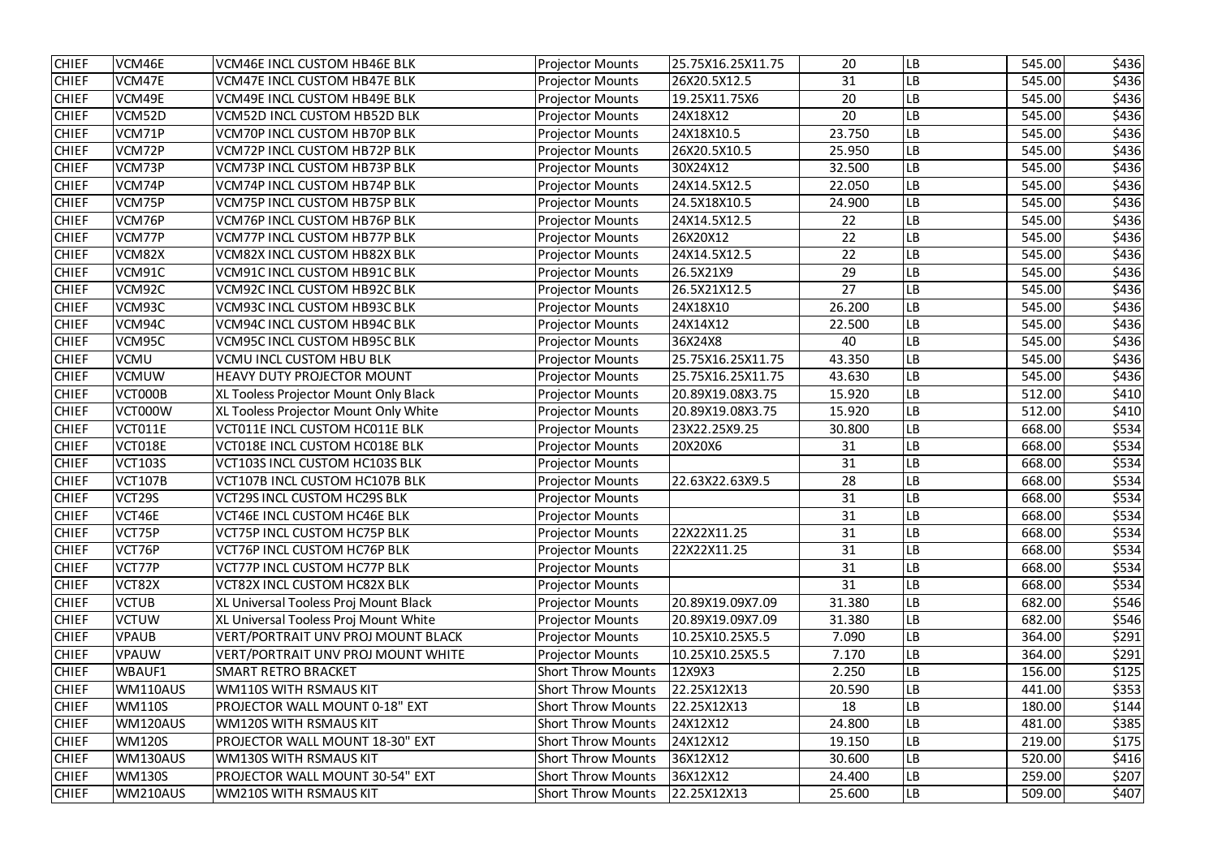| CHIEF | VCM46E | VCM46E INCL CUSTOM HB46E BLK | Projector Mounts | 25.75X16.25X11.75 | 20 | LB | 545.00 | $436 |
|---|---|---|---|---|---|---|---|---|
| CHIEF | VCM47E | VCM47E INCL CUSTOM HB47E BLK | Projector Mounts | 26X20.5X12.5 | 31 | LB | 545.00 | $436 |
| CHIEF | VCM49E | VCM49E INCL CUSTOM HB49E BLK | Projector Mounts | 19.25X11.75X6 | 20 | LB | 545.00 | $436 |
| CHIEF | VCM52D | VCM52D INCL CUSTOM HB52D BLK | Projector Mounts | 24X18X12 | 20 | LB | 545.00 | $436 |
| CHIEF | VCM71P | VCM70P INCL CUSTOM HB70P BLK | Projector Mounts | 24X18X10.5 | 23.750 | LB | 545.00 | $436 |
| CHIEF | VCM72P | VCM72P INCL CUSTOM HB72P BLK | Projector Mounts | 26X20.5X10.5 | 25.950 | LB | 545.00 | $436 |
| CHIEF | VCM73P | VCM73P INCL CUSTOM HB73P BLK | Projector Mounts | 30X24X12 | 32.500 | LB | 545.00 | $436 |
| CHIEF | VCM74P | VCM74P INCL CUSTOM HB74P BLK | Projector Mounts | 24X14.5X12.5 | 22.050 | LB | 545.00 | $436 |
| CHIEF | VCM75P | VCM75P INCL CUSTOM HB75P BLK | Projector Mounts | 24.5X18X10.5 | 24.900 | LB | 545.00 | $436 |
| CHIEF | VCM76P | VCM76P INCL CUSTOM HB76P BLK | Projector Mounts | 24X14.5X12.5 | 22 | LB | 545.00 | $436 |
| CHIEF | VCM77P | VCM77P INCL CUSTOM HB77P BLK | Projector Mounts | 26X20X12 | 22 | LB | 545.00 | $436 |
| CHIEF | VCM82X | VCM82X INCL CUSTOM HB82X BLK | Projector Mounts | 24X14.5X12.5 | 22 | LB | 545.00 | $436 |
| CHIEF | VCM91C | VCM91C INCL CUSTOM HB91C BLK | Projector Mounts | 26.5X21X9 | 29 | LB | 545.00 | $436 |
| CHIEF | VCM92C | VCM92C INCL CUSTOM HB92C BLK | Projector Mounts | 26.5X21X12.5 | 27 | LB | 545.00 | $436 |
| CHIEF | VCM93C | VCM93C INCL CUSTOM HB93C BLK | Projector Mounts | 24X18X10 | 26.200 | LB | 545.00 | $436 |
| CHIEF | VCM94C | VCM94C INCL CUSTOM HB94C BLK | Projector Mounts | 24X14X12 | 22.500 | LB | 545.00 | $436 |
| CHIEF | VCM95C | VCM95C INCL CUSTOM HB95C BLK | Projector Mounts | 36X24X8 | 40 | LB | 545.00 | $436 |
| CHIEF | VCMU | VCMU INCL CUSTOM HBU BLK | Projector Mounts | 25.75X16.25X11.75 | 43.350 | LB | 545.00 | $436 |
| CHIEF | VCMUW | HEAVY DUTY PROJECTOR MOUNT | Projector Mounts | 25.75X16.25X11.75 | 43.630 | LB | 545.00 | $436 |
| CHIEF | VCT000B | XL Tooless Projector Mount Only Black | Projector Mounts | 20.89X19.08X3.75 | 15.920 | LB | 512.00 | $410 |
| CHIEF | VCT000W | XL Tooless Projector Mount Only White | Projector Mounts | 20.89X19.08X3.75 | 15.920 | LB | 512.00 | $410 |
| CHIEF | VCT011E | VCT011E INCL CUSTOM HC011E BLK | Projector Mounts | 23X22.25X9.25 | 30.800 | LB | 668.00 | $534 |
| CHIEF | VCT018E | VCT018E INCL CUSTOM HC018E BLK | Projector Mounts | 20X20X6 | 31 | LB | 668.00 | $534 |
| CHIEF | VCT103S | VCT103S INCL CUSTOM HC103S BLK | Projector Mounts | | 31 | LB | 668.00 | $534 |
| CHIEF | VCT107B | VCT107B INCL CUSTOM HC107B BLK | Projector Mounts | 22.63X22.63X9.5 | 28 | LB | 668.00 | $534 |
| CHIEF | VCT29S | VCT29S INCL CUSTOM HC29S BLK | Projector Mounts | | 31 | LB | 668.00 | $534 |
| CHIEF | VCT46E | VCT46E INCL CUSTOM HC46E BLK | Projector Mounts | | 31 | LB | 668.00 | $534 |
| CHIEF | VCT75P | VCT75P INCL CUSTOM HC75P BLK | Projector Mounts | 22X22X11.25 | 31 | LB | 668.00 | $534 |
| CHIEF | VCT76P | VCT76P INCL CUSTOM HC76P BLK | Projector Mounts | 22X22X11.25 | 31 | LB | 668.00 | $534 |
| CHIEF | VCT77P | VCT77P INCL CUSTOM HC77P BLK | Projector Mounts | | 31 | LB | 668.00 | $534 |
| CHIEF | VCT82X | VCT82X INCL CUSTOM HC82X BLK | Projector Mounts | | 31 | LB | 668.00 | $534 |
| CHIEF | VCTUB | XL Universal Tooless Proj Mount Black | Projector Mounts | 20.89X19.09X7.09 | 31.380 | LB | 682.00 | $546 |
| CHIEF | VCTUW | XL Universal Tooless Proj Mount White | Projector Mounts | 20.89X19.09X7.09 | 31.380 | LB | 682.00 | $546 |
| CHIEF | VPAUB | VERT/PORTRAIT UNV PROJ MOUNT BLACK | Projector Mounts | 10.25X10.25X5.5 | 7.090 | LB | 364.00 | $291 |
| CHIEF | VPAUW | VERT/PORTRAIT UNV PROJ MOUNT WHITE | Projector Mounts | 10.25X10.25X5.5 | 7.170 | LB | 364.00 | $291 |
| CHIEF | WBAUF1 | SMART RETRO BRACKET | Short Throw Mounts | 12X9X3 | 2.250 | LB | 156.00 | $125 |
| CHIEF | WM110AUS | WM110S WITH RSMAUS KIT | Short Throw Mounts | 22.25X12X13 | 20.590 | LB | 441.00 | $353 |
| CHIEF | WM110S | PROJECTOR WALL MOUNT 0-18" EXT | Short Throw Mounts | 22.25X12X13 | 18 | LB | 180.00 | $144 |
| CHIEF | WM120AUS | WM120S WITH RSMAUS KIT | Short Throw Mounts | 24X12X12 | 24.800 | LB | 481.00 | $385 |
| CHIEF | WM120S | PROJECTOR WALL MOUNT 18-30" EXT | Short Throw Mounts | 24X12X12 | 19.150 | LB | 219.00 | $175 |
| CHIEF | WM130AUS | WM130S WITH RSMAUS KIT | Short Throw Mounts | 36X12X12 | 30.600 | LB | 520.00 | $416 |
| CHIEF | WM130S | PROJECTOR WALL MOUNT 30-54" EXT | Short Throw Mounts | 36X12X12 | 24.400 | LB | 259.00 | $207 |
| CHIEF | WM210AUS | WM210S WITH RSMAUS KIT | Short Throw Mounts | 22.25X12X13 | 25.600 | LB | 509.00 | $407 |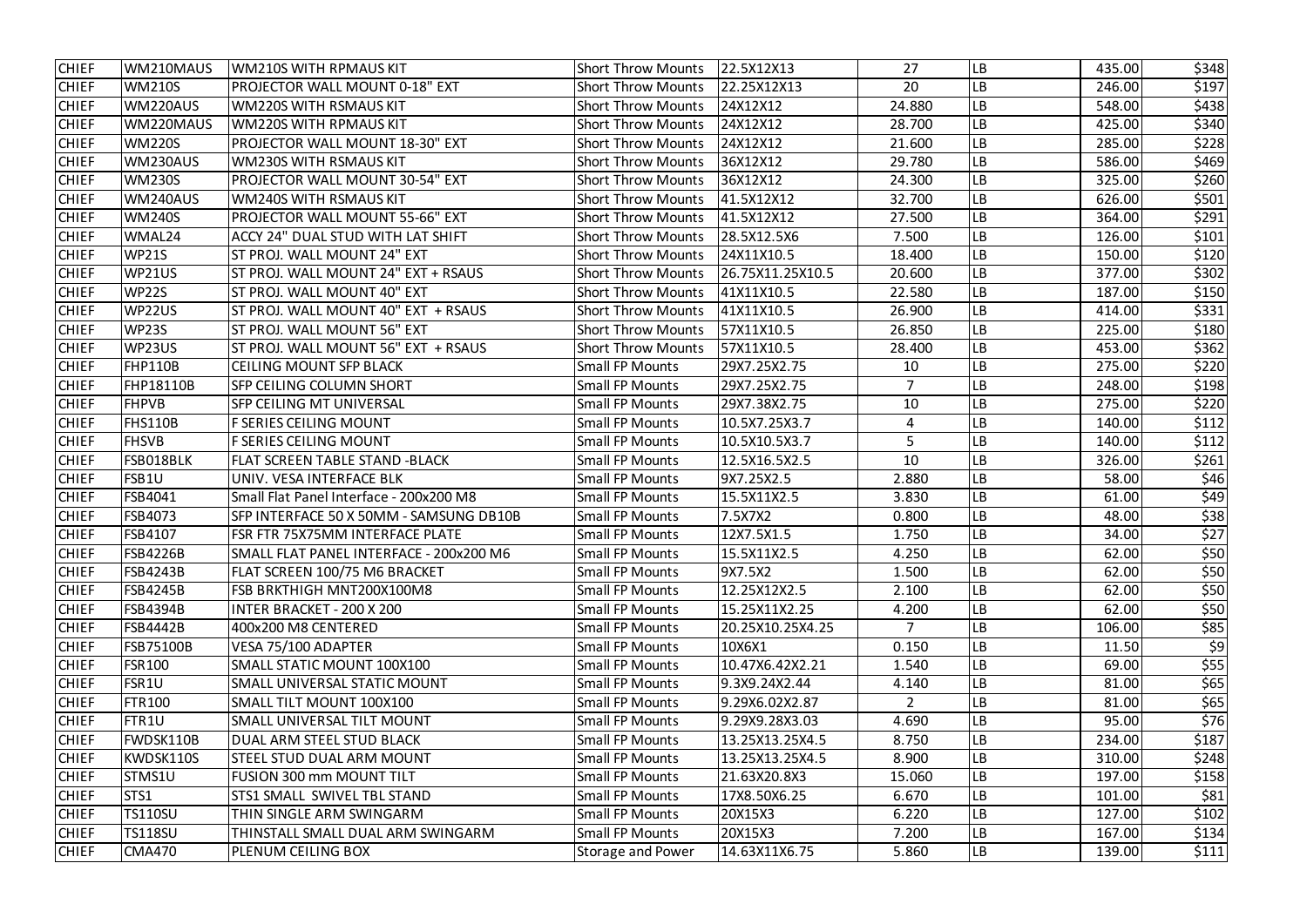| | | | | | | | | |
|---|---|---|---|---|---|---|---|---|
| CHIEF | WM210MAUS | WM210S WITH RPMAUS KIT | Short Throw Mounts | 22.5X12X13 | 27 | LB | 435.00 | $348 |
| CHIEF | WM210S | PROJECTOR WALL MOUNT 0-18" EXT | Short Throw Mounts | 22.25X12X13 | 20 | LB | 246.00 | $197 |
| CHIEF | WM220AUS | WM220S WITH RSMAUS KIT | Short Throw Mounts | 24X12X12 | 24.880 | LB | 548.00 | $438 |
| CHIEF | WM220MAUS | WM220S WITH RPMAUS KIT | Short Throw Mounts | 24X12X12 | 28.700 | LB | 425.00 | $340 |
| CHIEF | WM220S | PROJECTOR WALL MOUNT 18-30" EXT | Short Throw Mounts | 24X12X12 | 21.600 | LB | 285.00 | $228 |
| CHIEF | WM230AUS | WM230S WITH RSMAUS KIT | Short Throw Mounts | 36X12X12 | 29.780 | LB | 586.00 | $469 |
| CHIEF | WM230S | PROJECTOR WALL MOUNT 30-54" EXT | Short Throw Mounts | 36X12X12 | 24.300 | LB | 325.00 | $260 |
| CHIEF | WM240AUS | WM240S WITH RSMAUS KIT | Short Throw Mounts | 41.5X12X12 | 32.700 | LB | 626.00 | $501 |
| CHIEF | WM240S | PROJECTOR WALL MOUNT 55-66" EXT | Short Throw Mounts | 41.5X12X12 | 27.500 | LB | 364.00 | $291 |
| CHIEF | WMAL24 | ACCY 24" DUAL STUD WITH LAT SHIFT | Short Throw Mounts | 28.5X12.5X6 | 7.500 | LB | 126.00 | $101 |
| CHIEF | WP21S | ST PROJ. WALL MOUNT 24" EXT | Short Throw Mounts | 24X11X10.5 | 18.400 | LB | 150.00 | $120 |
| CHIEF | WP21US | ST PROJ. WALL MOUNT 24" EXT + RSAUS | Short Throw Mounts | 26.75X11.25X10.5 | 20.600 | LB | 377.00 | $302 |
| CHIEF | WP22S | ST PROJ. WALL MOUNT 40" EXT | Short Throw Mounts | 41X11X10.5 | 22.580 | LB | 187.00 | $150 |
| CHIEF | WP22US | ST PROJ. WALL MOUNT 40" EXT + RSAUS | Short Throw Mounts | 41X11X10.5 | 26.900 | LB | 414.00 | $331 |
| CHIEF | WP23S | ST PROJ. WALL MOUNT 56" EXT | Short Throw Mounts | 57X11X10.5 | 26.850 | LB | 225.00 | $180 |
| CHIEF | WP23US | ST PROJ. WALL MOUNT 56" EXT + RSAUS | Short Throw Mounts | 57X11X10.5 | 28.400 | LB | 453.00 | $362 |
| CHIEF | FHP110B | CEILING MOUNT SFP BLACK | Small FP Mounts | 29X7.25X2.75 | 10 | LB | 275.00 | $220 |
| CHIEF | FHP18110B | SFP CEILING COLUMN SHORT | Small FP Mounts | 29X7.25X2.75 | 7 | LB | 248.00 | $198 |
| CHIEF | FHPVB | SFP CEILING MT UNIVERSAL | Small FP Mounts | 29X7.38X2.75 | 10 | LB | 275.00 | $220 |
| CHIEF | FHS110B | F SERIES CEILING MOUNT | Small FP Mounts | 10.5X7.25X3.7 | 4 | LB | 140.00 | $112 |
| CHIEF | FHSVB | F SERIES CEILING MOUNT | Small FP Mounts | 10.5X10.5X3.7 | 5 | LB | 140.00 | $112 |
| CHIEF | FSB018BLK | FLAT SCREEN TABLE STAND -BLACK | Small FP Mounts | 12.5X16.5X2.5 | 10 | LB | 326.00 | $261 |
| CHIEF | FSB1U | UNIV. VESA INTERFACE BLK | Small FP Mounts | 9X7.25X2.5 | 2.880 | LB | 58.00 | $46 |
| CHIEF | FSB4041 | Small Flat Panel Interface - 200x200 M8 | Small FP Mounts | 15.5X11X2.5 | 3.830 | LB | 61.00 | $49 |
| CHIEF | FSB4073 | SFP INTERFACE 50 X 50MM - SAMSUNG DB10B | Small FP Mounts | 7.5X7X2 | 0.800 | LB | 48.00 | $38 |
| CHIEF | FSB4107 | FSR FTR 75X75MM INTERFACE PLATE | Small FP Mounts | 12X7.5X1.5 | 1.750 | LB | 34.00 | $27 |
| CHIEF | FSB4226B | SMALL FLAT PANEL INTERFACE - 200x200 M6 | Small FP Mounts | 15.5X11X2.5 | 4.250 | LB | 62.00 | $50 |
| CHIEF | FSB4243B | FLAT SCREEN 100/75 M6 BRACKET | Small FP Mounts | 9X7.5X2 | 1.500 | LB | 62.00 | $50 |
| CHIEF | FSB4245B | FSB BRKTHIGH MNT200X100M8 | Small FP Mounts | 12.25X12X2.5 | 2.100 | LB | 62.00 | $50 |
| CHIEF | FSB4394B | INTER BRACKET - 200 X 200 | Small FP Mounts | 15.25X11X2.25 | 4.200 | LB | 62.00 | $50 |
| CHIEF | FSB4442B | 400x200 M8 CENTERED | Small FP Mounts | 20.25X10.25X4.25 | 7 | LB | 106.00 | $85 |
| CHIEF | FSB75100B | VESA 75/100 ADAPTER | Small FP Mounts | 10X6X1 | 0.150 | LB | 11.50 | $9 |
| CHIEF | FSR100 | SMALL STATIC MOUNT 100X100 | Small FP Mounts | 10.47X6.42X2.21 | 1.540 | LB | 69.00 | $55 |
| CHIEF | FSR1U | SMALL UNIVERSAL STATIC MOUNT | Small FP Mounts | 9.3X9.24X2.44 | 4.140 | LB | 81.00 | $65 |
| CHIEF | FTR100 | SMALL TILT MOUNT 100X100 | Small FP Mounts | 9.29X6.02X2.87 | 2 | LB | 81.00 | $65 |
| CHIEF | FTR1U | SMALL UNIVERSAL TILT MOUNT | Small FP Mounts | 9.29X9.28X3.03 | 4.690 | LB | 95.00 | $76 |
| CHIEF | FWDSK110B | DUAL ARM STEEL STUD BLACK | Small FP Mounts | 13.25X13.25X4.5 | 8.750 | LB | 234.00 | $187 |
| CHIEF | KWDSK110S | STEEL STUD DUAL ARM MOUNT | Small FP Mounts | 13.25X13.25X4.5 | 8.900 | LB | 310.00 | $248 |
| CHIEF | STMS1U | FUSION 300 mm MOUNT TILT | Small FP Mounts | 21.63X20.8X3 | 15.060 | LB | 197.00 | $158 |
| CHIEF | STS1 | STS1 SMALL SWIVEL TBL STAND | Small FP Mounts | 17X8.50X6.25 | 6.670 | LB | 101.00 | $81 |
| CHIEF | TS110SU | THIN SINGLE ARM SWINGARM | Small FP Mounts | 20X15X3 | 6.220 | LB | 127.00 | $102 |
| CHIEF | TS118SU | THINSTALL SMALL DUAL ARM SWINGARM | Small FP Mounts | 20X15X3 | 7.200 | LB | 167.00 | $134 |
| CHIEF | CMA470 | PLENUM CEILING BOX | Storage and Power | 14.63X11X6.75 | 5.860 | LB | 139.00 | $111 |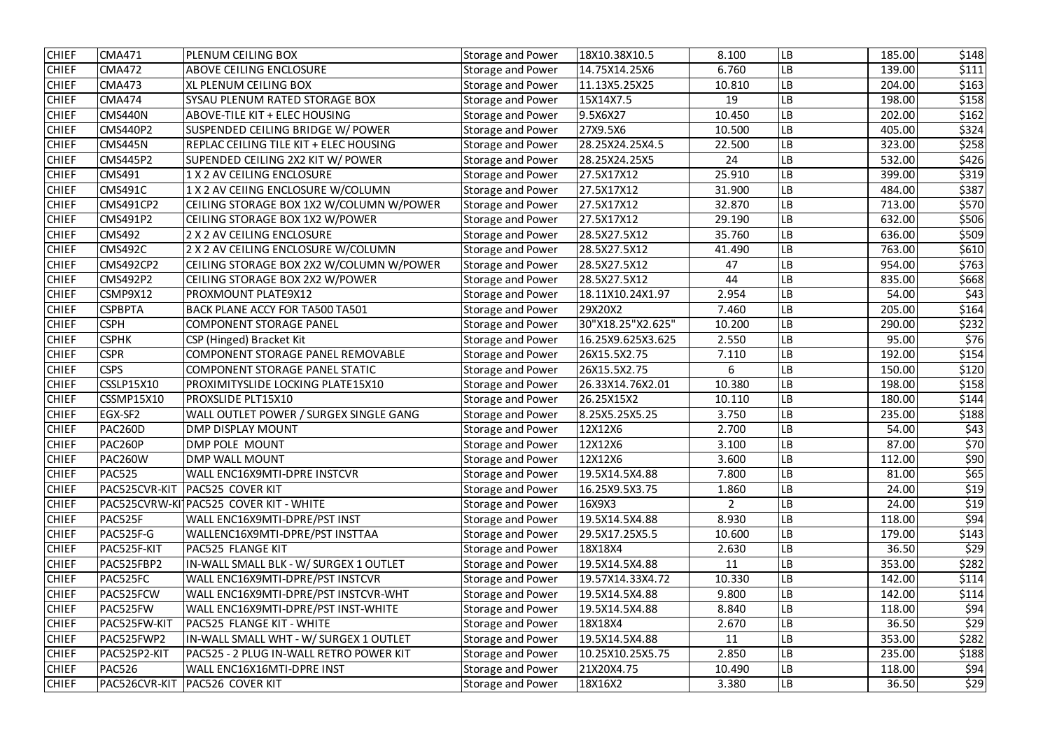| | | | | | | | | |
|---|---|---|---|---|---|---|---|---|
| CHIEF | CMA471 | PLENUM CEILING BOX | Storage and Power | 18X10.38X10.5 | 8.100 | LB | 185.00 | $148 |
| CHIEF | CMA472 | ABOVE CEILING ENCLOSURE | Storage and Power | 14.75X14.25X6 | 6.760 | LB | 139.00 | $111 |
| CHIEF | CMA473 | XL PLENUM CEILING BOX | Storage and Power | 11.13X5.25X25 | 10.810 | LB | 204.00 | $163 |
| CHIEF | CMA474 | SYSAU PLENUM RATED STORAGE BOX | Storage and Power | 15X14X7.5 | 19 | LB | 198.00 | $158 |
| CHIEF | CMS440N | ABOVE-TILE KIT + ELEC HOUSING | Storage and Power | 9.5X6X27 | 10.450 | LB | 202.00 | $162 |
| CHIEF | CMS440P2 | SUSPENDED CEILING BRIDGE W/ POWER | Storage and Power | 27X9.5X6 | 10.500 | LB | 405.00 | $324 |
| CHIEF | CMS445N | REPLAC CEILING TILE KIT + ELEC HOUSING | Storage and Power | 28.25X24.25X4.5 | 22.500 | LB | 323.00 | $258 |
| CHIEF | CMS445P2 | SUPENDED CEILING 2X2 KIT W/ POWER | Storage and Power | 28.25X24.25X5 | 24 | LB | 532.00 | $426 |
| CHIEF | CMS491 | 1 X 2 AV CEILING ENCLOSURE | Storage and Power | 27.5X17X12 | 25.910 | LB | 399.00 | $319 |
| CHIEF | CMS491C | 1 X 2 AV CEIING ENCLOSURE W/COLUMN | Storage and Power | 27.5X17X12 | 31.900 | LB | 484.00 | $387 |
| CHIEF | CMS491CP2 | CEILING STORAGE BOX 1X2 W/COLUMN W/POWER | Storage and Power | 27.5X17X12 | 32.870 | LB | 713.00 | $570 |
| CHIEF | CMS491P2 | CEILING STORAGE BOX 1X2 W/POWER | Storage and Power | 27.5X17X12 | 29.190 | LB | 632.00 | $506 |
| CHIEF | CMS492 | 2 X 2 AV CEILING ENCLOSURE | Storage and Power | 28.5X27.5X12 | 35.760 | LB | 636.00 | $509 |
| CHIEF | CMS492C | 2 X 2 AV CEILING ENCLOSURE W/COLUMN | Storage and Power | 28.5X27.5X12 | 41.490 | LB | 763.00 | $610 |
| CHIEF | CMS492CP2 | CEILING STORAGE BOX 2X2 W/COLUMN W/POWER | Storage and Power | 28.5X27.5X12 | 47 | LB | 954.00 | $763 |
| CHIEF | CMS492P2 | CEILING STORAGE BOX 2X2 W/POWER | Storage and Power | 28.5X27.5X12 | 44 | LB | 835.00 | $668 |
| CHIEF | CSMP9X12 | PROXMOUNT PLATE9X12 | Storage and Power | 18.11X10.24X1.97 | 2.954 | LB | 54.00 | $43 |
| CHIEF | CSPBPTA | BACK PLANE ACCY FOR TA500 TA501 | Storage and Power | 29X20X2 | 7.460 | LB | 205.00 | $164 |
| CHIEF | CSPH | COMPONENT STORAGE PANEL | Storage and Power | 30"X18.25"X2.625" | 10.200 | LB | 290.00 | $232 |
| CHIEF | CSPHK | CSP (Hinged) Bracket Kit | Storage and Power | 16.25X9.625X3.625 | 2.550 | LB | 95.00 | $76 |
| CHIEF | CSPR | COMPONENT STORAGE PANEL REMOVABLE | Storage and Power | 26X15.5X2.75 | 7.110 | LB | 192.00 | $154 |
| CHIEF | CSPS | COMPONENT STORAGE PANEL STATIC | Storage and Power | 26X15.5X2.75 | 6 | LB | 150.00 | $120 |
| CHIEF | CSSLP15X10 | PROXIMITYSLIDE LOCKING PLATE15X10 | Storage and Power | 26.33X14.76X2.01 | 10.380 | LB | 198.00 | $158 |
| CHIEF | CSSMP15X10 | PROXSLIDE PLT15X10 | Storage and Power | 26.25X15X2 | 10.110 | LB | 180.00 | $144 |
| CHIEF | EGX-SF2 | WALL OUTLET POWER / SURGEX SINGLE GANG | Storage and Power | 8.25X5.25X5.25 | 3.750 | LB | 235.00 | $188 |
| CHIEF | PAC260D | DMP DISPLAY MOUNT | Storage and Power | 12X12X6 | 2.700 | LB | 54.00 | $43 |
| CHIEF | PAC260P | DMP POLE MOUNT | Storage and Power | 12X12X6 | 3.100 | LB | 87.00 | $70 |
| CHIEF | PAC260W | DMP WALL MOUNT | Storage and Power | 12X12X6 | 3.600 | LB | 112.00 | $90 |
| CHIEF | PAC525 | WALL ENC16X9MTI-DPRE INSTCVR | Storage and Power | 19.5X14.5X4.88 | 7.800 | LB | 81.00 | $65 |
| CHIEF | PAC525CVR-KIT | PAC525 COVER KIT | Storage and Power | 16.25X9.5X3.75 | 1.860 | LB | 24.00 | $19 |
| CHIEF | PAC525CVRW-KI | PAC525 COVER KIT - WHITE | Storage and Power | 16X9X3 | 2 | LB | 24.00 | $19 |
| CHIEF | PAC525F | WALL ENC16X9MTI-DPRE/PST INST | Storage and Power | 19.5X14.5X4.88 | 8.930 | LB | 118.00 | $94 |
| CHIEF | PAC525F-G | WALLENC16X9MTI-DPRE/PST INSTTAA | Storage and Power | 29.5X17.25X5.5 | 10.600 | LB | 179.00 | $143 |
| CHIEF | PAC525F-KIT | PAC525 FLANGE KIT | Storage and Power | 18X18X4 | 2.630 | LB | 36.50 | $29 |
| CHIEF | PAC525FBP2 | IN-WALL SMALL BLK - W/ SURGEX 1 OUTLET | Storage and Power | 19.5X14.5X4.88 | 11 | LB | 353.00 | $282 |
| CHIEF | PAC525FC | WALL ENC16X9MTI-DPRE/PST INSTCVR | Storage and Power | 19.57X14.33X4.72 | 10.330 | LB | 142.00 | $114 |
| CHIEF | PAC525FCW | WALL ENC16X9MTI-DPRE/PST INSTCVR-WHT | Storage and Power | 19.5X14.5X4.88 | 9.800 | LB | 142.00 | $114 |
| CHIEF | PAC525FW | WALL ENC16X9MTI-DPRE/PST INST-WHITE | Storage and Power | 19.5X14.5X4.88 | 8.840 | LB | 118.00 | $94 |
| CHIEF | PAC525FW-KIT | PAC525 FLANGE KIT - WHITE | Storage and Power | 18X18X4 | 2.670 | LB | 36.50 | $29 |
| CHIEF | PAC525FWP2 | IN-WALL SMALL WHT - W/ SURGEX 1 OUTLET | Storage and Power | 19.5X14.5X4.88 | 11 | LB | 353.00 | $282 |
| CHIEF | PAC525P2-KIT | PAC525 - 2 PLUG IN-WALL RETRO POWER KIT | Storage and Power | 10.25X10.25X5.75 | 2.850 | LB | 235.00 | $188 |
| CHIEF | PAC526 | WALL ENC16X16MTI-DPRE INST | Storage and Power | 21X20X4.75 | 10.490 | LB | 118.00 | $94 |
| CHIEF | PAC526CVR-KIT | PAC526 COVER KIT | Storage and Power | 18X16X2 | 3.380 | LB | 36.50 | $29 |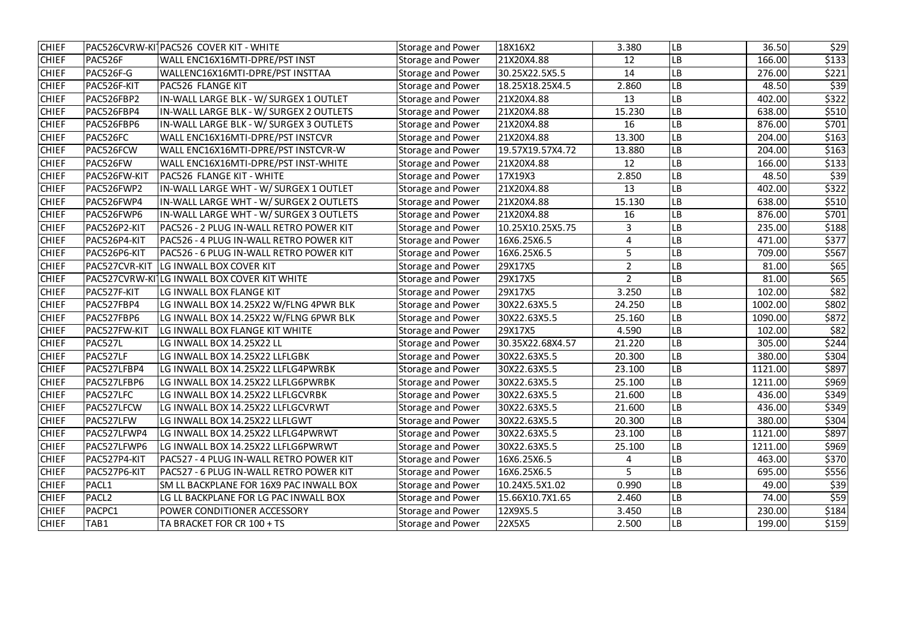| | | | | | | | | |
|---|---|---|---|---|---|---|---|---|
| CHIEF | PAC526CVRW-KI | PAC526 COVER KIT - WHITE | Storage and Power | 18X16X2 | 3.380 | LB | 36.50 | $29 |
| CHIEF | PAC526F | WALL ENC16X16MTI-DPRE/PST INST | Storage and Power | 21X20X4.88 | 12 | LB | 166.00 | $133 |
| CHIEF | PAC526F-G | WALLENC16X16MTI-DPRE/PST INSTTAA | Storage and Power | 30.25X22.5X5.5 | 14 | LB | 276.00 | $221 |
| CHIEF | PAC526F-KIT | PAC526 FLANGE KIT | Storage and Power | 18.25X18.25X4.5 | 2.860 | LB | 48.50 | $39 |
| CHIEF | PAC526FBP2 | IN-WALL LARGE BLK - W/ SURGEX 1 OUTLET | Storage and Power | 21X20X4.88 | 13 | LB | 402.00 | $322 |
| CHIEF | PAC526FBP4 | IN-WALL LARGE BLK - W/ SURGEX 2 OUTLETS | Storage and Power | 21X20X4.88 | 15.230 | LB | 638.00 | $510 |
| CHIEF | PAC526FBP6 | IN-WALL LARGE BLK - W/ SURGEX 3 OUTLETS | Storage and Power | 21X20X4.88 | 16 | LB | 876.00 | $701 |
| CHIEF | PAC526FC | WALL ENC16X16MTI-DPRE/PST INSTCVR | Storage and Power | 21X20X4.88 | 13.300 | LB | 204.00 | $163 |
| CHIEF | PAC526FCW | WALL ENC16X16MTI-DPRE/PST INSTCVR-W | Storage and Power | 19.57X19.57X4.72 | 13.880 | LB | 204.00 | $163 |
| CHIEF | PAC526FW | WALL ENC16X16MTI-DPRE/PST INST-WHITE | Storage and Power | 21X20X4.88 | 12 | LB | 166.00 | $133 |
| CHIEF | PAC526FW-KIT | PAC526 FLANGE KIT - WHITE | Storage and Power | 17X19X3 | 2.850 | LB | 48.50 | $39 |
| CHIEF | PAC526FWP2 | IN-WALL LARGE WHT - W/ SURGEX 1 OUTLET | Storage and Power | 21X20X4.88 | 13 | LB | 402.00 | $322 |
| CHIEF | PAC526FWP4 | IN-WALL LARGE WHT - W/ SURGEX 2 OUTLETS | Storage and Power | 21X20X4.88 | 15.130 | LB | 638.00 | $510 |
| CHIEF | PAC526FWP6 | IN-WALL LARGE WHT - W/ SURGEX 3 OUTLETS | Storage and Power | 21X20X4.88 | 16 | LB | 876.00 | $701 |
| CHIEF | PAC526P2-KIT | PAC526 - 2 PLUG IN-WALL RETRO POWER KIT | Storage and Power | 10.25X10.25X5.75 | 3 | LB | 235.00 | $188 |
| CHIEF | PAC526P4-KIT | PAC526 - 4 PLUG IN-WALL RETRO POWER KIT | Storage and Power | 16X6.25X6.5 | 4 | LB | 471.00 | $377 |
| CHIEF | PAC526P6-KIT | PAC526 - 6 PLUG IN-WALL RETRO POWER KIT | Storage and Power | 16X6.25X6.5 | 5 | LB | 709.00 | $567 |
| CHIEF | PAC527CVR-KIT | LG INWALL BOX COVER KIT | Storage and Power | 29X17X5 | 2 | LB | 81.00 | $65 |
| CHIEF | PAC527CVRW-KI | LG INWALL BOX COVER KIT WHITE | Storage and Power | 29X17X5 | 2 | LB | 81.00 | $65 |
| CHIEF | PAC527F-KIT | LG INWALL BOX FLANGE KIT | Storage and Power | 29X17X5 | 3.250 | LB | 102.00 | $82 |
| CHIEF | PAC527FBP4 | LG INWALL BOX 14.25X22 W/FLNG 4PWR BLK | Storage and Power | 30X22.63X5.5 | 24.250 | LB | 1002.00 | $802 |
| CHIEF | PAC527FBP6 | LG INWALL BOX 14.25X22 W/FLNG 6PWR BLK | Storage and Power | 30X22.63X5.5 | 25.160 | LB | 1090.00 | $872 |
| CHIEF | PAC527FW-KIT | LG INWALL BOX FLANGE KIT WHITE | Storage and Power | 29X17X5 | 4.590 | LB | 102.00 | $82 |
| CHIEF | PAC527L | LG INWALL BOX 14.25X22 LL | Storage and Power | 30.35X22.68X4.57 | 21.220 | LB | 305.00 | $244 |
| CHIEF | PAC527LF | LG INWALL BOX 14.25X22 LLFLGBK | Storage and Power | 30X22.63X5.5 | 20.300 | LB | 380.00 | $304 |
| CHIEF | PAC527LFBP4 | LG INWALL BOX 14.25X22 LLFLG4PWRBK | Storage and Power | 30X22.63X5.5 | 23.100 | LB | 1121.00 | $897 |
| CHIEF | PAC527LFBP6 | LG INWALL BOX 14.25X22 LLFLG6PWRBK | Storage and Power | 30X22.63X5.5 | 25.100 | LB | 1211.00 | $969 |
| CHIEF | PAC527LFC | LG INWALL BOX 14.25X22 LLFLGCVRBK | Storage and Power | 30X22.63X5.5 | 21.600 | LB | 436.00 | $349 |
| CHIEF | PAC527LFCW | LG INWALL BOX 14.25X22 LLFLGCVRWT | Storage and Power | 30X22.63X5.5 | 21.600 | LB | 436.00 | $349 |
| CHIEF | PAC527LFW | LG INWALL BOX 14.25X22 LLFLGWT | Storage and Power | 30X22.63X5.5 | 20.300 | LB | 380.00 | $304 |
| CHIEF | PAC527LFWP4 | LG INWALL BOX 14.25X22 LLFLG4PWRWT | Storage and Power | 30X22.63X5.5 | 23.100 | LB | 1121.00 | $897 |
| CHIEF | PAC527LFWP6 | LG INWALL BOX 14.25X22 LLFLG6PWRWT | Storage and Power | 30X22.63X5.5 | 25.100 | LB | 1211.00 | $969 |
| CHIEF | PAC527P4-KIT | PAC527 - 4 PLUG IN-WALL RETRO POWER KIT | Storage and Power | 16X6.25X6.5 | 4 | LB | 463.00 | $370 |
| CHIEF | PAC527P6-KIT | PAC527 - 6 PLUG IN-WALL RETRO POWER KIT | Storage and Power | 16X6.25X6.5 | 5 | LB | 695.00 | $556 |
| CHIEF | PACL1 | SM LL BACKPLANE FOR 16X9 PAC INWALL BOX | Storage and Power | 10.24X5.5X1.02 | 0.990 | LB | 49.00 | $39 |
| CHIEF | PACL2 | LG LL BACKPLANE FOR LG PAC INWALL BOX | Storage and Power | 15.66X10.7X1.65 | 2.460 | LB | 74.00 | $59 |
| CHIEF | PACPC1 | POWER CONDITIONER ACCESSORY | Storage and Power | 12X9X5.5 | 3.450 | LB | 230.00 | $184 |
| CHIEF | TAB1 | TA BRACKET FOR CR 100 + TS | Storage and Power | 22X5X5 | 2.500 | LB | 199.00 | $159 |